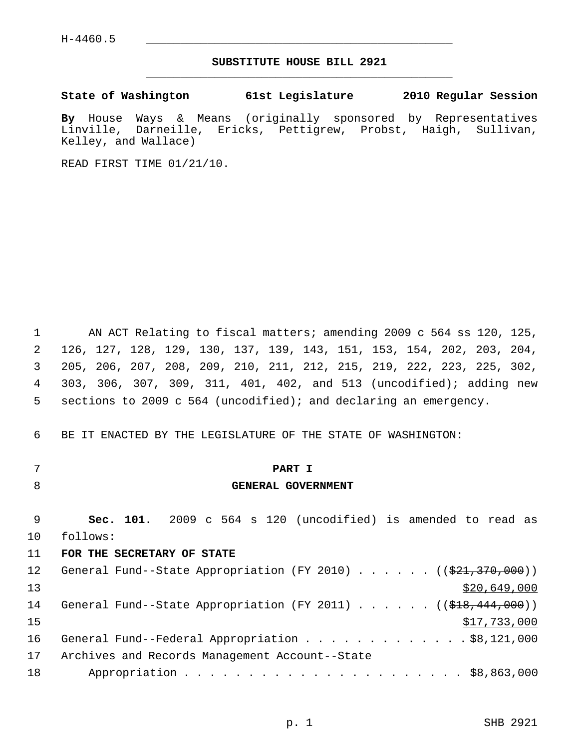H-4460.5

# SUBSTITUTE HOUSE BILL 2921

**State of Washington 61st Legislature 2010 Regular Session**

**By** House Ways & Means (originally sponsored by Representatives Linville, Darneille, Ericks, Pettigrew, Probst, Haigh, Sullivan, Kelley, and Wallace)

READ FIRST TIME 01/21/10.

AN ACT Relating to fiscal matters; amending 2009 c 564 ss 120, 125, 126, 127, 128, 129, 130, 137, 139, 143, 151, 153, 154, 202, 203, 204, 205, 206, 207, 208, 209, 210, 211, 212, 215, 219, 222, 223, 225, 302, 303, 306, 307, 309, 311, 401, 402, and 513 (uncodified); adding new sections to 2009 c 564 (uncodified); and declaring an emergency.

BE IT ENACTED BY THE LEGISLATURE OF THE STATE OF WASHINGTON:

## PART I
## GENERAL GOVERNMENT

**Sec. 101.** 2009 c 564 s 120 (uncodified) is amended to read as follows:

**FOR THE SECRETARY OF STATE**

General Fund--State Appropriation (FY 2010) . . . . . . (($21,370,000)) $20,649,000

General Fund--State Appropriation (FY 2011) . . . . . . (($18,444,000)) $17,733,000

General Fund--Federal Appropriation . . . . . . . . . . . . . $8,121,000

Archives and Records Management Account--State Appropriation . . . . . . . . . . . . . . . . . . . . . . . $8,863,000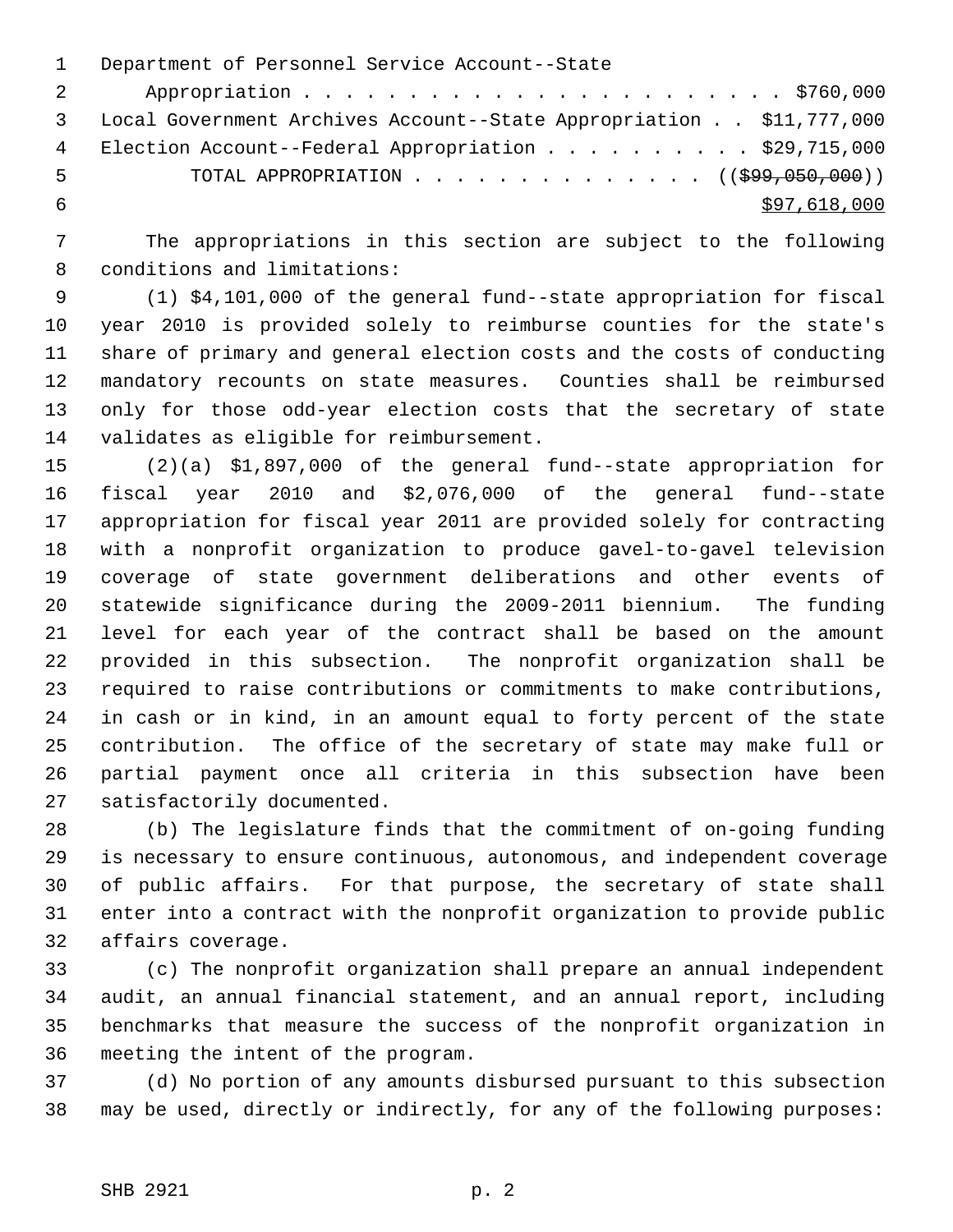Department of Personnel Service Account--State Appropriation . . . . . . . . . . . . . . . . . . . . . . . . $760,000

Local Government Archives Account--State Appropriation . . $11,777,000

Election Account--Federal Appropriation . . . . . . . . . . $29,715,000

TOTAL APPROPRIATION . . . . . . . . . . . . . . (( ~~$99,050,000~~ ))
<u>$97,618,000</u>

The appropriations in this section are subject to the following conditions and limitations:

(1) $4,101,000 of the general fund--state appropriation for fiscal year 2010 is provided solely to reimburse counties for the state's share of primary and general election costs and the costs of conducting mandatory recounts on state measures. Counties shall be reimbursed only for those odd-year election costs that the secretary of state validates as eligible for reimbursement.

(2)(a) $1,897,000 of the general fund--state appropriation for fiscal year 2010 and $2,076,000 of the general fund--state appropriation for fiscal year 2011 are provided solely for contracting with a nonprofit organization to produce gavel-to-gavel television coverage of state government deliberations and other events of statewide significance during the 2009-2011 biennium. The funding level for each year of the contract shall be based on the amount provided in this subsection. The nonprofit organization shall be required to raise contributions or commitments to make contributions, in cash or in kind, in an amount equal to forty percent of the state contribution. The office of the secretary of state may make full or partial payment once all criteria in this subsection have been satisfactorily documented.

(b) The legislature finds that the commitment of on-going funding is necessary to ensure continuous, autonomous, and independent coverage of public affairs. For that purpose, the secretary of state shall enter into a contract with the nonprofit organization to provide public affairs coverage.

(c) The nonprofit organization shall prepare an annual independent audit, an annual financial statement, and an annual report, including benchmarks that measure the success of the nonprofit organization in meeting the intent of the program.

(d) No portion of any amounts disbursed pursuant to this subsection may be used, directly or indirectly, for any of the following purposes: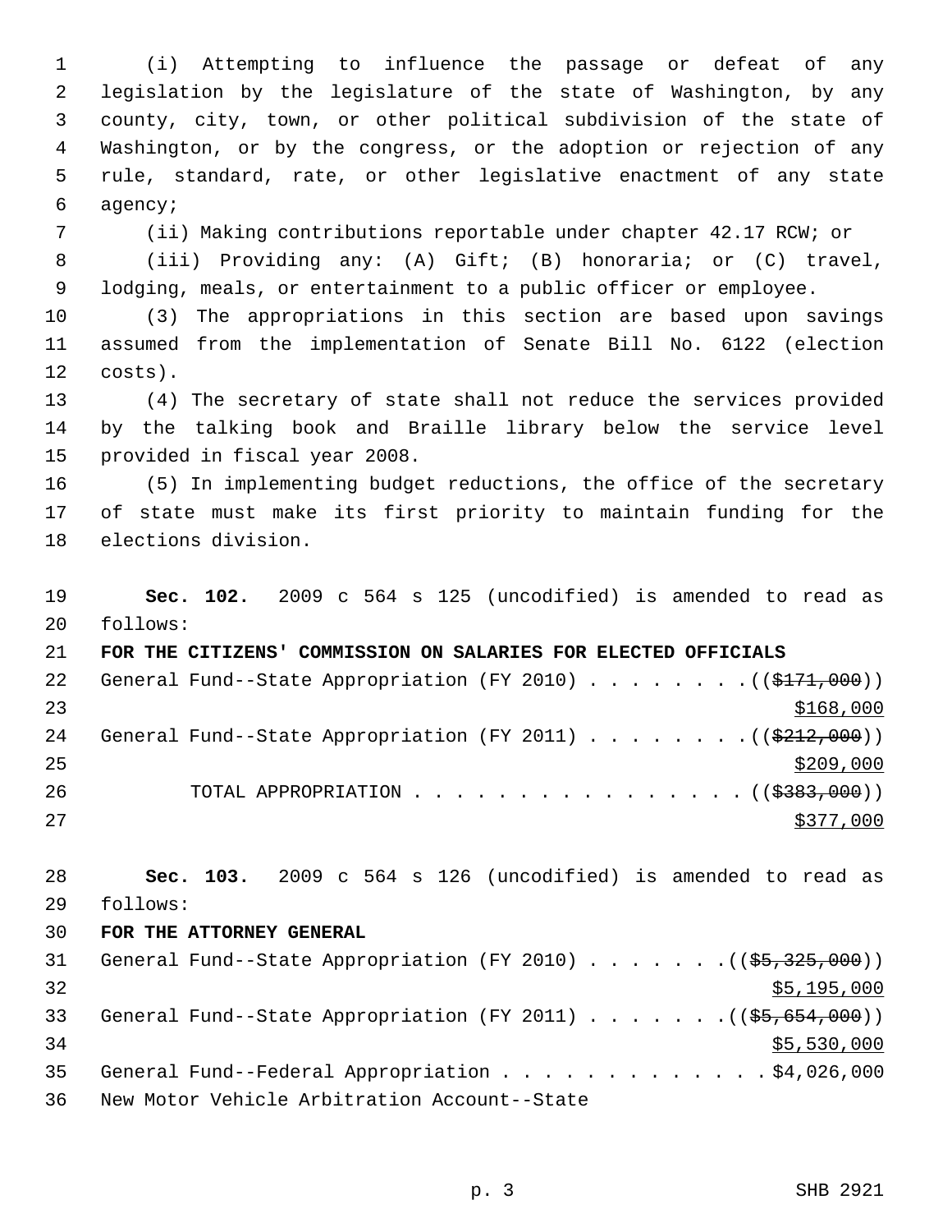(i) Attempting to influence the passage or defeat of any legislation by the legislature of the state of Washington, by any county, city, town, or other political subdivision of the state of Washington, or by the congress, or the adoption or rejection of any rule, standard, rate, or other legislative enactment of any state agency;

(ii) Making contributions reportable under chapter 42.17 RCW; or

(iii) Providing any: (A) Gift; (B) honoraria; or (C) travel, lodging, meals, or entertainment to a public officer or employee.

(3) The appropriations in this section are based upon savings assumed from the implementation of Senate Bill No. 6122 (election costs).

(4) The secretary of state shall not reduce the services provided by the talking book and Braille library below the service level provided in fiscal year 2008.

(5) In implementing budget reductions, the office of the secretary of state must make its first priority to maintain funding for the elections division.

**Sec. 102.** 2009 c 564 s 125 (uncodified) is amended to read as follows:

**FOR THE CITIZENS' COMMISSION ON SALARIES FOR ELECTED OFFICIALS**

General Fund--State Appropriation (FY 2010) . . . . . . . . (($171,000)) $168,000

General Fund--State Appropriation (FY 2011) . . . . . . . . (($212,000)) $209,000

TOTAL APPROPRIATION . . . . . . . . . . . . . . . . (($383,000)) $377,000

**Sec. 103.** 2009 c 564 s 126 (uncodified) is amended to read as follows:

**FOR THE ATTORNEY GENERAL**

General Fund--State Appropriation (FY 2010) . . . . . . . (($5,325,000)) $5,195,000

General Fund--State Appropriation (FY 2011) . . . . . . . (($5,654,000)) $5,530,000

General Fund--Federal Appropriation . . . . . . . . . . . . . $4,026,000

New Motor Vehicle Arbitration Account--State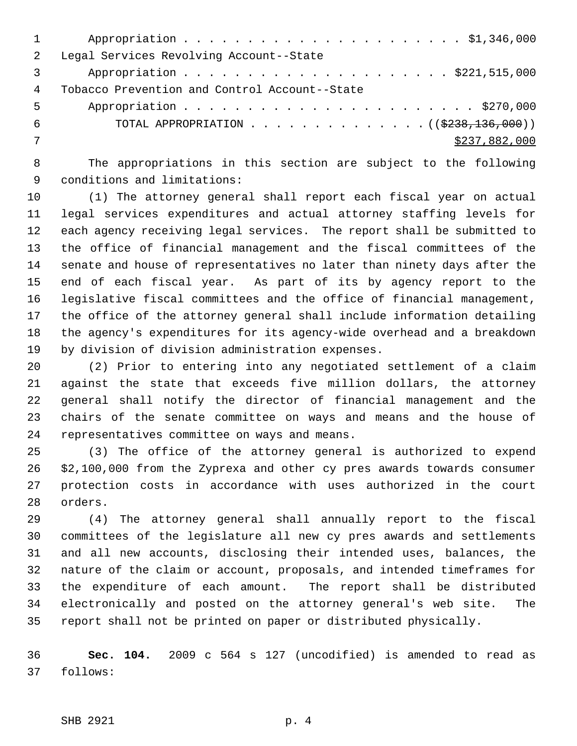Appropriation . . . . . . . . . . . . . . . . . . . . . . $1,346,000

Legal Services Revolving Account--State

Appropriation . . . . . . . . . . . . . . . . . . . . . . $221,515,000

Tobacco Prevention and Control Account--State

Appropriation . . . . . . . . . . . . . . . . . . . . . . . $270,000

TOTAL APPROPRIATION . . . . . . . . . . . . . . ((~~$238,136,000~~))

<u>$237,882,000</u>

The appropriations in this section are subject to the following conditions and limitations:

(1) The attorney general shall report each fiscal year on actual legal services expenditures and actual attorney staffing levels for each agency receiving legal services. The report shall be submitted to the office of financial management and the fiscal committees of the senate and house of representatives no later than ninety days after the end of each fiscal year. As part of its by agency report to the legislative fiscal committees and the office of financial management, the office of the attorney general shall include information detailing the agency's expenditures for its agency-wide overhead and a breakdown by division of division administration expenses.

(2) Prior to entering into any negotiated settlement of a claim against the state that exceeds five million dollars, the attorney general shall notify the director of financial management and the chairs of the senate committee on ways and means and the house of representatives committee on ways and means.

(3) The office of the attorney general is authorized to expend $2,100,000 from the Zyprexa and other cy pres awards towards consumer protection costs in accordance with uses authorized in the court orders.

(4) The attorney general shall annually report to the fiscal committees of the legislature all new cy pres awards and settlements and all new accounts, disclosing their intended uses, balances, the nature of the claim or account, proposals, and intended timeframes for the expenditure of each amount. The report shall be distributed electronically and posted on the attorney general's web site. The report shall not be printed on paper or distributed physically.

**Sec. 104.** 2009 c 564 s 127 (uncodified) is amended to read as follows: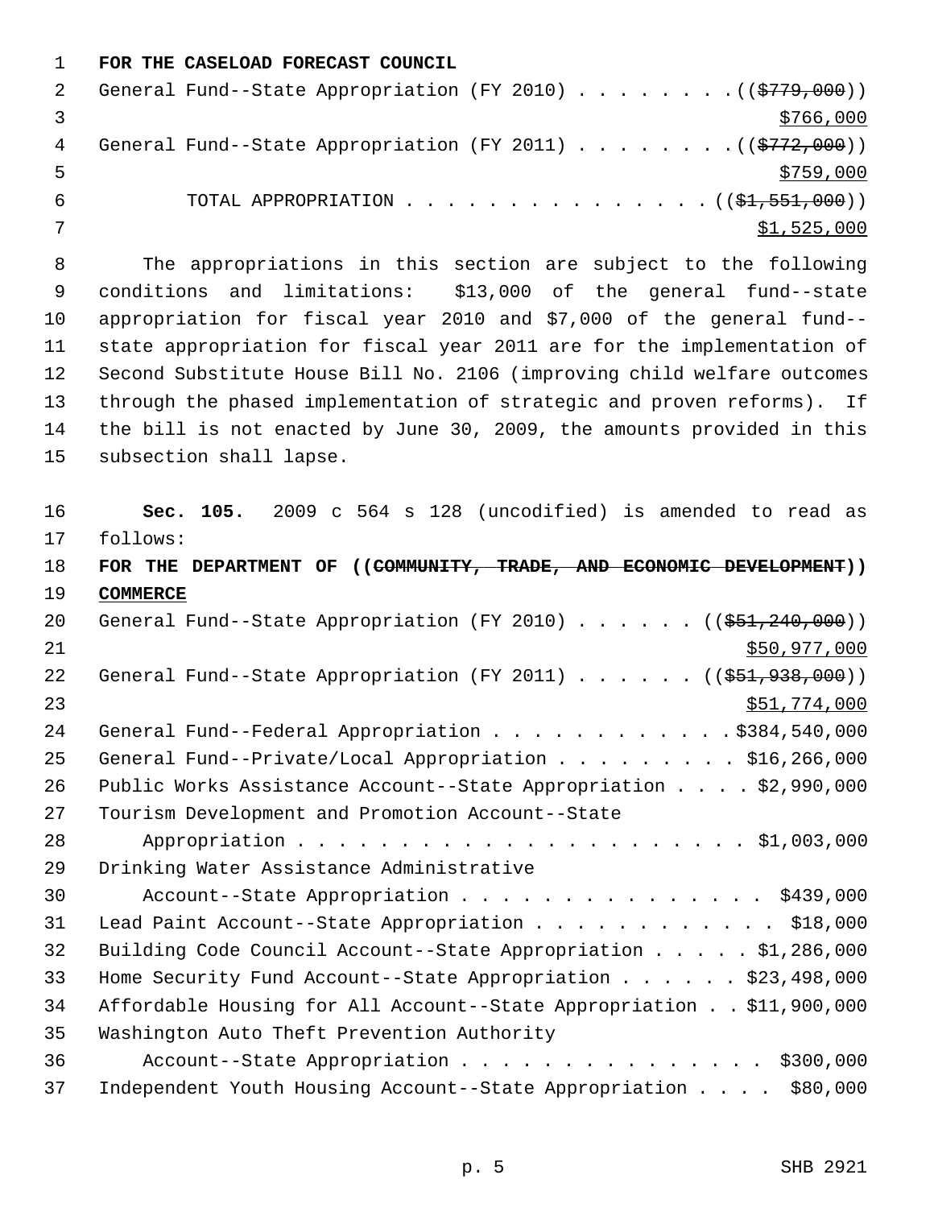**FOR THE CASELOAD FORECAST COUNCIL**

General Fund--State Appropriation (FY 2010) . . . . . . . . (( ~~$779,000~~ ))
$766,000

General Fund--State Appropriation (FY 2011) . . . . . . . . (( ~~$772,000~~ ))
$759,000

TOTAL APPROPRIATION . . . . . . . . . . . . . . . (( ~~$1,551,000~~ ))
$1,525,000

The appropriations in this section are subject to the following conditions and limitations: $13,000 of the general fund--state appropriation for fiscal year 2010 and $7,000 of the general fund--state appropriation for fiscal year 2011 are for the implementation of Second Substitute House Bill No. 2106 (improving child welfare outcomes through the phased implementation of strategic and proven reforms). If the bill is not enacted by June 30, 2009, the amounts provided in this subsection shall lapse.

**Sec. 105.** 2009 c 564 s 128 (uncodified) is amended to read as follows:

**FOR THE DEPARTMENT OF (( ~~COMMUNITY, TRADE, AND ECONOMIC DEVELOPMENT~~ )) COMMERCE**

General Fund--State Appropriation (FY 2010) . . . . . . (( ~~$51,240,000~~ ))
$50,977,000

General Fund--State Appropriation (FY 2011) . . . . . . (( ~~$51,938,000~~ ))
$51,774,000

General Fund--Federal Appropriation . . . . . . . . . . . . $384,540,000

General Fund--Private/Local Appropriation . . . . . . . . . $16,266,000

Public Works Assistance Account--State Appropriation . . . . $2,990,000

Tourism Development and Promotion Account--State Appropriation . . . . . . . . . . . . . . . . . . . . . . $1,003,000

Drinking Water Assistance Administrative Account--State Appropriation . . . . . . . . . . . . . . . . $439,000

Lead Paint Account--State Appropriation . . . . . . . . . . . . $18,000

Building Code Council Account--State Appropriation . . . . . $1,286,000

Home Security Fund Account--State Appropriation . . . . . . $23,498,000

Affordable Housing for All Account--State Appropriation . . $11,900,000

Washington Auto Theft Prevention Authority Account--State Appropriation . . . . . . . . . . . . . . . . $300,000

Independent Youth Housing Account--State Appropriation . . . . $80,000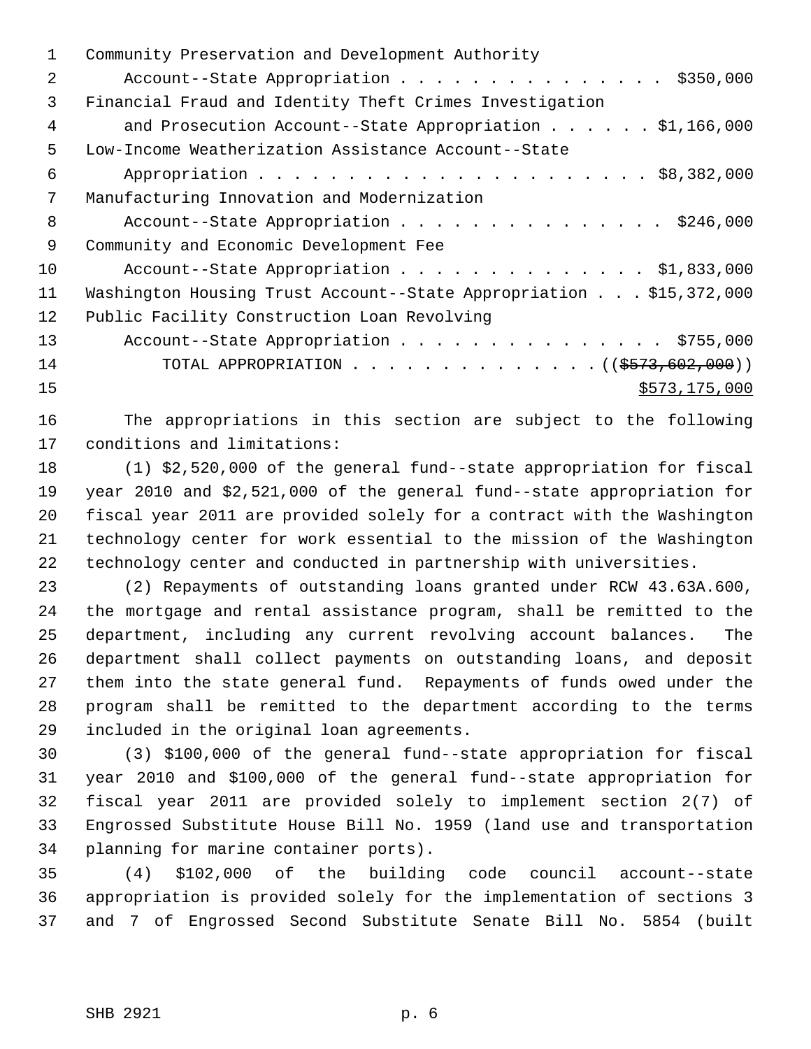Community Preservation and Development Authority
Account--State Appropriation . . . . . . . . . . . . . . . $350,000
Financial Fraud and Identity Theft Crimes Investigation
and Prosecution Account--State Appropriation . . . . . . $1,166,000
Low-Income Weatherization Assistance Account--State
Appropriation . . . . . . . . . . . . . . . . . . . . . . $8,382,000
Manufacturing Innovation and Modernization
Account--State Appropriation . . . . . . . . . . . . . . . $246,000
Community and Economic Development Fee
Account--State Appropriation . . . . . . . . . . . . . . $1,833,000
Washington Housing Trust Account--State Appropriation . . . $15,372,000
Public Facility Construction Loan Revolving
Account--State Appropriation . . . . . . . . . . . . . . . $755,000
TOTAL APPROPRIATION . . . . . . . . . . . . . . (( ~~$573,602,000~~ ))
$573,175,000

The appropriations in this section are subject to the following conditions and limitations:

(1) $2,520,000 of the general fund--state appropriation for fiscal year 2010 and $2,521,000 of the general fund--state appropriation for fiscal year 2011 are provided solely for a contract with the Washington technology center for work essential to the mission of the Washington technology center and conducted in partnership with universities.

(2) Repayments of outstanding loans granted under RCW 43.63A.600, the mortgage and rental assistance program, shall be remitted to the department, including any current revolving account balances. The department shall collect payments on outstanding loans, and deposit them into the state general fund. Repayments of funds owed under the program shall be remitted to the department according to the terms included in the original loan agreements.

(3) $100,000 of the general fund--state appropriation for fiscal year 2010 and $100,000 of the general fund--state appropriation for fiscal year 2011 are provided solely to implement section 2(7) of Engrossed Substitute House Bill No. 1959 (land use and transportation planning for marine container ports).

(4) $102,000 of the building code council account--state appropriation is provided solely for the implementation of sections 3 and 7 of Engrossed Second Substitute Senate Bill No. 5854 (built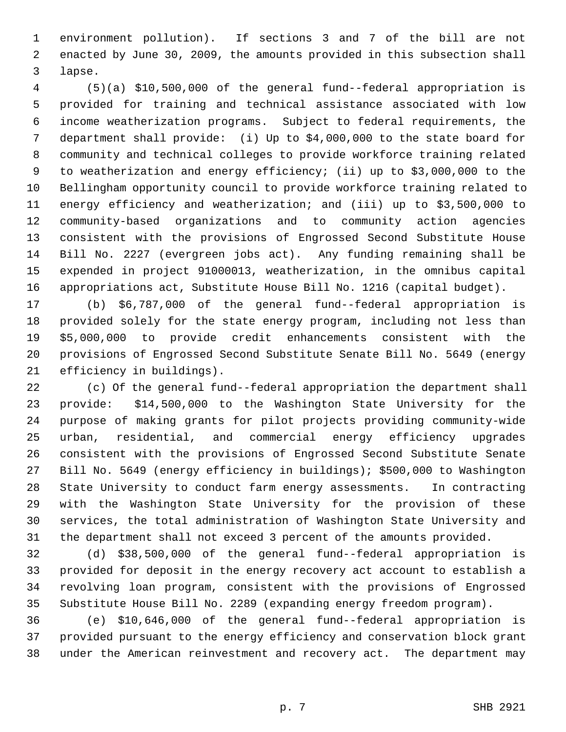environment pollution). If sections 3 and 7 of the bill are not enacted by June 30, 2009, the amounts provided in this subsection shall lapse.

(5)(a) $10,500,000 of the general fund--federal appropriation is provided for training and technical assistance associated with low income weatherization programs. Subject to federal requirements, the department shall provide: (i) Up to $4,000,000 to the state board for community and technical colleges to provide workforce training related to weatherization and energy efficiency; (ii) up to $3,000,000 to the Bellingham opportunity council to provide workforce training related to energy efficiency and weatherization; and (iii) up to $3,500,000 to community-based organizations and to community action agencies consistent with the provisions of Engrossed Second Substitute House Bill No. 2227 (evergreen jobs act). Any funding remaining shall be expended in project 91000013, weatherization, in the omnibus capital appropriations act, Substitute House Bill No. 1216 (capital budget).

(b) $6,787,000 of the general fund--federal appropriation is provided solely for the state energy program, including not less than $5,000,000 to provide credit enhancements consistent with the provisions of Engrossed Second Substitute Senate Bill No. 5649 (energy efficiency in buildings).

(c) Of the general fund--federal appropriation the department shall provide: $14,500,000 to the Washington State University for the purpose of making grants for pilot projects providing community-wide urban, residential, and commercial energy efficiency upgrades consistent with the provisions of Engrossed Second Substitute Senate Bill No. 5649 (energy efficiency in buildings); $500,000 to Washington State University to conduct farm energy assessments. In contracting with the Washington State University for the provision of these services, the total administration of Washington State University and the department shall not exceed 3 percent of the amounts provided.

(d) $38,500,000 of the general fund--federal appropriation is provided for deposit in the energy recovery act account to establish a revolving loan program, consistent with the provisions of Engrossed Substitute House Bill No. 2289 (expanding energy freedom program).

(e) $10,646,000 of the general fund--federal appropriation is provided pursuant to the energy efficiency and conservation block grant under the American reinvestment and recovery act. The department may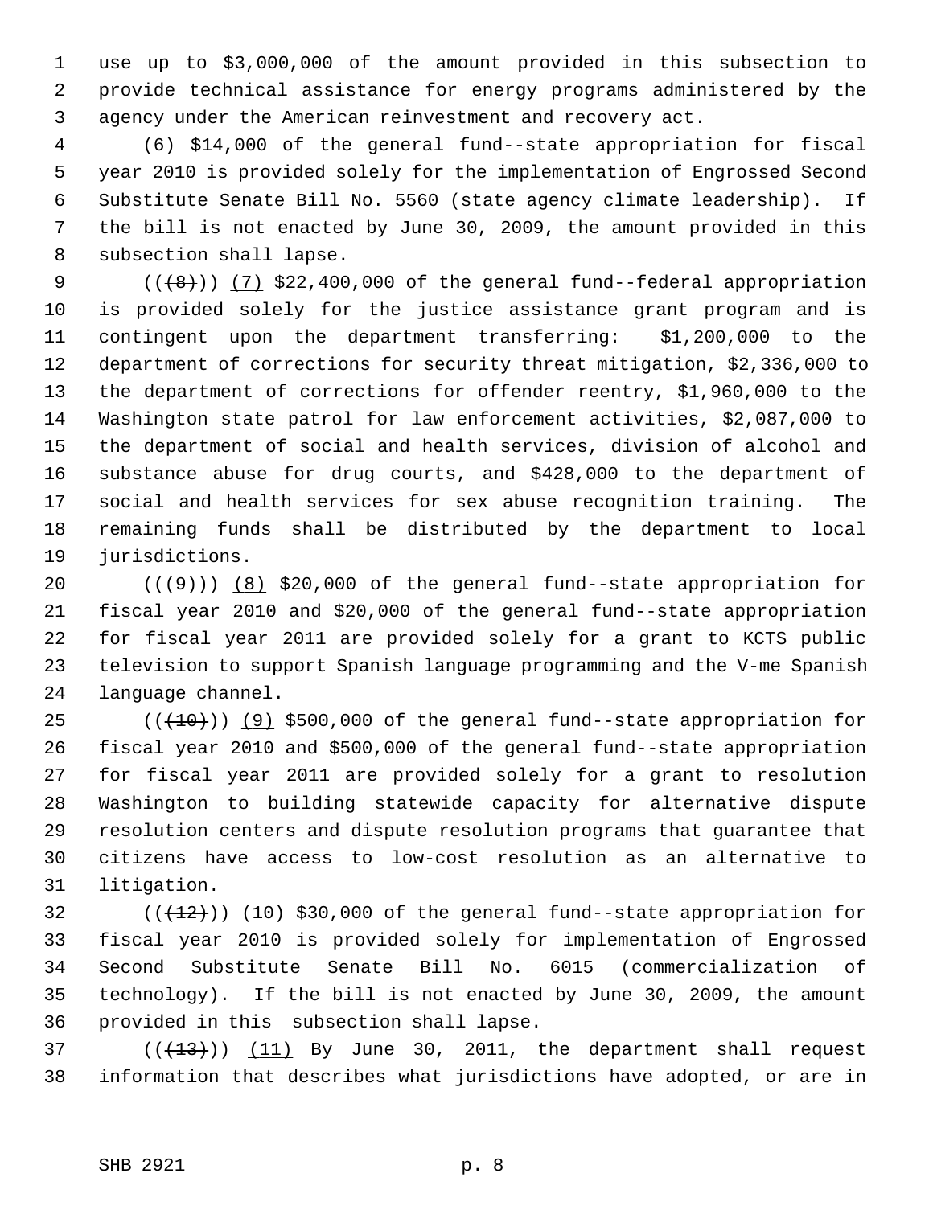use up to $3,000,000 of the amount provided in this subsection to provide technical assistance for energy programs administered by the agency under the American reinvestment and recovery act.

(6) $14,000 of the general fund--state appropriation for fiscal year 2010 is provided solely for the implementation of Engrossed Second Substitute Senate Bill No. 5560 (state agency climate leadership). If the bill is not enacted by June 30, 2009, the amount provided in this subsection shall lapse.

(( ~~(8)~~ )) (7) $22,400,000 of the general fund--federal appropriation is provided solely for the justice assistance grant program and is contingent upon the department transferring: $1,200,000 to the department of corrections for security threat mitigation, $2,336,000 to the department of corrections for offender reentry, $1,960,000 to the Washington state patrol for law enforcement activities, $2,087,000 to the department of social and health services, division of alcohol and substance abuse for drug courts, and $428,000 to the department of social and health services for sex abuse recognition training. The remaining funds shall be distributed by the department to local jurisdictions.

(( ~~(9)~~ )) (8) $20,000 of the general fund--state appropriation for fiscal year 2010 and $20,000 of the general fund--state appropriation for fiscal year 2011 are provided solely for a grant to KCTS public television to support Spanish language programming and the V-me Spanish language channel.

(( ~~(10)~~ )) (9) $500,000 of the general fund--state appropriation for fiscal year 2010 and $500,000 of the general fund--state appropriation for fiscal year 2011 are provided solely for a grant to resolution Washington to building statewide capacity for alternative dispute resolution centers and dispute resolution programs that guarantee that citizens have access to low-cost resolution as an alternative to litigation.

(( ~~(12)~~ )) (10) $30,000 of the general fund--state appropriation for fiscal year 2010 is provided solely for implementation of Engrossed Second Substitute Senate Bill No. 6015 (commercialization of technology). If the bill is not enacted by June 30, 2009, the amount provided in this subsection shall lapse.

(( ~~(13)~~ )) (11) By June 30, 2011, the department shall request information that describes what jurisdictions have adopted, or are in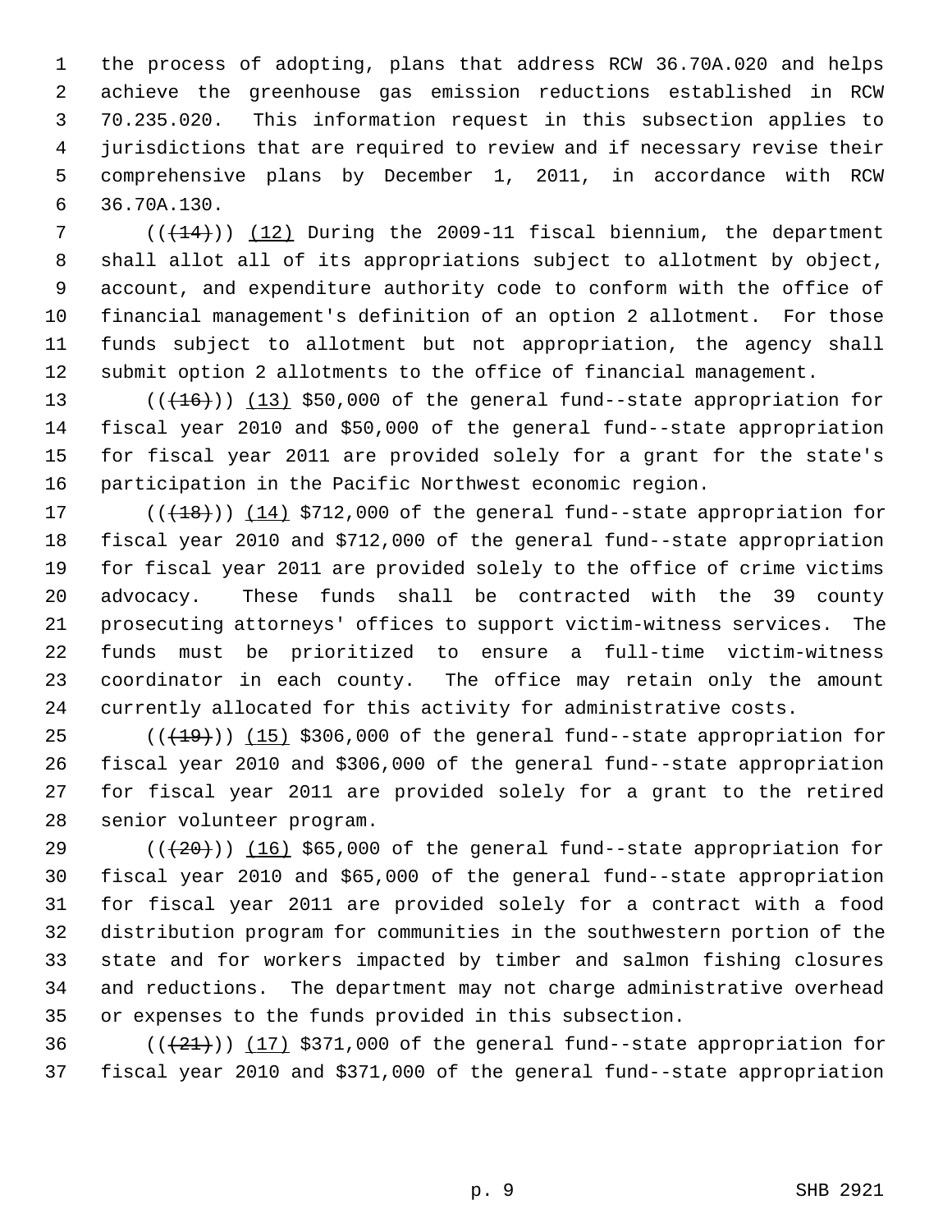the process of adopting, plans that address RCW 36.70A.020 and helps achieve the greenhouse gas emission reductions established in RCW 70.235.020. This information request in this subsection applies to jurisdictions that are required to review and if necessary revise their comprehensive plans by December 1, 2011, in accordance with RCW 36.70A.130.

((~~(14)~~)) (12) During the 2009-11 fiscal biennium, the department shall allot all of its appropriations subject to allotment by object, account, and expenditure authority code to conform with the office of financial management's definition of an option 2 allotment. For those funds subject to allotment but not appropriation, the agency shall submit option 2 allotments to the office of financial management.

((~~(16)~~)) (13) $50,000 of the general fund--state appropriation for fiscal year 2010 and $50,000 of the general fund--state appropriation for fiscal year 2011 are provided solely for a grant for the state's participation in the Pacific Northwest economic region.

((~~(18)~~)) (14) $712,000 of the general fund--state appropriation for fiscal year 2010 and $712,000 of the general fund--state appropriation for fiscal year 2011 are provided solely to the office of crime victims advocacy. These funds shall be contracted with the 39 county prosecuting attorneys' offices to support victim-witness services. The funds must be prioritized to ensure a full-time victim-witness coordinator in each county. The office may retain only the amount currently allocated for this activity for administrative costs.

((~~(19)~~)) (15) $306,000 of the general fund--state appropriation for fiscal year 2010 and $306,000 of the general fund--state appropriation for fiscal year 2011 are provided solely for a grant to the retired senior volunteer program.

((~~(20)~~)) (16) $65,000 of the general fund--state appropriation for fiscal year 2010 and $65,000 of the general fund--state appropriation for fiscal year 2011 are provided solely for a contract with a food distribution program for communities in the southwestern portion of the state and for workers impacted by timber and salmon fishing closures and reductions. The department may not charge administrative overhead or expenses to the funds provided in this subsection.

((~~(21)~~)) (17) $371,000 of the general fund--state appropriation for fiscal year 2010 and $371,000 of the general fund--state appropriation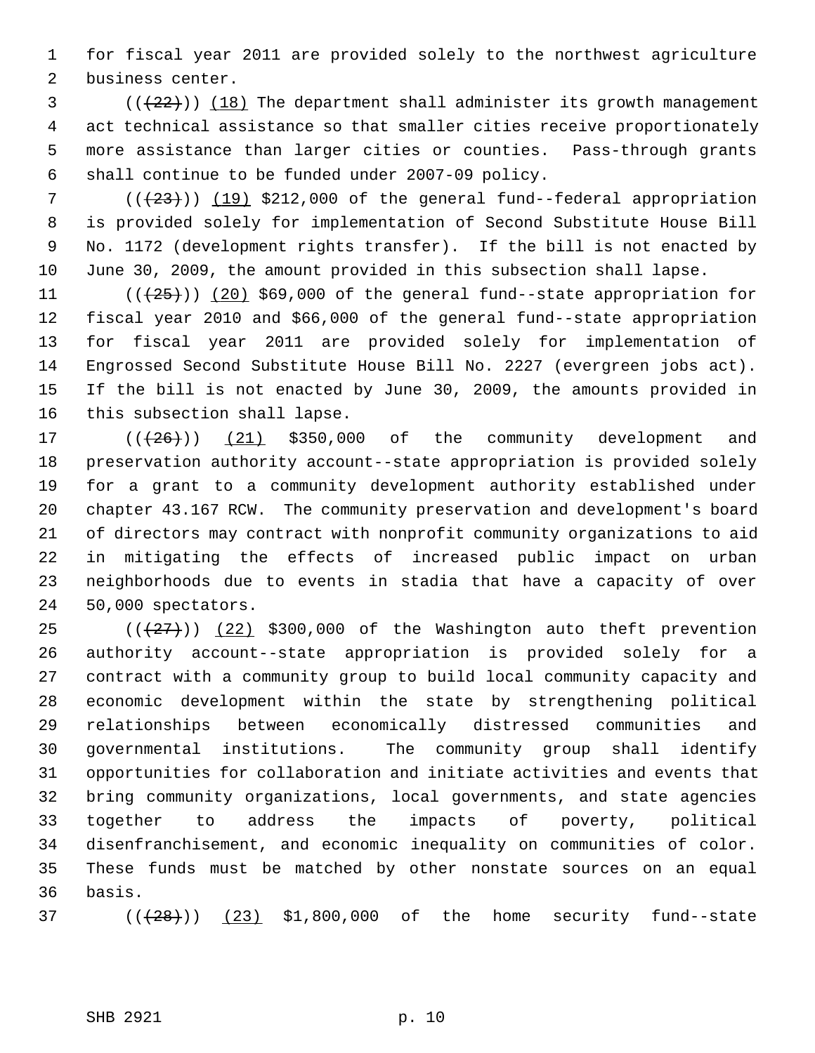for fiscal year 2011 are provided solely to the northwest agriculture business center.

(((22))) (18) The department shall administer its growth management act technical assistance so that smaller cities receive proportionately more assistance than larger cities or counties. Pass-through grants shall continue to be funded under 2007-09 policy.

(((23))) (19) $212,000 of the general fund--federal appropriation is provided solely for implementation of Second Substitute House Bill No. 1172 (development rights transfer). If the bill is not enacted by June 30, 2009, the amount provided in this subsection shall lapse.

(((25))) (20) $69,000 of the general fund--state appropriation for fiscal year 2010 and $66,000 of the general fund--state appropriation for fiscal year 2011 are provided solely for implementation of Engrossed Second Substitute House Bill No. 2227 (evergreen jobs act). If the bill is not enacted by June 30, 2009, the amounts provided in this subsection shall lapse.

(((26))) (21) $350,000 of the community development and preservation authority account--state appropriation is provided solely for a grant to a community development authority established under chapter 43.167 RCW. The community preservation and development's board of directors may contract with nonprofit community organizations to aid in mitigating the effects of increased public impact on urban neighborhoods due to events in stadia that have a capacity of over 50,000 spectators.

(((27))) (22) $300,000 of the Washington auto theft prevention authority account--state appropriation is provided solely for a contract with a community group to build local community capacity and economic development within the state by strengthening political relationships between economically distressed communities and governmental institutions. The community group shall identify opportunities for collaboration and initiate activities and events that bring community organizations, local governments, and state agencies together to address the impacts of poverty, political disenfranchisement, and economic inequality on communities of color. These funds must be matched by other nonstate sources on an equal basis.

(((28))) (23) $1,800,000 of the home security fund--state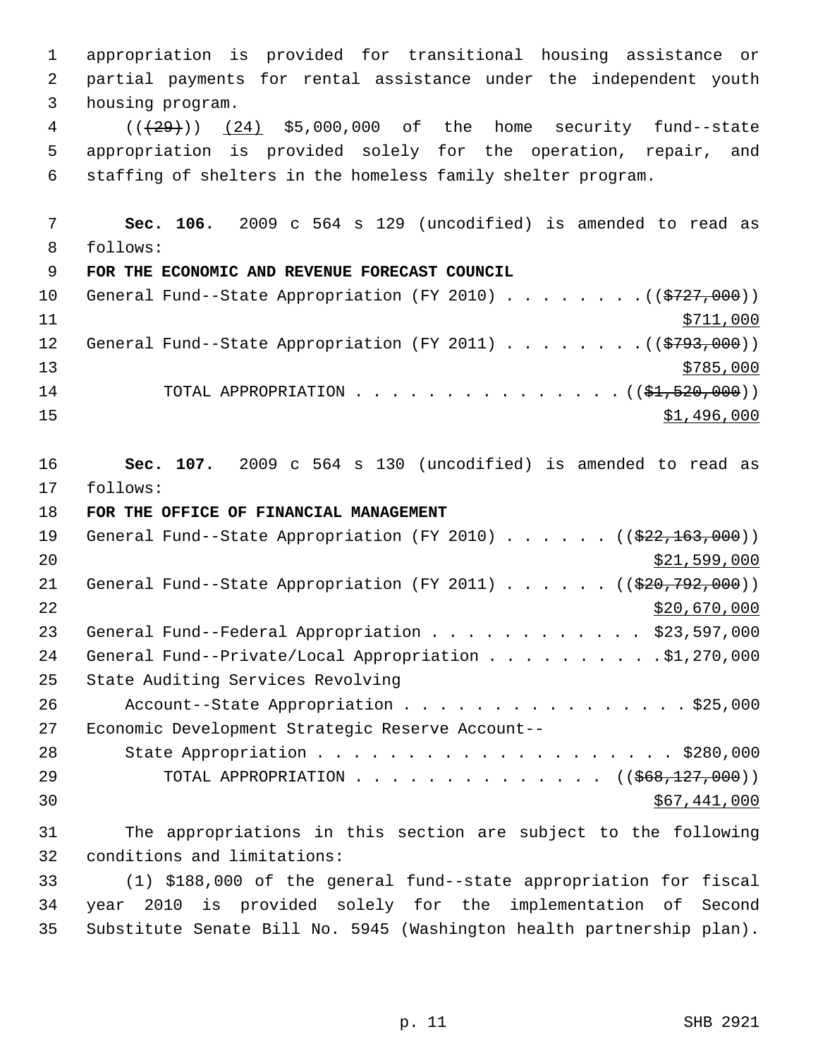appropriation is provided for transitional housing assistance or partial payments for rental assistance under the independent youth housing program.

(( ~~(29)~~ )) <u>(24)</u> $5,000,000 of the home security fund--state appropriation is provided solely for the operation, repair, and staffing of shelters in the homeless family shelter program.

**Sec. 106.** 2009 c 564 s 129 (uncodified) is amended to read as follows:

**FOR THE ECONOMIC AND REVENUE FORECAST COUNCIL**

General Fund--State Appropriation (FY 2010) . . . . . . . . (( ~~$727,000~~ ))
<u>$711,000</u>

General Fund--State Appropriation (FY 2011) . . . . . . . . (( ~~$793,000~~ ))
<u>$785,000</u>

TOTAL APPROPRIATION . . . . . . . . . . . . . . . (( ~~$1,520,000~~ ))
<u>$1,496,000</u>

**Sec. 107.** 2009 c 564 s 130 (uncodified) is amended to read as follows:

**FOR THE OFFICE OF FINANCIAL MANAGEMENT**

General Fund--State Appropriation (FY 2010) . . . . . . (( ~~$22,163,000~~ ))
<u>$21,599,000</u>

General Fund--State Appropriation (FY 2011) . . . . . . (( ~~$20,792,000~~ ))
<u>$20,670,000</u>

General Fund--Federal Appropriation . . . . . . . . . . . . $23,597,000

General Fund--Private/Local Appropriation . . . . . . . . . . $1,270,000

State Auditing Services Revolving Account--State Appropriation . . . . . . . . . . . . . . . . $25,000

Economic Development Strategic Reserve Account--State Appropriation . . . . . . . . . . . . . . . . . . . . $280,000

TOTAL APPROPRIATION . . . . . . . . . . . . . . (( ~~$68,127,000~~ ))
<u>$67,441,000</u>

The appropriations in this section are subject to the following conditions and limitations:

(1) $188,000 of the general fund--state appropriation for fiscal year 2010 is provided solely for the implementation of Second Substitute Senate Bill No. 5945 (Washington health partnership plan).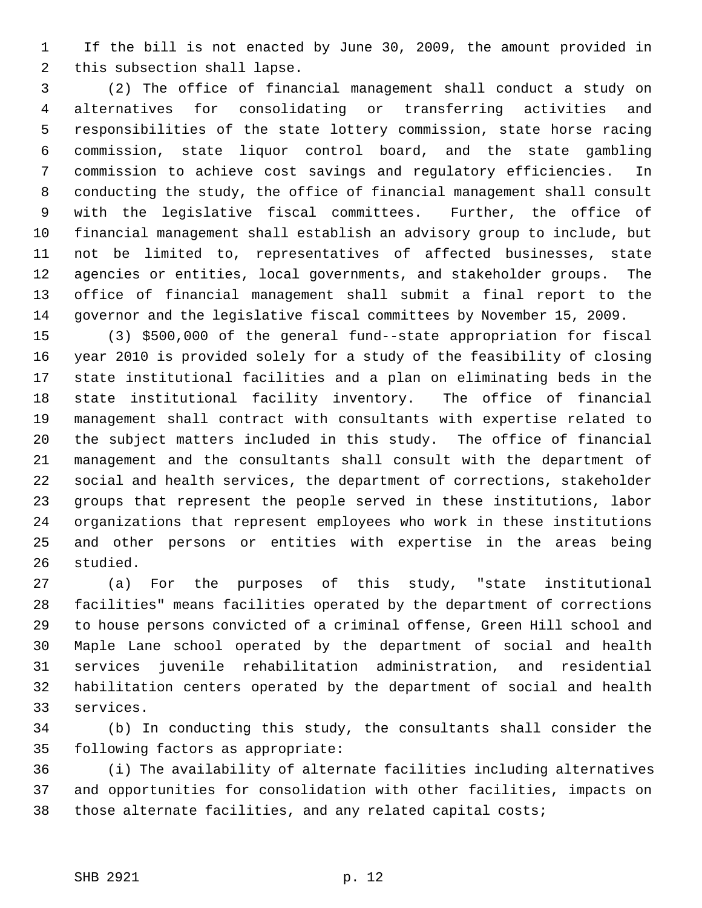If the bill is not enacted by June 30, 2009, the amount provided in this subsection shall lapse.

(2) The office of financial management shall conduct a study on alternatives for consolidating or transferring activities and responsibilities of the state lottery commission, state horse racing commission, state liquor control board, and the state gambling commission to achieve cost savings and regulatory efficiencies. In conducting the study, the office of financial management shall consult with the legislative fiscal committees. Further, the office of financial management shall establish an advisory group to include, but not be limited to, representatives of affected businesses, state agencies or entities, local governments, and stakeholder groups. The office of financial management shall submit a final report to the governor and the legislative fiscal committees by November 15, 2009.

(3) $500,000 of the general fund--state appropriation for fiscal year 2010 is provided solely for a study of the feasibility of closing state institutional facilities and a plan on eliminating beds in the state institutional facility inventory. The office of financial management shall contract with consultants with expertise related to the subject matters included in this study. The office of financial management and the consultants shall consult with the department of social and health services, the department of corrections, stakeholder groups that represent the people served in these institutions, labor organizations that represent employees who work in these institutions and other persons or entities with expertise in the areas being studied.

(a) For the purposes of this study, "state institutional facilities" means facilities operated by the department of corrections to house persons convicted of a criminal offense, Green Hill school and Maple Lane school operated by the department of social and health services juvenile rehabilitation administration, and residential habilitation centers operated by the department of social and health services.

(b) In conducting this study, the consultants shall consider the following factors as appropriate:

(i) The availability of alternate facilities including alternatives and opportunities for consolidation with other facilities, impacts on those alternate facilities, and any related capital costs;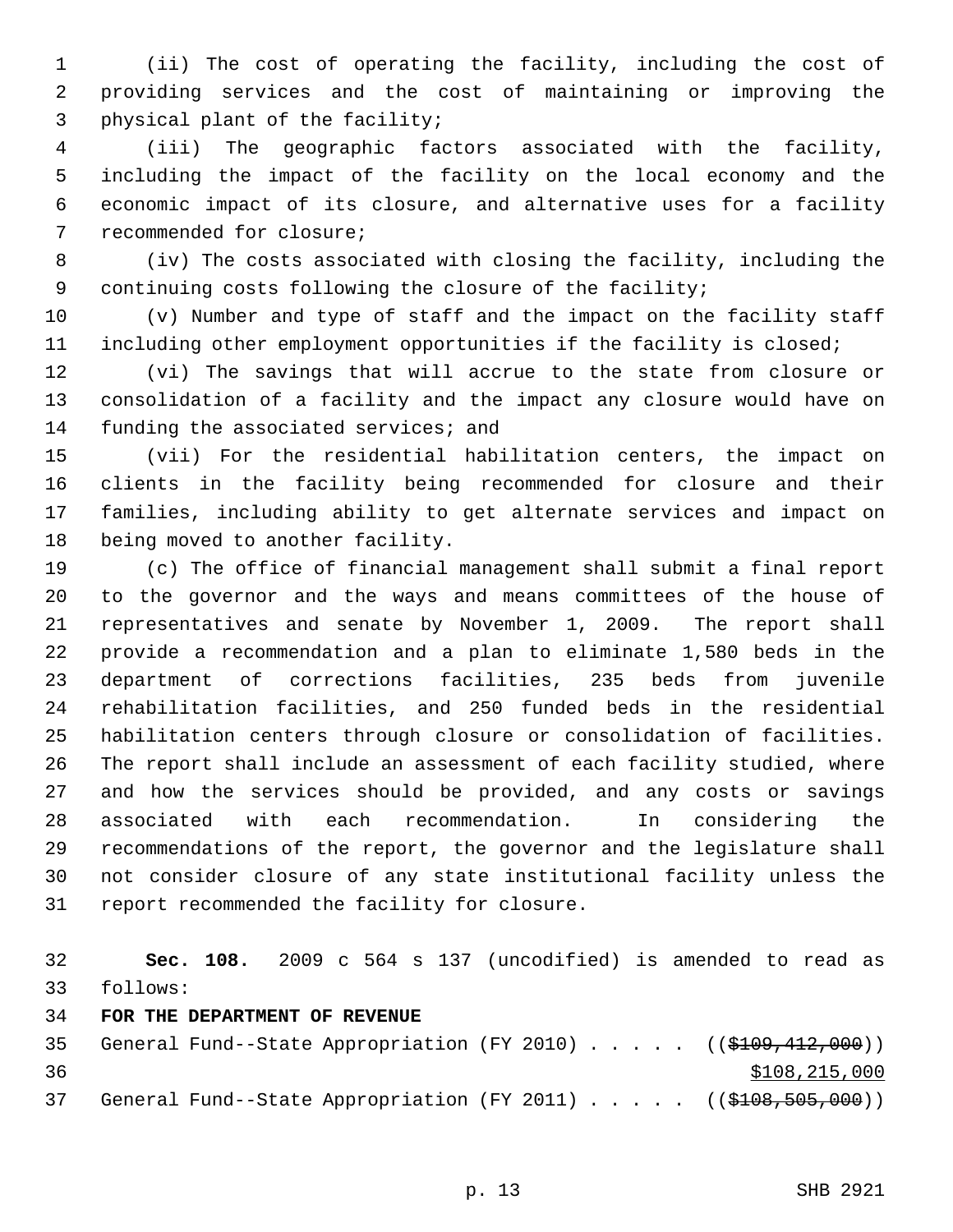(ii) The cost of operating the facility, including the cost of providing services and the cost of maintaining or improving the physical plant of the facility;

(iii) The geographic factors associated with the facility, including the impact of the facility on the local economy and the economic impact of its closure, and alternative uses for a facility recommended for closure;

(iv) The costs associated with closing the facility, including the continuing costs following the closure of the facility;

(v) Number and type of staff and the impact on the facility staff including other employment opportunities if the facility is closed;

(vi) The savings that will accrue to the state from closure or consolidation of a facility and the impact any closure would have on funding the associated services; and

(vii) For the residential habilitation centers, the impact on clients in the facility being recommended for closure and their families, including ability to get alternate services and impact on being moved to another facility.

(c) The office of financial management shall submit a final report to the governor and the ways and means committees of the house of representatives and senate by November 1, 2009. The report shall provide a recommendation and a plan to eliminate 1,580 beds in the department of corrections facilities, 235 beds from juvenile rehabilitation facilities, and 250 funded beds in the residential habilitation centers through closure or consolidation of facilities. The report shall include an assessment of each facility studied, where and how the services should be provided, and any costs or savings associated with each recommendation. In considering the recommendations of the report, the governor and the legislature shall not consider closure of any state institutional facility unless the report recommended the facility for closure.

**Sec. 108.** 2009 c 564 s 137 (uncodified) is amended to read as follows:

**FOR THE DEPARTMENT OF REVENUE**

General Fund--State Appropriation (FY 2010) . . . . . ((~~$109,412,000~~))
<u>$108,215,000</u>

General Fund--State Appropriation (FY 2011) . . . . . ((~~$108,505,000~~))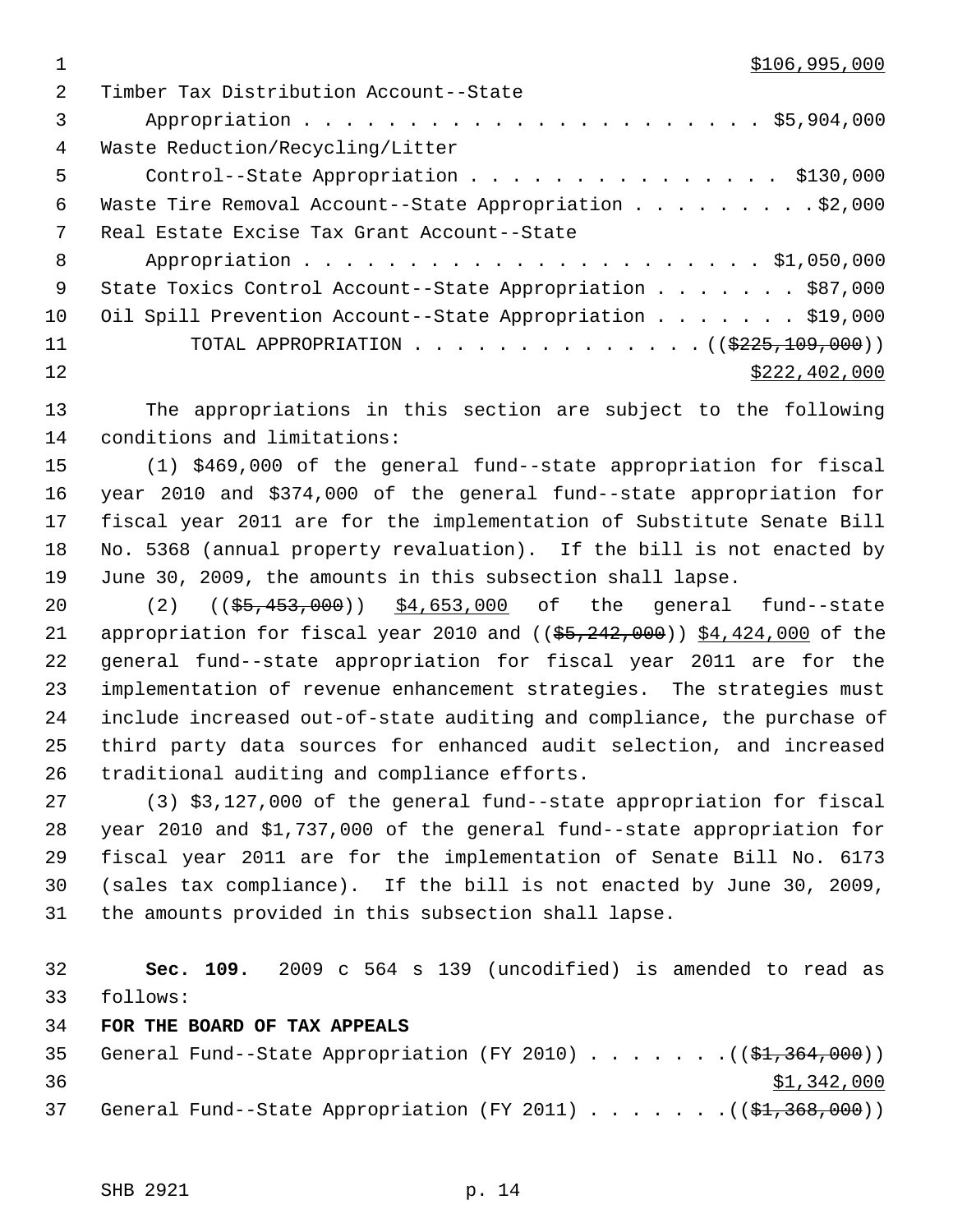$106,995,000

Timber Tax Distribution Account--State
Appropriation . . . . . . . . . . . . . . . . . . . . . . $5,904,000

Waste Reduction/Recycling/Litter
Control--State Appropriation . . . . . . . . . . . . . . . . $130,000

Waste Tire Removal Account--State Appropriation . . . . . . . . . $2,000

Real Estate Excise Tax Grant Account--State
Appropriation . . . . . . . . . . . . . . . . . . . . . . $1,050,000

State Toxics Control Account--State Appropriation . . . . . . . . $87,000

Oil Spill Prevention Account--State Appropriation . . . . . . . . $19,000

TOTAL APPROPRIATION . . . . . . . . . . . . . . ((~~$225,109,000~~))
$222,402,000

The appropriations in this section are subject to the following conditions and limitations:

(1) $469,000 of the general fund--state appropriation for fiscal year 2010 and $374,000 of the general fund--state appropriation for fiscal year 2011 are for the implementation of Substitute Senate Bill No. 5368 (annual property revaluation). If the bill is not enacted by June 30, 2009, the amounts in this subsection shall lapse.

(2) ((~~$5,453,000~~)) $4,653,000 of the general fund--state appropriation for fiscal year 2010 and ((~~$5,242,000~~)) $4,424,000 of the general fund--state appropriation for fiscal year 2011 are for the implementation of revenue enhancement strategies. The strategies must include increased out-of-state auditing and compliance, the purchase of third party data sources for enhanced audit selection, and increased traditional auditing and compliance efforts.

(3) $3,127,000 of the general fund--state appropriation for fiscal year 2010 and $1,737,000 of the general fund--state appropriation for fiscal year 2011 are for the implementation of Senate Bill No. 6173 (sales tax compliance). If the bill is not enacted by June 30, 2009, the amounts provided in this subsection shall lapse.

**Sec. 109.** 2009 c 564 s 139 (uncodified) is amended to read as follows:

**FOR THE BOARD OF TAX APPEALS**

General Fund--State Appropriation (FY 2010) . . . . . . . ((~~$1,364,000~~))
$1,342,000

General Fund--State Appropriation (FY 2011) . . . . . . . ((~~$1,368,000~~))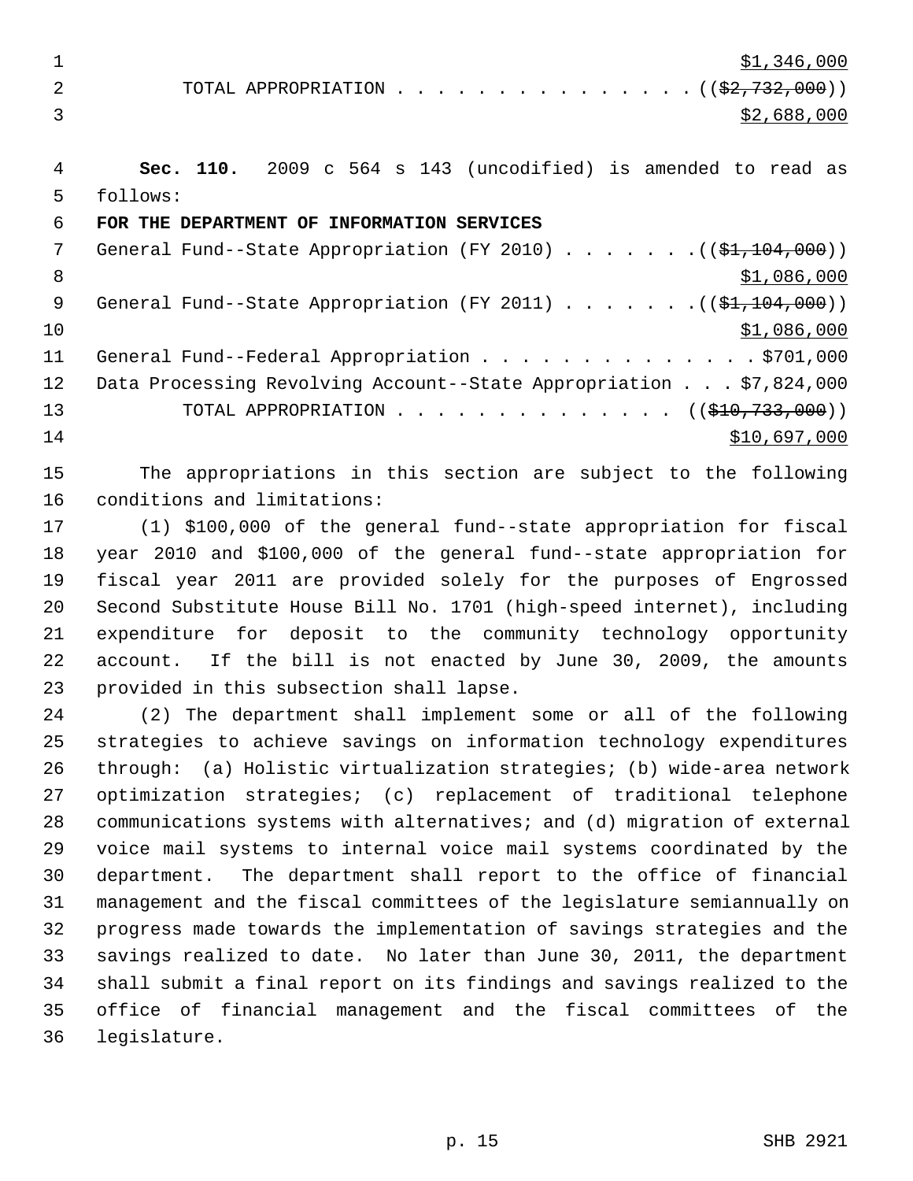$1,346,000

TOTAL APPROPRIATION . . . . . . . . . . . . . . . ((~~$2,732,000~~))
$2,688,000

**Sec. 110.** 2009 c 564 s 143 (uncodified) is amended to read as follows:

**FOR THE DEPARTMENT OF INFORMATION SERVICES**

General Fund--State Appropriation (FY 2010) . . . . . . . ((~~$1,104,000~~))
$1,086,000

General Fund--State Appropriation (FY 2011) . . . . . . . ((~~$1,104,000~~))
$1,086,000

General Fund--Federal Appropriation . . . . . . . . . . . . . . $701,000

Data Processing Revolving Account--State Appropriation . . . $7,824,000

TOTAL APPROPRIATION . . . . . . . . . . . . . . ((~~$10,733,000~~))
$10,697,000

The appropriations in this section are subject to the following conditions and limitations:

(1) $100,000 of the general fund--state appropriation for fiscal year 2010 and $100,000 of the general fund--state appropriation for fiscal year 2011 are provided solely for the purposes of Engrossed Second Substitute House Bill No. 1701 (high-speed internet), including expenditure for deposit to the community technology opportunity account. If the bill is not enacted by June 30, 2009, the amounts provided in this subsection shall lapse.

(2) The department shall implement some or all of the following strategies to achieve savings on information technology expenditures through: (a) Holistic virtualization strategies; (b) wide-area network optimization strategies; (c) replacement of traditional telephone communications systems with alternatives; and (d) migration of external voice mail systems to internal voice mail systems coordinated by the department. The department shall report to the office of financial management and the fiscal committees of the legislature semiannually on progress made towards the implementation of savings strategies and the savings realized to date. No later than June 30, 2011, the department shall submit a final report on its findings and savings realized to the office of financial management and the fiscal committees of the legislature.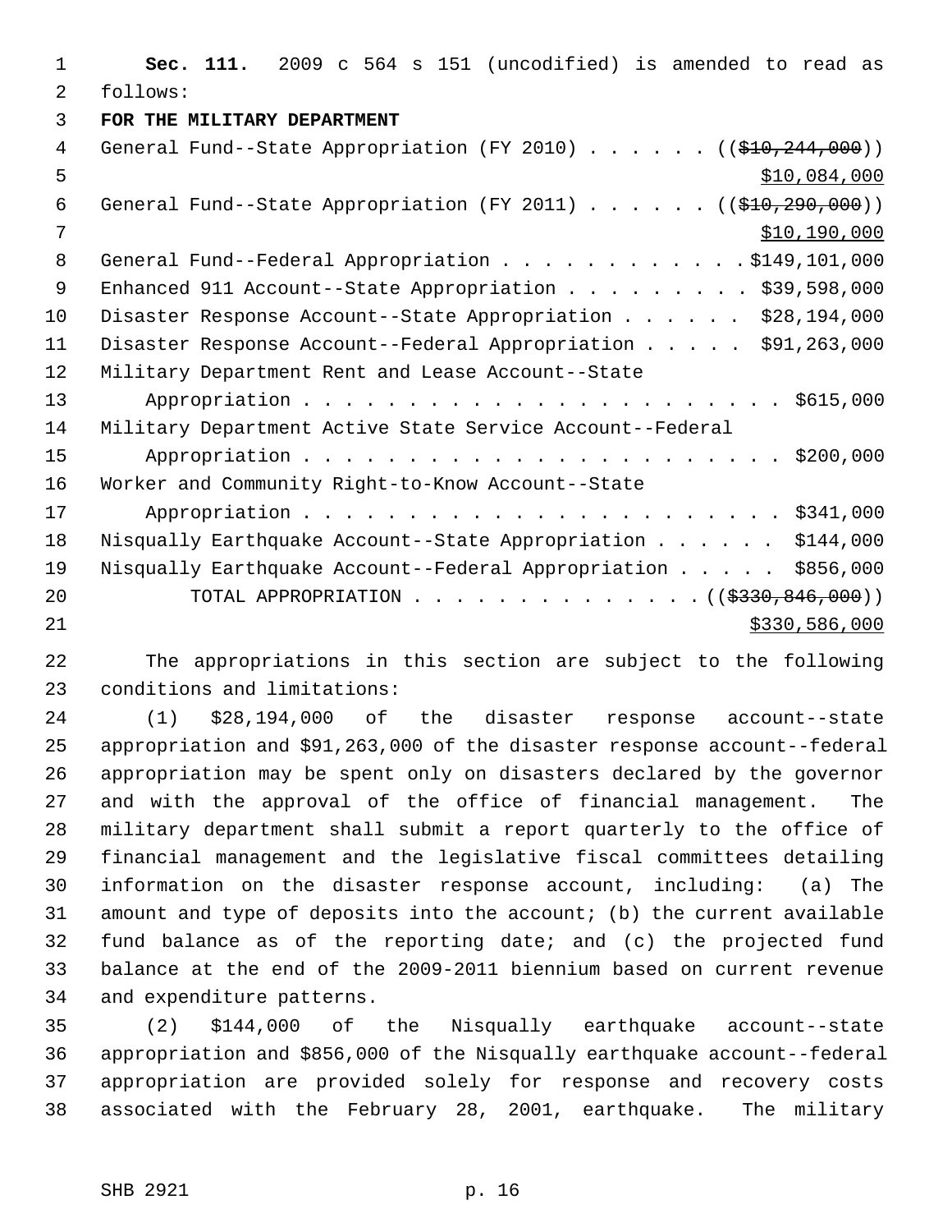**Sec. 111.** 2009 c 564 s 151 (uncodified) is amended to read as follows:

**FOR THE MILITARY DEPARTMENT**

General Fund--State Appropriation (FY 2010) . . . . . . (($10,244,000)) $10,084,000

General Fund--State Appropriation (FY 2011) . . . . . . (($10,290,000)) $10,190,000

General Fund--Federal Appropriation . . . . . . . . . . . . $149,101,000

Enhanced 911 Account--State Appropriation . . . . . . . . . $39,598,000

Disaster Response Account--State Appropriation . . . . . . $28,194,000

Disaster Response Account--Federal Appropriation . . . . . $91,263,000

Military Department Rent and Lease Account--State Appropriation . . . . . . . . . . . . . . . . . . . . . . . $615,000

Military Department Active State Service Account--Federal Appropriation . . . . . . . . . . . . . . . . . . . . . . . $200,000

Worker and Community Right-to-Know Account--State Appropriation . . . . . . . . . . . . . . . . . . . . . . . $341,000

Nisqually Earthquake Account--State Appropriation . . . . . . $144,000

Nisqually Earthquake Account--Federal Appropriation . . . . . $856,000

TOTAL APPROPRIATION . . . . . . . . . . . . . . (($330,846,000)) $330,586,000

The appropriations in this section are subject to the following conditions and limitations:

(1) $28,194,000 of the disaster response account--state appropriation and $91,263,000 of the disaster response account--federal appropriation may be spent only on disasters declared by the governor and with the approval of the office of financial management. The military department shall submit a report quarterly to the office of financial management and the legislative fiscal committees detailing information on the disaster response account, including: (a) The amount and type of deposits into the account; (b) the current available fund balance as of the reporting date; and (c) the projected fund balance at the end of the 2009-2011 biennium based on current revenue and expenditure patterns.

(2) $144,000 of the Nisqually earthquake account--state appropriation and $856,000 of the Nisqually earthquake account--federal appropriation are provided solely for response and recovery costs associated with the February 28, 2001, earthquake. The military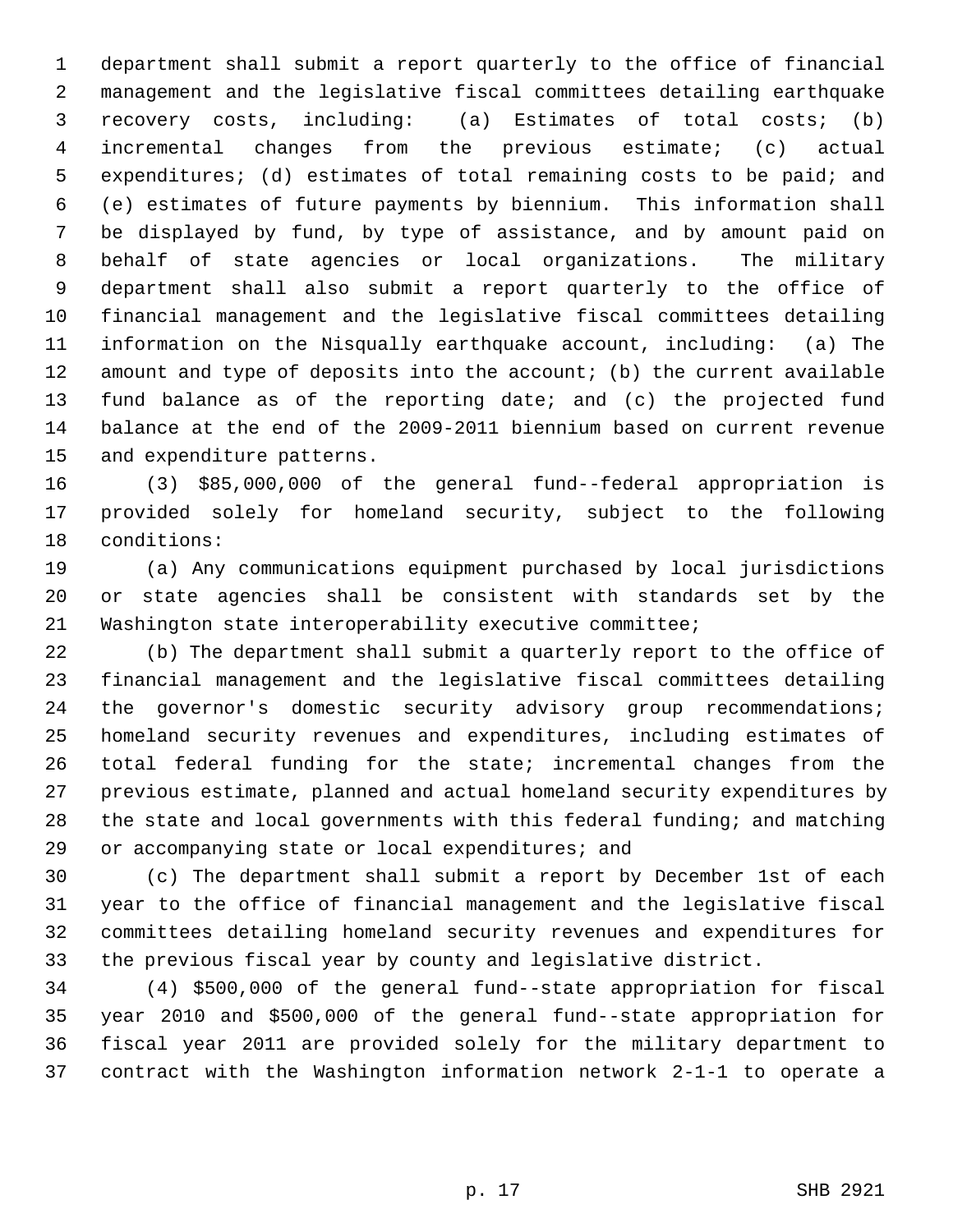department shall submit a report quarterly to the office of financial management and the legislative fiscal committees detailing earthquake recovery costs, including: (a) Estimates of total costs; (b) incremental changes from the previous estimate; (c) actual expenditures; (d) estimates of total remaining costs to be paid; and (e) estimates of future payments by biennium. This information shall be displayed by fund, by type of assistance, and by amount paid on behalf of state agencies or local organizations. The military department shall also submit a report quarterly to the office of financial management and the legislative fiscal committees detailing information on the Nisqually earthquake account, including: (a) The amount and type of deposits into the account; (b) the current available fund balance as of the reporting date; and (c) the projected fund balance at the end of the 2009-2011 biennium based on current revenue and expenditure patterns.

(3) $85,000,000 of the general fund--federal appropriation is provided solely for homeland security, subject to the following conditions:

(a) Any communications equipment purchased by local jurisdictions or state agencies shall be consistent with standards set by the Washington state interoperability executive committee;

(b) The department shall submit a quarterly report to the office of financial management and the legislative fiscal committees detailing the governor's domestic security advisory group recommendations; homeland security revenues and expenditures, including estimates of total federal funding for the state; incremental changes from the previous estimate, planned and actual homeland security expenditures by the state and local governments with this federal funding; and matching or accompanying state or local expenditures; and

(c) The department shall submit a report by December 1st of each year to the office of financial management and the legislative fiscal committees detailing homeland security revenues and expenditures for the previous fiscal year by county and legislative district.

(4) $500,000 of the general fund--state appropriation for fiscal year 2010 and $500,000 of the general fund--state appropriation for fiscal year 2011 are provided solely for the military department to contract with the Washington information network 2-1-1 to operate a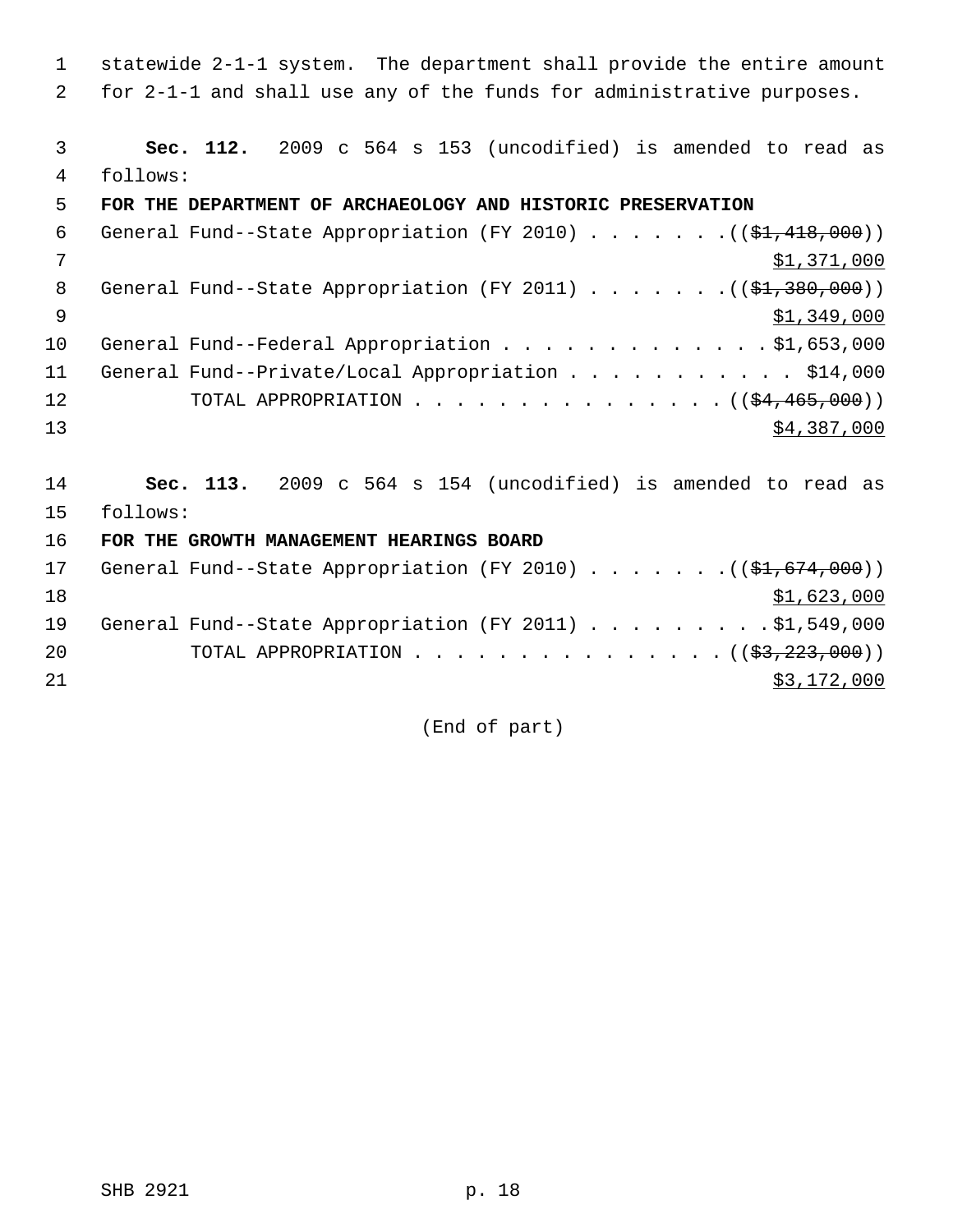statewide 2-1-1 system. The department shall provide the entire amount for 2-1-1 and shall use any of the funds for administrative purposes.

**Sec. 112.** 2009 c 564 s 153 (uncodified) is amended to read as follows:

**FOR THE DEPARTMENT OF ARCHAEOLOGY AND HISTORIC PRESERVATION**

General Fund--State Appropriation (FY 2010) . . . . . . . ((~~$1,418,000~~))
<u>$1,371,000</u>

General Fund--State Appropriation (FY 2011) . . . . . . . ((~~$1,380,000~~))
<u>$1,349,000</u>

General Fund--Federal Appropriation . . . . . . . . . . . . . $1,653,000

General Fund--Private/Local Appropriation . . . . . . . . . . . $14,000

TOTAL APPROPRIATION . . . . . . . . . . . . . . . ((~~$4,465,000~~))
<u>$4,387,000</u>

**Sec. 113.** 2009 c 564 s 154 (uncodified) is amended to read as follows:

**FOR THE GROWTH MANAGEMENT HEARINGS BOARD**

General Fund--State Appropriation (FY 2010) . . . . . . . ((~~$1,674,000~~))
<u>$1,623,000</u>

General Fund--State Appropriation (FY 2011) . . . . . . . . . $1,549,000

TOTAL APPROPRIATION . . . . . . . . . . . . . . . ((~~$3,223,000~~))
<u>$3,172,000</u>

(End of part)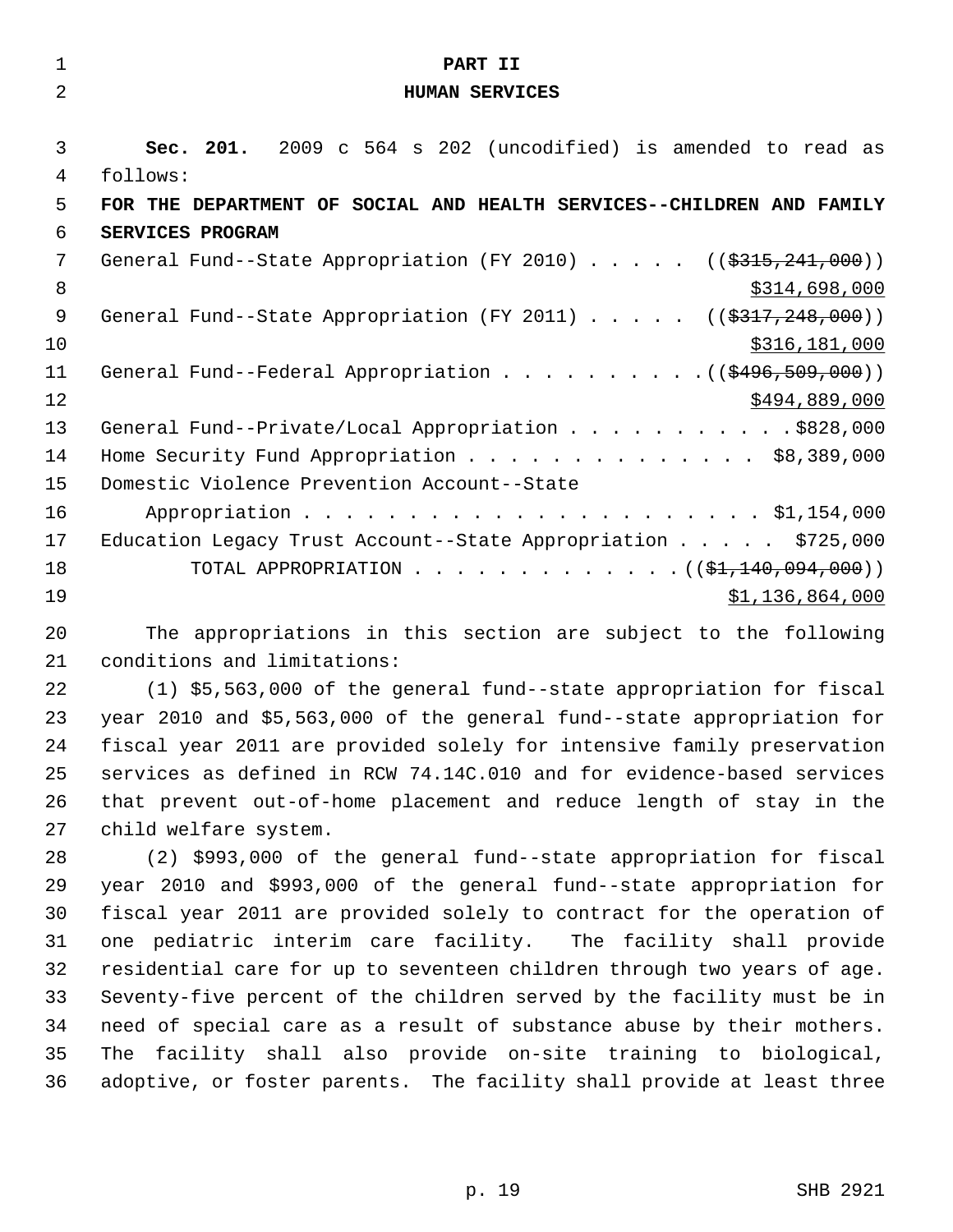# PART II
# HUMAN SERVICES

**Sec. 201.** 2009 c 564 s 202 (uncodified) is amended to read as follows:

**FOR THE DEPARTMENT OF SOCIAL AND HEALTH SERVICES--CHILDREN AND FAMILY SERVICES PROGRAM**

General Fund--State Appropriation (FY 2010) . . . . . ((~~$315,241,000~~))
$314,698,000

General Fund--State Appropriation (FY 2011) . . . . . ((~~$317,248,000~~))
$316,181,000

General Fund--Federal Appropriation . . . . . . . . . . ((~~$496,509,000~~))
$494,889,000

General Fund--Private/Local Appropriation . . . . . . . . . . . $828,000

Home Security Fund Appropriation . . . . . . . . . . . . . . $8,389,000

Domestic Violence Prevention Account--State
Appropriation . . . . . . . . . . . . . . . . . . . . . . $1,154,000

Education Legacy Trust Account--State Appropriation . . . . . $725,000

TOTAL APPROPRIATION . . . . . . . . . . . . . ((~~$1,140,094,000~~))
$1,136,864,000

The appropriations in this section are subject to the following conditions and limitations:

(1) $5,563,000 of the general fund--state appropriation for fiscal year 2010 and $5,563,000 of the general fund--state appropriation for fiscal year 2011 are provided solely for intensive family preservation services as defined in RCW 74.14C.010 and for evidence-based services that prevent out-of-home placement and reduce length of stay in the child welfare system.

(2) $993,000 of the general fund--state appropriation for fiscal year 2010 and $993,000 of the general fund--state appropriation for fiscal year 2011 are provided solely to contract for the operation of one pediatric interim care facility. The facility shall provide residential care for up to seventeen children through two years of age. Seventy-five percent of the children served by the facility must be in need of special care as a result of substance abuse by their mothers. The facility shall also provide on-site training to biological, adoptive, or foster parents. The facility shall provide at least three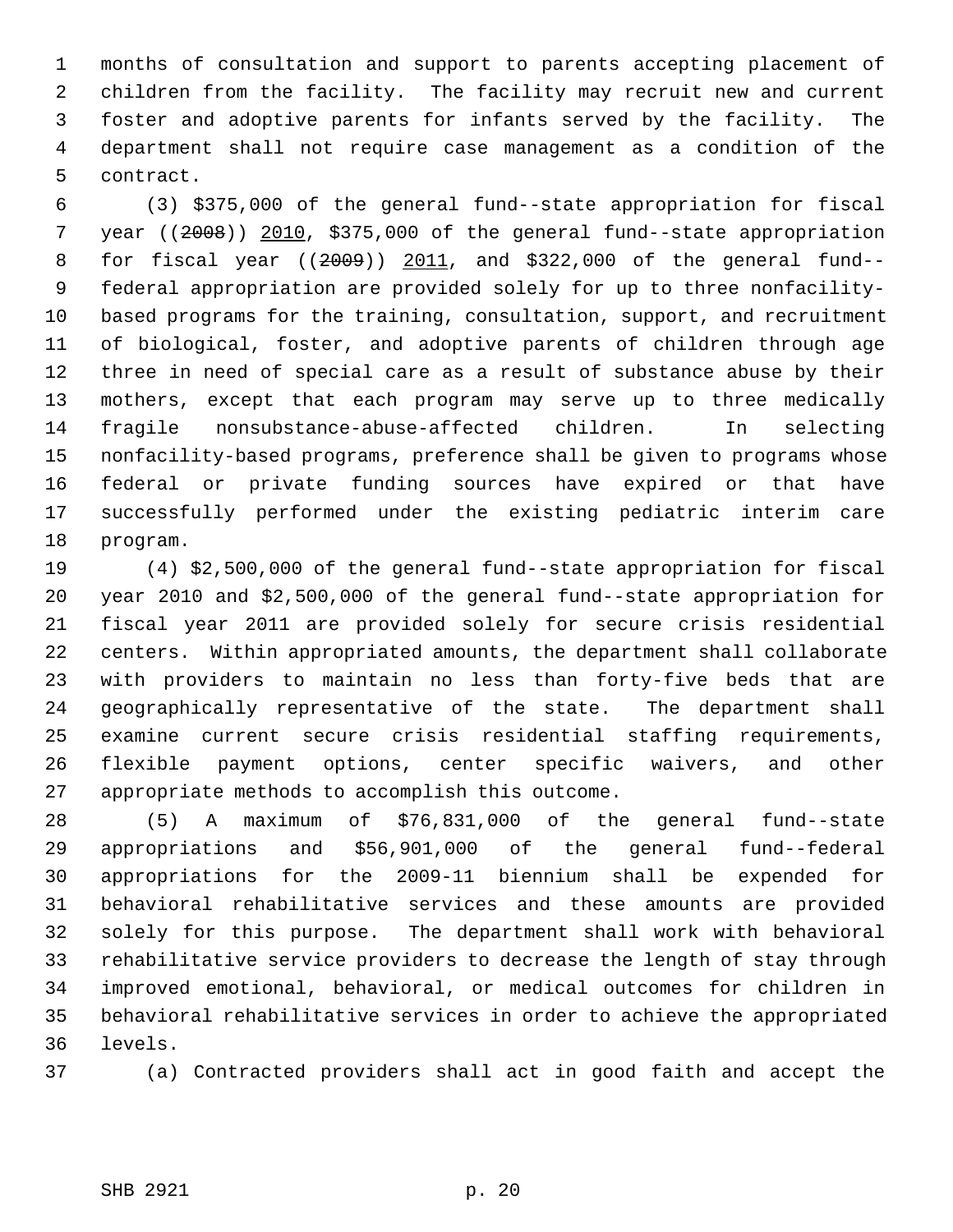months of consultation and support to parents accepting placement of children from the facility. The facility may recruit new and current foster and adoptive parents for infants served by the facility. The department shall not require case management as a condition of the contract.

(3) $375,000 of the general fund--state appropriation for fiscal year ((~~2008~~)) 2010, $375,000 of the general fund--state appropriation for fiscal year ((~~2009~~)) 2011, and $322,000 of the general fund--federal appropriation are provided solely for up to three nonfacility-based programs for the training, consultation, support, and recruitment of biological, foster, and adoptive parents of children through age three in need of special care as a result of substance abuse by their mothers, except that each program may serve up to three medically fragile nonsubstance-abuse-affected children. In selecting nonfacility-based programs, preference shall be given to programs whose federal or private funding sources have expired or that have successfully performed under the existing pediatric interim care program.

(4) $2,500,000 of the general fund--state appropriation for fiscal year 2010 and $2,500,000 of the general fund--state appropriation for fiscal year 2011 are provided solely for secure crisis residential centers. Within appropriated amounts, the department shall collaborate with providers to maintain no less than forty-five beds that are geographically representative of the state. The department shall examine current secure crisis residential staffing requirements, flexible payment options, center specific waivers, and other appropriate methods to accomplish this outcome.

(5) A maximum of $76,831,000 of the general fund--state appropriations and $56,901,000 of the general fund--federal appropriations for the 2009-11 biennium shall be expended for behavioral rehabilitative services and these amounts are provided solely for this purpose. The department shall work with behavioral rehabilitative service providers to decrease the length of stay through improved emotional, behavioral, or medical outcomes for children in behavioral rehabilitative services in order to achieve the appropriated levels.

(a) Contracted providers shall act in good faith and accept the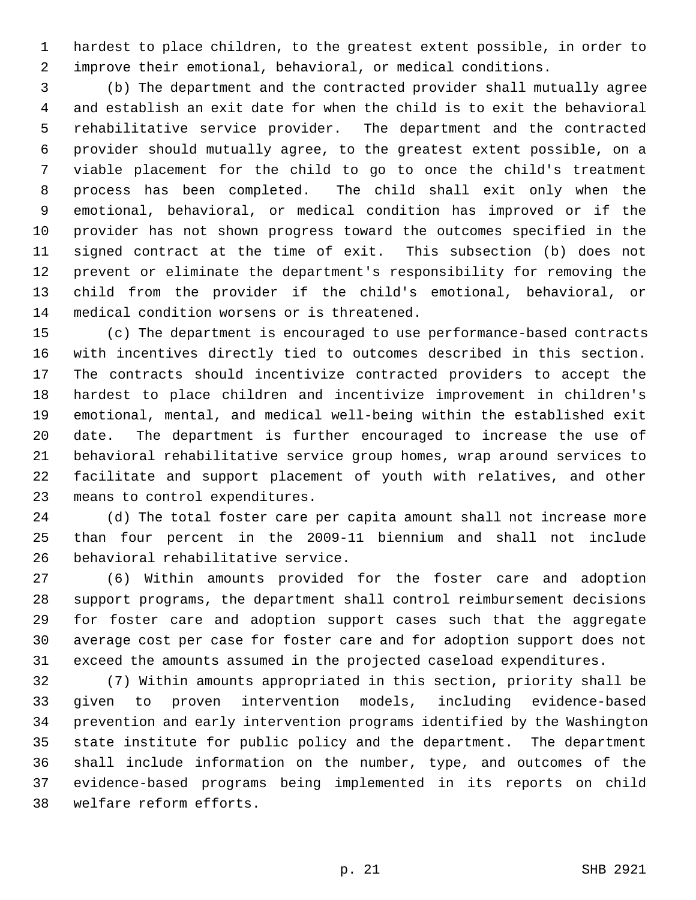hardest to place children, to the greatest extent possible, in order to improve their emotional, behavioral, or medical conditions.

(b) The department and the contracted provider shall mutually agree and establish an exit date for when the child is to exit the behavioral rehabilitative service provider. The department and the contracted provider should mutually agree, to the greatest extent possible, on a viable placement for the child to go to once the child's treatment process has been completed. The child shall exit only when the emotional, behavioral, or medical condition has improved or if the provider has not shown progress toward the outcomes specified in the signed contract at the time of exit. This subsection (b) does not prevent or eliminate the department's responsibility for removing the child from the provider if the child's emotional, behavioral, or medical condition worsens or is threatened.

(c) The department is encouraged to use performance-based contracts with incentives directly tied to outcomes described in this section. The contracts should incentivize contracted providers to accept the hardest to place children and incentivize improvement in children's emotional, mental, and medical well-being within the established exit date. The department is further encouraged to increase the use of behavioral rehabilitative service group homes, wrap around services to facilitate and support placement of youth with relatives, and other means to control expenditures.

(d) The total foster care per capita amount shall not increase more than four percent in the 2009-11 biennium and shall not include behavioral rehabilitative service.

(6) Within amounts provided for the foster care and adoption support programs, the department shall control reimbursement decisions for foster care and adoption support cases such that the aggregate average cost per case for foster care and for adoption support does not exceed the amounts assumed in the projected caseload expenditures.

(7) Within amounts appropriated in this section, priority shall be given to proven intervention models, including evidence-based prevention and early intervention programs identified by the Washington state institute for public policy and the department. The department shall include information on the number, type, and outcomes of the evidence-based programs being implemented in its reports on child welfare reform efforts.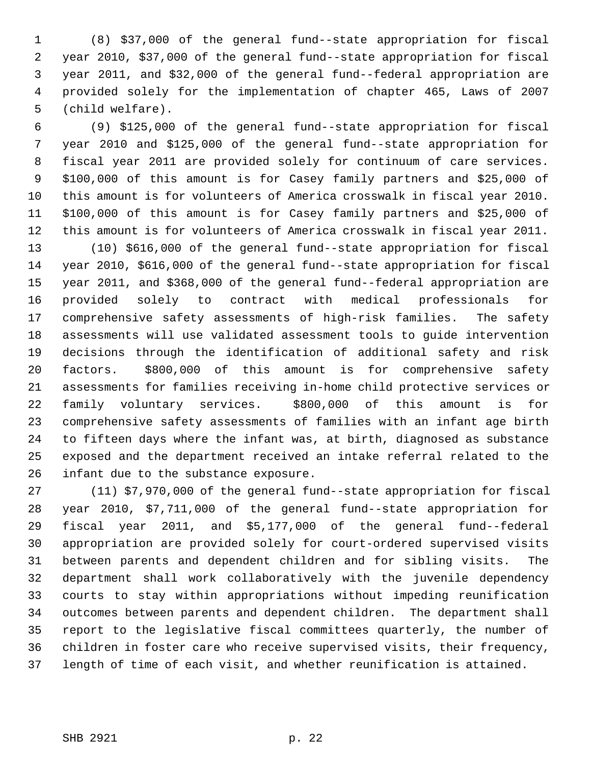(8) $37,000 of the general fund--state appropriation for fiscal year 2010, $37,000 of the general fund--state appropriation for fiscal year 2011, and $32,000 of the general fund--federal appropriation are provided solely for the implementation of chapter 465, Laws of 2007 (child welfare).

(9) $125,000 of the general fund--state appropriation for fiscal year 2010 and $125,000 of the general fund--state appropriation for fiscal year 2011 are provided solely for continuum of care services. $100,000 of this amount is for Casey family partners and $25,000 of this amount is for volunteers of America crosswalk in fiscal year 2010. $100,000 of this amount is for Casey family partners and $25,000 of this amount is for volunteers of America crosswalk in fiscal year 2011.

(10) $616,000 of the general fund--state appropriation for fiscal year 2010, $616,000 of the general fund--state appropriation for fiscal year 2011, and $368,000 of the general fund--federal appropriation are provided solely to contract with medical professionals for comprehensive safety assessments of high-risk families. The safety assessments will use validated assessment tools to guide intervention decisions through the identification of additional safety and risk factors. $800,000 of this amount is for comprehensive safety assessments for families receiving in-home child protective services or family voluntary services. $800,000 of this amount is for comprehensive safety assessments of families with an infant age birth to fifteen days where the infant was, at birth, diagnosed as substance exposed and the department received an intake referral related to the infant due to the substance exposure.

(11) $7,970,000 of the general fund--state appropriation for fiscal year 2010, $7,711,000 of the general fund--state appropriation for fiscal year 2011, and $5,177,000 of the general fund--federal appropriation are provided solely for court-ordered supervised visits between parents and dependent children and for sibling visits. The department shall work collaboratively with the juvenile dependency courts to stay within appropriations without impeding reunification outcomes between parents and dependent children. The department shall report to the legislative fiscal committees quarterly, the number of children in foster care who receive supervised visits, their frequency, length of time of each visit, and whether reunification is attained.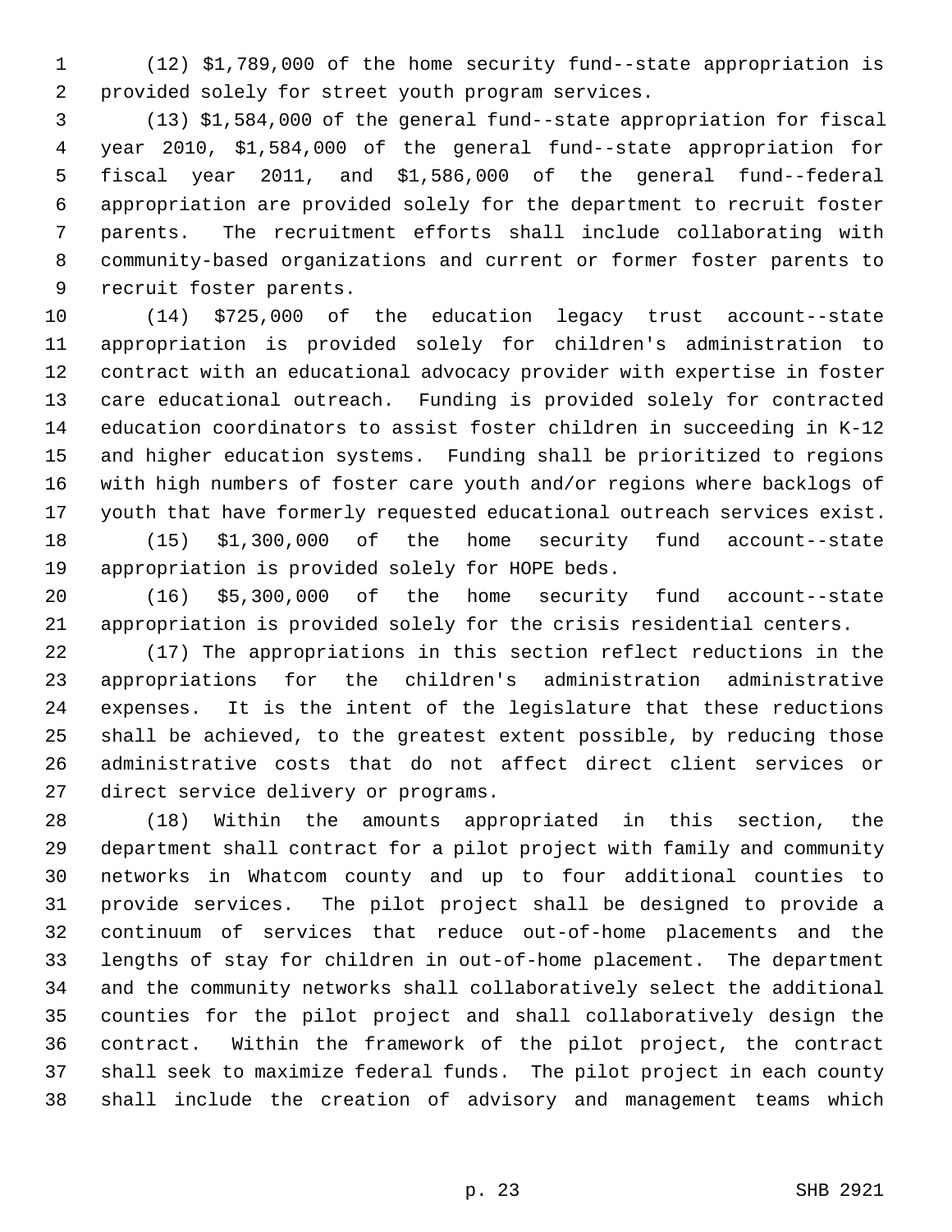(12) $1,789,000 of the home security fund--state appropriation is provided solely for street youth program services.

(13) $1,584,000 of the general fund--state appropriation for fiscal year 2010, $1,584,000 of the general fund--state appropriation for fiscal year 2011, and $1,586,000 of the general fund--federal appropriation are provided solely for the department to recruit foster parents. The recruitment efforts shall include collaborating with community-based organizations and current or former foster parents to recruit foster parents.

(14) $725,000 of the education legacy trust account--state appropriation is provided solely for children's administration to contract with an educational advocacy provider with expertise in foster care educational outreach. Funding is provided solely for contracted education coordinators to assist foster children in succeeding in K-12 and higher education systems. Funding shall be prioritized to regions with high numbers of foster care youth and/or regions where backlogs of youth that have formerly requested educational outreach services exist.

(15) $1,300,000 of the home security fund account--state appropriation is provided solely for HOPE beds.

(16) $5,300,000 of the home security fund account--state appropriation is provided solely for the crisis residential centers.

(17) The appropriations in this section reflect reductions in the appropriations for the children's administration administrative expenses. It is the intent of the legislature that these reductions shall be achieved, to the greatest extent possible, by reducing those administrative costs that do not affect direct client services or direct service delivery or programs.

(18) Within the amounts appropriated in this section, the department shall contract for a pilot project with family and community networks in Whatcom county and up to four additional counties to provide services. The pilot project shall be designed to provide a continuum of services that reduce out-of-home placements and the lengths of stay for children in out-of-home placement. The department and the community networks shall collaboratively select the additional counties for the pilot project and shall collaboratively design the contract. Within the framework of the pilot project, the contract shall seek to maximize federal funds. The pilot project in each county shall include the creation of advisory and management teams which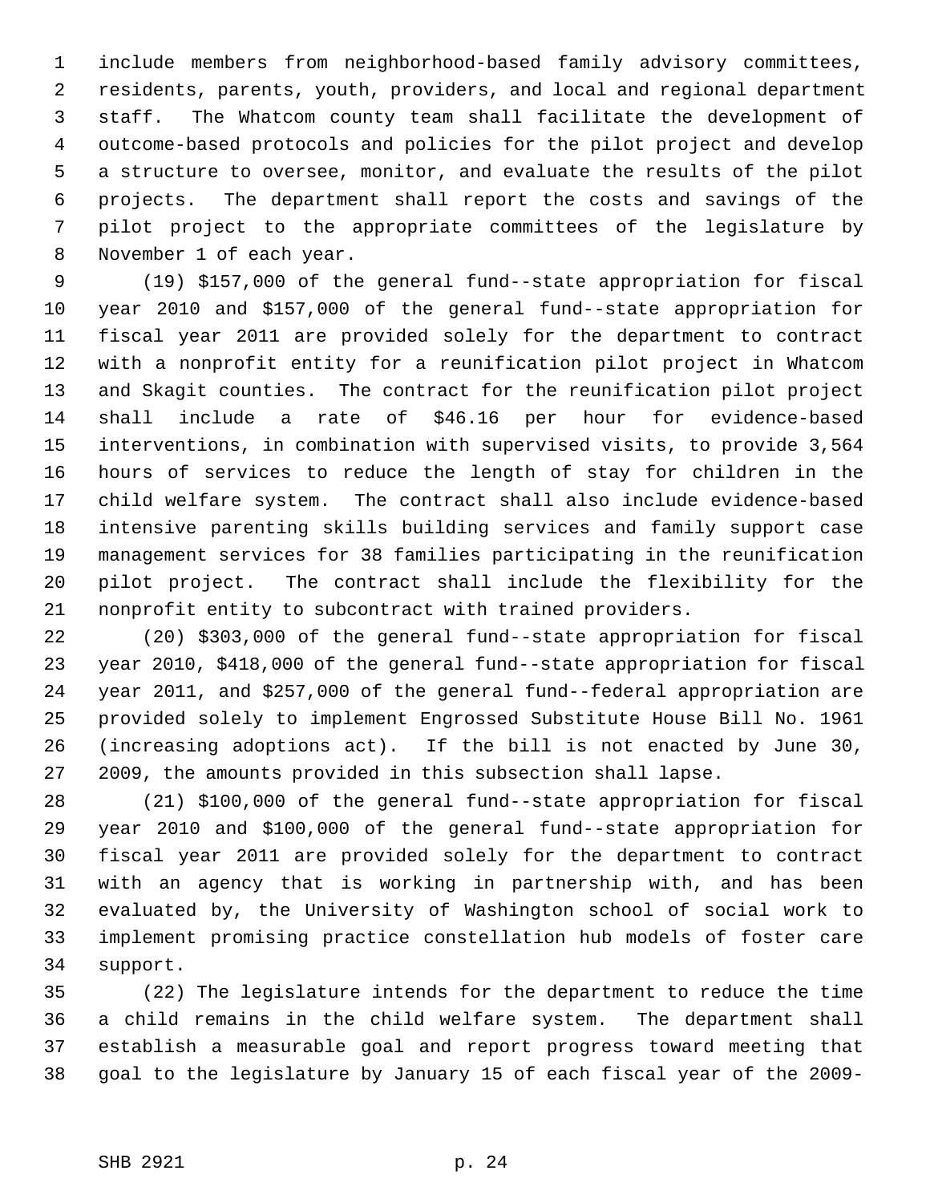include members from neighborhood-based family advisory committees, residents, parents, youth, providers, and local and regional department staff. The Whatcom county team shall facilitate the development of outcome-based protocols and policies for the pilot project and develop a structure to oversee, monitor, and evaluate the results of the pilot projects. The department shall report the costs and savings of the pilot project to the appropriate committees of the legislature by November 1 of each year.

(19) $157,000 of the general fund--state appropriation for fiscal year 2010 and $157,000 of the general fund--state appropriation for fiscal year 2011 are provided solely for the department to contract with a nonprofit entity for a reunification pilot project in Whatcom and Skagit counties. The contract for the reunification pilot project shall include a rate of $46.16 per hour for evidence-based interventions, in combination with supervised visits, to provide 3,564 hours of services to reduce the length of stay for children in the child welfare system. The contract shall also include evidence-based intensive parenting skills building services and family support case management services for 38 families participating in the reunification pilot project. The contract shall include the flexibility for the nonprofit entity to subcontract with trained providers.

(20) $303,000 of the general fund--state appropriation for fiscal year 2010, $418,000 of the general fund--state appropriation for fiscal year 2011, and $257,000 of the general fund--federal appropriation are provided solely to implement Engrossed Substitute House Bill No. 1961 (increasing adoptions act). If the bill is not enacted by June 30, 2009, the amounts provided in this subsection shall lapse.

(21) $100,000 of the general fund--state appropriation for fiscal year 2010 and $100,000 of the general fund--state appropriation for fiscal year 2011 are provided solely for the department to contract with an agency that is working in partnership with, and has been evaluated by, the University of Washington school of social work to implement promising practice constellation hub models of foster care support.

(22) The legislature intends for the department to reduce the time a child remains in the child welfare system. The department shall establish a measurable goal and report progress toward meeting that goal to the legislature by January 15 of each fiscal year of the 2009-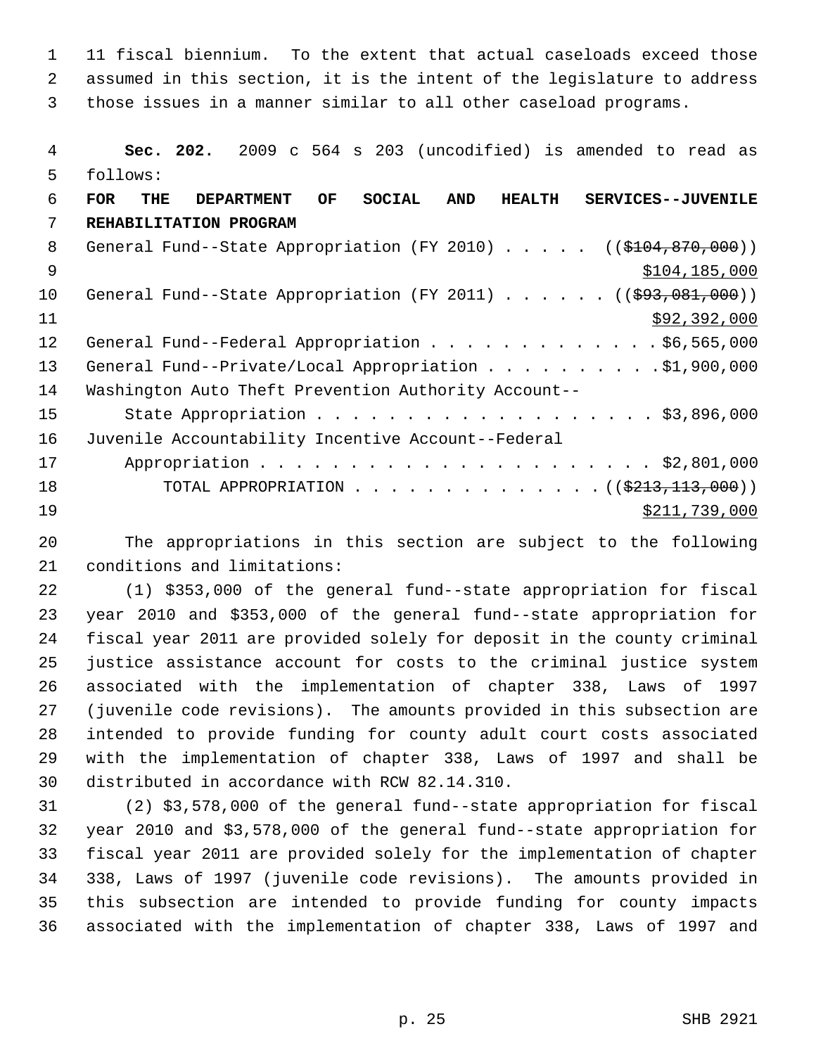11 fiscal biennium. To the extent that actual caseloads exceed those assumed in this section, it is the intent of the legislature to address those issues in a manner similar to all other caseload programs.

**Sec. 202.** 2009 c 564 s 203 (uncodified) is amended to read as follows:

**FOR THE DEPARTMENT OF SOCIAL AND HEALTH SERVICES--JUVENILE REHABILITATION PROGRAM**

General Fund--State Appropriation (FY 2010) . . . . . ((~~$104,870,000~~))
$104,185,000

General Fund--State Appropriation (FY 2011) . . . . . . ((~~$93,081,000~~))
$92,392,000

General Fund--Federal Appropriation . . . . . . . . . . . . . $6,565,000

General Fund--Private/Local Appropriation . . . . . . . . . . $1,900,000

Washington Auto Theft Prevention Authority Account--
State Appropriation . . . . . . . . . . . . . . . . . . . . $3,896,000

Juvenile Accountability Incentive Account--Federal
Appropriation . . . . . . . . . . . . . . . . . . . . . . $2,801,000

TOTAL APPROPRIATION . . . . . . . . . . . . . . ((~~$213,113,000~~))
$211,739,000

The appropriations in this section are subject to the following conditions and limitations:

(1) $353,000 of the general fund--state appropriation for fiscal year 2010 and $353,000 of the general fund--state appropriation for fiscal year 2011 are provided solely for deposit in the county criminal justice assistance account for costs to the criminal justice system associated with the implementation of chapter 338, Laws of 1997 (juvenile code revisions). The amounts provided in this subsection are intended to provide funding for county adult court costs associated with the implementation of chapter 338, Laws of 1997 and shall be distributed in accordance with RCW 82.14.310.

(2) $3,578,000 of the general fund--state appropriation for fiscal year 2010 and $3,578,000 of the general fund--state appropriation for fiscal year 2011 are provided solely for the implementation of chapter 338, Laws of 1997 (juvenile code revisions). The amounts provided in this subsection are intended to provide funding for county impacts associated with the implementation of chapter 338, Laws of 1997 and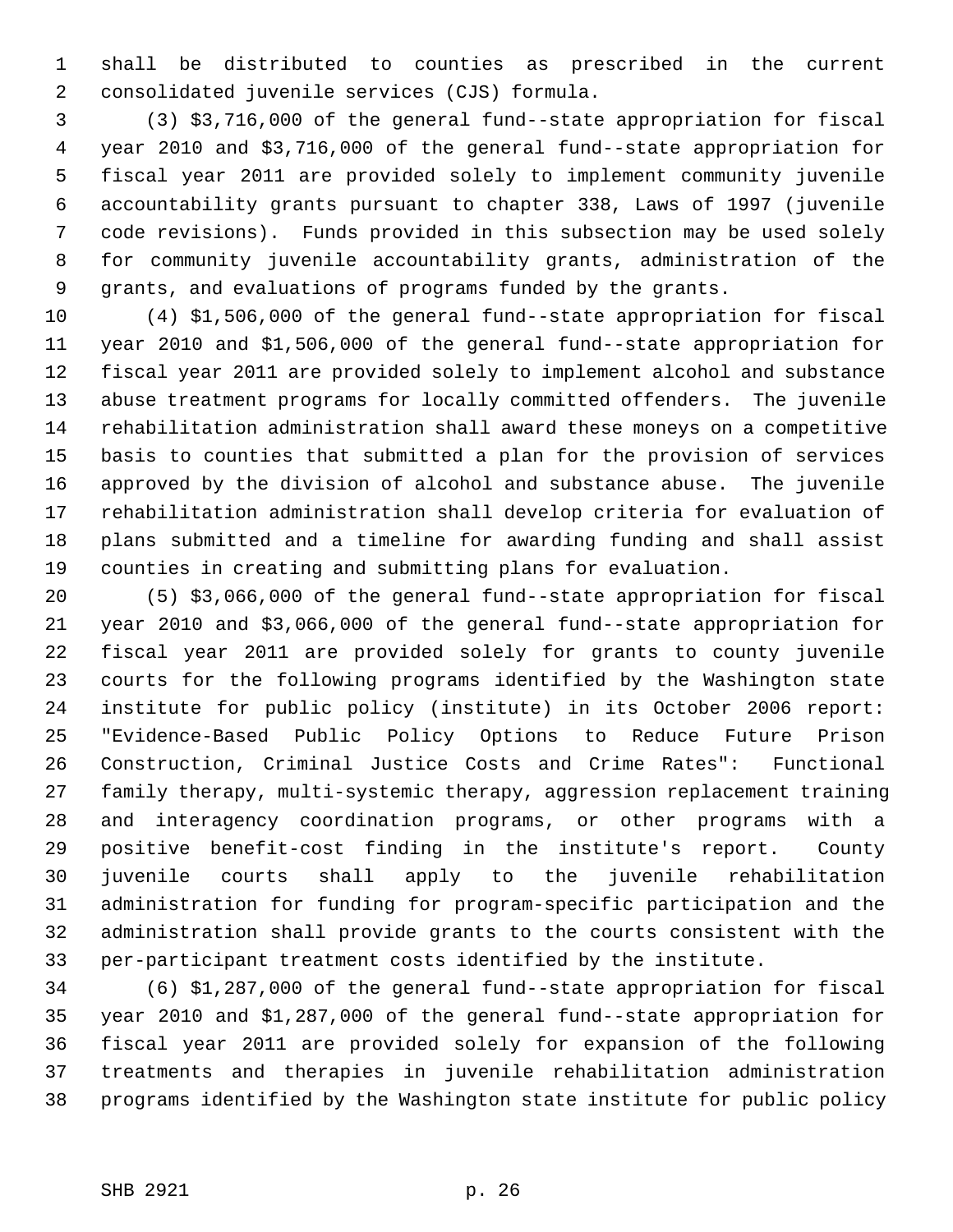shall be distributed to counties as prescribed in the current consolidated juvenile services (CJS) formula.

(3) $3,716,000 of the general fund--state appropriation for fiscal year 2010 and $3,716,000 of the general fund--state appropriation for fiscal year 2011 are provided solely to implement community juvenile accountability grants pursuant to chapter 338, Laws of 1997 (juvenile code revisions). Funds provided in this subsection may be used solely for community juvenile accountability grants, administration of the grants, and evaluations of programs funded by the grants.

(4) $1,506,000 of the general fund--state appropriation for fiscal year 2010 and $1,506,000 of the general fund--state appropriation for fiscal year 2011 are provided solely to implement alcohol and substance abuse treatment programs for locally committed offenders. The juvenile rehabilitation administration shall award these moneys on a competitive basis to counties that submitted a plan for the provision of services approved by the division of alcohol and substance abuse. The juvenile rehabilitation administration shall develop criteria for evaluation of plans submitted and a timeline for awarding funding and shall assist counties in creating and submitting plans for evaluation.

(5) $3,066,000 of the general fund--state appropriation for fiscal year 2010 and $3,066,000 of the general fund--state appropriation for fiscal year 2011 are provided solely for grants to county juvenile courts for the following programs identified by the Washington state institute for public policy (institute) in its October 2006 report: "Evidence-Based Public Policy Options to Reduce Future Prison Construction, Criminal Justice Costs and Crime Rates": Functional family therapy, multi-systemic therapy, aggression replacement training and interagency coordination programs, or other programs with a positive benefit-cost finding in the institute's report. County juvenile courts shall apply to the juvenile rehabilitation administration for funding for program-specific participation and the administration shall provide grants to the courts consistent with the per-participant treatment costs identified by the institute.

(6) $1,287,000 of the general fund--state appropriation for fiscal year 2010 and $1,287,000 of the general fund--state appropriation for fiscal year 2011 are provided solely for expansion of the following treatments and therapies in juvenile rehabilitation administration programs identified by the Washington state institute for public policy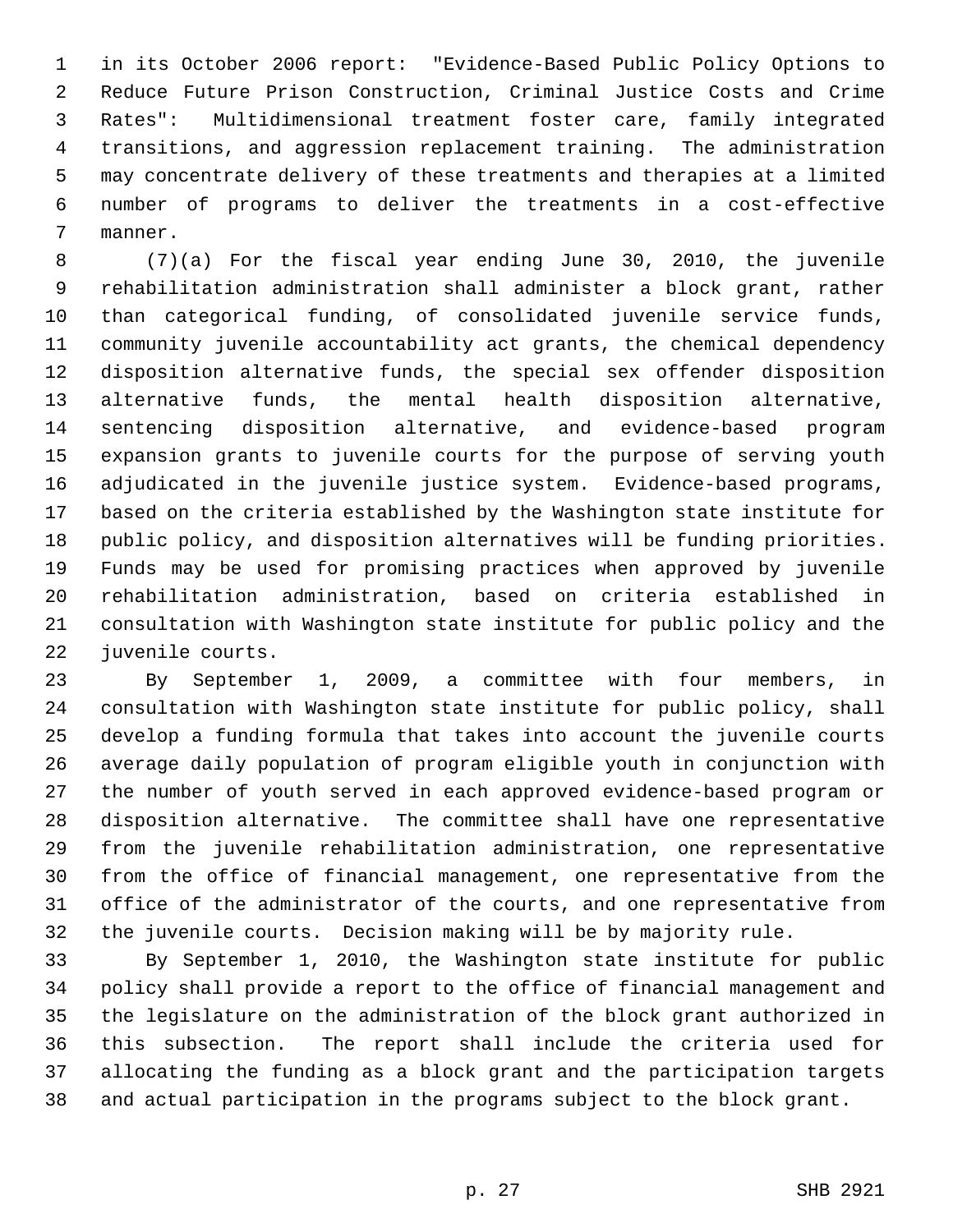in its October 2006 report: "Evidence-Based Public Policy Options to Reduce Future Prison Construction, Criminal Justice Costs and Crime Rates": Multidimensional treatment foster care, family integrated transitions, and aggression replacement training. The administration may concentrate delivery of these treatments and therapies at a limited number of programs to deliver the treatments in a cost-effective manner.

(7)(a) For the fiscal year ending June 30, 2010, the juvenile rehabilitation administration shall administer a block grant, rather than categorical funding, of consolidated juvenile service funds, community juvenile accountability act grants, the chemical dependency disposition alternative funds, the special sex offender disposition alternative funds, the mental health disposition alternative, sentencing disposition alternative, and evidence-based program expansion grants to juvenile courts for the purpose of serving youth adjudicated in the juvenile justice system. Evidence-based programs, based on the criteria established by the Washington state institute for public policy, and disposition alternatives will be funding priorities. Funds may be used for promising practices when approved by juvenile rehabilitation administration, based on criteria established in consultation with Washington state institute for public policy and the juvenile courts.

By September 1, 2009, a committee with four members, in consultation with Washington state institute for public policy, shall develop a funding formula that takes into account the juvenile courts average daily population of program eligible youth in conjunction with the number of youth served in each approved evidence-based program or disposition alternative. The committee shall have one representative from the juvenile rehabilitation administration, one representative from the office of financial management, one representative from the office of the administrator of the courts, and one representative from the juvenile courts. Decision making will be by majority rule.

By September 1, 2010, the Washington state institute for public policy shall provide a report to the office of financial management and the legislature on the administration of the block grant authorized in this subsection. The report shall include the criteria used for allocating the funding as a block grant and the participation targets and actual participation in the programs subject to the block grant.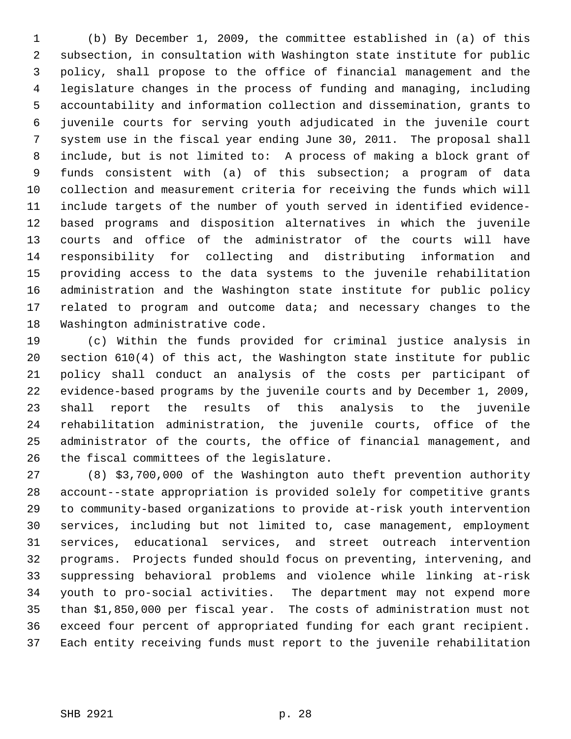(b) By December 1, 2009, the committee established in (a) of this subsection, in consultation with Washington state institute for public policy, shall propose to the office of financial management and the legislature changes in the process of funding and managing, including accountability and information collection and dissemination, grants to juvenile courts for serving youth adjudicated in the juvenile court system use in the fiscal year ending June 30, 2011. The proposal shall include, but is not limited to: A process of making a block grant of funds consistent with (a) of this subsection; a program of data collection and measurement criteria for receiving the funds which will include targets of the number of youth served in identified evidence-based programs and disposition alternatives in which the juvenile courts and office of the administrator of the courts will have responsibility for collecting and distributing information and providing access to the data systems to the juvenile rehabilitation administration and the Washington state institute for public policy related to program and outcome data; and necessary changes to the Washington administrative code.

(c) Within the funds provided for criminal justice analysis in section 610(4) of this act, the Washington state institute for public policy shall conduct an analysis of the costs per participant of evidence-based programs by the juvenile courts and by December 1, 2009, shall report the results of this analysis to the juvenile rehabilitation administration, the juvenile courts, office of the administrator of the courts, the office of financial management, and the fiscal committees of the legislature.

(8) $3,700,000 of the Washington auto theft prevention authority account--state appropriation is provided solely for competitive grants to community-based organizations to provide at-risk youth intervention services, including but not limited to, case management, employment services, educational services, and street outreach intervention programs. Projects funded should focus on preventing, intervening, and suppressing behavioral problems and violence while linking at-risk youth to pro-social activities. The department may not expend more than $1,850,000 per fiscal year. The costs of administration must not exceed four percent of appropriated funding for each grant recipient. Each entity receiving funds must report to the juvenile rehabilitation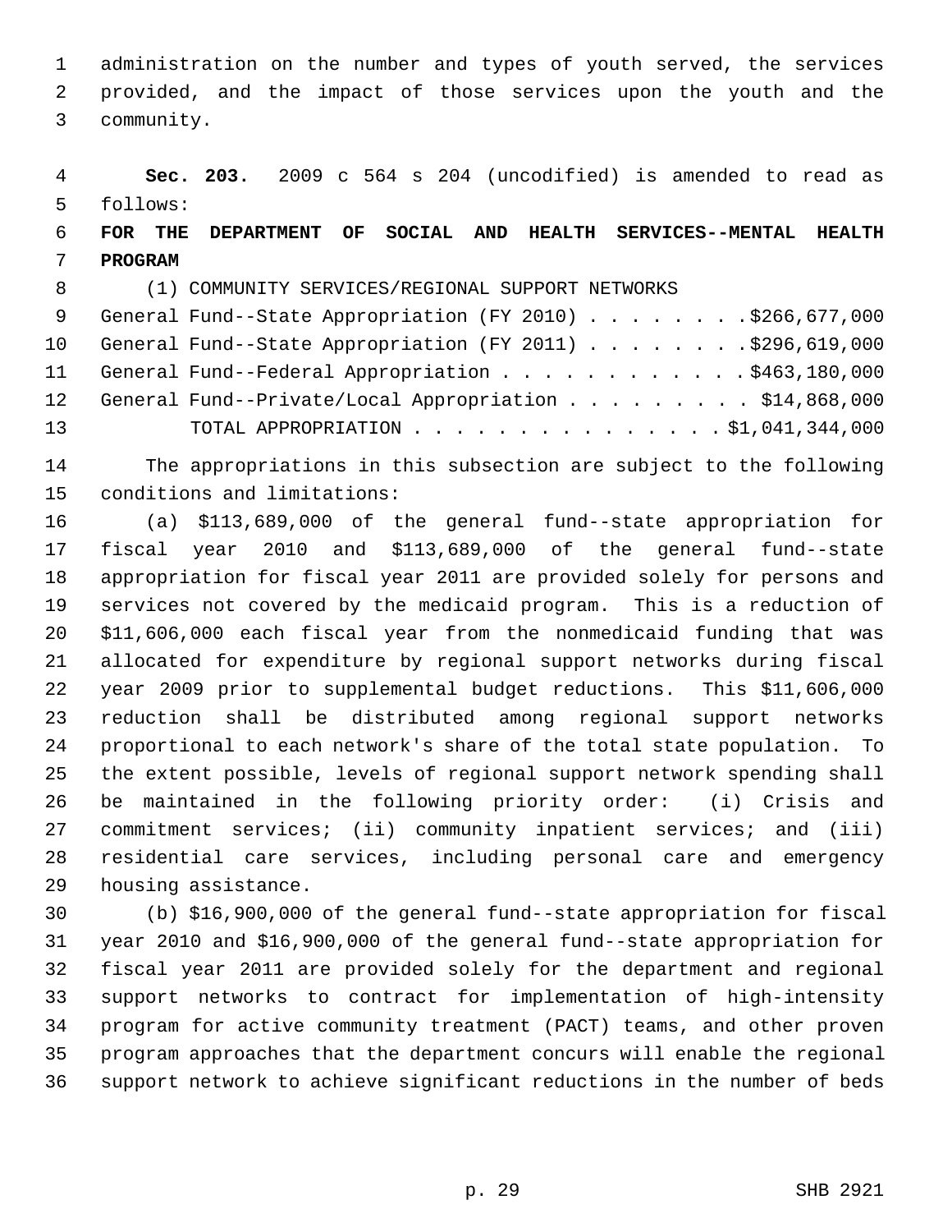administration on the number and types of youth served, the services provided, and the impact of those services upon the youth and the community.

**Sec. 203.** 2009 c 564 s 204 (uncodified) is amended to read as follows:

**FOR THE DEPARTMENT OF SOCIAL AND HEALTH SERVICES--MENTAL HEALTH PROGRAM**

(1) COMMUNITY SERVICES/REGIONAL SUPPORT NETWORKS

| | |
|---|---|
| General Fund--State Appropriation (FY 2010) | $266,677,000 |
| General Fund--State Appropriation (FY 2011) | $296,619,000 |
| General Fund--Federal Appropriation | $463,180,000 |
| General Fund--Private/Local Appropriation | $14,868,000 |
| TOTAL APPROPRIATION | $1,041,344,000 |

The appropriations in this subsection are subject to the following conditions and limitations:

(a) $113,689,000 of the general fund--state appropriation for fiscal year 2010 and $113,689,000 of the general fund--state appropriation for fiscal year 2011 are provided solely for persons and services not covered by the medicaid program. This is a reduction of $11,606,000 each fiscal year from the nonmedicaid funding that was allocated for expenditure by regional support networks during fiscal year 2009 prior to supplemental budget reductions. This $11,606,000 reduction shall be distributed among regional support networks proportional to each network's share of the total state population. To the extent possible, levels of regional support network spending shall be maintained in the following priority order: (i) Crisis and commitment services; (ii) community inpatient services; and (iii) residential care services, including personal care and emergency housing assistance.

(b) $16,900,000 of the general fund--state appropriation for fiscal year 2010 and $16,900,000 of the general fund--state appropriation for fiscal year 2011 are provided solely for the department and regional support networks to contract for implementation of high-intensity program for active community treatment (PACT) teams, and other proven program approaches that the department concurs will enable the regional support network to achieve significant reductions in the number of beds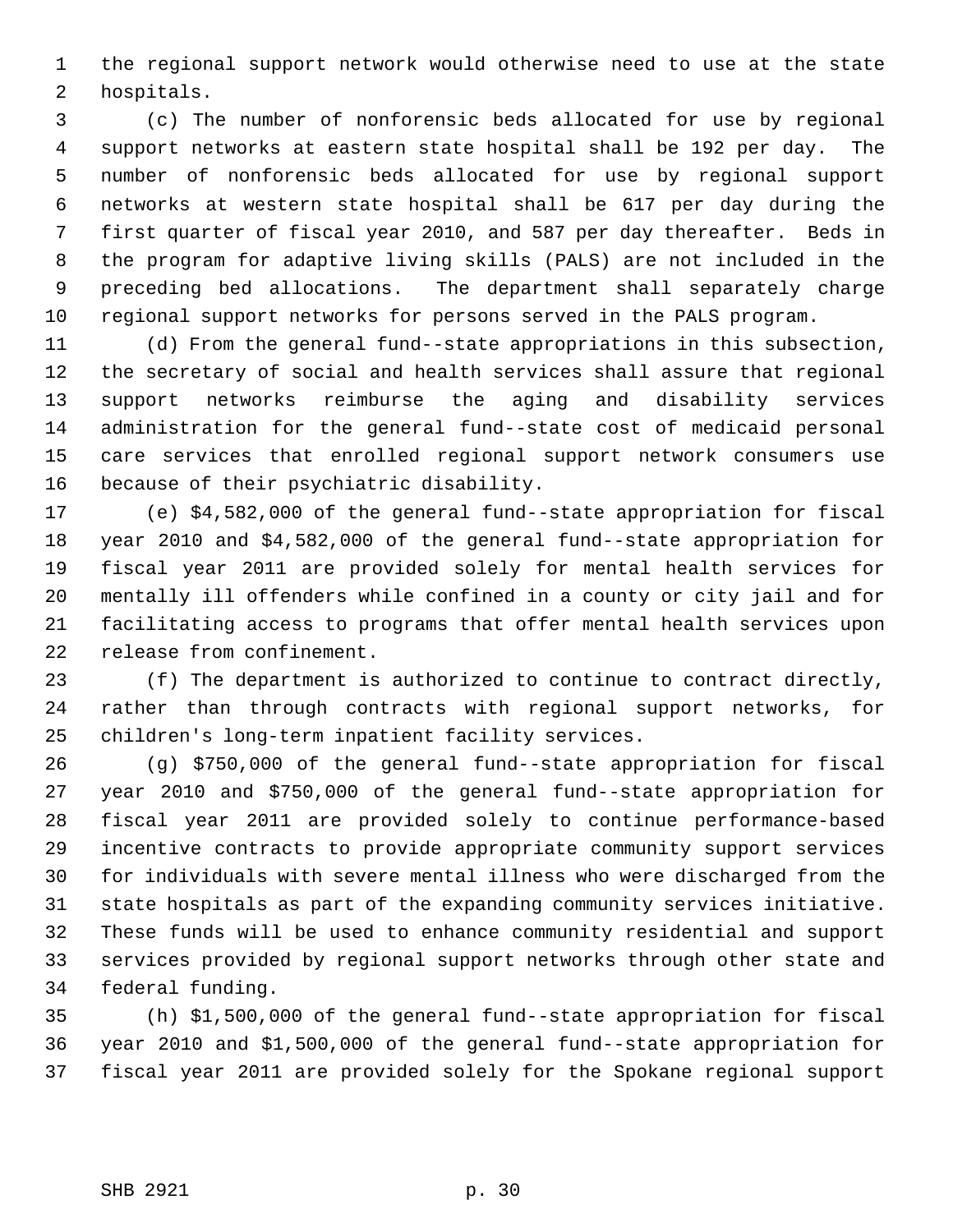the regional support network would otherwise need to use at the state hospitals.

(c) The number of nonforensic beds allocated for use by regional support networks at eastern state hospital shall be 192 per day. The number of nonforensic beds allocated for use by regional support networks at western state hospital shall be 617 per day during the first quarter of fiscal year 2010, and 587 per day thereafter. Beds in the program for adaptive living skills (PALS) are not included in the preceding bed allocations. The department shall separately charge regional support networks for persons served in the PALS program.

(d) From the general fund--state appropriations in this subsection, the secretary of social and health services shall assure that regional support networks reimburse the aging and disability services administration for the general fund--state cost of medicaid personal care services that enrolled regional support network consumers use because of their psychiatric disability.

(e) $4,582,000 of the general fund--state appropriation for fiscal year 2010 and $4,582,000 of the general fund--state appropriation for fiscal year 2011 are provided solely for mental health services for mentally ill offenders while confined in a county or city jail and for facilitating access to programs that offer mental health services upon release from confinement.

(f) The department is authorized to continue to contract directly, rather than through contracts with regional support networks, for children's long-term inpatient facility services.

(g) $750,000 of the general fund--state appropriation for fiscal year 2010 and $750,000 of the general fund--state appropriation for fiscal year 2011 are provided solely to continue performance-based incentive contracts to provide appropriate community support services for individuals with severe mental illness who were discharged from the state hospitals as part of the expanding community services initiative. These funds will be used to enhance community residential and support services provided by regional support networks through other state and federal funding.

(h) $1,500,000 of the general fund--state appropriation for fiscal year 2010 and $1,500,000 of the general fund--state appropriation for fiscal year 2011 are provided solely for the Spokane regional support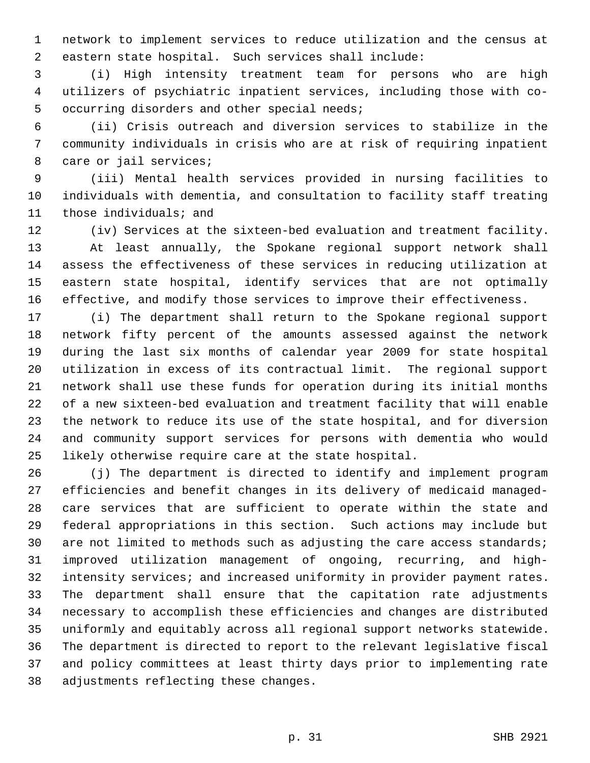network to implement services to reduce utilization and the census at eastern state hospital. Such services shall include:

(i) High intensity treatment team for persons who are high utilizers of psychiatric inpatient services, including those with co-occurring disorders and other special needs;

(ii) Crisis outreach and diversion services to stabilize in the community individuals in crisis who are at risk of requiring inpatient care or jail services;

(iii) Mental health services provided in nursing facilities to individuals with dementia, and consultation to facility staff treating those individuals; and

(iv) Services at the sixteen-bed evaluation and treatment facility.

At least annually, the Spokane regional support network shall assess the effectiveness of these services in reducing utilization at eastern state hospital, identify services that are not optimally effective, and modify those services to improve their effectiveness.

(i) The department shall return to the Spokane regional support network fifty percent of the amounts assessed against the network during the last six months of calendar year 2009 for state hospital utilization in excess of its contractual limit. The regional support network shall use these funds for operation during its initial months of a new sixteen-bed evaluation and treatment facility that will enable the network to reduce its use of the state hospital, and for diversion and community support services for persons with dementia who would likely otherwise require care at the state hospital.

(j) The department is directed to identify and implement program efficiencies and benefit changes in its delivery of medicaid managed-care services that are sufficient to operate within the state and federal appropriations in this section. Such actions may include but are not limited to methods such as adjusting the care access standards; improved utilization management of ongoing, recurring, and high-intensity services; and increased uniformity in provider payment rates. The department shall ensure that the capitation rate adjustments necessary to accomplish these efficiencies and changes are distributed uniformly and equitably across all regional support networks statewide. The department is directed to report to the relevant legislative fiscal and policy committees at least thirty days prior to implementing rate adjustments reflecting these changes.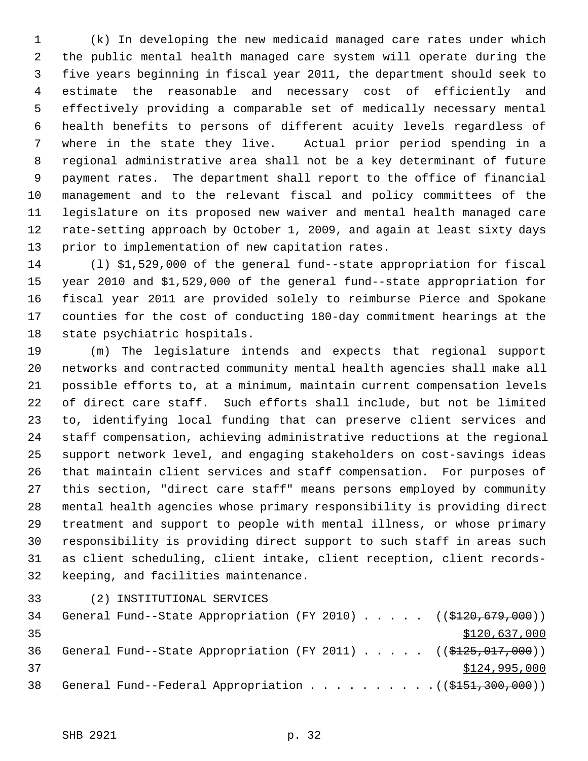(k) In developing the new medicaid managed care rates under which the public mental health managed care system will operate during the five years beginning in fiscal year 2011, the department should seek to estimate the reasonable and necessary cost of efficiently and effectively providing a comparable set of medically necessary mental health benefits to persons of different acuity levels regardless of where in the state they live. Actual prior period spending in a regional administrative area shall not be a key determinant of future payment rates. The department shall report to the office of financial management and to the relevant fiscal and policy committees of the legislature on its proposed new waiver and mental health managed care rate-setting approach by October 1, 2009, and again at least sixty days prior to implementation of new capitation rates.

(l) $1,529,000 of the general fund--state appropriation for fiscal year 2010 and $1,529,000 of the general fund--state appropriation for fiscal year 2011 are provided solely to reimburse Pierce and Spokane counties for the cost of conducting 180-day commitment hearings at the state psychiatric hospitals.

(m) The legislature intends and expects that regional support networks and contracted community mental health agencies shall make all possible efforts to, at a minimum, maintain current compensation levels of direct care staff. Such efforts shall include, but not be limited to, identifying local funding that can preserve client services and staff compensation, achieving administrative reductions at the regional support network level, and engaging stakeholders on cost-savings ideas that maintain client services and staff compensation. For purposes of this section, "direct care staff" means persons employed by community mental health agencies whose primary responsibility is providing direct treatment and support to people with mental illness, or whose primary responsibility is providing direct support to such staff in areas such as client scheduling, client intake, client reception, client records-keeping, and facilities maintenance.

(2) INSTITUTIONAL SERVICES

General Fund--State Appropriation (FY 2010) . . . . . ~~(($120,679,000))~~
<u>$120,637,000</u>

General Fund--State Appropriation (FY 2011) . . . . . ~~(($125,017,000))~~
<u>$124,995,000</u>

General Fund--Federal Appropriation . . . . . . . . . . ~~(($151,300,000))~~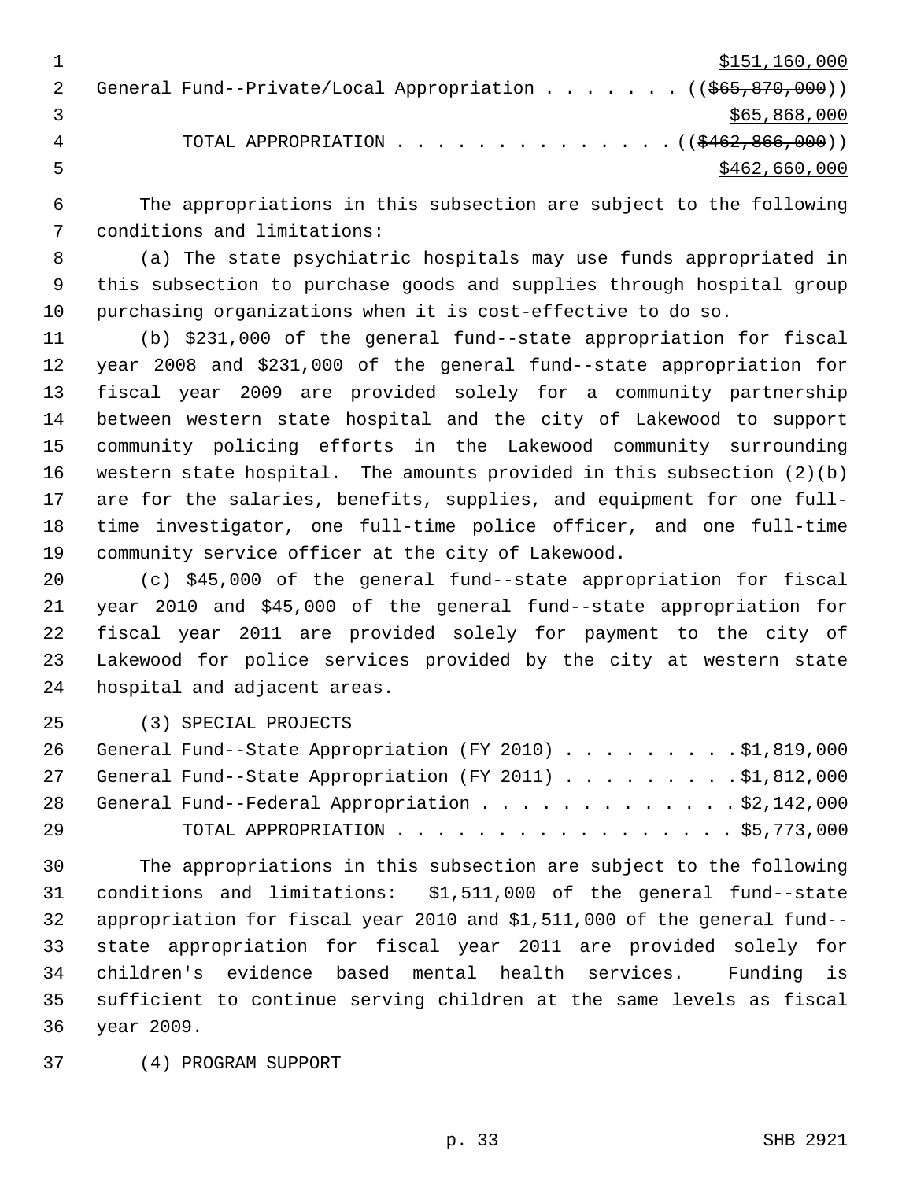$151,160,000

General Fund--Private/Local Appropriation . . . . . . . (($65,870,000))
$65,868,000

TOTAL APPROPRIATION . . . . . . . . . . . . . . (($462,866,000))
$462,660,000

The appropriations in this subsection are subject to the following conditions and limitations:

(a) The state psychiatric hospitals may use funds appropriated in this subsection to purchase goods and supplies through hospital group purchasing organizations when it is cost-effective to do so.

(b) $231,000 of the general fund--state appropriation for fiscal year 2008 and $231,000 of the general fund--state appropriation for fiscal year 2009 are provided solely for a community partnership between western state hospital and the city of Lakewood to support community policing efforts in the Lakewood community surrounding western state hospital. The amounts provided in this subsection (2)(b) are for the salaries, benefits, supplies, and equipment for one full-time investigator, one full-time police officer, and one full-time community service officer at the city of Lakewood.

(c) $45,000 of the general fund--state appropriation for fiscal year 2010 and $45,000 of the general fund--state appropriation for fiscal year 2011 are provided solely for payment to the city of Lakewood for police services provided by the city at western state hospital and adjacent areas.

(3) SPECIAL PROJECTS

General Fund--State Appropriation (FY 2010) . . . . . . . . . $1,819,000
General Fund--State Appropriation (FY 2011) . . . . . . . . . $1,812,000
General Fund--Federal Appropriation . . . . . . . . . . . . . $2,142,000
TOTAL APPROPRIATION . . . . . . . . . . . . . . . . . $5,773,000

The appropriations in this subsection are subject to the following conditions and limitations: $1,511,000 of the general fund--state appropriation for fiscal year 2010 and $1,511,000 of the general fund--state appropriation for fiscal year 2011 are provided solely for children's evidence based mental health services. Funding is sufficient to continue serving children at the same levels as fiscal year 2009.

(4) PROGRAM SUPPORT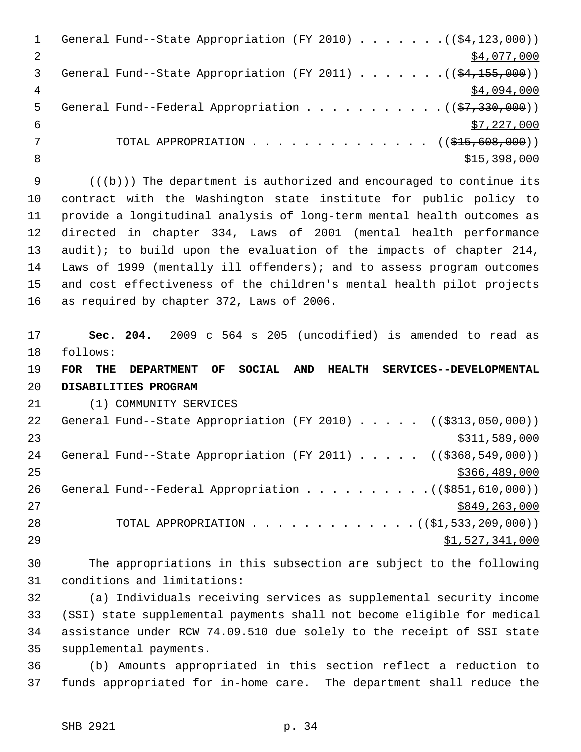General Fund--State Appropriation (FY 2010) . . . . . . . ((~~$4,123,000~~))
$4,077,000

General Fund--State Appropriation (FY 2011) . . . . . . . ((~~$4,155,000~~))
$4,094,000

General Fund--Federal Appropriation . . . . . . . . . . . ((~~$7,330,000~~))
$7,227,000

TOTAL APPROPRIATION . . . . . . . . . . . . . . ((~~$15,608,000~~))
$15,398,000

((~~(b)~~)) The department is authorized and encouraged to continue its contract with the Washington state institute for public policy to provide a longitudinal analysis of long-term mental health outcomes as directed in chapter 334, Laws of 2001 (mental health performance audit); to build upon the evaluation of the impacts of chapter 214, Laws of 1999 (mentally ill offenders); and to assess program outcomes and cost effectiveness of the children's mental health pilot projects as required by chapter 372, Laws of 2006.

**Sec. 204.** 2009 c 564 s 205 (uncodified) is amended to read as follows:

**FOR THE DEPARTMENT OF SOCIAL AND HEALTH SERVICES--DEVELOPMENTAL DISABILITIES PROGRAM**

(1) COMMUNITY SERVICES

General Fund--State Appropriation (FY 2010) . . . . . ((~~$313,050,000~~))
$311,589,000

General Fund--State Appropriation (FY 2011) . . . . . ((~~$368,549,000~~))
$366,489,000

General Fund--Federal Appropriation . . . . . . . . . . ((~~$851,610,000~~))
$849,263,000

TOTAL APPROPRIATION . . . . . . . . . . . . . ((~~$1,533,209,000~~))
$1,527,341,000

The appropriations in this subsection are subject to the following conditions and limitations:

(a) Individuals receiving services as supplemental security income (SSI) state supplemental payments shall not become eligible for medical assistance under RCW 74.09.510 due solely to the receipt of SSI state supplemental payments.

(b) Amounts appropriated in this section reflect a reduction to funds appropriated for in-home care. The department shall reduce the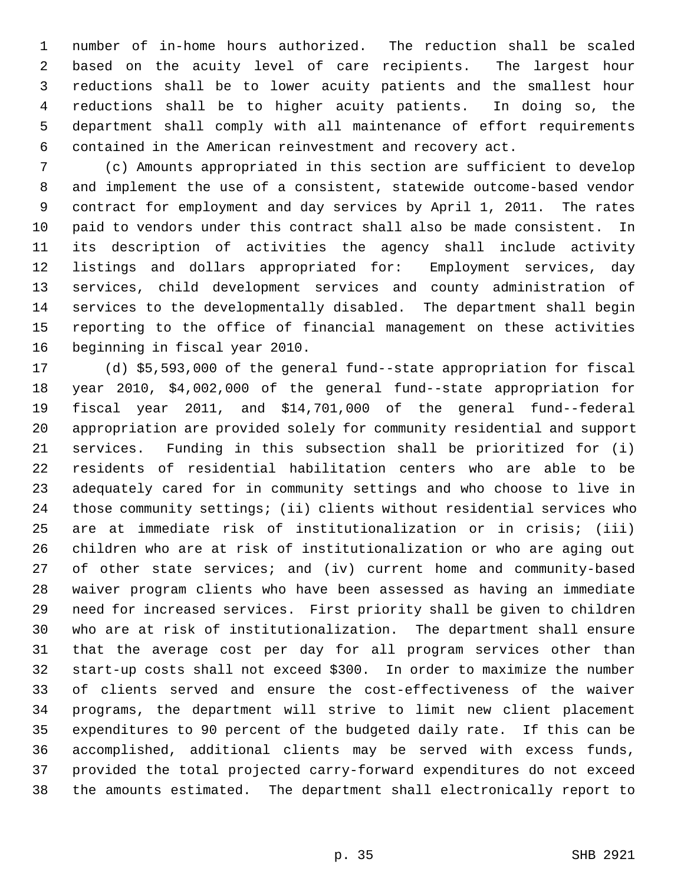number of in-home hours authorized. The reduction shall be scaled based on the acuity level of care recipients. The largest hour reductions shall be to lower acuity patients and the smallest hour reductions shall be to higher acuity patients. In doing so, the department shall comply with all maintenance of effort requirements contained in the American reinvestment and recovery act.

(c) Amounts appropriated in this section are sufficient to develop and implement the use of a consistent, statewide outcome-based vendor contract for employment and day services by April 1, 2011. The rates paid to vendors under this contract shall also be made consistent. In its description of activities the agency shall include activity listings and dollars appropriated for: Employment services, day services, child development services and county administration of services to the developmentally disabled. The department shall begin reporting to the office of financial management on these activities beginning in fiscal year 2010.

(d) $5,593,000 of the general fund--state appropriation for fiscal year 2010, $4,002,000 of the general fund--state appropriation for fiscal year 2011, and $14,701,000 of the general fund--federal appropriation are provided solely for community residential and support services. Funding in this subsection shall be prioritized for (i) residents of residential habilitation centers who are able to be adequately cared for in community settings and who choose to live in those community settings; (ii) clients without residential services who are at immediate risk of institutionalization or in crisis; (iii) children who are at risk of institutionalization or who are aging out of other state services; and (iv) current home and community-based waiver program clients who have been assessed as having an immediate need for increased services. First priority shall be given to children who are at risk of institutionalization. The department shall ensure that the average cost per day for all program services other than start-up costs shall not exceed $300. In order to maximize the number of clients served and ensure the cost-effectiveness of the waiver programs, the department will strive to limit new client placement expenditures to 90 percent of the budgeted daily rate. If this can be accomplished, additional clients may be served with excess funds, provided the total projected carry-forward expenditures do not exceed the amounts estimated. The department shall electronically report to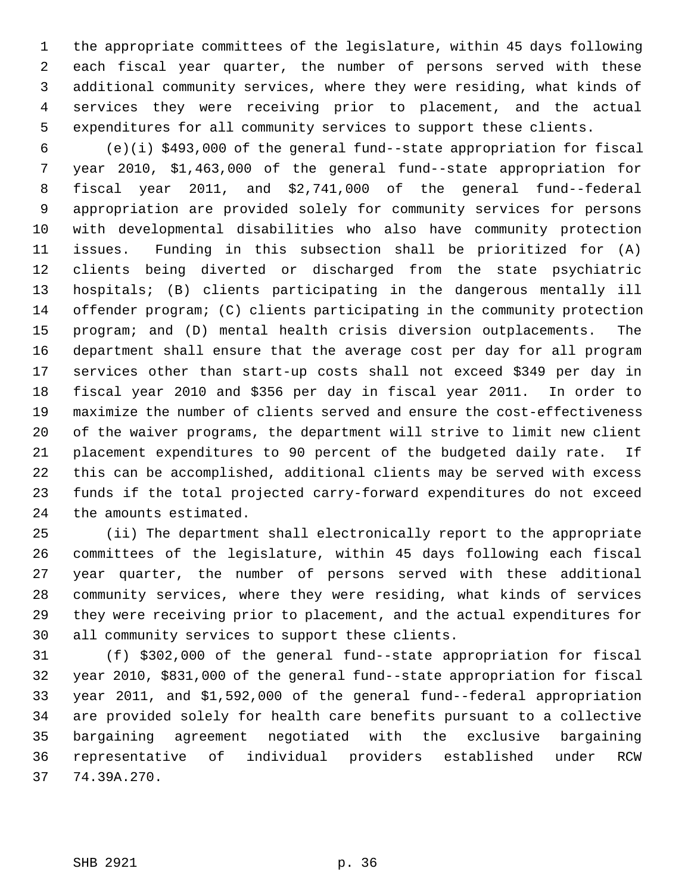the appropriate committees of the legislature, within 45 days following each fiscal year quarter, the number of persons served with these additional community services, where they were residing, what kinds of services they were receiving prior to placement, and the actual expenditures for all community services to support these clients.

(e)(i) $493,000 of the general fund--state appropriation for fiscal year 2010, $1,463,000 of the general fund--state appropriation for fiscal year 2011, and $2,741,000 of the general fund--federal appropriation are provided solely for community services for persons with developmental disabilities who also have community protection issues. Funding in this subsection shall be prioritized for (A) clients being diverted or discharged from the state psychiatric hospitals; (B) clients participating in the dangerous mentally ill offender program; (C) clients participating in the community protection program; and (D) mental health crisis diversion outplacements. The department shall ensure that the average cost per day for all program services other than start-up costs shall not exceed $349 per day in fiscal year 2010 and $356 per day in fiscal year 2011. In order to maximize the number of clients served and ensure the cost-effectiveness of the waiver programs, the department will strive to limit new client placement expenditures to 90 percent of the budgeted daily rate. If this can be accomplished, additional clients may be served with excess funds if the total projected carry-forward expenditures do not exceed the amounts estimated.

(ii) The department shall electronically report to the appropriate committees of the legislature, within 45 days following each fiscal year quarter, the number of persons served with these additional community services, where they were residing, what kinds of services they were receiving prior to placement, and the actual expenditures for all community services to support these clients.

(f) $302,000 of the general fund--state appropriation for fiscal year 2010, $831,000 of the general fund--state appropriation for fiscal year 2011, and $1,592,000 of the general fund--federal appropriation are provided solely for health care benefits pursuant to a collective bargaining agreement negotiated with the exclusive bargaining representative of individual providers established under RCW 74.39A.270.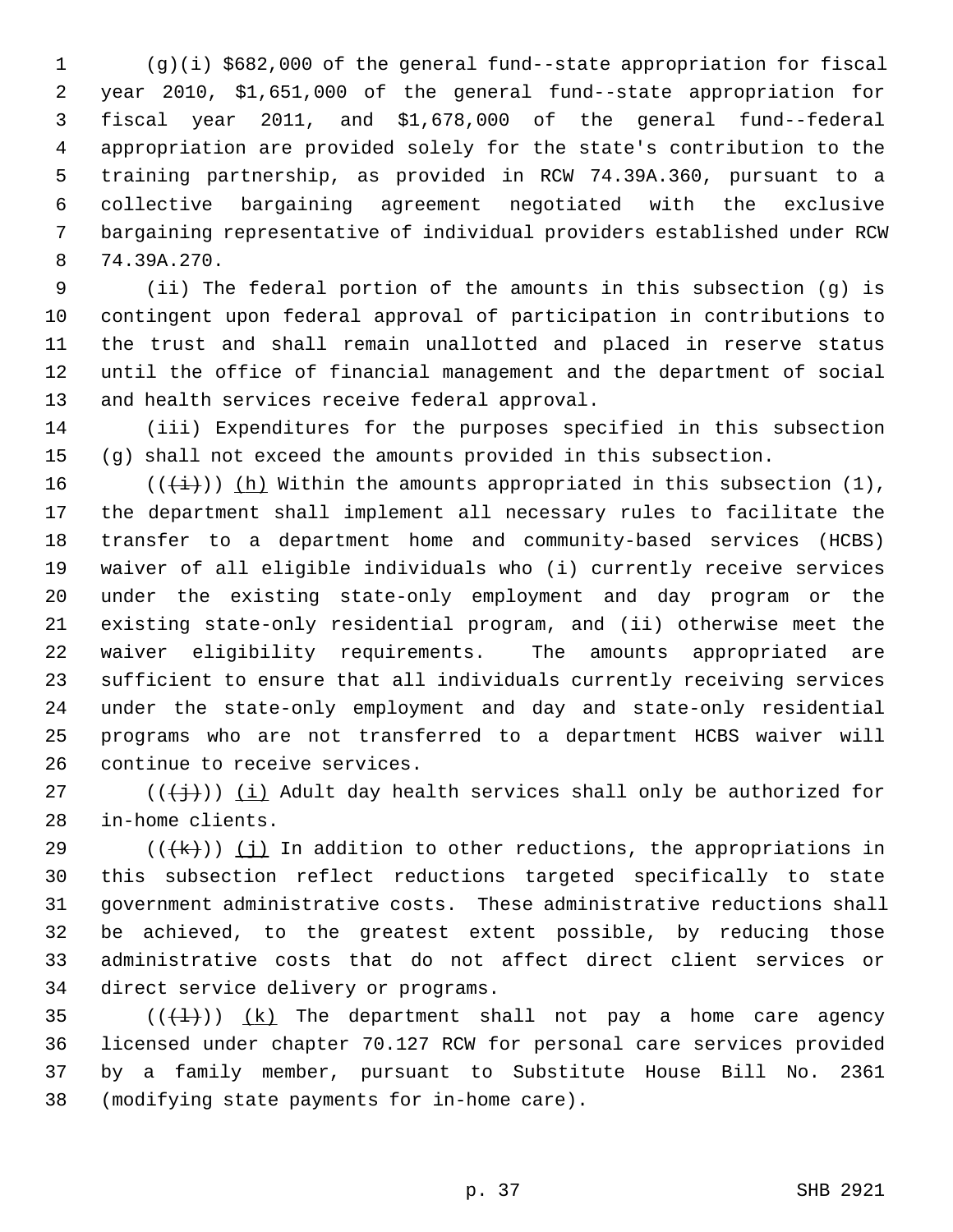(g)(i) $682,000 of the general fund--state appropriation for fiscal year 2010, $1,651,000 of the general fund--state appropriation for fiscal year 2011, and $1,678,000 of the general fund--federal appropriation are provided solely for the state's contribution to the training partnership, as provided in RCW 74.39A.360, pursuant to a collective bargaining agreement negotiated with the exclusive bargaining representative of individual providers established under RCW 74.39A.270.

(ii) The federal portion of the amounts in this subsection (g) is contingent upon federal approval of participation in contributions to the trust and shall remain unallotted and placed in reserve status until the office of financial management and the department of social and health services receive federal approval.

(iii) Expenditures for the purposes specified in this subsection (g) shall not exceed the amounts provided in this subsection.

~~((~~(i)~~))~~ (h) Within the amounts appropriated in this subsection (1), the department shall implement all necessary rules to facilitate the transfer to a department home and community-based services (HCBS) waiver of all eligible individuals who (i) currently receive services under the existing state-only employment and day program or the existing state-only residential program, and (ii) otherwise meet the waiver eligibility requirements. The amounts appropriated are sufficient to ensure that all individuals currently receiving services under the state-only employment and day and state-only residential programs who are not transferred to a department HCBS waiver will continue to receive services.

~~((~~(j)~~))~~ (i) Adult day health services shall only be authorized for in-home clients.

~~((~~(k)~~))~~ (j) In addition to other reductions, the appropriations in this subsection reflect reductions targeted specifically to state government administrative costs. These administrative reductions shall be achieved, to the greatest extent possible, by reducing those administrative costs that do not affect direct client services or direct service delivery or programs.

~~((~~(l)~~))~~ (k) The department shall not pay a home care agency licensed under chapter 70.127 RCW for personal care services provided by a family member, pursuant to Substitute House Bill No. 2361 (modifying state payments for in-home care).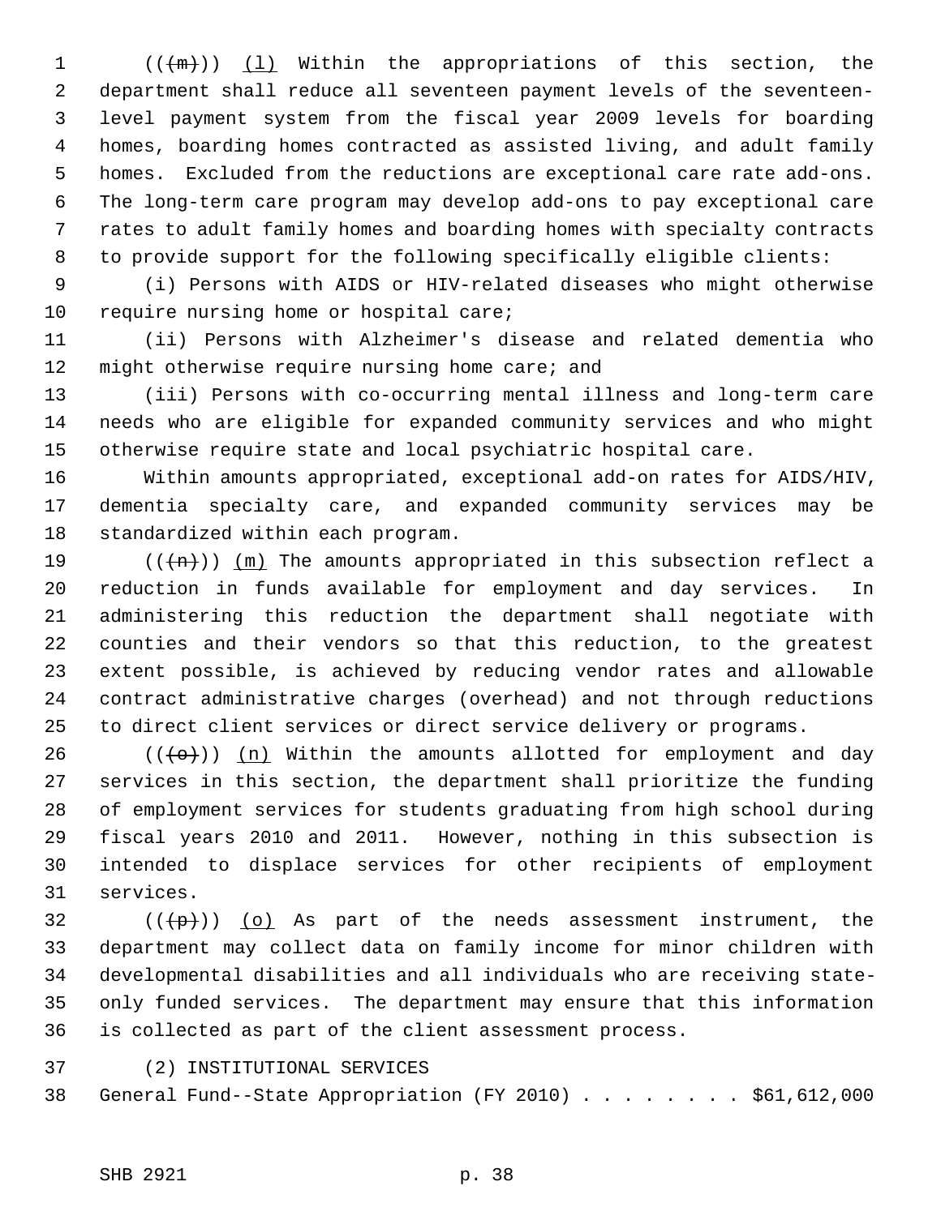(((m))) (l) Within the appropriations of this section, the department shall reduce all seventeen payment levels of the seventeen-level payment system from the fiscal year 2009 levels for boarding homes, boarding homes contracted as assisted living, and adult family homes. Excluded from the reductions are exceptional care rate add-ons. The long-term care program may develop add-ons to pay exceptional care rates to adult family homes and boarding homes with specialty contracts to provide support for the following specifically eligible clients:

(i) Persons with AIDS or HIV-related diseases who might otherwise require nursing home or hospital care;

(ii) Persons with Alzheimer's disease and related dementia who might otherwise require nursing home care; and

(iii) Persons with co-occurring mental illness and long-term care needs who are eligible for expanded community services and who might otherwise require state and local psychiatric hospital care.

Within amounts appropriated, exceptional add-on rates for AIDS/HIV, dementia specialty care, and expanded community services may be standardized within each program.

(((n))) (m) The amounts appropriated in this subsection reflect a reduction in funds available for employment and day services. In administering this reduction the department shall negotiate with counties and their vendors so that this reduction, to the greatest extent possible, is achieved by reducing vendor rates and allowable contract administrative charges (overhead) and not through reductions to direct client services or direct service delivery or programs.

(((o))) (n) Within the amounts allotted for employment and day services in this section, the department shall prioritize the funding of employment services for students graduating from high school during fiscal years 2010 and 2011. However, nothing in this subsection is intended to displace services for other recipients of employment services.

(((p))) (o) As part of the needs assessment instrument, the department may collect data on family income for minor children with developmental disabilities and all individuals who are receiving state-only funded services. The department may ensure that this information is collected as part of the client assessment process.

(2) INSTITUTIONAL SERVICES

General Fund--State Appropriation (FY 2010) . . . . . . . . $61,612,000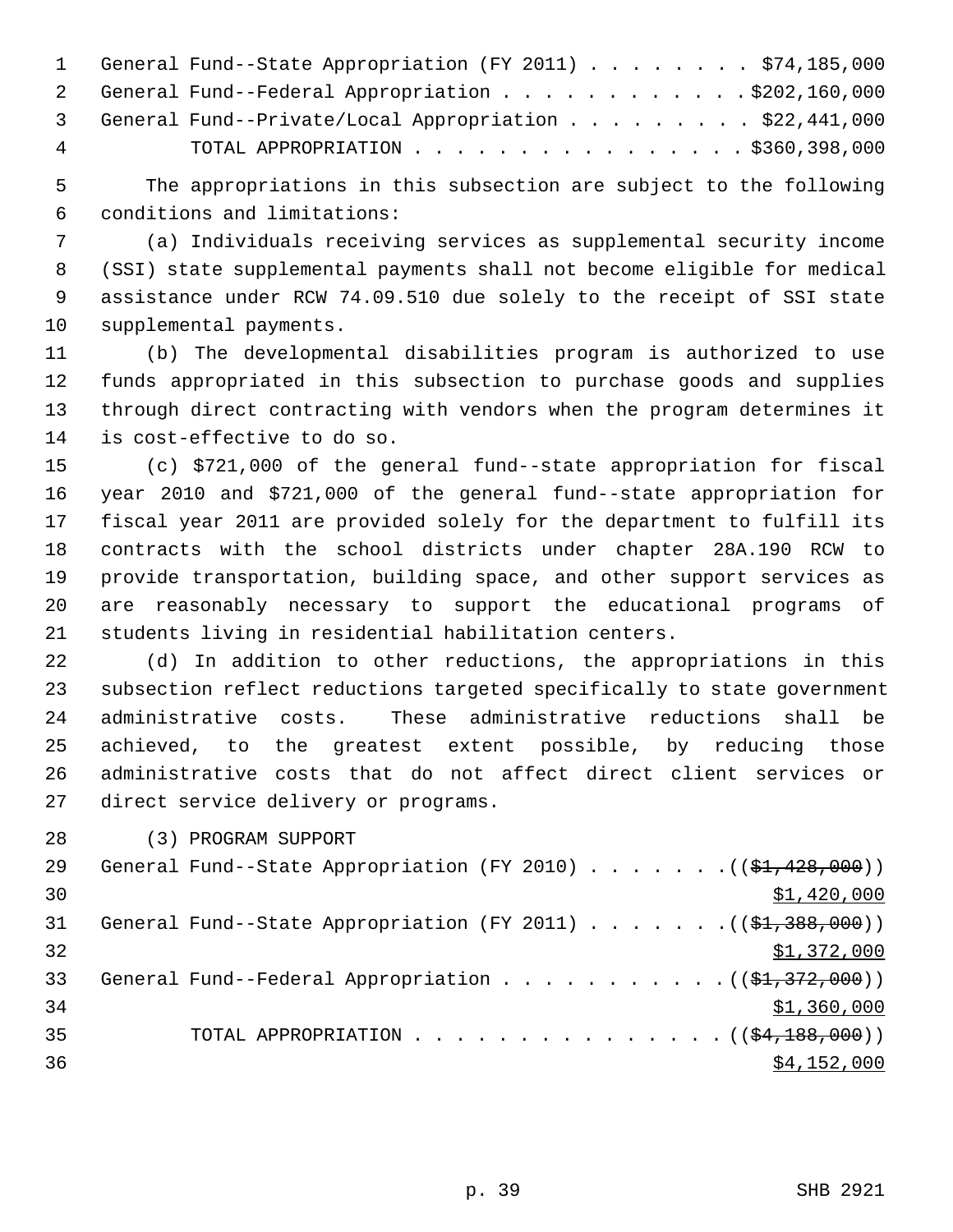General Fund--State Appropriation (FY 2011) . . . . . . . . $74,185,000
General Fund--Federal Appropriation . . . . . . . . . . . . $202,160,000
General Fund--Private/Local Appropriation . . . . . . . . . $22,441,000
TOTAL APPROPRIATION . . . . . . . . . . . . . . . . $360,398,000

The appropriations in this subsection are subject to the following conditions and limitations:

(a) Individuals receiving services as supplemental security income (SSI) state supplemental payments shall not become eligible for medical assistance under RCW 74.09.510 due solely to the receipt of SSI state supplemental payments.

(b) The developmental disabilities program is authorized to use funds appropriated in this subsection to purchase goods and supplies through direct contracting with vendors when the program determines it is cost-effective to do so.

(c) $721,000 of the general fund--state appropriation for fiscal year 2010 and $721,000 of the general fund--state appropriation for fiscal year 2011 are provided solely for the department to fulfill its contracts with the school districts under chapter 28A.190 RCW to provide transportation, building space, and other support services as are reasonably necessary to support the educational programs of students living in residential habilitation centers.

(d) In addition to other reductions, the appropriations in this subsection reflect reductions targeted specifically to state government administrative costs. These administrative reductions shall be achieved, to the greatest extent possible, by reducing those administrative costs that do not affect direct client services or direct service delivery or programs.

(3) PROGRAM SUPPORT

General Fund--State Appropriation (FY 2010) . . . . . . . ((~~$1,428,000~~))
$1,420,000
General Fund--State Appropriation (FY 2011) . . . . . . . ((~~$1,388,000~~))
$1,372,000
General Fund--Federal Appropriation . . . . . . . . . . . ((~~$1,372,000~~))
$1,360,000
TOTAL APPROPRIATION . . . . . . . . . . . . . . . ((~~$4,188,000~~))
$4,152,000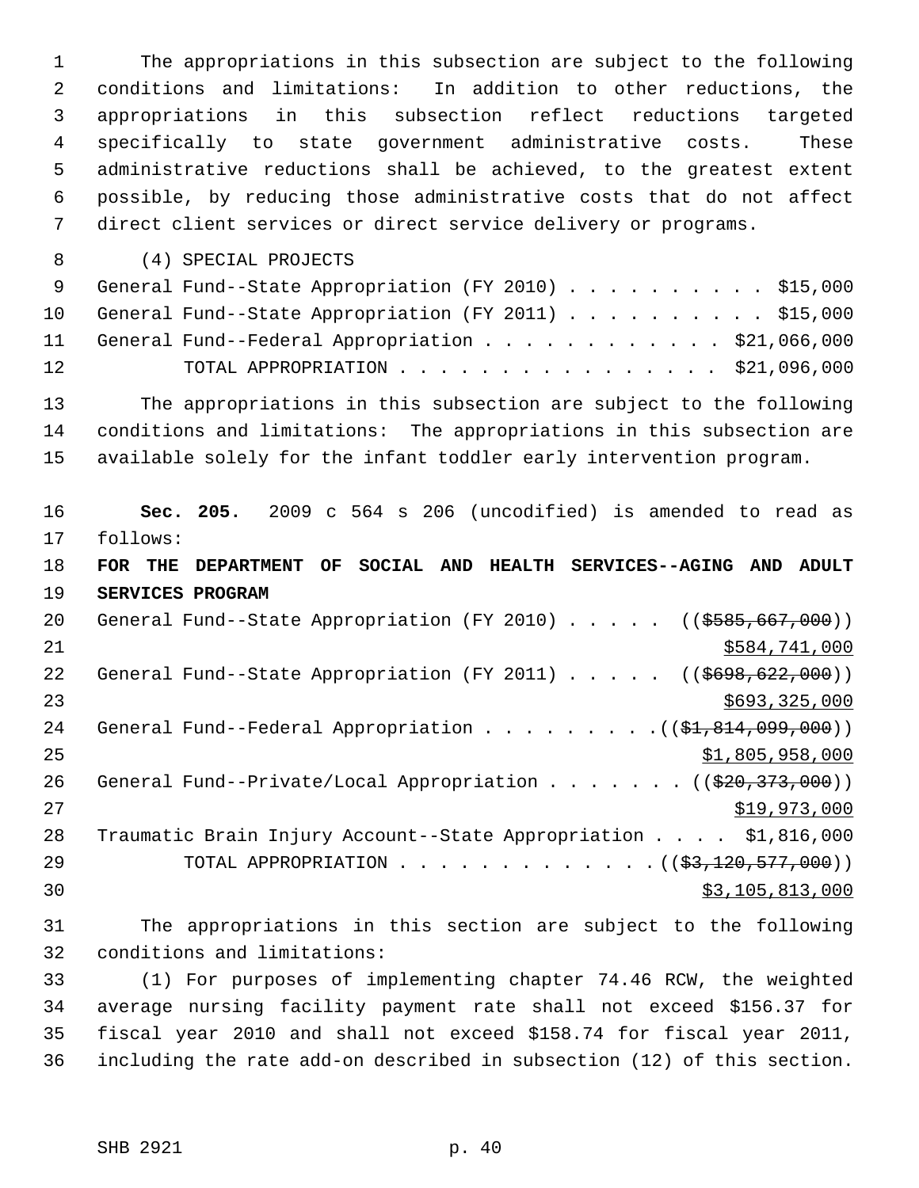The appropriations in this subsection are subject to the following conditions and limitations: In addition to other reductions, the appropriations in this subsection reflect reductions targeted specifically to state government administrative costs. These administrative reductions shall be achieved, to the greatest extent possible, by reducing those administrative costs that do not affect direct client services or direct service delivery or programs.

(4) SPECIAL PROJECTS

General Fund--State Appropriation (FY 2010) . . . . . . . . . . $15,000
General Fund--State Appropriation (FY 2011) . . . . . . . . . . $15,000
General Fund--Federal Appropriation . . . . . . . . . . . . $21,066,000
TOTAL APPROPRIATION . . . . . . . . . . . . . . . . $21,096,000

The appropriations in this subsection are subject to the following conditions and limitations: The appropriations in this subsection are available solely for the infant toddler early intervention program.

**Sec. 205.** 2009 c 564 s 206 (uncodified) is amended to read as follows:

**FOR THE DEPARTMENT OF SOCIAL AND HEALTH SERVICES--AGING AND ADULT SERVICES PROGRAM**

General Fund--State Appropriation (FY 2010) . . . . . ((~~$585,667,000~~))
$584,741,000
General Fund--State Appropriation (FY 2011) . . . . . ((~~$698,622,000~~))
$693,325,000
General Fund--Federal Appropriation . . . . . . . . .((~~$1,814,099,000~~))
$1,805,958,000
General Fund--Private/Local Appropriation . . . . . . . ((~~$20,373,000~~))
$19,973,000
Traumatic Brain Injury Account--State Appropriation . . . . $1,816,000
TOTAL APPROPRIATION . . . . . . . . . . . . .((~~$3,120,577,000~~))
$3,105,813,000

The appropriations in this section are subject to the following conditions and limitations:

(1) For purposes of implementing chapter 74.46 RCW, the weighted average nursing facility payment rate shall not exceed $156.37 for fiscal year 2010 and shall not exceed $158.74 for fiscal year 2011, including the rate add-on described in subsection (12) of this section.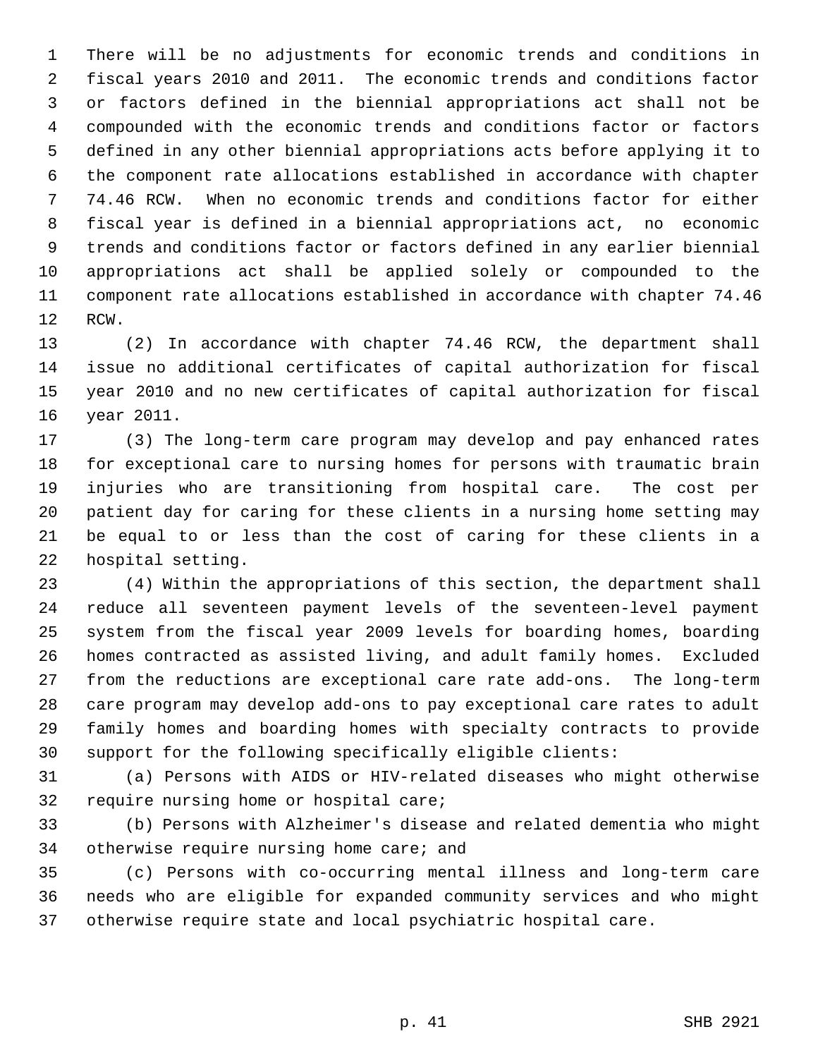There will be no adjustments for economic trends and conditions in fiscal years 2010 and 2011. The economic trends and conditions factor or factors defined in the biennial appropriations act shall not be compounded with the economic trends and conditions factor or factors defined in any other biennial appropriations acts before applying it to the component rate allocations established in accordance with chapter 74.46 RCW. When no economic trends and conditions factor for either fiscal year is defined in a biennial appropriations act, no economic trends and conditions factor or factors defined in any earlier biennial appropriations act shall be applied solely or compounded to the component rate allocations established in accordance with chapter 74.46 RCW.

(2) In accordance with chapter 74.46 RCW, the department shall issue no additional certificates of capital authorization for fiscal year 2010 and no new certificates of capital authorization for fiscal year 2011.

(3) The long-term care program may develop and pay enhanced rates for exceptional care to nursing homes for persons with traumatic brain injuries who are transitioning from hospital care. The cost per patient day for caring for these clients in a nursing home setting may be equal to or less than the cost of caring for these clients in a hospital setting.

(4) Within the appropriations of this section, the department shall reduce all seventeen payment levels of the seventeen-level payment system from the fiscal year 2009 levels for boarding homes, boarding homes contracted as assisted living, and adult family homes. Excluded from the reductions are exceptional care rate add-ons. The long-term care program may develop add-ons to pay exceptional care rates to adult family homes and boarding homes with specialty contracts to provide support for the following specifically eligible clients:

(a) Persons with AIDS or HIV-related diseases who might otherwise require nursing home or hospital care;

(b) Persons with Alzheimer's disease and related dementia who might otherwise require nursing home care; and

(c) Persons with co-occurring mental illness and long-term care needs who are eligible for expanded community services and who might otherwise require state and local psychiatric hospital care.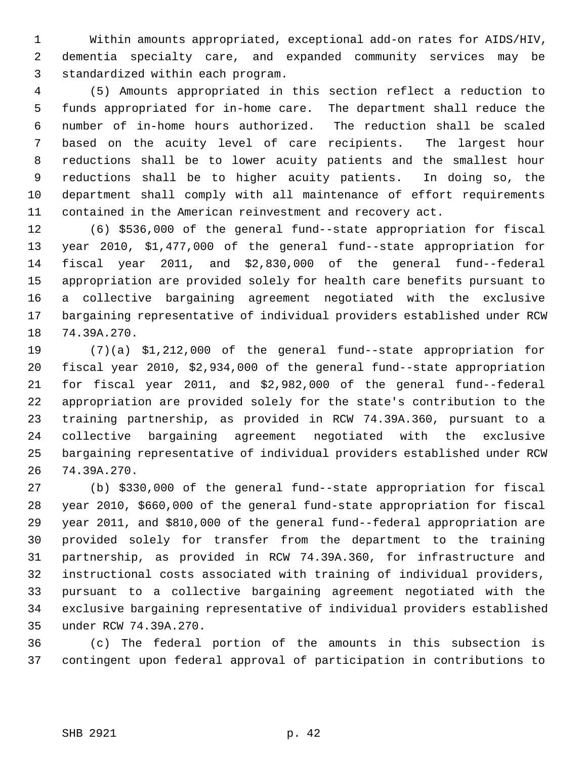Within amounts appropriated, exceptional add-on rates for AIDS/HIV, dementia specialty care, and expanded community services may be standardized within each program.

(5) Amounts appropriated in this section reflect a reduction to funds appropriated for in-home care. The department shall reduce the number of in-home hours authorized. The reduction shall be scaled based on the acuity level of care recipients. The largest hour reductions shall be to lower acuity patients and the smallest hour reductions shall be to higher acuity patients. In doing so, the department shall comply with all maintenance of effort requirements contained in the American reinvestment and recovery act.

(6) $536,000 of the general fund--state appropriation for fiscal year 2010, $1,477,000 of the general fund--state appropriation for fiscal year 2011, and $2,830,000 of the general fund--federal appropriation are provided solely for health care benefits pursuant to a collective bargaining agreement negotiated with the exclusive bargaining representative of individual providers established under RCW 74.39A.270.

(7)(a) $1,212,000 of the general fund--state appropriation for fiscal year 2010, $2,934,000 of the general fund--state appropriation for fiscal year 2011, and $2,982,000 of the general fund--federal appropriation are provided solely for the state's contribution to the training partnership, as provided in RCW 74.39A.360, pursuant to a collective bargaining agreement negotiated with the exclusive bargaining representative of individual providers established under RCW 74.39A.270.

(b) $330,000 of the general fund--state appropriation for fiscal year 2010, $660,000 of the general fund-state appropriation for fiscal year 2011, and $810,000 of the general fund--federal appropriation are provided solely for transfer from the department to the training partnership, as provided in RCW 74.39A.360, for infrastructure and instructional costs associated with training of individual providers, pursuant to a collective bargaining agreement negotiated with the exclusive bargaining representative of individual providers established under RCW 74.39A.270.

(c) The federal portion of the amounts in this subsection is contingent upon federal approval of participation in contributions to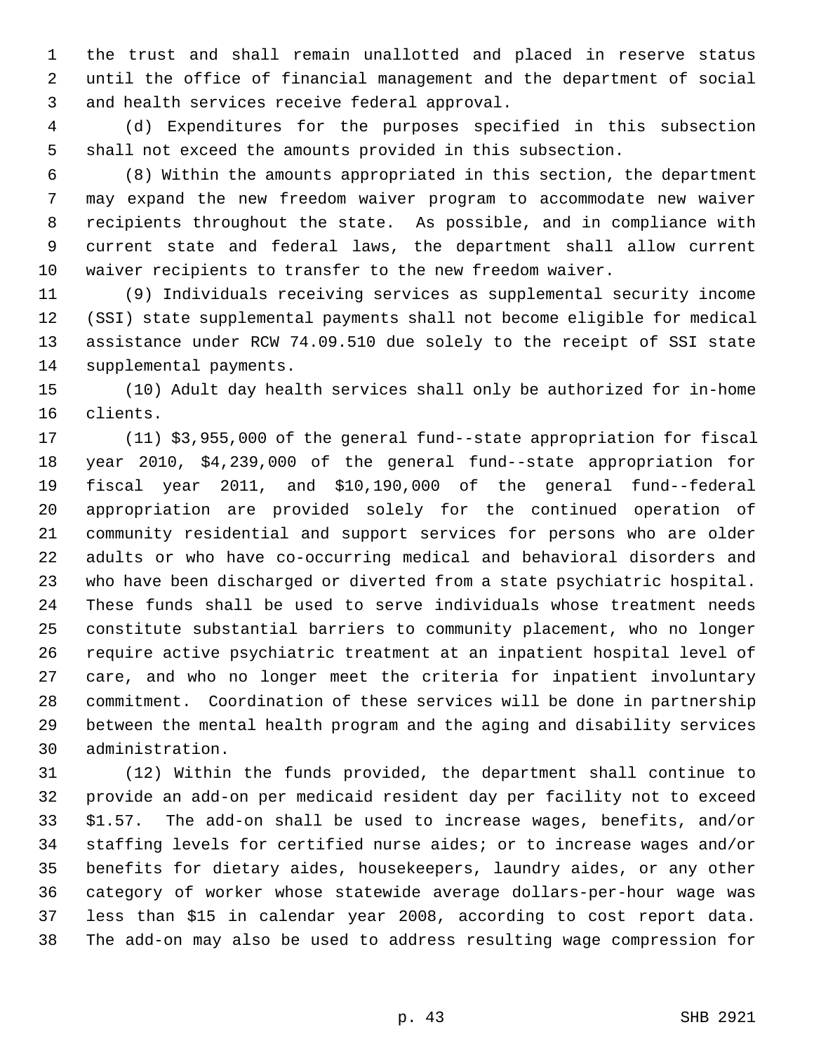the trust and shall remain unallotted and placed in reserve status until the office of financial management and the department of social and health services receive federal approval.

(d) Expenditures for the purposes specified in this subsection shall not exceed the amounts provided in this subsection.

(8) Within the amounts appropriated in this section, the department may expand the new freedom waiver program to accommodate new waiver recipients throughout the state. As possible, and in compliance with current state and federal laws, the department shall allow current waiver recipients to transfer to the new freedom waiver.

(9) Individuals receiving services as supplemental security income (SSI) state supplemental payments shall not become eligible for medical assistance under RCW 74.09.510 due solely to the receipt of SSI state supplemental payments.

(10) Adult day health services shall only be authorized for in-home clients.

(11) $3,955,000 of the general fund--state appropriation for fiscal year 2010, $4,239,000 of the general fund--state appropriation for fiscal year 2011, and $10,190,000 of the general fund--federal appropriation are provided solely for the continued operation of community residential and support services for persons who are older adults or who have co-occurring medical and behavioral disorders and who have been discharged or diverted from a state psychiatric hospital. These funds shall be used to serve individuals whose treatment needs constitute substantial barriers to community placement, who no longer require active psychiatric treatment at an inpatient hospital level of care, and who no longer meet the criteria for inpatient involuntary commitment. Coordination of these services will be done in partnership between the mental health program and the aging and disability services administration.

(12) Within the funds provided, the department shall continue to provide an add-on per medicaid resident day per facility not to exceed $1.57. The add-on shall be used to increase wages, benefits, and/or staffing levels for certified nurse aides; or to increase wages and/or benefits for dietary aides, housekeepers, laundry aides, or any other category of worker whose statewide average dollars-per-hour wage was less than $15 in calendar year 2008, according to cost report data. The add-on may also be used to address resulting wage compression for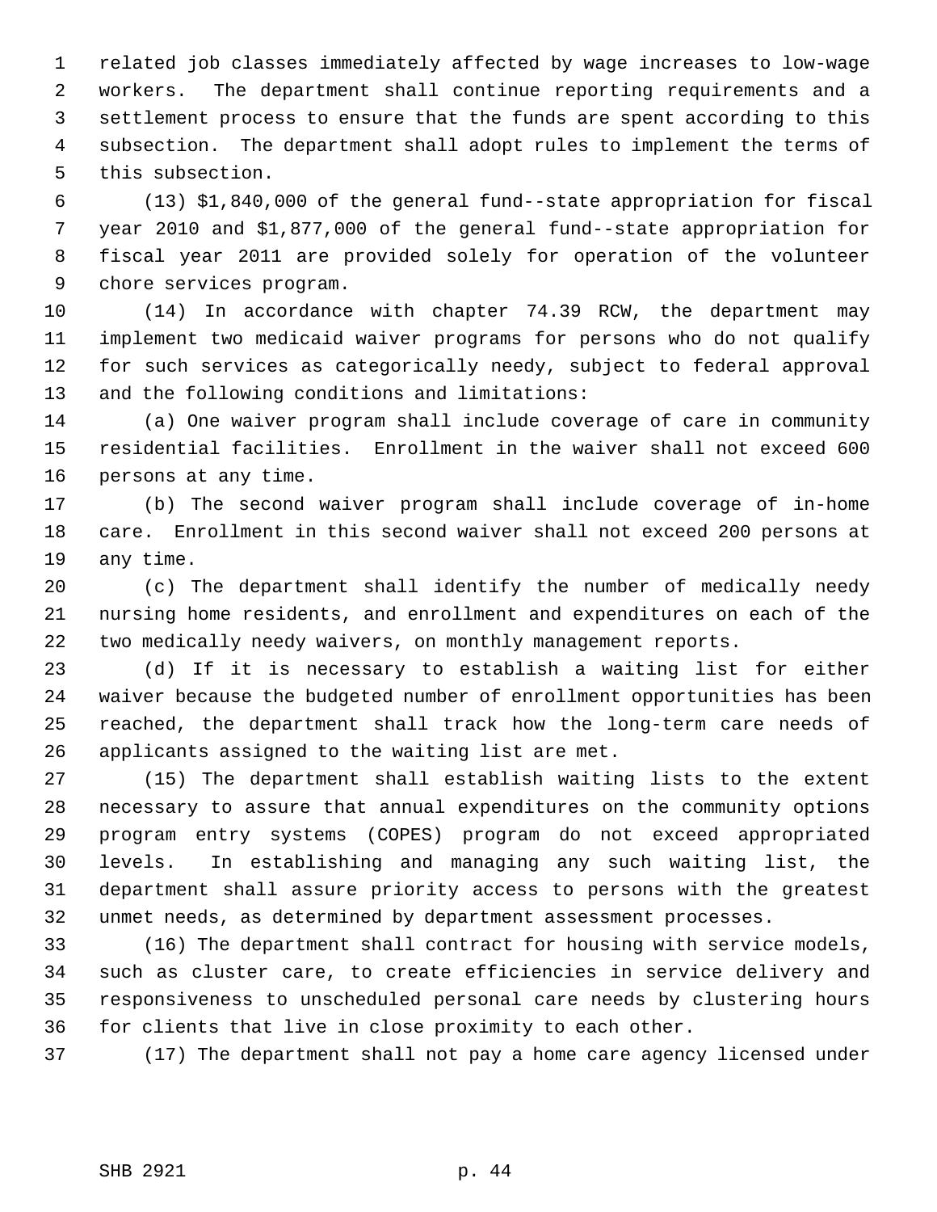related job classes immediately affected by wage increases to low-wage workers. The department shall continue reporting requirements and a settlement process to ensure that the funds are spent according to this subsection. The department shall adopt rules to implement the terms of this subsection.

(13) $1,840,000 of the general fund--state appropriation for fiscal year 2010 and $1,877,000 of the general fund--state appropriation for fiscal year 2011 are provided solely for operation of the volunteer chore services program.

(14) In accordance with chapter 74.39 RCW, the department may implement two medicaid waiver programs for persons who do not qualify for such services as categorically needy, subject to federal approval and the following conditions and limitations:

(a) One waiver program shall include coverage of care in community residential facilities. Enrollment in the waiver shall not exceed 600 persons at any time.

(b) The second waiver program shall include coverage of in-home care. Enrollment in this second waiver shall not exceed 200 persons at any time.

(c) The department shall identify the number of medically needy nursing home residents, and enrollment and expenditures on each of the two medically needy waivers, on monthly management reports.

(d) If it is necessary to establish a waiting list for either waiver because the budgeted number of enrollment opportunities has been reached, the department shall track how the long-term care needs of applicants assigned to the waiting list are met.

(15) The department shall establish waiting lists to the extent necessary to assure that annual expenditures on the community options program entry systems (COPES) program do not exceed appropriated levels. In establishing and managing any such waiting list, the department shall assure priority access to persons with the greatest unmet needs, as determined by department assessment processes.

(16) The department shall contract for housing with service models, such as cluster care, to create efficiencies in service delivery and responsiveness to unscheduled personal care needs by clustering hours for clients that live in close proximity to each other.

(17) The department shall not pay a home care agency licensed under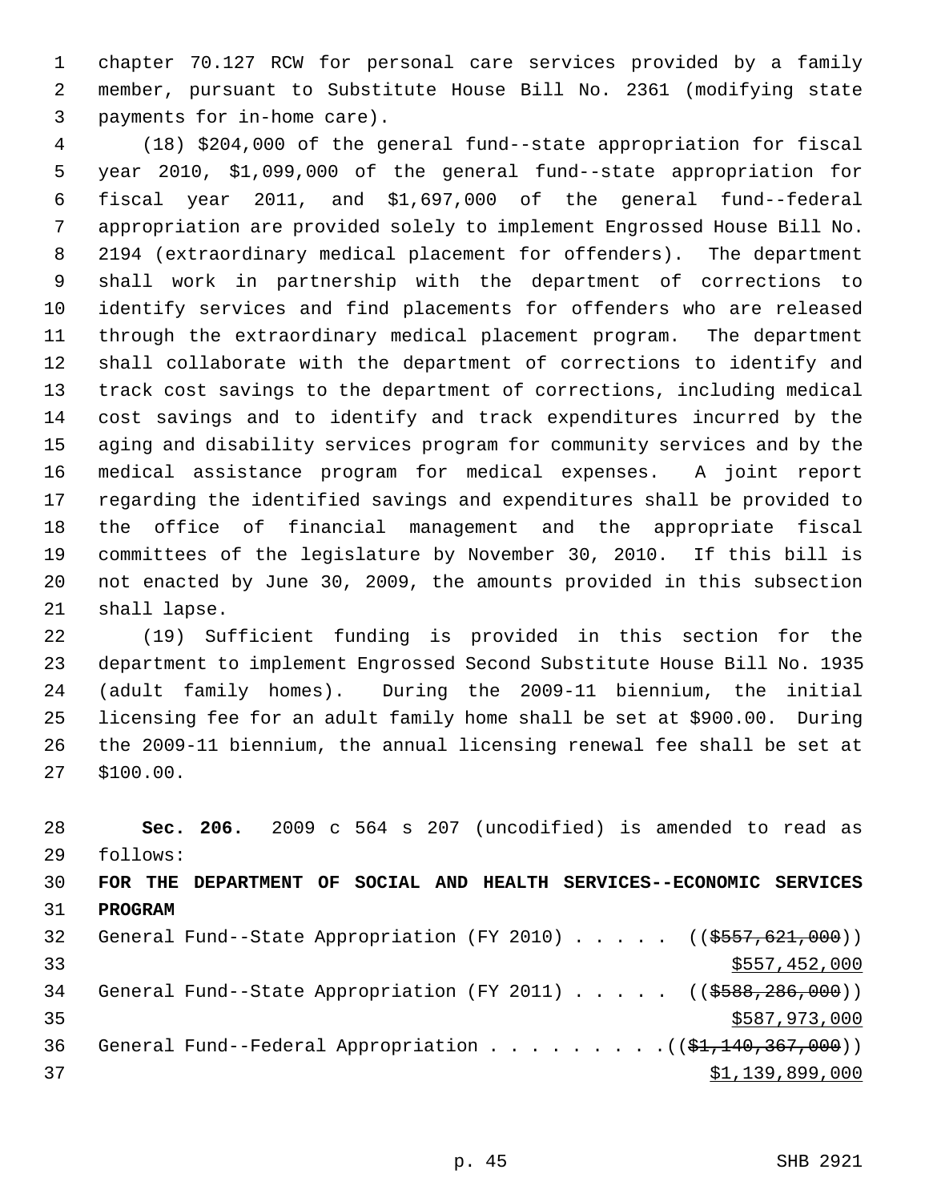chapter 70.127 RCW for personal care services provided by a family member, pursuant to Substitute House Bill No. 2361 (modifying state payments for in-home care).

(18) $204,000 of the general fund--state appropriation for fiscal year 2010, $1,099,000 of the general fund--state appropriation for fiscal year 2011, and $1,697,000 of the general fund--federal appropriation are provided solely to implement Engrossed House Bill No. 2194 (extraordinary medical placement for offenders). The department shall work in partnership with the department of corrections to identify services and find placements for offenders who are released through the extraordinary medical placement program. The department shall collaborate with the department of corrections to identify and track cost savings to the department of corrections, including medical cost savings and to identify and track expenditures incurred by the aging and disability services program for community services and by the medical assistance program for medical expenses. A joint report regarding the identified savings and expenditures shall be provided to the office of financial management and the appropriate fiscal committees of the legislature by November 30, 2010. If this bill is not enacted by June 30, 2009, the amounts provided in this subsection shall lapse.

(19) Sufficient funding is provided in this section for the department to implement Engrossed Second Substitute House Bill No. 1935 (adult family homes). During the 2009-11 biennium, the initial licensing fee for an adult family home shall be set at $900.00. During the 2009-11 biennium, the annual licensing renewal fee shall be set at $100.00.

**Sec. 206.** 2009 c 564 s 207 (uncodified) is amended to read as follows:

**FOR THE DEPARTMENT OF SOCIAL AND HEALTH SERVICES--ECONOMIC SERVICES PROGRAM**

General Fund--State Appropriation (FY 2010) . . . . . ((~~$557,621,000~~))
$557,452,000

General Fund--State Appropriation (FY 2011) . . . . . ((~~$588,286,000~~))
$587,973,000

General Fund--Federal Appropriation . . . . . . . . . ((~~$1,140,367,000~~))
$1,139,899,000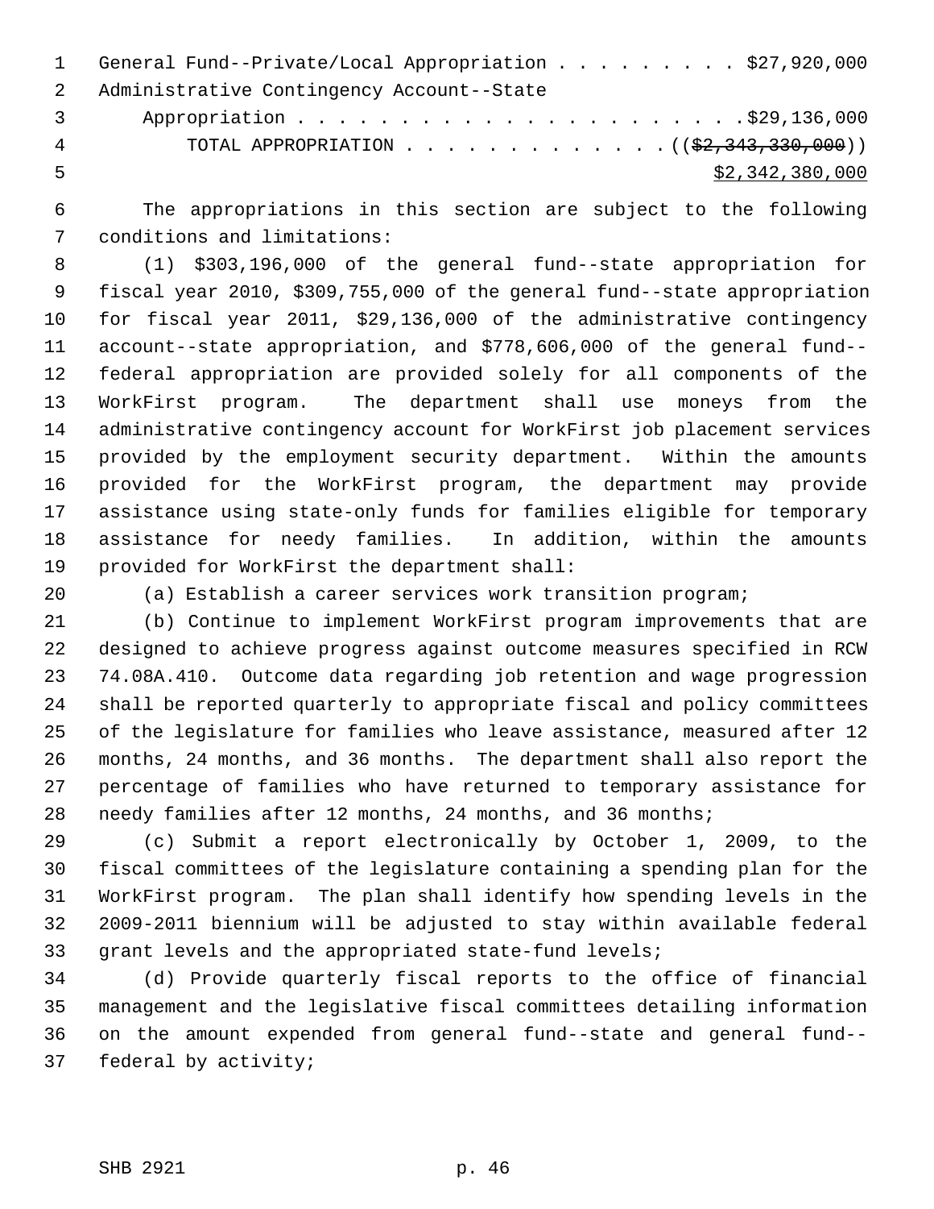General Fund--Private/Local Appropriation . . . . . . . . . $27,920,000
Administrative Contingency Account--State
Appropriation . . . . . . . . . . . . . . . . . . . . . .$29,136,000
TOTAL APPROPRIATION . . . . . . . . . . . . . ((~~$2,343,330,000~~))
<u>$2,342,380,000</u>

The appropriations in this section are subject to the following conditions and limitations:

(1) $303,196,000 of the general fund--state appropriation for fiscal year 2010, $309,755,000 of the general fund--state appropriation for fiscal year 2011, $29,136,000 of the administrative contingency account--state appropriation, and $778,606,000 of the general fund--federal appropriation are provided solely for all components of the WorkFirst program. The department shall use moneys from the administrative contingency account for WorkFirst job placement services provided by the employment security department. Within the amounts provided for the WorkFirst program, the department may provide assistance using state-only funds for families eligible for temporary assistance for needy families. In addition, within the amounts provided for WorkFirst the department shall:

(a) Establish a career services work transition program;

(b) Continue to implement WorkFirst program improvements that are designed to achieve progress against outcome measures specified in RCW 74.08A.410. Outcome data regarding job retention and wage progression shall be reported quarterly to appropriate fiscal and policy committees of the legislature for families who leave assistance, measured after 12 months, 24 months, and 36 months. The department shall also report the percentage of families who have returned to temporary assistance for needy families after 12 months, 24 months, and 36 months;

(c) Submit a report electronically by October 1, 2009, to the fiscal committees of the legislature containing a spending plan for the WorkFirst program. The plan shall identify how spending levels in the 2009-2011 biennium will be adjusted to stay within available federal grant levels and the appropriated state-fund levels;

(d) Provide quarterly fiscal reports to the office of financial management and the legislative fiscal committees detailing information on the amount expended from general fund--state and general fund--federal by activity;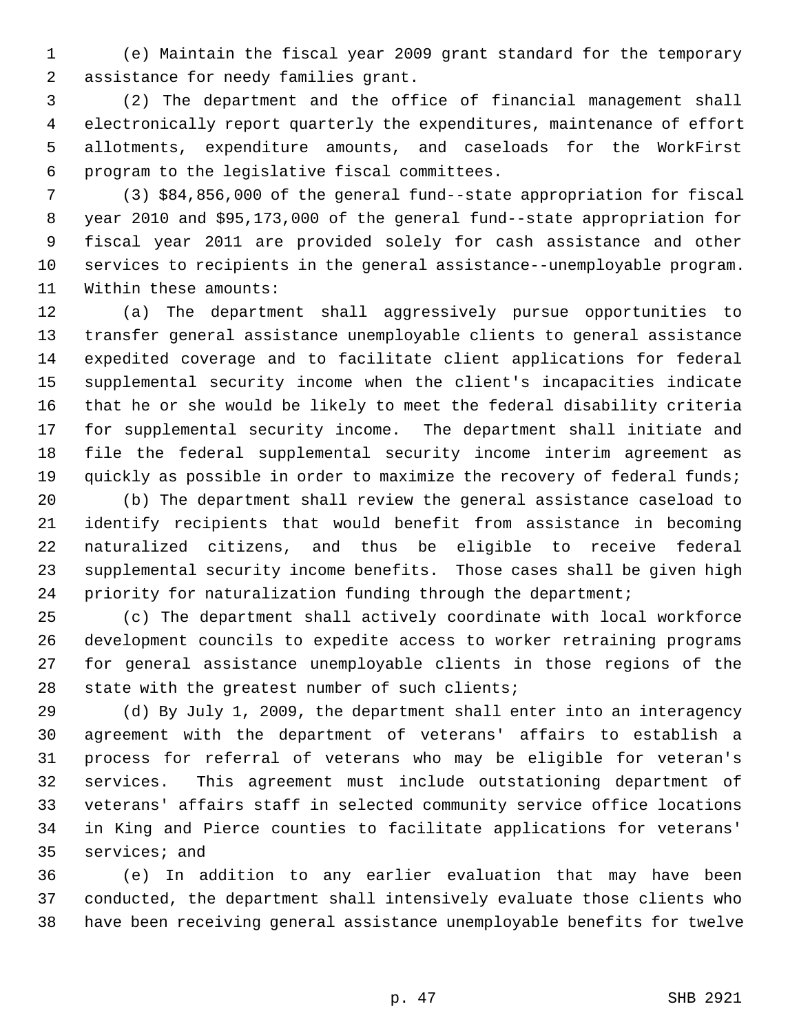(e) Maintain the fiscal year 2009 grant standard for the temporary assistance for needy families grant.

(2) The department and the office of financial management shall electronically report quarterly the expenditures, maintenance of effort allotments, expenditure amounts, and caseloads for the WorkFirst program to the legislative fiscal committees.

(3) $84,856,000 of the general fund--state appropriation for fiscal year 2010 and $95,173,000 of the general fund--state appropriation for fiscal year 2011 are provided solely for cash assistance and other services to recipients in the general assistance--unemployable program. Within these amounts:

(a) The department shall aggressively pursue opportunities to transfer general assistance unemployable clients to general assistance expedited coverage and to facilitate client applications for federal supplemental security income when the client's incapacities indicate that he or she would be likely to meet the federal disability criteria for supplemental security income. The department shall initiate and file the federal supplemental security income interim agreement as quickly as possible in order to maximize the recovery of federal funds;

(b) The department shall review the general assistance caseload to identify recipients that would benefit from assistance in becoming naturalized citizens, and thus be eligible to receive federal supplemental security income benefits. Those cases shall be given high priority for naturalization funding through the department;

(c) The department shall actively coordinate with local workforce development councils to expedite access to worker retraining programs for general assistance unemployable clients in those regions of the state with the greatest number of such clients;

(d) By July 1, 2009, the department shall enter into an interagency agreement with the department of veterans' affairs to establish a process for referral of veterans who may be eligible for veteran's services. This agreement must include outstationing department of veterans' affairs staff in selected community service office locations in King and Pierce counties to facilitate applications for veterans' services; and

(e) In addition to any earlier evaluation that may have been conducted, the department shall intensively evaluate those clients who have been receiving general assistance unemployable benefits for twelve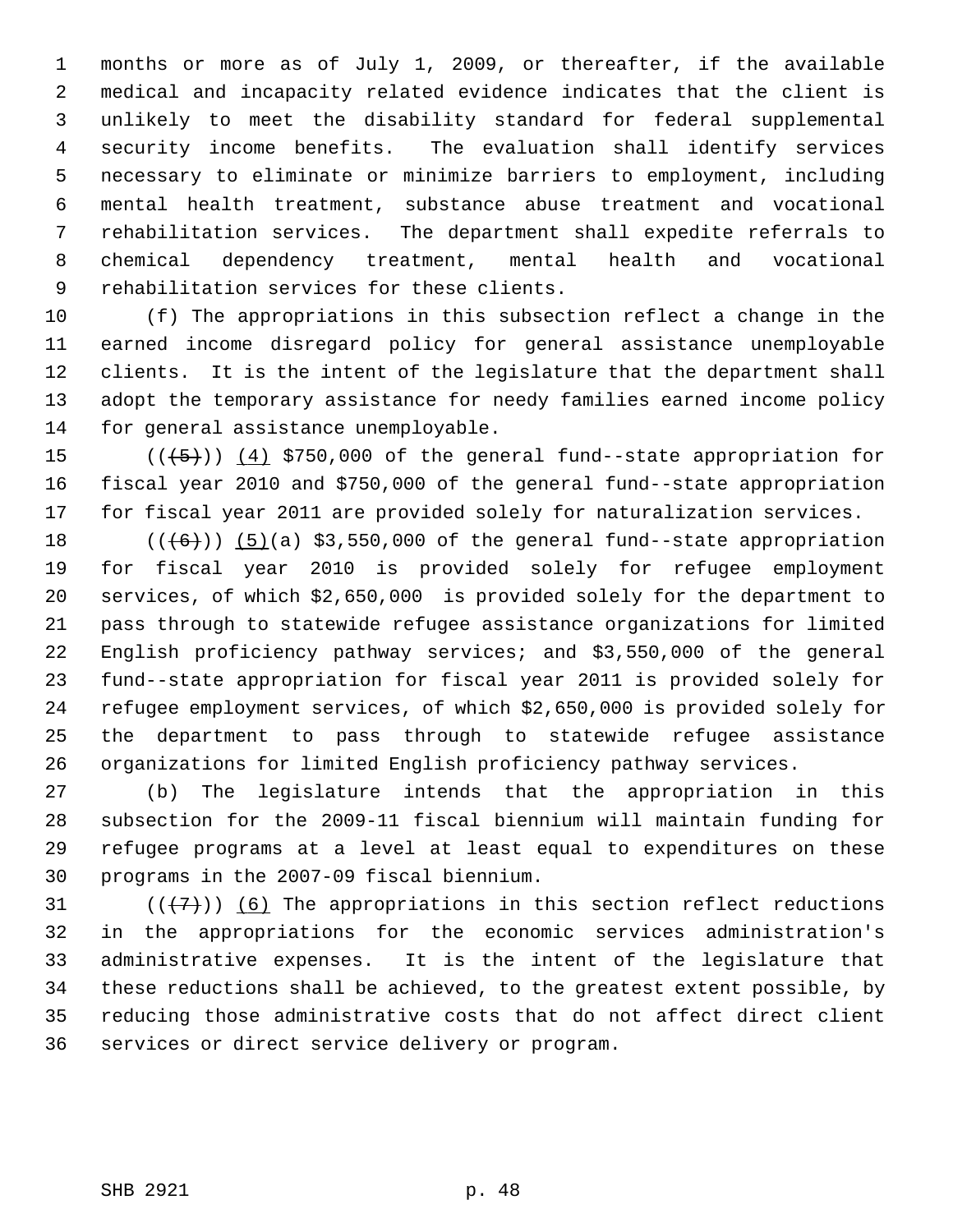months or more as of July 1, 2009, or thereafter, if the available medical and incapacity related evidence indicates that the client is unlikely to meet the disability standard for federal supplemental security income benefits. The evaluation shall identify services necessary to eliminate or minimize barriers to employment, including mental health treatment, substance abuse treatment and vocational rehabilitation services. The department shall expedite referrals to chemical dependency treatment, mental health and vocational rehabilitation services for these clients.

(f) The appropriations in this subsection reflect a change in the earned income disregard policy for general assistance unemployable clients. It is the intent of the legislature that the department shall adopt the temporary assistance for needy families earned income policy for general assistance unemployable.

(((~~5~~))) <u>(4)</u> $750,000 of the general fund--state appropriation for fiscal year 2010 and $750,000 of the general fund--state appropriation for fiscal year 2011 are provided solely for naturalization services.

(((~~6~~))) <u>(5)</u>(a) $3,550,000 of the general fund--state appropriation for fiscal year 2010 is provided solely for refugee employment services, of which $2,650,000 is provided solely for the department to pass through to statewide refugee assistance organizations for limited English proficiency pathway services; and $3,550,000 of the general fund--state appropriation for fiscal year 2011 is provided solely for refugee employment services, of which $2,650,000 is provided solely for the department to pass through to statewide refugee assistance organizations for limited English proficiency pathway services.

(b) The legislature intends that the appropriation in this subsection for the 2009-11 fiscal biennium will maintain funding for refugee programs at a level at least equal to expenditures on these programs in the 2007-09 fiscal biennium.

(((~~7~~))) <u>(6)</u> The appropriations in this section reflect reductions in the appropriations for the economic services administration's administrative expenses. It is the intent of the legislature that these reductions shall be achieved, to the greatest extent possible, by reducing those administrative costs that do not affect direct client services or direct service delivery or program.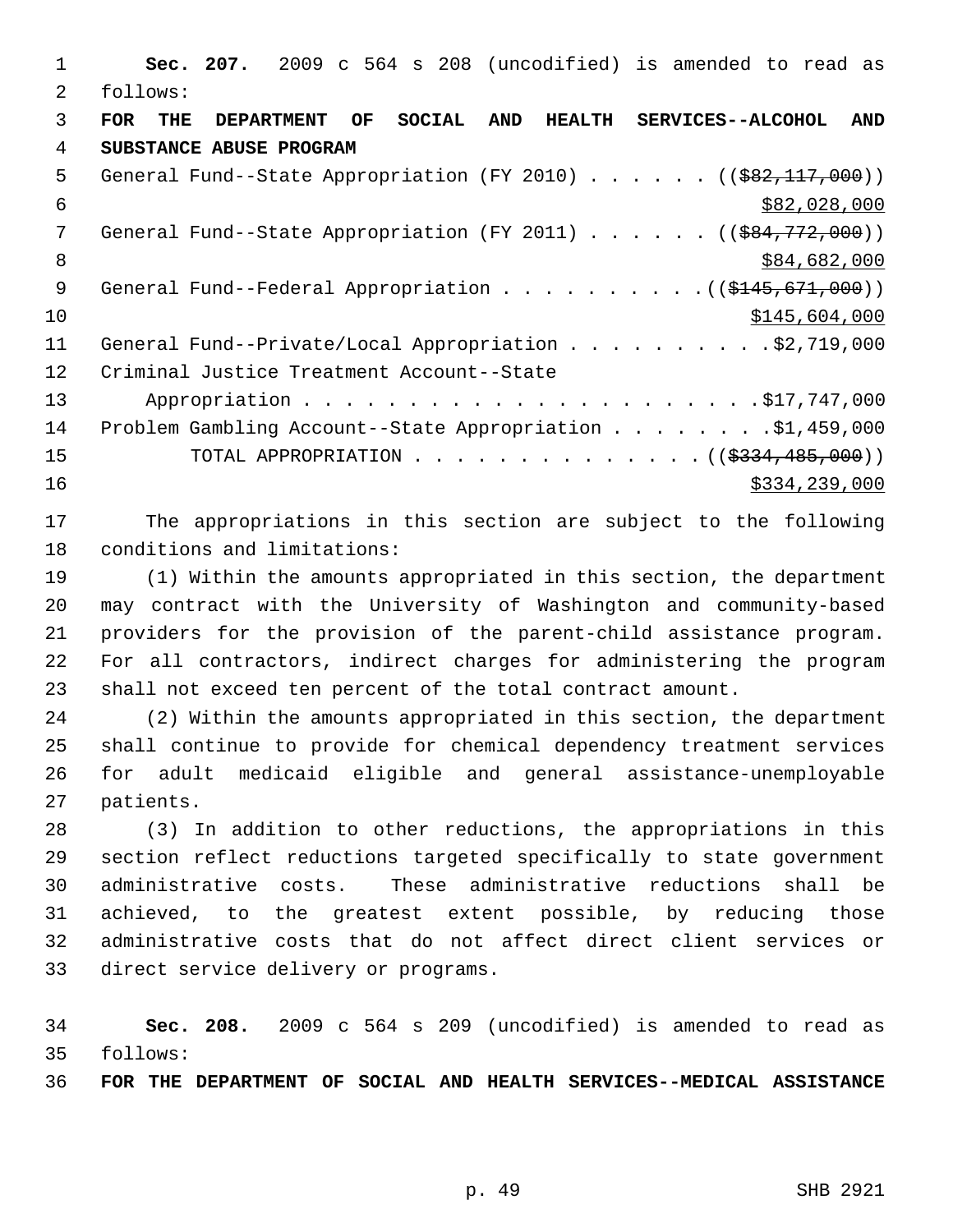**Sec. 207.** 2009 c 564 s 208 (uncodified) is amended to read as follows:

**FOR THE DEPARTMENT OF SOCIAL AND HEALTH SERVICES--ALCOHOL AND SUBSTANCE ABUSE PROGRAM**

General Fund--State Appropriation (FY 2010) . . . . . . ((~~$82,117,000~~)) $82,028,000

General Fund--State Appropriation (FY 2011) . . . . . . ((~~$84,772,000~~)) $84,682,000

General Fund--Federal Appropriation . . . . . . . . . . ((~~$145,671,000~~)) $145,604,000

General Fund--Private/Local Appropriation . . . . . . . . . . $2,719,000

Criminal Justice Treatment Account--State Appropriation . . . . . . . . . . . . . . . . . . . . . . $17,747,000

Problem Gambling Account--State Appropriation . . . . . . . . $1,459,000

TOTAL APPROPRIATION . . . . . . . . . . . . . . ((~~$334,485,000~~)) $334,239,000

The appropriations in this section are subject to the following conditions and limitations:

(1) Within the amounts appropriated in this section, the department may contract with the University of Washington and community-based providers for the provision of the parent-child assistance program. For all contractors, indirect charges for administering the program shall not exceed ten percent of the total contract amount.

(2) Within the amounts appropriated in this section, the department shall continue to provide for chemical dependency treatment services for adult medicaid eligible and general assistance-unemployable patients.

(3) In addition to other reductions, the appropriations in this section reflect reductions targeted specifically to state government administrative costs. These administrative reductions shall be achieved, to the greatest extent possible, by reducing those administrative costs that do not affect direct client services or direct service delivery or programs.

**Sec. 208.** 2009 c 564 s 209 (uncodified) is amended to read as follows:

**FOR THE DEPARTMENT OF SOCIAL AND HEALTH SERVICES--MEDICAL ASSISTANCE**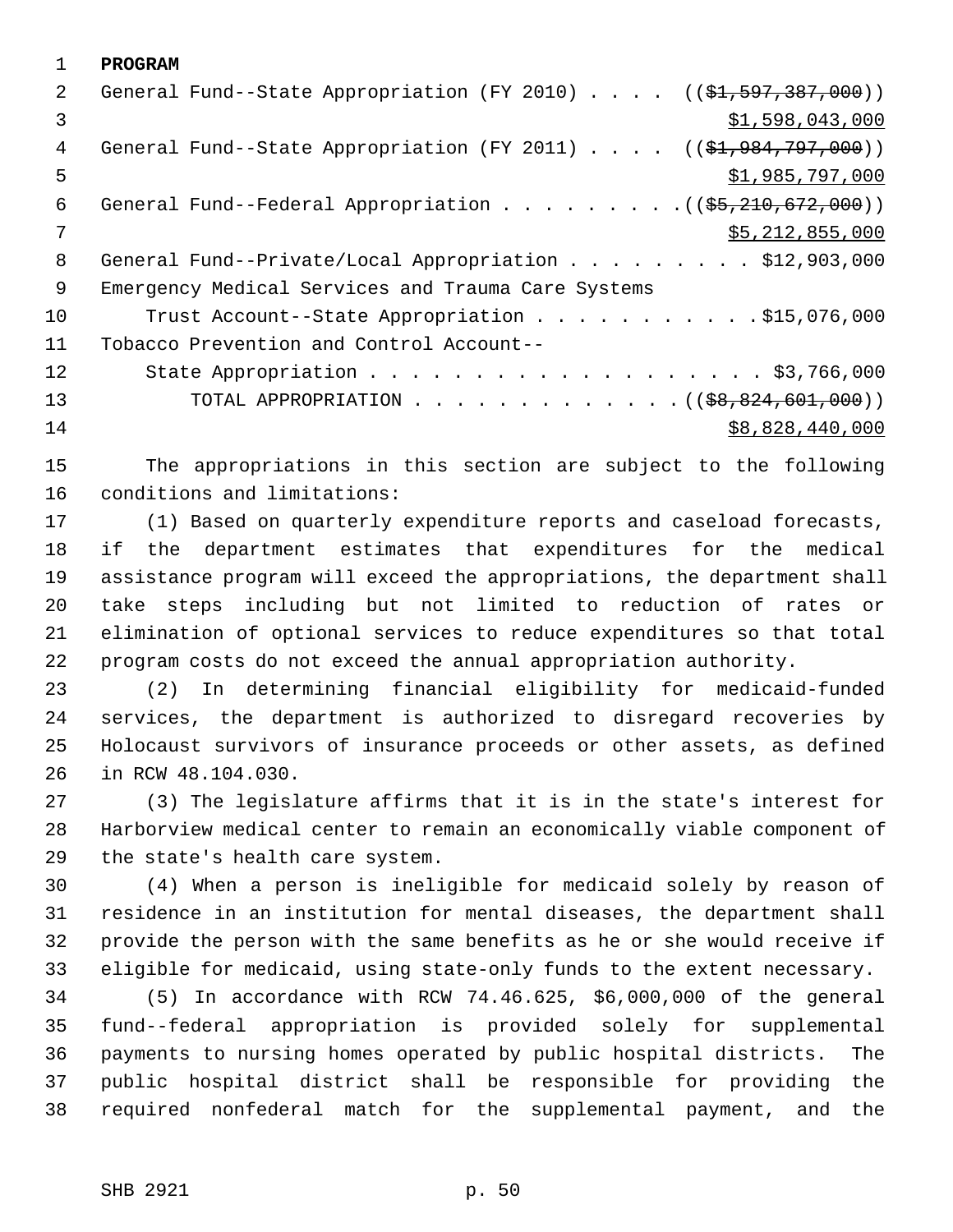**PROGRAM**

General Fund--State Appropriation (FY 2010) . . . . ((~~$1,597,387,000~~))
$1,598,043,000

General Fund--State Appropriation (FY 2011) . . . . ((~~$1,984,797,000~~))
$1,985,797,000

General Fund--Federal Appropriation . . . . . . . . . ((~~$5,210,672,000~~))
$5,212,855,000

General Fund--Private/Local Appropriation . . . . . . . . . $12,903,000

Emergency Medical Services and Trauma Care Systems
Trust Account--State Appropriation . . . . . . . . . . . $15,076,000

Tobacco Prevention and Control Account--
State Appropriation . . . . . . . . . . . . . . . . . . . $3,766,000

TOTAL APPROPRIATION . . . . . . . . . . . . . ((~~$8,824,601,000~~))
$8,828,440,000

The appropriations in this section are subject to the following conditions and limitations:

(1) Based on quarterly expenditure reports and caseload forecasts, if the department estimates that expenditures for the medical assistance program will exceed the appropriations, the department shall take steps including but not limited to reduction of rates or elimination of optional services to reduce expenditures so that total program costs do not exceed the annual appropriation authority.

(2) In determining financial eligibility for medicaid-funded services, the department is authorized to disregard recoveries by Holocaust survivors of insurance proceeds or other assets, as defined in RCW 48.104.030.

(3) The legislature affirms that it is in the state's interest for Harborview medical center to remain an economically viable component of the state's health care system.

(4) When a person is ineligible for medicaid solely by reason of residence in an institution for mental diseases, the department shall provide the person with the same benefits as he or she would receive if eligible for medicaid, using state-only funds to the extent necessary.

(5) In accordance with RCW 74.46.625, $6,000,000 of the general fund--federal appropriation is provided solely for supplemental payments to nursing homes operated by public hospital districts. The public hospital district shall be responsible for providing the required nonfederal match for the supplemental payment, and the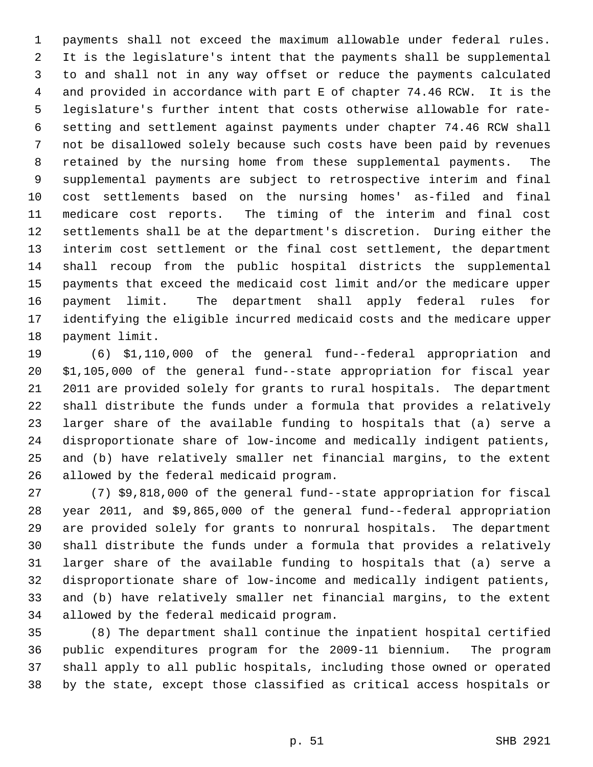payments shall not exceed the maximum allowable under federal rules. It is the legislature's intent that the payments shall be supplemental to and shall not in any way offset or reduce the payments calculated and provided in accordance with part E of chapter 74.46 RCW. It is the legislature's further intent that costs otherwise allowable for rate-setting and settlement against payments under chapter 74.46 RCW shall not be disallowed solely because such costs have been paid by revenues retained by the nursing home from these supplemental payments. The supplemental payments are subject to retrospective interim and final cost settlements based on the nursing homes' as-filed and final medicare cost reports. The timing of the interim and final cost settlements shall be at the department's discretion. During either the interim cost settlement or the final cost settlement, the department shall recoup from the public hospital districts the supplemental payments that exceed the medicaid cost limit and/or the medicare upper payment limit. The department shall apply federal rules for identifying the eligible incurred medicaid costs and the medicare upper payment limit.

(6) $1,110,000 of the general fund--federal appropriation and $1,105,000 of the general fund--state appropriation for fiscal year 2011 are provided solely for grants to rural hospitals. The department shall distribute the funds under a formula that provides a relatively larger share of the available funding to hospitals that (a) serve a disproportionate share of low-income and medically indigent patients, and (b) have relatively smaller net financial margins, to the extent allowed by the federal medicaid program.

(7) $9,818,000 of the general fund--state appropriation for fiscal year 2011, and $9,865,000 of the general fund--federal appropriation are provided solely for grants to nonrural hospitals. The department shall distribute the funds under a formula that provides a relatively larger share of the available funding to hospitals that (a) serve a disproportionate share of low-income and medically indigent patients, and (b) have relatively smaller net financial margins, to the extent allowed by the federal medicaid program.

(8) The department shall continue the inpatient hospital certified public expenditures program for the 2009-11 biennium. The program shall apply to all public hospitals, including those owned or operated by the state, except those classified as critical access hospitals or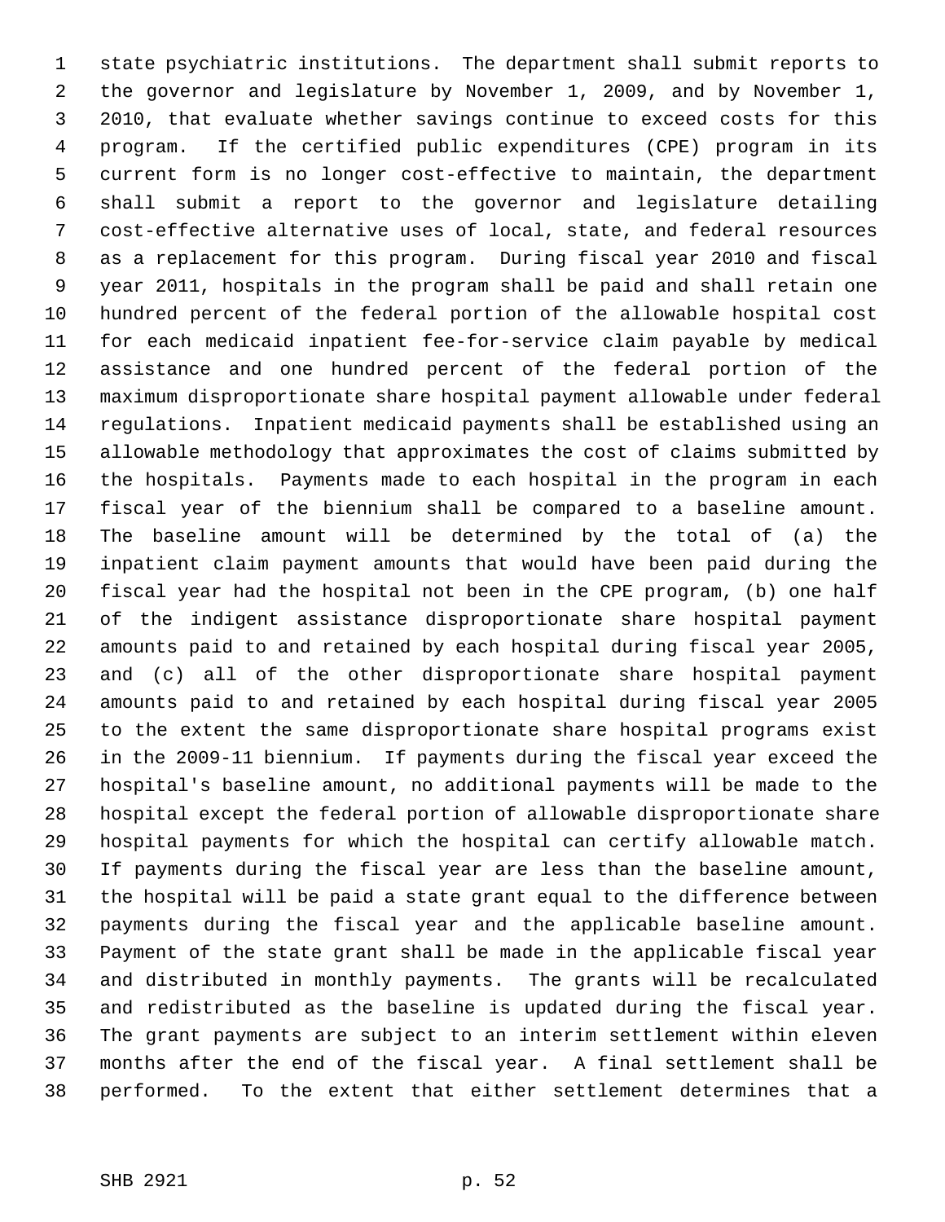state psychiatric institutions. The department shall submit reports to the governor and legislature by November 1, 2009, and by November 1, 2010, that evaluate whether savings continue to exceed costs for this program. If the certified public expenditures (CPE) program in its current form is no longer cost-effective to maintain, the department shall submit a report to the governor and legislature detailing cost-effective alternative uses of local, state, and federal resources as a replacement for this program. During fiscal year 2010 and fiscal year 2011, hospitals in the program shall be paid and shall retain one hundred percent of the federal portion of the allowable hospital cost for each medicaid inpatient fee-for-service claim payable by medical assistance and one hundred percent of the federal portion of the maximum disproportionate share hospital payment allowable under federal regulations. Inpatient medicaid payments shall be established using an allowable methodology that approximates the cost of claims submitted by the hospitals. Payments made to each hospital in the program in each fiscal year of the biennium shall be compared to a baseline amount. The baseline amount will be determined by the total of (a) the inpatient claim payment amounts that would have been paid during the fiscal year had the hospital not been in the CPE program, (b) one half of the indigent assistance disproportionate share hospital payment amounts paid to and retained by each hospital during fiscal year 2005, and (c) all of the other disproportionate share hospital payment amounts paid to and retained by each hospital during fiscal year 2005 to the extent the same disproportionate share hospital programs exist in the 2009-11 biennium. If payments during the fiscal year exceed the hospital's baseline amount, no additional payments will be made to the hospital except the federal portion of allowable disproportionate share hospital payments for which the hospital can certify allowable match. If payments during the fiscal year are less than the baseline amount, the hospital will be paid a state grant equal to the difference between payments during the fiscal year and the applicable baseline amount. Payment of the state grant shall be made in the applicable fiscal year and distributed in monthly payments. The grants will be recalculated and redistributed as the baseline is updated during the fiscal year. The grant payments are subject to an interim settlement within eleven months after the end of the fiscal year. A final settlement shall be performed. To the extent that either settlement determines that a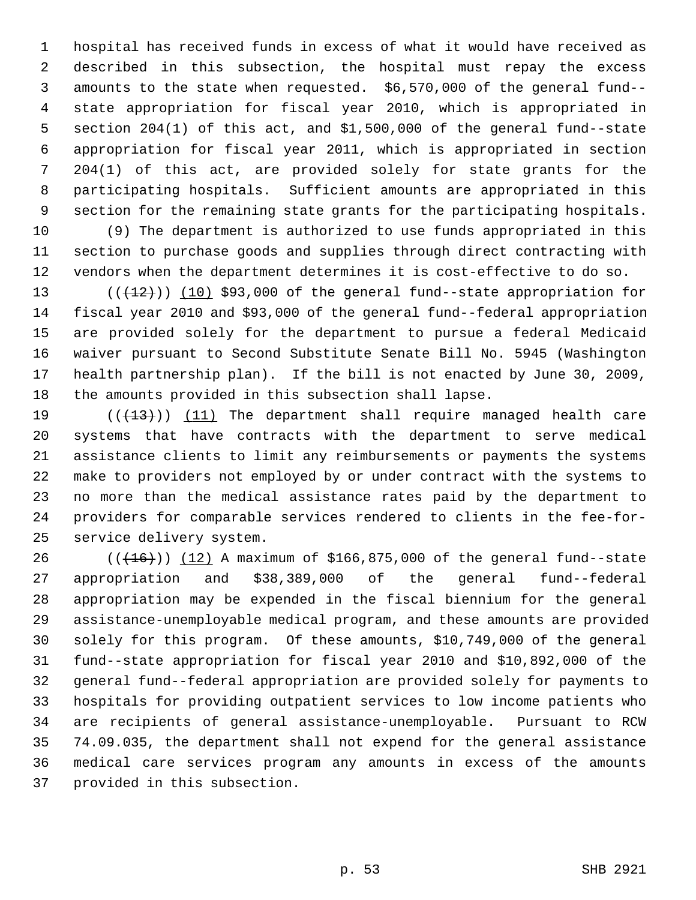hospital has received funds in excess of what it would have received as described in this subsection, the hospital must repay the excess amounts to the state when requested. $6,570,000 of the general fund--state appropriation for fiscal year 2010, which is appropriated in section 204(1) of this act, and $1,500,000 of the general fund--state appropriation for fiscal year 2011, which is appropriated in section 204(1) of this act, are provided solely for state grants for the participating hospitals. Sufficient amounts are appropriated in this section for the remaining state grants for the participating hospitals.

(9) The department is authorized to use funds appropriated in this section to purchase goods and supplies through direct contracting with vendors when the department determines it is cost-effective to do so.

(((12))) (10) $93,000 of the general fund--state appropriation for fiscal year 2010 and $93,000 of the general fund--federal appropriation are provided solely for the department to pursue a federal Medicaid waiver pursuant to Second Substitute Senate Bill No. 5945 (Washington health partnership plan). If the bill is not enacted by June 30, 2009, the amounts provided in this subsection shall lapse.

(((13))) (11) The department shall require managed health care systems that have contracts with the department to serve medical assistance clients to limit any reimbursements or payments the systems make to providers not employed by or under contract with the systems to no more than the medical assistance rates paid by the department to providers for comparable services rendered to clients in the fee-for-service delivery system.

(((16))) (12) A maximum of $166,875,000 of the general fund--state appropriation and $38,389,000 of the general fund--federal appropriation may be expended in the fiscal biennium for the general assistance-unemployable medical program, and these amounts are provided solely for this program. Of these amounts, $10,749,000 of the general fund--state appropriation for fiscal year 2010 and $10,892,000 of the general fund--federal appropriation are provided solely for payments to hospitals for providing outpatient services to low income patients who are recipients of general assistance-unemployable. Pursuant to RCW 74.09.035, the department shall not expend for the general assistance medical care services program any amounts in excess of the amounts provided in this subsection.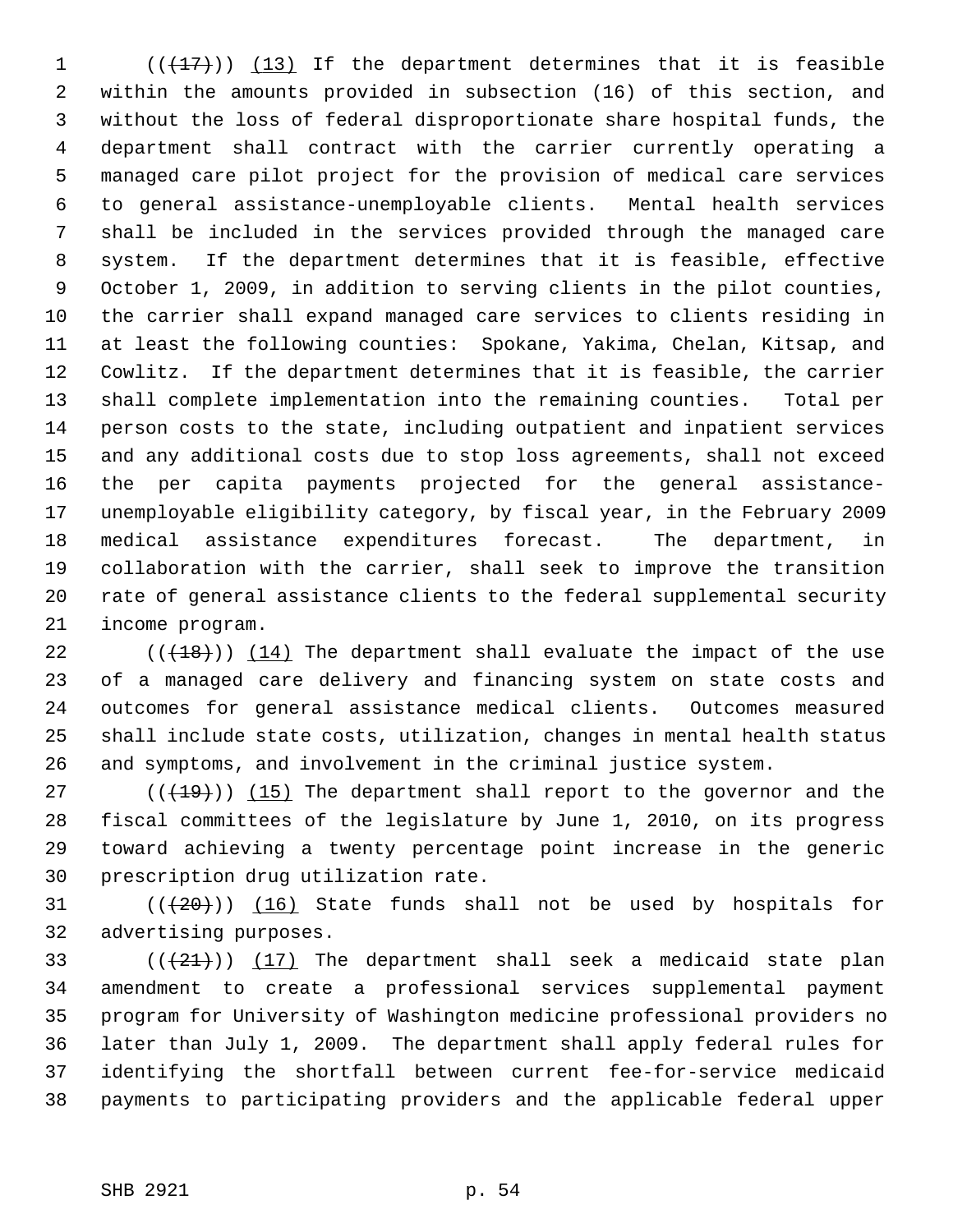((~~(17)~~)) (13) If the department determines that it is feasible within the amounts provided in subsection (16) of this section, and without the loss of federal disproportionate share hospital funds, the department shall contract with the carrier currently operating a managed care pilot project for the provision of medical care services to general assistance-unemployable clients. Mental health services shall be included in the services provided through the managed care system. If the department determines that it is feasible, effective October 1, 2009, in addition to serving clients in the pilot counties, the carrier shall expand managed care services to clients residing in at least the following counties: Spokane, Yakima, Chelan, Kitsap, and Cowlitz. If the department determines that it is feasible, the carrier shall complete implementation into the remaining counties. Total per person costs to the state, including outpatient and inpatient services and any additional costs due to stop loss agreements, shall not exceed the per capita payments projected for the general assistance-unemployable eligibility category, by fiscal year, in the February 2009 medical assistance expenditures forecast. The department, in collaboration with the carrier, shall seek to improve the transition rate of general assistance clients to the federal supplemental security income program.

((~~(18)~~)) (14) The department shall evaluate the impact of the use of a managed care delivery and financing system on state costs and outcomes for general assistance medical clients. Outcomes measured shall include state costs, utilization, changes in mental health status and symptoms, and involvement in the criminal justice system.

((~~(19)~~)) (15) The department shall report to the governor and the fiscal committees of the legislature by June 1, 2010, on its progress toward achieving a twenty percentage point increase in the generic prescription drug utilization rate.

((~~(20)~~)) (16) State funds shall not be used by hospitals for advertising purposes.

((~~(21)~~)) (17) The department shall seek a medicaid state plan amendment to create a professional services supplemental payment program for University of Washington medicine professional providers no later than July 1, 2009. The department shall apply federal rules for identifying the shortfall between current fee-for-service medicaid payments to participating providers and the applicable federal upper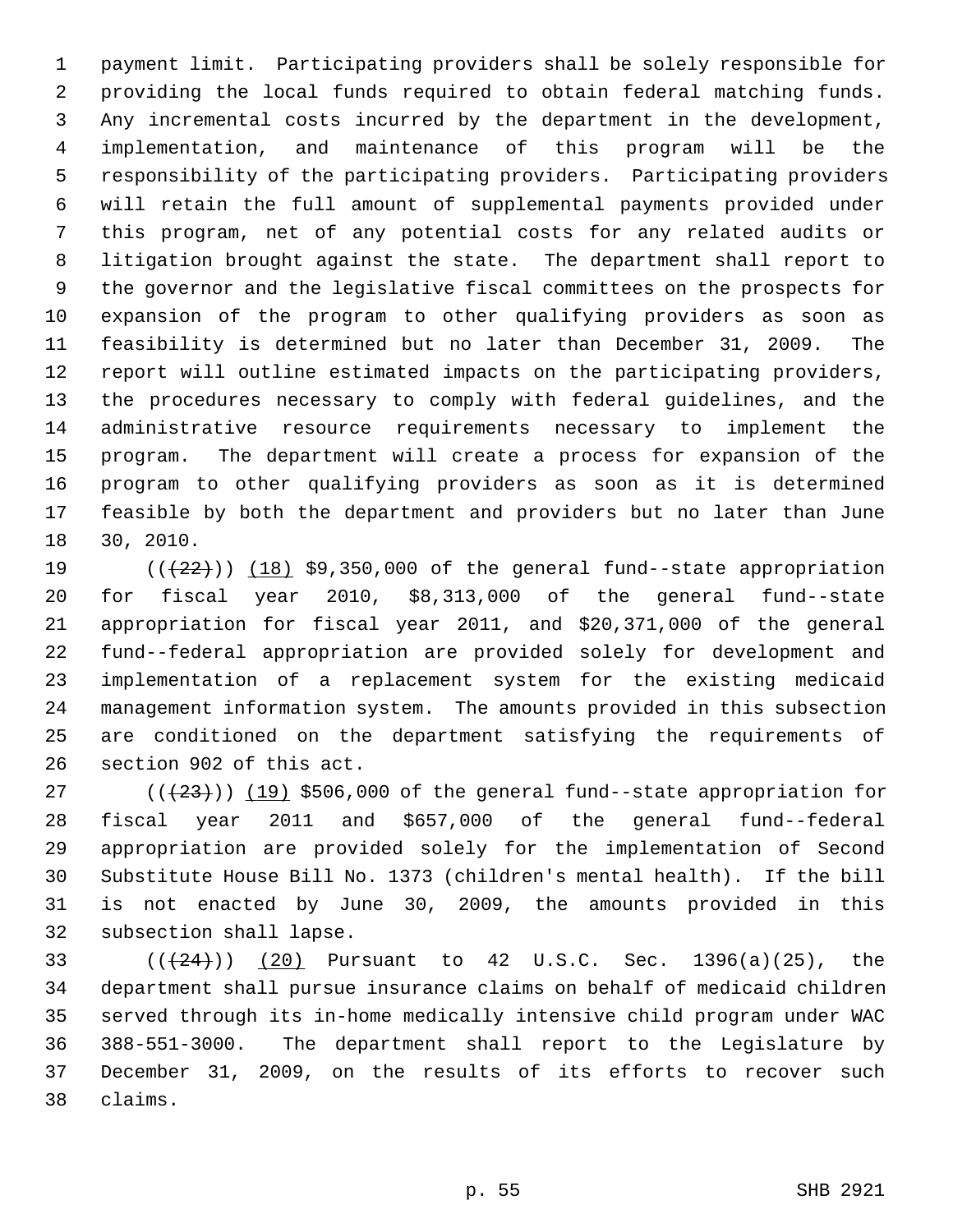payment limit. Participating providers shall be solely responsible for providing the local funds required to obtain federal matching funds. Any incremental costs incurred by the department in the development, implementation, and maintenance of this program will be the responsibility of the participating providers. Participating providers will retain the full amount of supplemental payments provided under this program, net of any potential costs for any related audits or litigation brought against the state. The department shall report to the governor and the legislative fiscal committees on the prospects for expansion of the program to other qualifying providers as soon as feasibility is determined but no later than December 31, 2009. The report will outline estimated impacts on the participating providers, the procedures necessary to comply with federal guidelines, and the administrative resource requirements necessary to implement the program. The department will create a process for expansion of the program to other qualifying providers as soon as it is determined feasible by both the department and providers but no later than June 30, 2010.

(((22))) (18) $9,350,000 of the general fund--state appropriation for fiscal year 2010, $8,313,000 of the general fund--state appropriation for fiscal year 2011, and $20,371,000 of the general fund--federal appropriation are provided solely for development and implementation of a replacement system for the existing medicaid management information system. The amounts provided in this subsection are conditioned on the department satisfying the requirements of section 902 of this act.

(((23))) (19) $506,000 of the general fund--state appropriation for fiscal year 2011 and $657,000 of the general fund--federal appropriation are provided solely for the implementation of Second Substitute House Bill No. 1373 (children's mental health). If the bill is not enacted by June 30, 2009, the amounts provided in this subsection shall lapse.

(((24))) (20) Pursuant to 42 U.S.C. Sec. 1396(a)(25), the department shall pursue insurance claims on behalf of medicaid children served through its in-home medically intensive child program under WAC 388-551-3000. The department shall report to the Legislature by December 31, 2009, on the results of its efforts to recover such claims.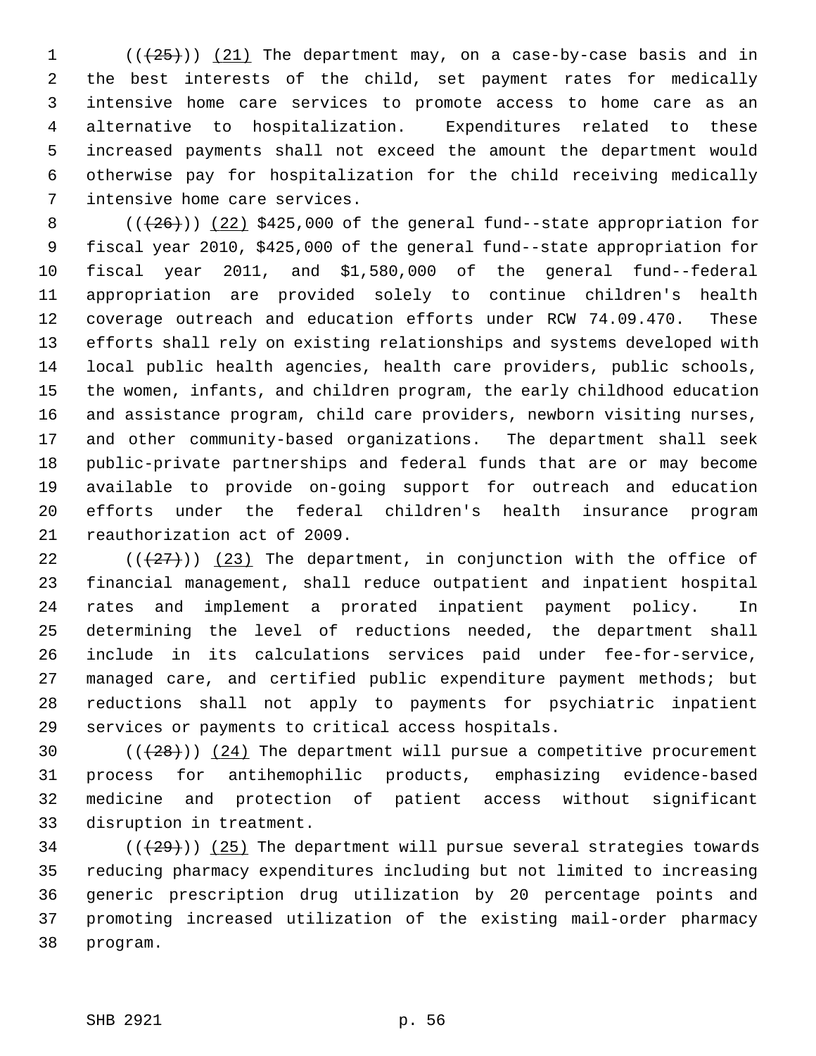(((25))) (21) The department may, on a case-by-case basis and in the best interests of the child, set payment rates for medically intensive home care services to promote access to home care as an alternative to hospitalization. Expenditures related to these increased payments shall not exceed the amount the department would otherwise pay for hospitalization for the child receiving medically intensive home care services.

(((26))) (22) $425,000 of the general fund--state appropriation for fiscal year 2010, $425,000 of the general fund--state appropriation for fiscal year 2011, and $1,580,000 of the general fund--federal appropriation are provided solely to continue children's health coverage outreach and education efforts under RCW 74.09.470. These efforts shall rely on existing relationships and systems developed with local public health agencies, health care providers, public schools, the women, infants, and children program, the early childhood education and assistance program, child care providers, newborn visiting nurses, and other community-based organizations. The department shall seek public-private partnerships and federal funds that are or may become available to provide on-going support for outreach and education efforts under the federal children's health insurance program reauthorization act of 2009.

(((27))) (23) The department, in conjunction with the office of financial management, shall reduce outpatient and inpatient hospital rates and implement a prorated inpatient payment policy. In determining the level of reductions needed, the department shall include in its calculations services paid under fee-for-service, managed care, and certified public expenditure payment methods; but reductions shall not apply to payments for psychiatric inpatient services or payments to critical access hospitals.

(((28))) (24) The department will pursue a competitive procurement process for antihemophilic products, emphasizing evidence-based medicine and protection of patient access without significant disruption in treatment.

(((29))) (25) The department will pursue several strategies towards reducing pharmacy expenditures including but not limited to increasing generic prescription drug utilization by 20 percentage points and promoting increased utilization of the existing mail-order pharmacy program.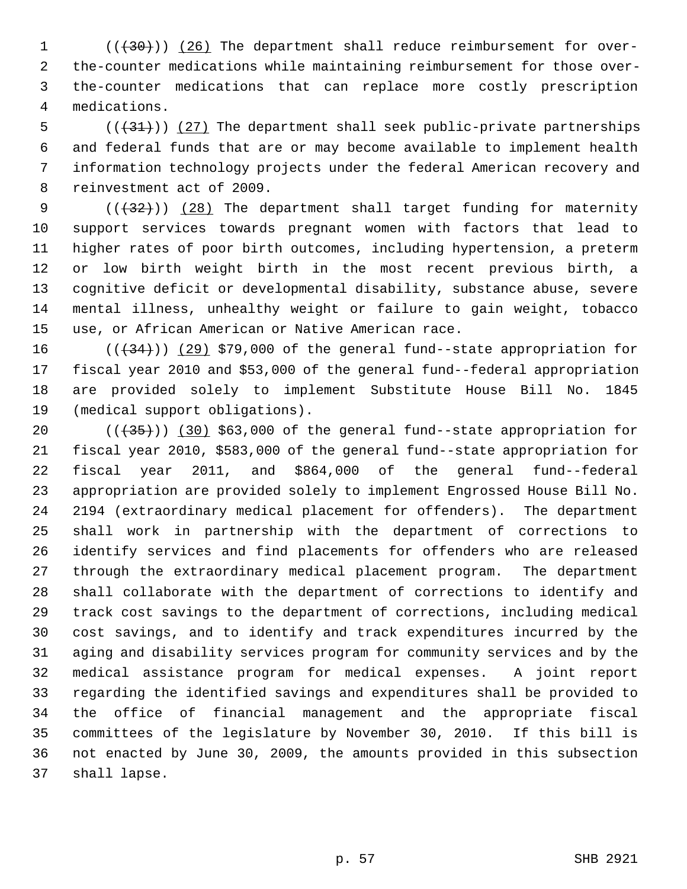(((30))) (26) The department shall reduce reimbursement for over-the-counter medications while maintaining reimbursement for those over-the-counter medications that can replace more costly prescription medications.

(((31))) (27) The department shall seek public-private partnerships and federal funds that are or may become available to implement health information technology projects under the federal American recovery and reinvestment act of 2009.

(((32))) (28) The department shall target funding for maternity support services towards pregnant women with factors that lead to higher rates of poor birth outcomes, including hypertension, a preterm or low birth weight birth in the most recent previous birth, a cognitive deficit or developmental disability, substance abuse, severe mental illness, unhealthy weight or failure to gain weight, tobacco use, or African American or Native American race.

(((34))) (29) $79,000 of the general fund--state appropriation for fiscal year 2010 and $53,000 of the general fund--federal appropriation are provided solely to implement Substitute House Bill No. 1845 (medical support obligations).

(((35))) (30) $63,000 of the general fund--state appropriation for fiscal year 2010, $583,000 of the general fund--state appropriation for fiscal year 2011, and $864,000 of the general fund--federal appropriation are provided solely to implement Engrossed House Bill No. 2194 (extraordinary medical placement for offenders). The department shall work in partnership with the department of corrections to identify services and find placements for offenders who are released through the extraordinary medical placement program. The department shall collaborate with the department of corrections to identify and track cost savings to the department of corrections, including medical cost savings, and to identify and track expenditures incurred by the aging and disability services program for community services and by the medical assistance program for medical expenses. A joint report regarding the identified savings and expenditures shall be provided to the office of financial management and the appropriate fiscal committees of the legislature by November 30, 2010. If this bill is not enacted by June 30, 2009, the amounts provided in this subsection shall lapse.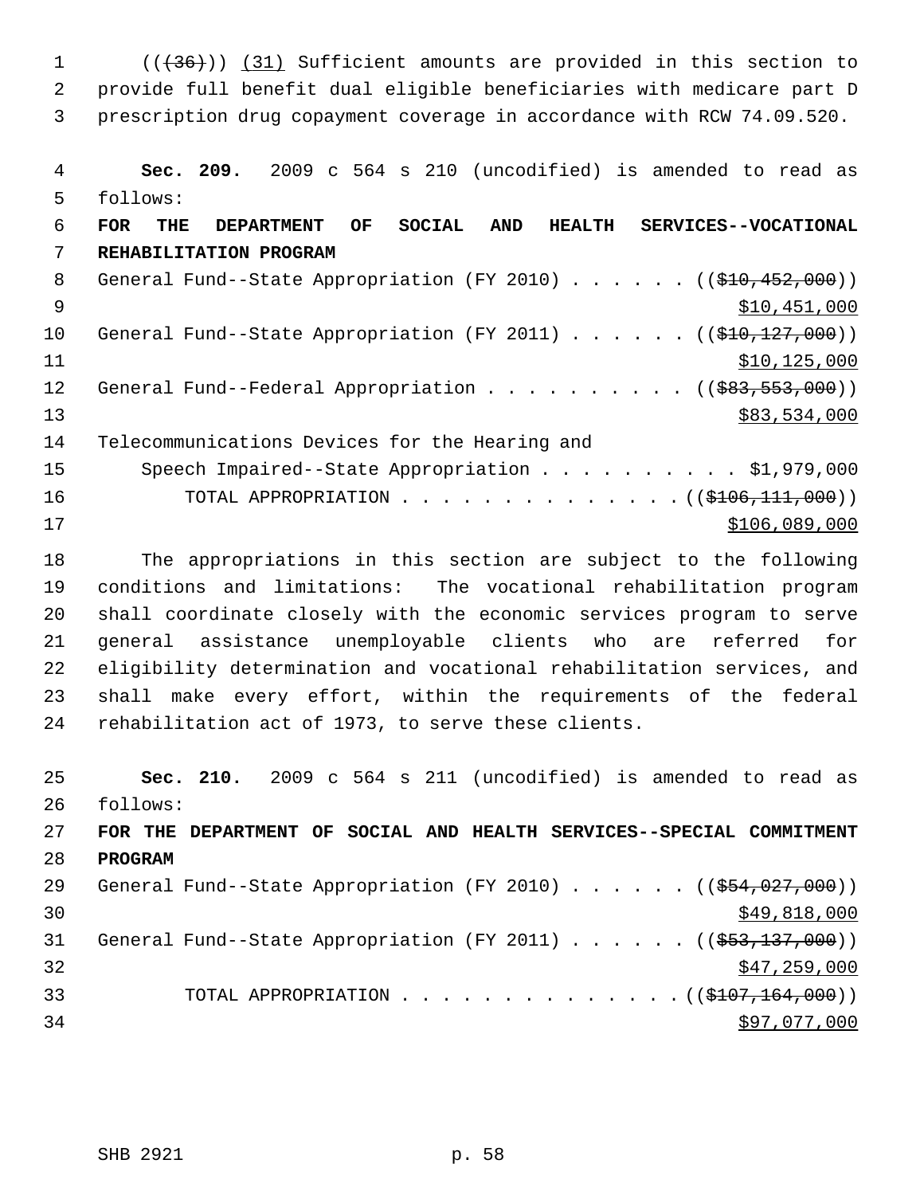((~~(36)~~)) <u>(31)</u> Sufficient amounts are provided in this section to provide full benefit dual eligible beneficiaries with medicare part D prescription drug copayment coverage in accordance with RCW 74.09.520.

**Sec. 209.** 2009 c 564 s 210 (uncodified) is amended to read as follows:

**FOR THE DEPARTMENT OF SOCIAL AND HEALTH SERVICES--VOCATIONAL REHABILITATION PROGRAM**

General Fund--State Appropriation (FY 2010) . . . . . . ((~~$10,452,000~~)) <u>$10,451,000</u>

General Fund--State Appropriation (FY 2011) . . . . . . ((~~$10,127,000~~)) <u>$10,125,000</u>

General Fund--Federal Appropriation . . . . . . . . . . ((~~$83,553,000~~)) <u>$83,534,000</u>

Telecommunications Devices for the Hearing and Speech Impaired--State Appropriation . . . . . . . . . . $1,979,000

TOTAL APPROPRIATION . . . . . . . . . . . . . . ((~~$106,111,000~~)) <u>$106,089,000</u>

The appropriations in this section are subject to the following conditions and limitations: The vocational rehabilitation program shall coordinate closely with the economic services program to serve general assistance unemployable clients who are referred for eligibility determination and vocational rehabilitation services, and shall make every effort, within the requirements of the federal rehabilitation act of 1973, to serve these clients.

**Sec. 210.** 2009 c 564 s 211 (uncodified) is amended to read as follows:

**FOR THE DEPARTMENT OF SOCIAL AND HEALTH SERVICES--SPECIAL COMMITMENT PROGRAM**

General Fund--State Appropriation (FY 2010) . . . . . . ((~~$54,027,000~~)) <u>$49,818,000</u>

General Fund--State Appropriation (FY 2011) . . . . . . ((~~$53,137,000~~)) <u>$47,259,000</u>

TOTAL APPROPRIATION . . . . . . . . . . . . . . ((~~$107,164,000~~)) <u>$97,077,000</u>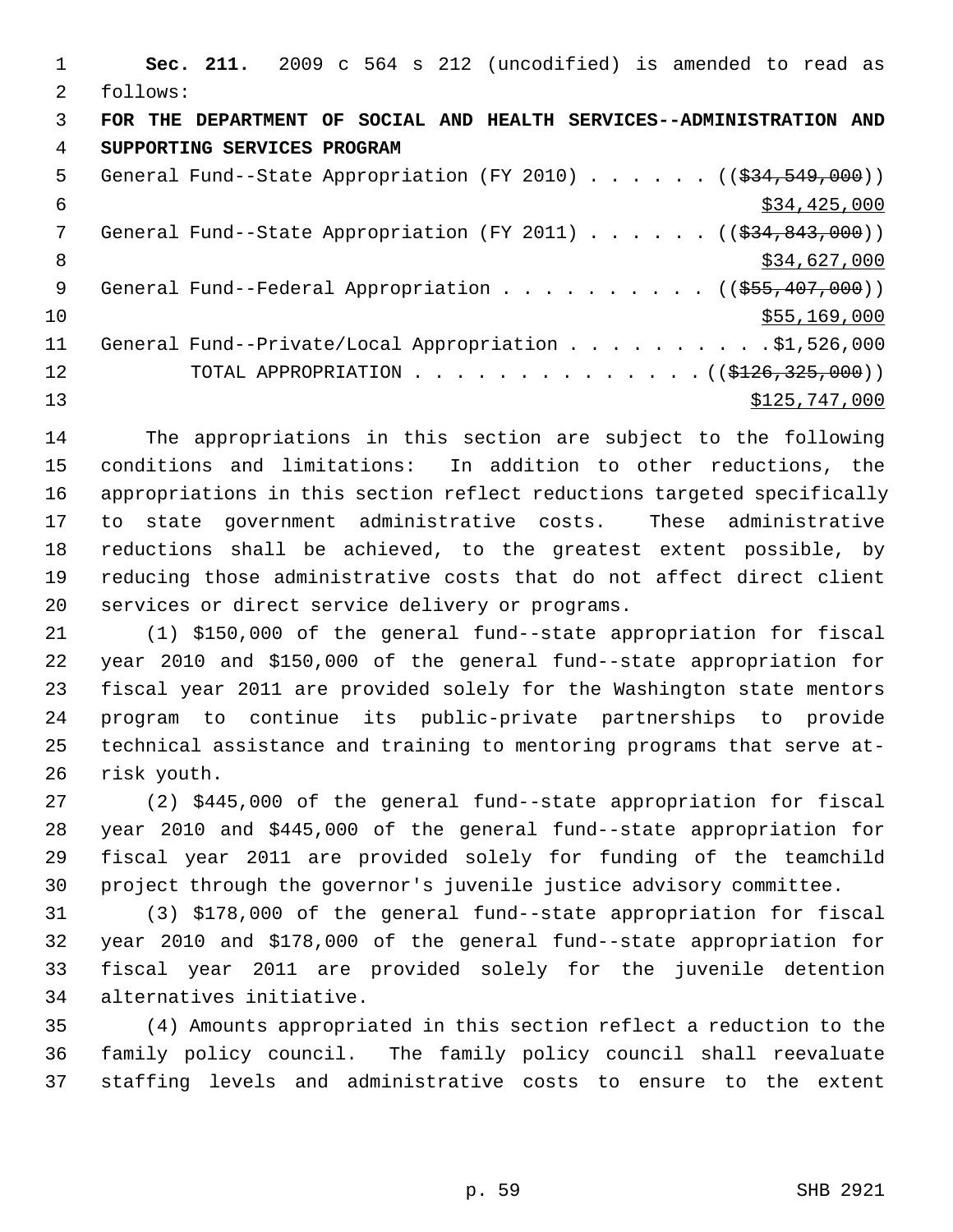**Sec. 211.** 2009 c 564 s 212 (uncodified) is amended to read as follows:

**FOR THE DEPARTMENT OF SOCIAL AND HEALTH SERVICES--ADMINISTRATION AND SUPPORTING SERVICES PROGRAM**

General Fund--State Appropriation (FY 2010) . . . . . . ((~~$34,549,000~~)) $34,425,000

General Fund--State Appropriation (FY 2011) . . . . . . ((~~$34,843,000~~)) $34,627,000

General Fund--Federal Appropriation . . . . . . . . . . ((~~$55,407,000~~)) $55,169,000

General Fund--Private/Local Appropriation . . . . . . . . . . $1,526,000

TOTAL APPROPRIATION . . . . . . . . . . . . . . ((~~$126,325,000~~)) $125,747,000

The appropriations in this section are subject to the following conditions and limitations: In addition to other reductions, the appropriations in this section reflect reductions targeted specifically to state government administrative costs. These administrative reductions shall be achieved, to the greatest extent possible, by reducing those administrative costs that do not affect direct client services or direct service delivery or programs.

(1) $150,000 of the general fund--state appropriation for fiscal year 2010 and $150,000 of the general fund--state appropriation for fiscal year 2011 are provided solely for the Washington state mentors program to continue its public-private partnerships to provide technical assistance and training to mentoring programs that serve at-risk youth.

(2) $445,000 of the general fund--state appropriation for fiscal year 2010 and $445,000 of the general fund--state appropriation for fiscal year 2011 are provided solely for funding of the teamchild project through the governor's juvenile justice advisory committee.

(3) $178,000 of the general fund--state appropriation for fiscal year 2010 and $178,000 of the general fund--state appropriation for fiscal year 2011 are provided solely for the juvenile detention alternatives initiative.

(4) Amounts appropriated in this section reflect a reduction to the family policy council. The family policy council shall reevaluate staffing levels and administrative costs to ensure to the extent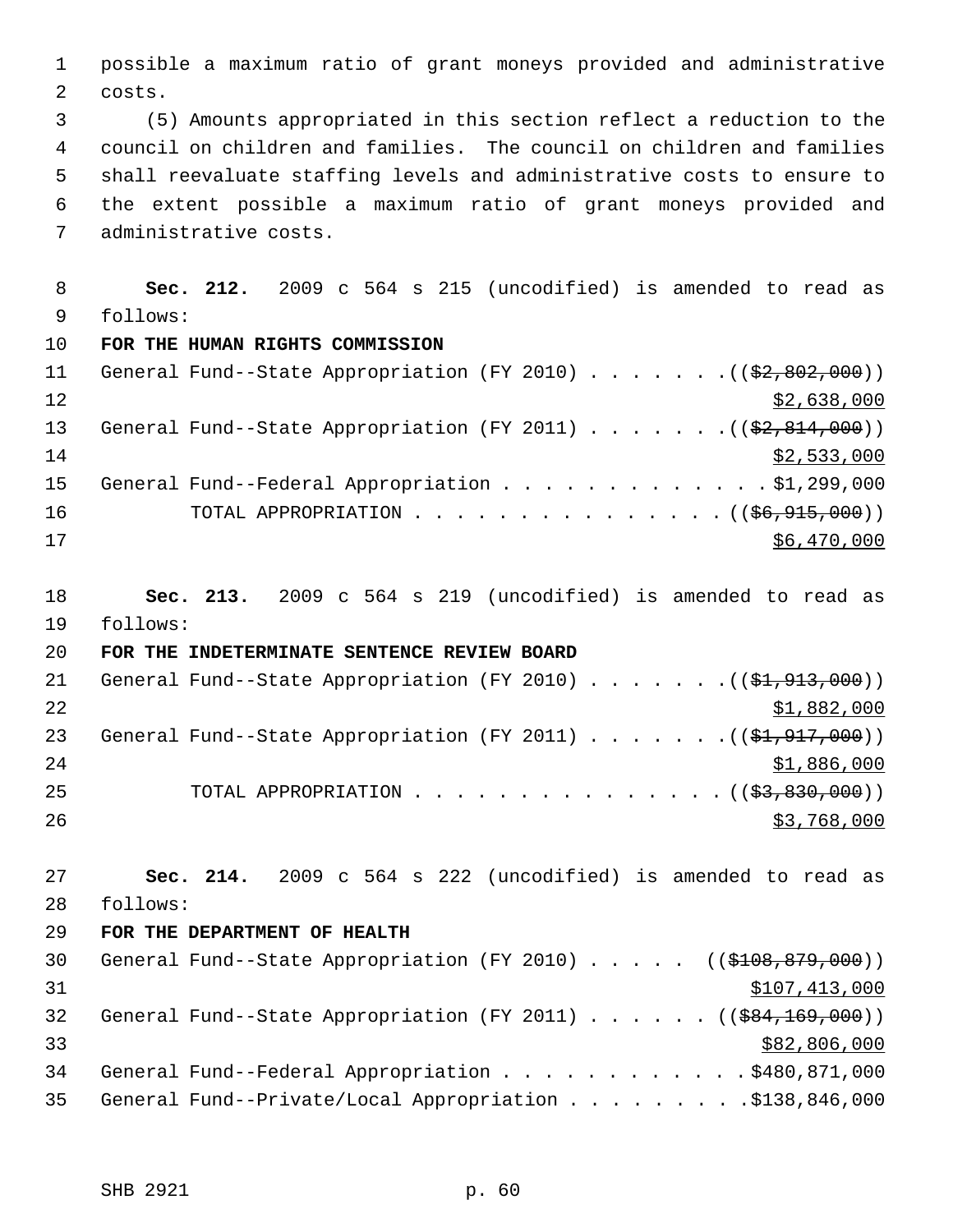possible a maximum ratio of grant moneys provided and administrative costs.

(5) Amounts appropriated in this section reflect a reduction to the council on children and families. The council on children and families shall reevaluate staffing levels and administrative costs to ensure to the extent possible a maximum ratio of grant moneys provided and administrative costs.

**Sec. 212.** 2009 c 564 s 215 (uncodified) is amended to read as follows:

**FOR THE HUMAN RIGHTS COMMISSION**

General Fund--State Appropriation (FY 2010) . . . . . . . ((~~$2,802,000~~))
$2,638,000

General Fund--State Appropriation (FY 2011) . . . . . . . ((~~$2,814,000~~))
$2,533,000

General Fund--Federal Appropriation . . . . . . . . . . . . . $1,299,000

TOTAL APPROPRIATION . . . . . . . . . . . . . . . ((~~$6,915,000~~))
$6,470,000

**Sec. 213.** 2009 c 564 s 219 (uncodified) is amended to read as follows:

**FOR THE INDETERMINATE SENTENCE REVIEW BOARD**

General Fund--State Appropriation (FY 2010) . . . . . . . ((~~$1,913,000~~))
$1,882,000

General Fund--State Appropriation (FY 2011) . . . . . . . ((~~$1,917,000~~))
$1,886,000

TOTAL APPROPRIATION . . . . . . . . . . . . . . . ((~~$3,830,000~~))
$3,768,000

**Sec. 214.** 2009 c 564 s 222 (uncodified) is amended to read as follows:

**FOR THE DEPARTMENT OF HEALTH**

General Fund--State Appropriation (FY 2010) . . . . . ((~~$108,879,000~~))
$107,413,000

General Fund--State Appropriation (FY 2011) . . . . . . ((~~$84,169,000~~))
$82,806,000

General Fund--Federal Appropriation . . . . . . . . . . . . $480,871,000

General Fund--Private/Local Appropriation . . . . . . . . . $138,846,000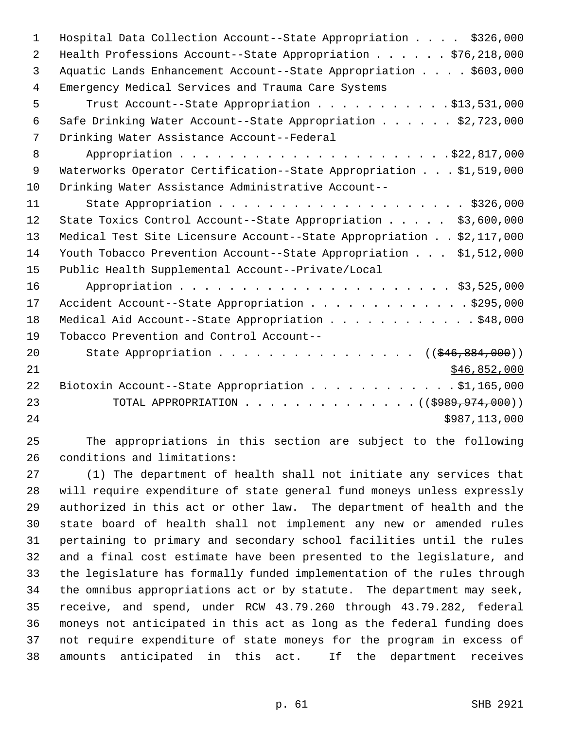Hospital Data Collection Account--State Appropriation . . . . $326,000
Health Professions Account--State Appropriation . . . . . . $76,218,000
Aquatic Lands Enhancement Account--State Appropriation . . . . $603,000
Emergency Medical Services and Trauma Care Systems
Trust Account--State Appropriation . . . . . . . . . . . $13,531,000
Safe Drinking Water Account--State Appropriation . . . . . . $2,723,000
Drinking Water Assistance Account--Federal
Appropriation . . . . . . . . . . . . . . . . . . . . . . $22,817,000
Waterworks Operator Certification--State Appropriation . . . $1,519,000
Drinking Water Assistance Administrative Account--
State Appropriation . . . . . . . . . . . . . . . . . . . . $326,000
State Toxics Control Account--State Appropriation . . . . . $3,600,000
Medical Test Site Licensure Account--State Appropriation . . $2,117,000
Youth Tobacco Prevention Account--State Appropriation . . . $1,512,000
Public Health Supplemental Account--Private/Local
Appropriation . . . . . . . . . . . . . . . . . . . . . . $3,525,000
Accident Account--State Appropriation . . . . . . . . . . . . . $295,000
Medical Aid Account--State Appropriation . . . . . . . . . . . . $48,000
Tobacco Prevention and Control Account--
State Appropriation . . . . . . . . . . . . . . . . (( ~~$46,884,000~~ ))
<u>$46,852,000</u>
Biotoxin Account--State Appropriation . . . . . . . . . . . . $1,165,000
TOTAL APPROPRIATION . . . . . . . . . . . . . . (( ~~$989,974,000~~ ))
<u>$987,113,000</u>

The appropriations in this section are subject to the following conditions and limitations:

(1) The department of health shall not initiate any services that will require expenditure of state general fund moneys unless expressly authorized in this act or other law. The department of health and the state board of health shall not implement any new or amended rules pertaining to primary and secondary school facilities until the rules and a final cost estimate have been presented to the legislature, and the legislature has formally funded implementation of the rules through the omnibus appropriations act or by statute. The department may seek, receive, and spend, under RCW 43.79.260 through 43.79.282, federal moneys not anticipated in this act as long as the federal funding does not require expenditure of state moneys for the program in excess of amounts anticipated in this act. If the department receives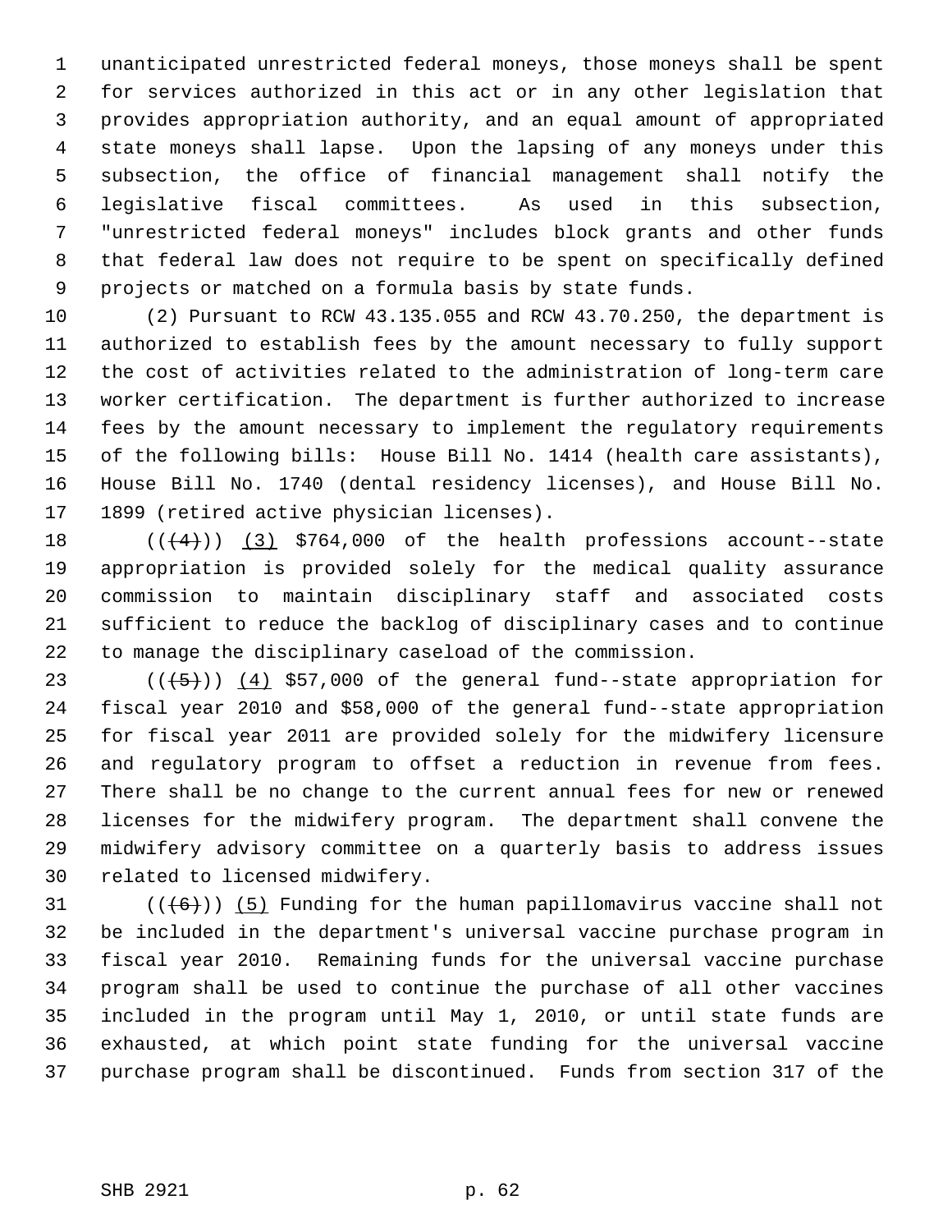unanticipated unrestricted federal moneys, those moneys shall be spent for services authorized in this act or in any other legislation that provides appropriation authority, and an equal amount of appropriated state moneys shall lapse. Upon the lapsing of any moneys under this subsection, the office of financial management shall notify the legislative fiscal committees. As used in this subsection, "unrestricted federal moneys" includes block grants and other funds that federal law does not require to be spent on specifically defined projects or matched on a formula basis by state funds.

(2) Pursuant to RCW 43.135.055 and RCW 43.70.250, the department is authorized to establish fees by the amount necessary to fully support the cost of activities related to the administration of long-term care worker certification. The department is further authorized to increase fees by the amount necessary to implement the regulatory requirements of the following bills: House Bill No. 1414 (health care assistants), House Bill No. 1740 (dental residency licenses), and House Bill No. 1899 (retired active physician licenses).

((~~(4)~~)) <u>(3)</u> $764,000 of the health professions account--state appropriation is provided solely for the medical quality assurance commission to maintain disciplinary staff and associated costs sufficient to reduce the backlog of disciplinary cases and to continue to manage the disciplinary caseload of the commission.

((~~(5)~~)) <u>(4)</u> $57,000 of the general fund--state appropriation for fiscal year 2010 and $58,000 of the general fund--state appropriation for fiscal year 2011 are provided solely for the midwifery licensure and regulatory program to offset a reduction in revenue from fees. There shall be no change to the current annual fees for new or renewed licenses for the midwifery program. The department shall convene the midwifery advisory committee on a quarterly basis to address issues related to licensed midwifery.

((~~(6)~~)) <u>(5)</u> Funding for the human papillomavirus vaccine shall not be included in the department's universal vaccine purchase program in fiscal year 2010. Remaining funds for the universal vaccine purchase program shall be used to continue the purchase of all other vaccines included in the program until May 1, 2010, or until state funds are exhausted, at which point state funding for the universal vaccine purchase program shall be discontinued. Funds from section 317 of the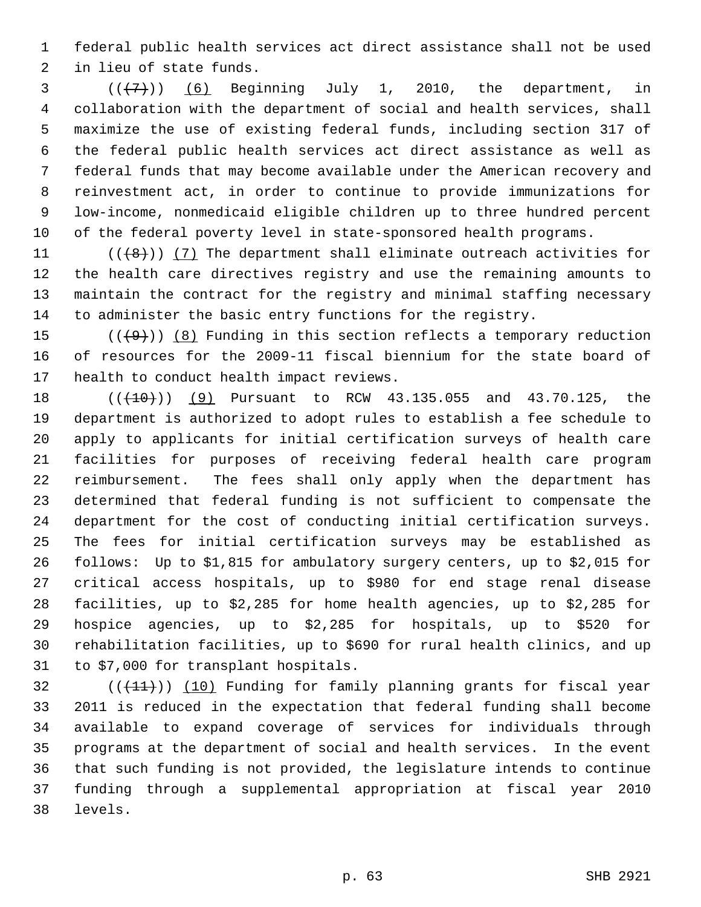federal public health services act direct assistance shall not be used in lieu of state funds.

(((7))) (6) Beginning July 1, 2010, the department, in collaboration with the department of social and health services, shall maximize the use of existing federal funds, including section 317 of the federal public health services act direct assistance as well as federal funds that may become available under the American recovery and reinvestment act, in order to continue to provide immunizations for low-income, nonmedicaid eligible children up to three hundred percent of the federal poverty level in state-sponsored health programs.

(((8))) (7) The department shall eliminate outreach activities for the health care directives registry and use the remaining amounts to maintain the contract for the registry and minimal staffing necessary to administer the basic entry functions for the registry.

(((9))) (8) Funding in this section reflects a temporary reduction of resources for the 2009-11 fiscal biennium for the state board of health to conduct health impact reviews.

(((10))) (9) Pursuant to RCW 43.135.055 and 43.70.125, the department is authorized to adopt rules to establish a fee schedule to apply to applicants for initial certification surveys of health care facilities for purposes of receiving federal health care program reimbursement. The fees shall only apply when the department has determined that federal funding is not sufficient to compensate the department for the cost of conducting initial certification surveys. The fees for initial certification surveys may be established as follows: Up to $1,815 for ambulatory surgery centers, up to $2,015 for critical access hospitals, up to $980 for end stage renal disease facilities, up to $2,285 for home health agencies, up to $2,285 for hospice agencies, up to $2,285 for hospitals, up to $520 for rehabilitation facilities, up to $690 for rural health clinics, and up to $7,000 for transplant hospitals.

(((11))) (10) Funding for family planning grants for fiscal year 2011 is reduced in the expectation that federal funding shall become available to expand coverage of services for individuals through programs at the department of social and health services. In the event that such funding is not provided, the legislature intends to continue funding through a supplemental appropriation at fiscal year 2010 levels.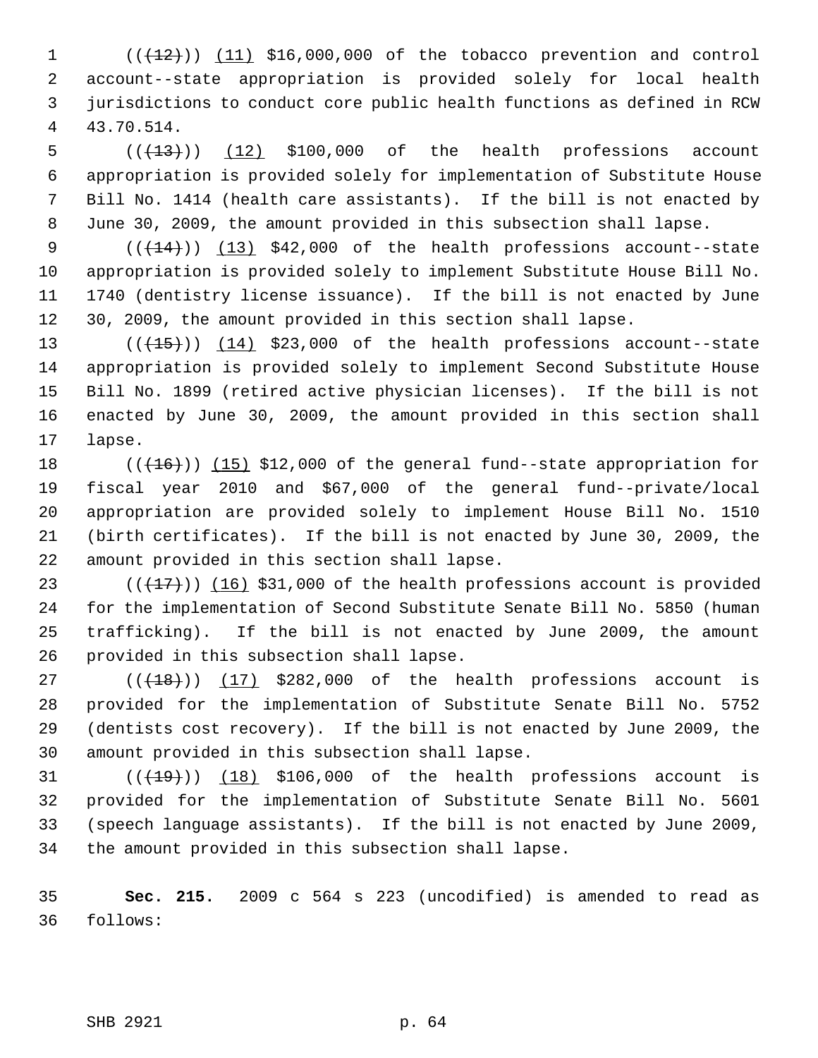((~~(12)~~)) (11) $16,000,000 of the tobacco prevention and control account--state appropriation is provided solely for local health jurisdictions to conduct core public health functions as defined in RCW 43.70.514.

((~~(13)~~)) (12) $100,000 of the health professions account appropriation is provided solely for implementation of Substitute House Bill No. 1414 (health care assistants). If the bill is not enacted by June 30, 2009, the amount provided in this subsection shall lapse.

((~~(14)~~)) (13) $42,000 of the health professions account--state appropriation is provided solely to implement Substitute House Bill No. 1740 (dentistry license issuance). If the bill is not enacted by June 30, 2009, the amount provided in this section shall lapse.

((~~(15)~~)) (14) $23,000 of the health professions account--state appropriation is provided solely to implement Second Substitute House Bill No. 1899 (retired active physician licenses). If the bill is not enacted by June 30, 2009, the amount provided in this section shall lapse.

((~~(16)~~)) (15) $12,000 of the general fund--state appropriation for fiscal year 2010 and $67,000 of the general fund--private/local appropriation are provided solely to implement House Bill No. 1510 (birth certificates). If the bill is not enacted by June 30, 2009, the amount provided in this section shall lapse.

((~~(17)~~)) (16) $31,000 of the health professions account is provided for the implementation of Second Substitute Senate Bill No. 5850 (human trafficking). If the bill is not enacted by June 2009, the amount provided in this subsection shall lapse.

((~~(18)~~)) (17) $282,000 of the health professions account is provided for the implementation of Substitute Senate Bill No. 5752 (dentists cost recovery). If the bill is not enacted by June 2009, the amount provided in this subsection shall lapse.

((~~(19)~~)) (18) $106,000 of the health professions account is provided for the implementation of Substitute Senate Bill No. 5601 (speech language assistants). If the bill is not enacted by June 2009, the amount provided in this subsection shall lapse.

**Sec. 215.** 2009 c 564 s 223 (uncodified) is amended to read as follows: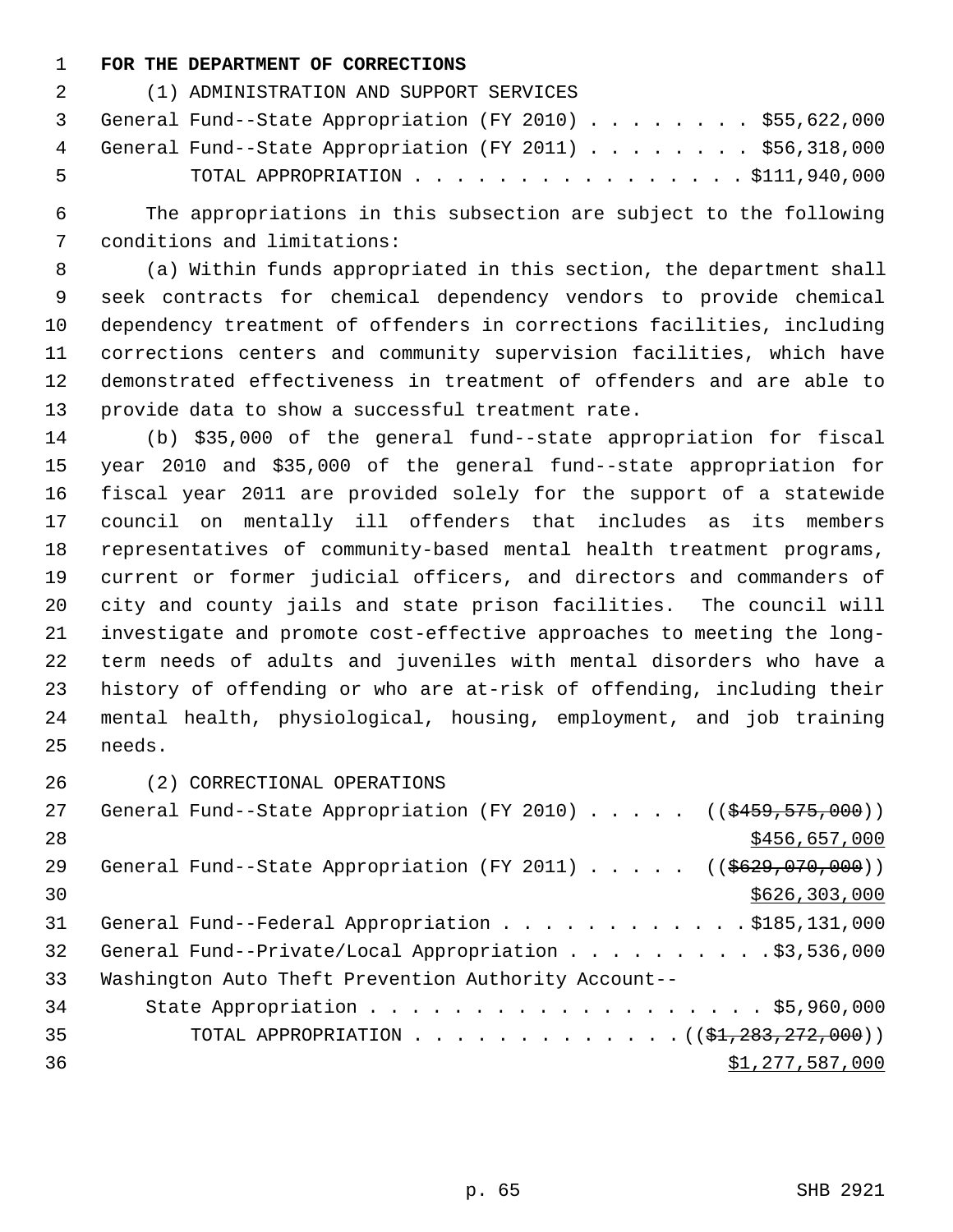**FOR THE DEPARTMENT OF CORRECTIONS**

(1) ADMINISTRATION AND SUPPORT SERVICES

General Fund--State Appropriation (FY 2010) . . . . . . . . $55,622,000
General Fund--State Appropriation (FY 2011) . . . . . . . . $56,318,000
TOTAL APPROPRIATION . . . . . . . . . . . . . . . . $111,940,000

The appropriations in this subsection are subject to the following conditions and limitations:

(a) Within funds appropriated in this section, the department shall seek contracts for chemical dependency vendors to provide chemical dependency treatment of offenders in corrections facilities, including corrections centers and community supervision facilities, which have demonstrated effectiveness in treatment of offenders and are able to provide data to show a successful treatment rate.

(b) $35,000 of the general fund--state appropriation for fiscal year 2010 and $35,000 of the general fund--state appropriation for fiscal year 2011 are provided solely for the support of a statewide council on mentally ill offenders that includes as its members representatives of community-based mental health treatment programs, current or former judicial officers, and directors and commanders of city and county jails and state prison facilities. The council will investigate and promote cost-effective approaches to meeting the long-term needs of adults and juveniles with mental disorders who have a history of offending or who are at-risk of offending, including their mental health, physiological, housing, employment, and job training needs.

(2) CORRECTIONAL OPERATIONS

General Fund--State Appropriation (FY 2010) . . . . . ((~~$459,575,000~~))
<u>$456,657,000</u>
General Fund--State Appropriation (FY 2011) . . . . . ((~~$629,070,000~~))
<u>$626,303,000</u>
General Fund--Federal Appropriation . . . . . . . . . . . . $185,131,000
General Fund--Private/Local Appropriation . . . . . . . . . . $3,536,000
Washington Auto Theft Prevention Authority Account--
State Appropriation . . . . . . . . . . . . . . . . . . . . $5,960,000
TOTAL APPROPRIATION . . . . . . . . . . . . . ((~~$1,283,272,000~~))
<u>$1,277,587,000</u>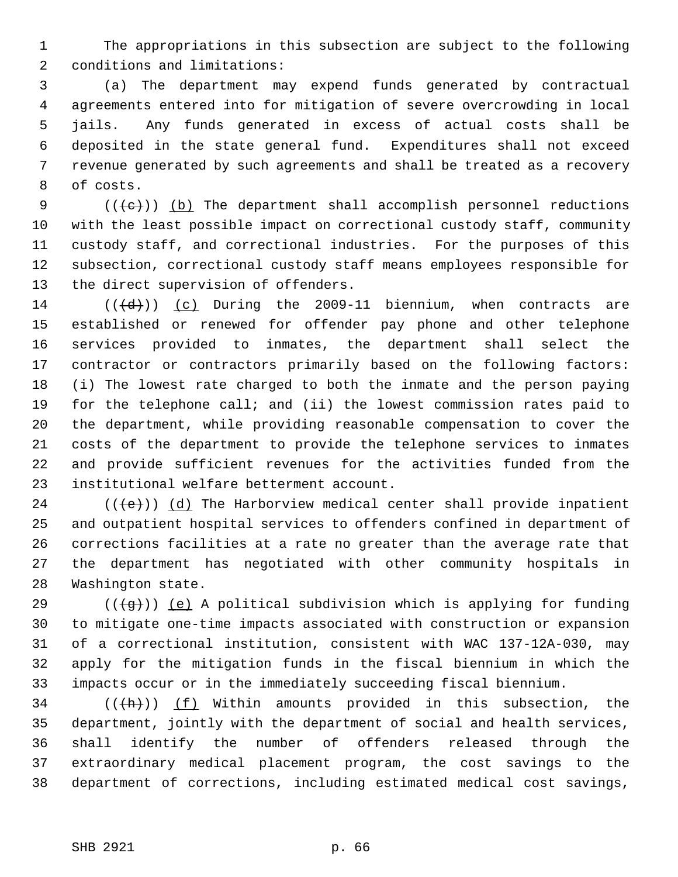The appropriations in this subsection are subject to the following conditions and limitations:

(a) The department may expend funds generated by contractual agreements entered into for mitigation of severe overcrowding in local jails. Any funds generated in excess of actual costs shall be deposited in the state general fund. Expenditures shall not exceed revenue generated by such agreements and shall be treated as a recovery of costs.

(((c))) (b) The department shall accomplish personnel reductions with the least possible impact on correctional custody staff, community custody staff, and correctional industries. For the purposes of this subsection, correctional custody staff means employees responsible for the direct supervision of offenders.

(((d))) (c) During the 2009-11 biennium, when contracts are established or renewed for offender pay phone and other telephone services provided to inmates, the department shall select the contractor or contractors primarily based on the following factors: (i) The lowest rate charged to both the inmate and the person paying for the telephone call; and (ii) the lowest commission rates paid to the department, while providing reasonable compensation to cover the costs of the department to provide the telephone services to inmates and provide sufficient revenues for the activities funded from the institutional welfare betterment account.

(((e))) (d) The Harborview medical center shall provide inpatient and outpatient hospital services to offenders confined in department of corrections facilities at a rate no greater than the average rate that the department has negotiated with other community hospitals in Washington state.

(((g))) (e) A political subdivision which is applying for funding to mitigate one-time impacts associated with construction or expansion of a correctional institution, consistent with WAC 137-12A-030, may apply for the mitigation funds in the fiscal biennium in which the impacts occur or in the immediately succeeding fiscal biennium.

(((h))) (f) Within amounts provided in this subsection, the department, jointly with the department of social and health services, shall identify the number of offenders released through the extraordinary medical placement program, the cost savings to the department of corrections, including estimated medical cost savings,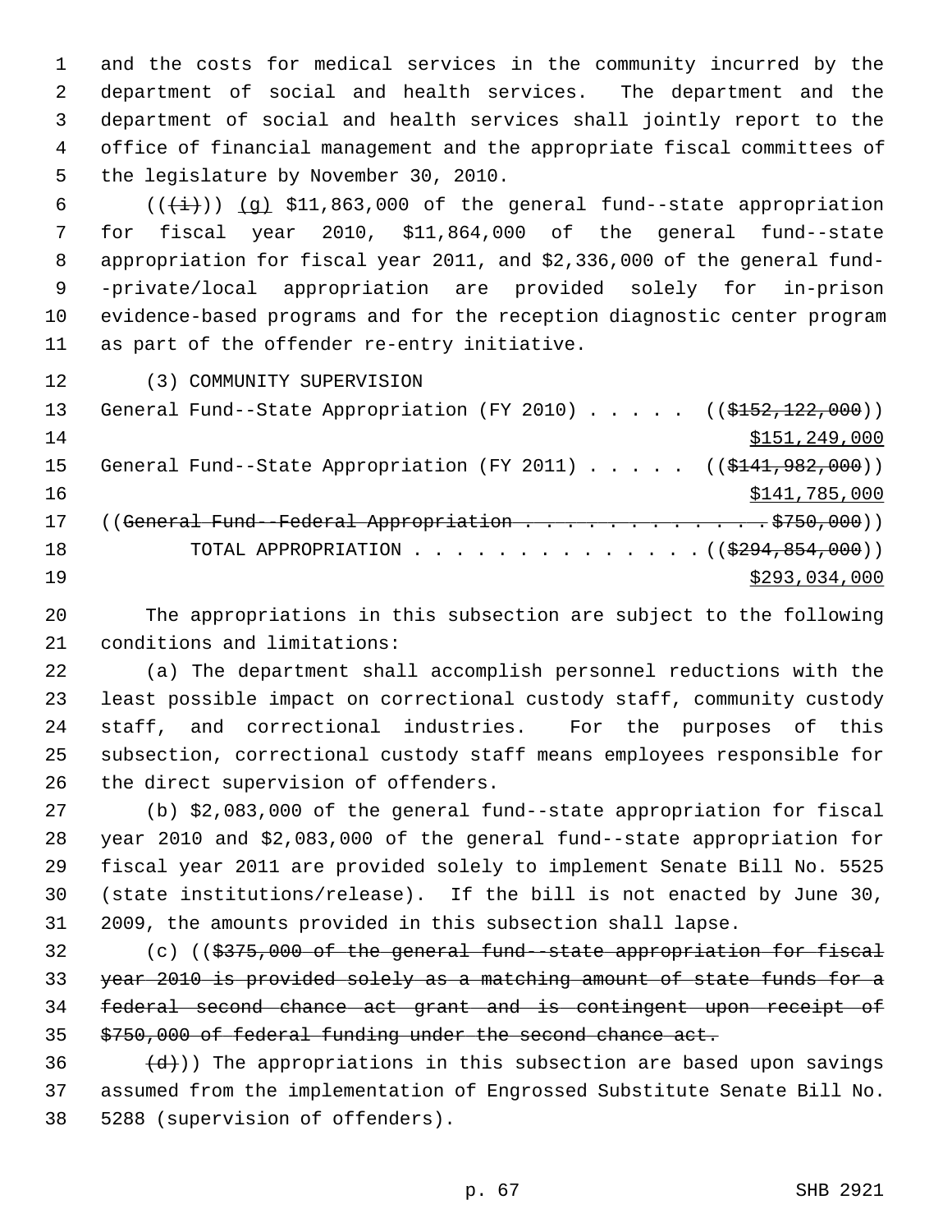and the costs for medical services in the community incurred by the department of social and health services. The department and the department of social and health services shall jointly report to the office of financial management and the appropriate fiscal committees of the legislature by November 30, 2010.

~~((i))~~ (g) $11,863,000 of the general fund--state appropriation for fiscal year 2010, $11,864,000 of the general fund--state appropriation for fiscal year 2011, and $2,336,000 of the general fund--private/local appropriation are provided solely for in-prison evidence-based programs and for the reception diagnostic center program as part of the offender re-entry initiative.

(3) COMMUNITY SUPERVISION

General Fund--State Appropriation (FY 2010) . . . . . ((~~$152,122,000~~))
$151,249,000

General Fund--State Appropriation (FY 2011) . . . . . ((~~$141,982,000~~))
$141,785,000

((~~General Fund--Federal Appropriation . . . . . . . . . . . . $750,000~~))

TOTAL APPROPRIATION . . . . . . . . . . . . . . ((~~$294,854,000~~))
$293,034,000

The appropriations in this subsection are subject to the following conditions and limitations:

(a) The department shall accomplish personnel reductions with the least possible impact on correctional custody staff, community custody staff, and correctional industries. For the purposes of this subsection, correctional custody staff means employees responsible for the direct supervision of offenders.

(b) $2,083,000 of the general fund--state appropriation for fiscal year 2010 and $2,083,000 of the general fund--state appropriation for fiscal year 2011 are provided solely to implement Senate Bill No. 5525 (state institutions/release). If the bill is not enacted by June 30, 2009, the amounts provided in this subsection shall lapse.

(c) ((~~$375,000 of the general fund--state appropriation for fiscal year 2010 is provided solely as a matching amount of state funds for a federal second chance act grant and is contingent upon receipt of $750,000 of federal funding under the second chance act.~~

~~(d)~~)) The appropriations in this subsection are based upon savings assumed from the implementation of Engrossed Substitute Senate Bill No. 5288 (supervision of offenders).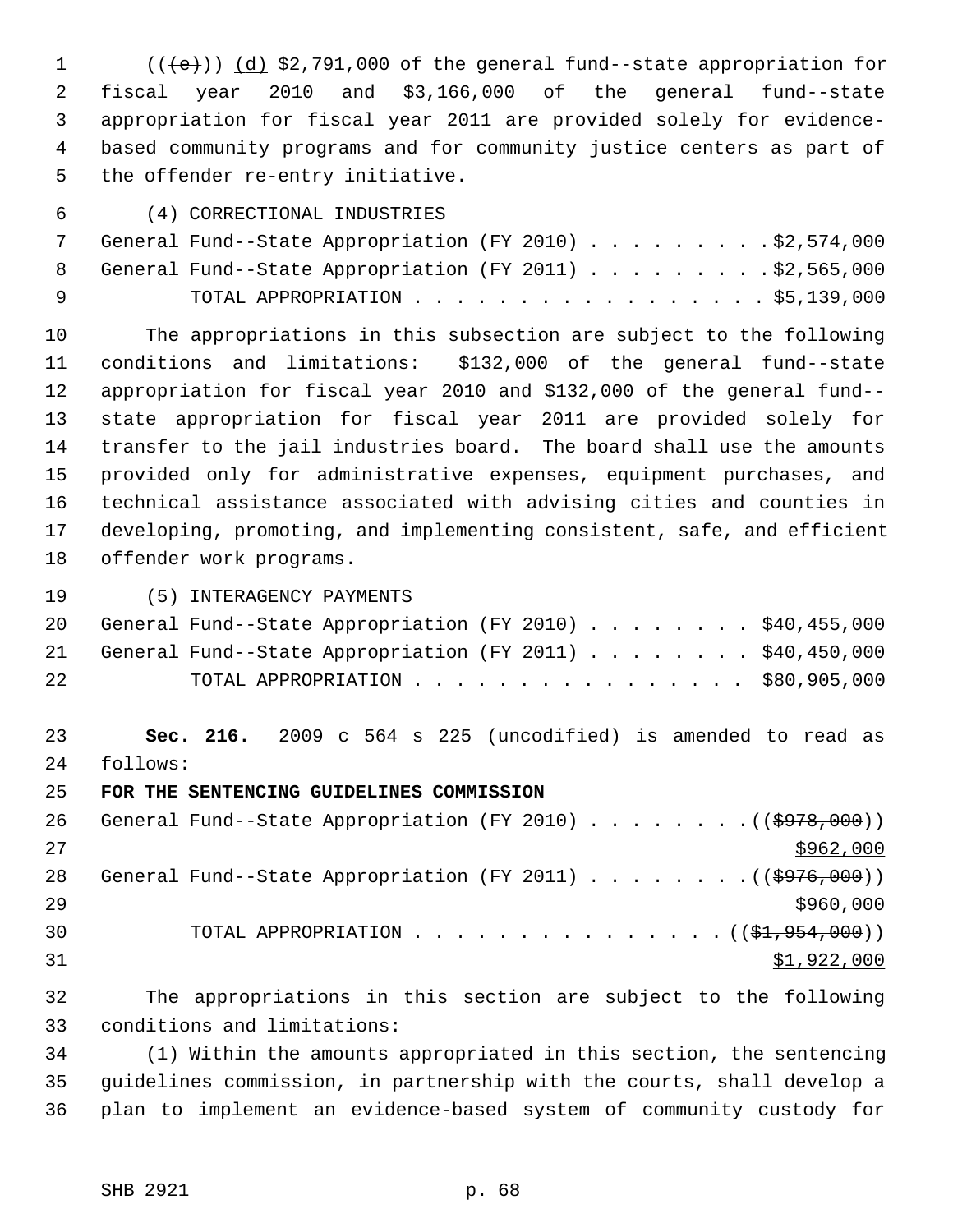((~~(e)~~)) <u>(d)</u> $2,791,000 of the general fund--state appropriation for fiscal year 2010 and $3,166,000 of the general fund--state appropriation for fiscal year 2011 are provided solely for evidence-based community programs and for community justice centers as part of the offender re-entry initiative.

(4) CORRECTIONAL INDUSTRIES

General Fund--State Appropriation (FY 2010) . . . . . . . . . $2,574,000
General Fund--State Appropriation (FY 2011) . . . . . . . . . $2,565,000
TOTAL APPROPRIATION . . . . . . . . . . . . . . . . . $5,139,000

The appropriations in this subsection are subject to the following conditions and limitations: $132,000 of the general fund--state appropriation for fiscal year 2010 and $132,000 of the general fund--state appropriation for fiscal year 2011 are provided solely for transfer to the jail industries board. The board shall use the amounts provided only for administrative expenses, equipment purchases, and technical assistance associated with advising cities and counties in developing, promoting, and implementing consistent, safe, and efficient offender work programs.

(5) INTERAGENCY PAYMENTS

General Fund--State Appropriation (FY 2010) . . . . . . . . $40,455,000
General Fund--State Appropriation (FY 2011) . . . . . . . . $40,450,000
TOTAL APPROPRIATION . . . . . . . . . . . . . . . . $80,905,000

**Sec. 216.** 2009 c 564 s 225 (uncodified) is amended to read as follows:

**FOR THE SENTENCING GUIDELINES COMMISSION**

General Fund--State Appropriation (FY 2010) . . . . . . . . ((~~$978,000~~))
<u>$962,000</u>
General Fund--State Appropriation (FY 2011) . . . . . . . . ((~~$976,000~~))
<u>$960,000</u>
TOTAL APPROPRIATION . . . . . . . . . . . . . . . ((~~$1,954,000~~))
<u>$1,922,000</u>

The appropriations in this section are subject to the following conditions and limitations:

(1) Within the amounts appropriated in this section, the sentencing guidelines commission, in partnership with the courts, shall develop a plan to implement an evidence-based system of community custody for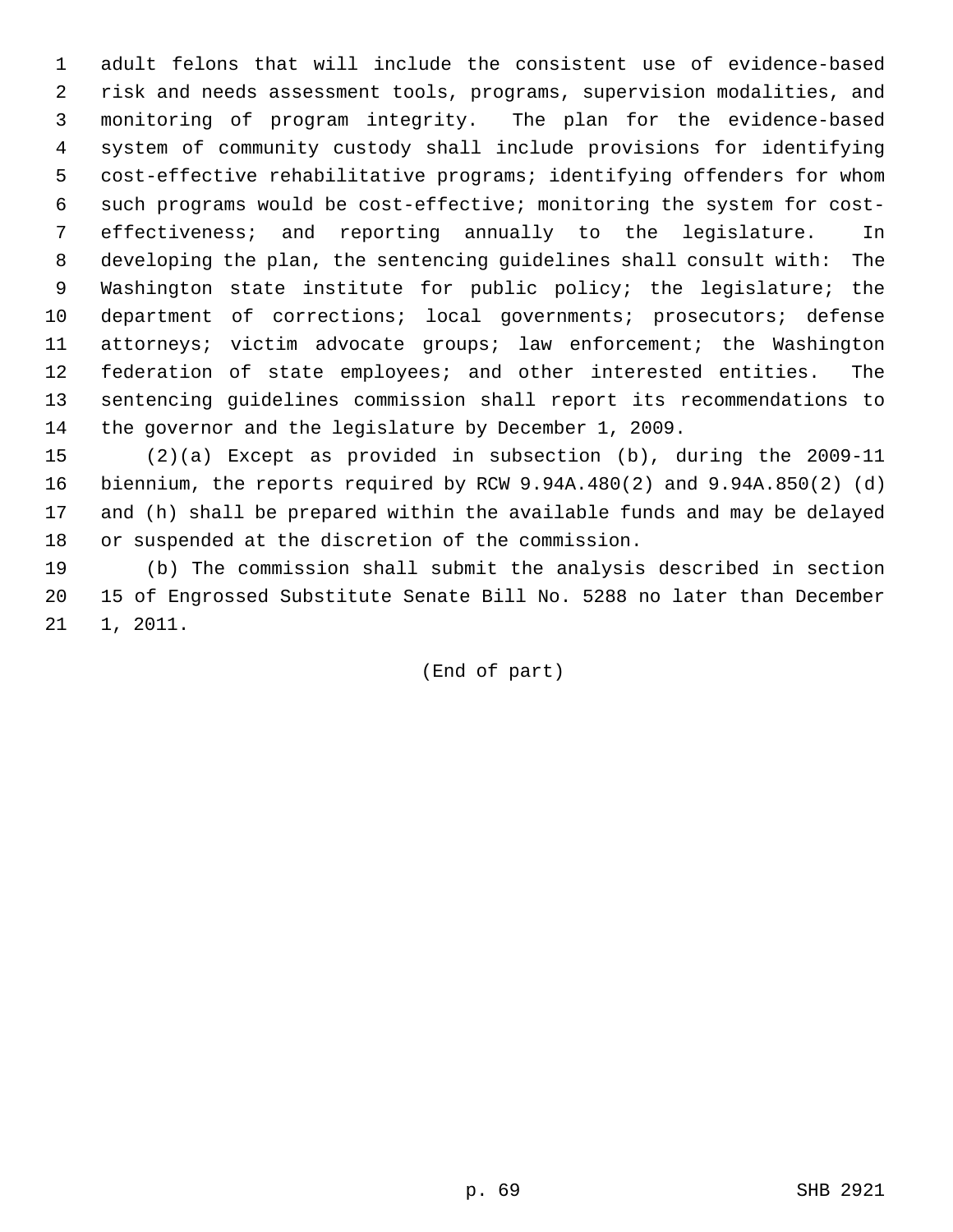adult felons that will include the consistent use of evidence-based risk and needs assessment tools, programs, supervision modalities, and monitoring of program integrity. The plan for the evidence-based system of community custody shall include provisions for identifying cost-effective rehabilitative programs; identifying offenders for whom such programs would be cost-effective; monitoring the system for cost-effectiveness; and reporting annually to the legislature. In developing the plan, the sentencing guidelines shall consult with: The Washington state institute for public policy; the legislature; the department of corrections; local governments; prosecutors; defense attorneys; victim advocate groups; law enforcement; the Washington federation of state employees; and other interested entities. The sentencing guidelines commission shall report its recommendations to the governor and the legislature by December 1, 2009.

(2)(a) Except as provided in subsection (b), during the 2009-11 biennium, the reports required by RCW 9.94A.480(2) and 9.94A.850(2) (d) and (h) shall be prepared within the available funds and may be delayed or suspended at the discretion of the commission.

(b) The commission shall submit the analysis described in section 15 of Engrossed Substitute Senate Bill No. 5288 no later than December 1, 2011.

(End of part)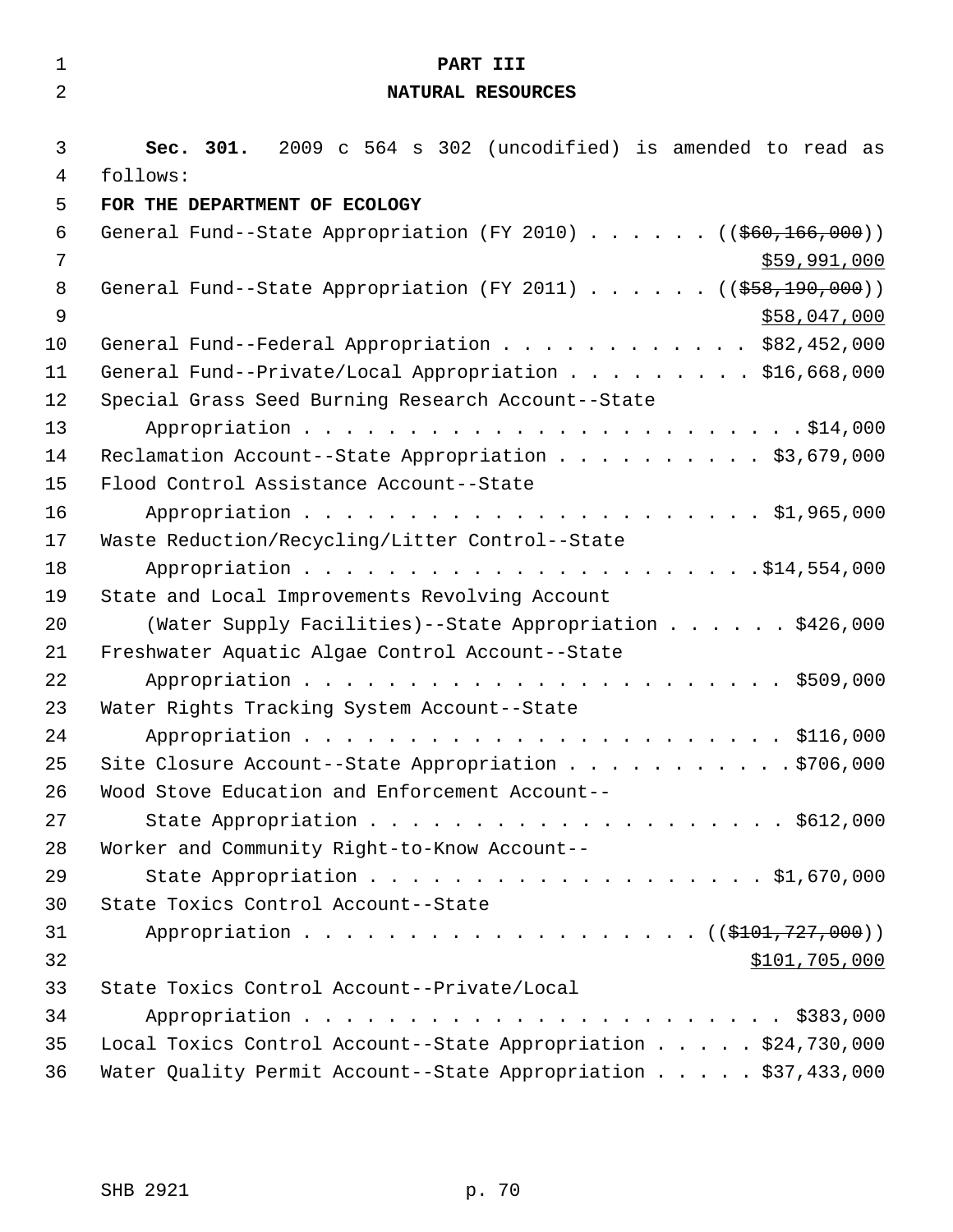# PART III
## NATURAL RESOURCES

**Sec. 301.** 2009 c 564 s 302 (uncodified) is amended to read as follows:

**FOR THE DEPARTMENT OF ECOLOGY**

General Fund--State Appropriation (FY 2010) . . . . . . ((~~$60,166,000~~)) $59,991,000

General Fund--State Appropriation (FY 2011) . . . . . . ((~~$58,190,000~~)) $58,047,000

General Fund--Federal Appropriation . . . . . . . . . . . . $82,452,000

General Fund--Private/Local Appropriation . . . . . . . . . $16,668,000

Special Grass Seed Burning Research Account--State Appropriation . . . . . . . . . . . . . . . . . . . . . . . . .$14,000

Reclamation Account--State Appropriation . . . . . . . . . . $3,679,000

Flood Control Assistance Account--State Appropriation . . . . . . . . . . . . . . . . . . . . . . . $1,965,000

Waste Reduction/Recycling/Litter Control--State Appropriation . . . . . . . . . . . . . . . . . . . . . . .$14,554,000

State and Local Improvements Revolving Account (Water Supply Facilities)--State Appropriation . . . . . . $426,000

Freshwater Aquatic Algae Control Account--State Appropriation . . . . . . . . . . . . . . . . . . . . . . . . $509,000

Water Rights Tracking System Account--State Appropriation . . . . . . . . . . . . . . . . . . . . . . . . $116,000

Site Closure Account--State Appropriation . . . . . . . . . . .$706,000

Wood Stove Education and Enforcement Account--State Appropriation . . . . . . . . . . . . . . . . . . . . . $612,000

Worker and Community Right-to-Know Account--State Appropriation . . . . . . . . . . . . . . . . . . . $1,670,000

State Toxics Control Account--State Appropriation . . . . . . . . . . . . . . . . . . . ((~~$101,727,000~~)) $101,705,000

State Toxics Control Account--Private/Local Appropriation . . . . . . . . . . . . . . . . . . . . . . . . $383,000

Local Toxics Control Account--State Appropriation . . . . . $24,730,000

Water Quality Permit Account--State Appropriation . . . . . $37,433,000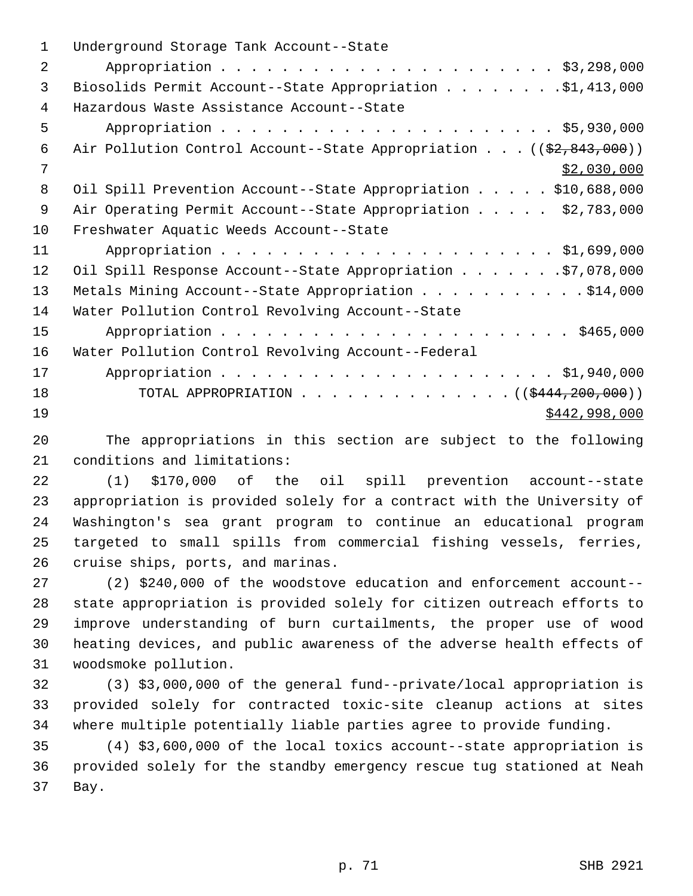Underground Storage Tank Account--State Appropriation . . . . . . . . . . . . . . . . . . . . . . . $3,298,000
Biosolids Permit Account--State Appropriation . . . . . . . .$1,413,000
Hazardous Waste Assistance Account--State Appropriation . . . . . . . . . . . . . . . . . . . . . . . $5,930,000
Air Pollution Control Account--State Appropriation . . . (($2,843,000)) $2,030,000
Oil Spill Prevention Account--State Appropriation . . . . . $10,688,000
Air Operating Permit Account--State Appropriation . . . . . $2,783,000
Freshwater Aquatic Weeds Account--State Appropriation . . . . . . . . . . . . . . . . . . . . . . . $1,699,000
Oil Spill Response Account--State Appropriation . . . . . . .$7,078,000
Metals Mining Account--State Appropriation . . . . . . . . . . .$14,000
Water Pollution Control Revolving Account--State Appropriation . . . . . . . . . . . . . . . . . . . . . . . . $465,000
Water Pollution Control Revolving Account--Federal Appropriation . . . . . . . . . . . . . . . . . . . . . . . $1,940,000
TOTAL APPROPRIATION . . . . . . . . . . . . . . (($444,200,000)) $442,998,000

The appropriations in this section are subject to the following conditions and limitations:

(1) $170,000 of the oil spill prevention account--state appropriation is provided solely for a contract with the University of Washington's sea grant program to continue an educational program targeted to small spills from commercial fishing vessels, ferries, cruise ships, ports, and marinas.

(2) $240,000 of the woodstove education and enforcement account--state appropriation is provided solely for citizen outreach efforts to improve understanding of burn curtailments, the proper use of wood heating devices, and public awareness of the adverse health effects of woodsmoke pollution.

(3) $3,000,000 of the general fund--private/local appropriation is provided solely for contracted toxic-site cleanup actions at sites where multiple potentially liable parties agree to provide funding.

(4) $3,600,000 of the local toxics account--state appropriation is provided solely for the standby emergency rescue tug stationed at Neah Bay.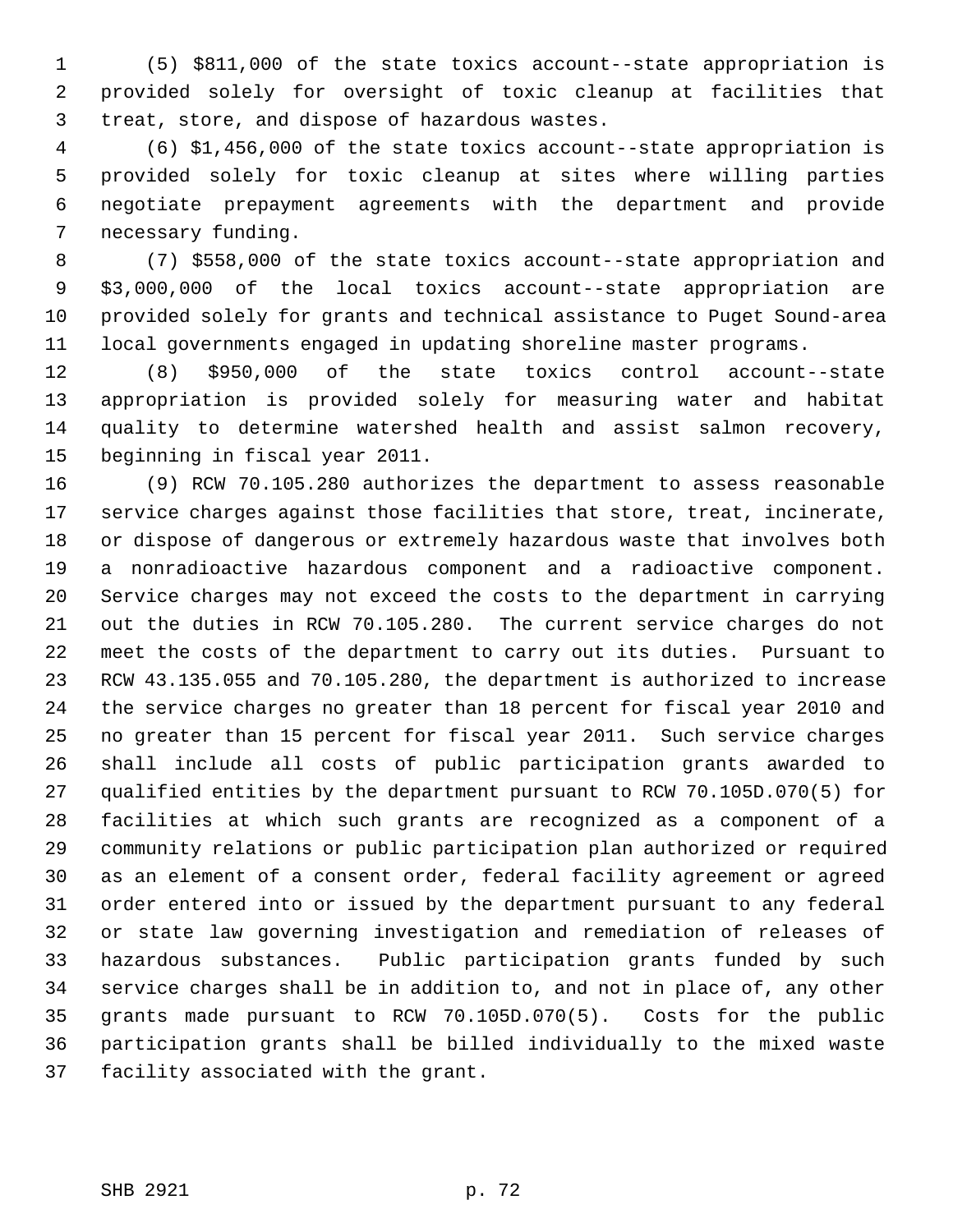(5) $811,000 of the state toxics account--state appropriation is provided solely for oversight of toxic cleanup at facilities that treat, store, and dispose of hazardous wastes.

(6) $1,456,000 of the state toxics account--state appropriation is provided solely for toxic cleanup at sites where willing parties negotiate prepayment agreements with the department and provide necessary funding.

(7) $558,000 of the state toxics account--state appropriation and $3,000,000 of the local toxics account--state appropriation are provided solely for grants and technical assistance to Puget Sound-area local governments engaged in updating shoreline master programs.

(8) $950,000 of the state toxics control account--state appropriation is provided solely for measuring water and habitat quality to determine watershed health and assist salmon recovery, beginning in fiscal year 2011.

(9) RCW 70.105.280 authorizes the department to assess reasonable service charges against those facilities that store, treat, incinerate, or dispose of dangerous or extremely hazardous waste that involves both a nonradioactive hazardous component and a radioactive component. Service charges may not exceed the costs to the department in carrying out the duties in RCW 70.105.280. The current service charges do not meet the costs of the department to carry out its duties. Pursuant to RCW 43.135.055 and 70.105.280, the department is authorized to increase the service charges no greater than 18 percent for fiscal year 2010 and no greater than 15 percent for fiscal year 2011. Such service charges shall include all costs of public participation grants awarded to qualified entities by the department pursuant to RCW 70.105D.070(5) for facilities at which such grants are recognized as a component of a community relations or public participation plan authorized or required as an element of a consent order, federal facility agreement or agreed order entered into or issued by the department pursuant to any federal or state law governing investigation and remediation of releases of hazardous substances. Public participation grants funded by such service charges shall be in addition to, and not in place of, any other grants made pursuant to RCW 70.105D.070(5). Costs for the public participation grants shall be billed individually to the mixed waste facility associated with the grant.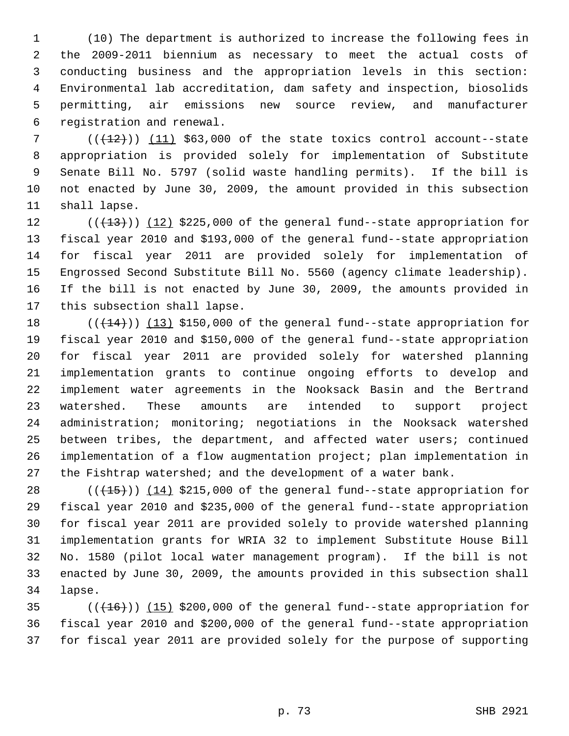(10) The department is authorized to increase the following fees in the 2009-2011 biennium as necessary to meet the actual costs of conducting business and the appropriation levels in this section: Environmental lab accreditation, dam safety and inspection, biosolids permitting, air emissions new source review, and manufacturer registration and renewal.

(((12))) (11) $63,000 of the state toxics control account--state appropriation is provided solely for implementation of Substitute Senate Bill No. 5797 (solid waste handling permits). If the bill is not enacted by June 30, 2009, the amount provided in this subsection shall lapse.

(((13))) (12) $225,000 of the general fund--state appropriation for fiscal year 2010 and $193,000 of the general fund--state appropriation for fiscal year 2011 are provided solely for implementation of Engrossed Second Substitute Bill No. 5560 (agency climate leadership). If the bill is not enacted by June 30, 2009, the amounts provided in this subsection shall lapse.

(((14))) (13) $150,000 of the general fund--state appropriation for fiscal year 2010 and $150,000 of the general fund--state appropriation for fiscal year 2011 are provided solely for watershed planning implementation grants to continue ongoing efforts to develop and implement water agreements in the Nooksack Basin and the Bertrand watershed. These amounts are intended to support project administration; monitoring; negotiations in the Nooksack watershed between tribes, the department, and affected water users; continued implementation of a flow augmentation project; plan implementation in the Fishtrap watershed; and the development of a water bank.

(((15))) (14) $215,000 of the general fund--state appropriation for fiscal year 2010 and $235,000 of the general fund--state appropriation for fiscal year 2011 are provided solely to provide watershed planning implementation grants for WRIA 32 to implement Substitute House Bill No. 1580 (pilot local water management program). If the bill is not enacted by June 30, 2009, the amounts provided in this subsection shall lapse.

(((16))) (15) $200,000 of the general fund--state appropriation for fiscal year 2010 and $200,000 of the general fund--state appropriation for fiscal year 2011 are provided solely for the purpose of supporting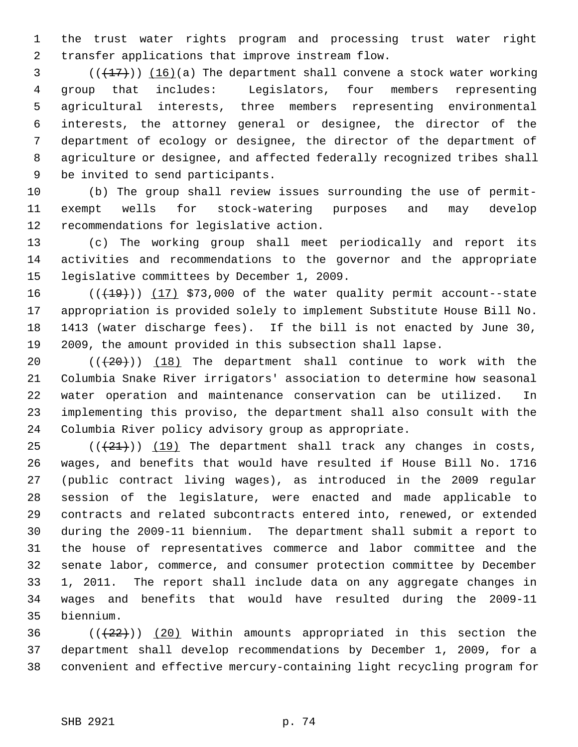the trust water rights program and processing trust water right transfer applications that improve instream flow.

((~~(17)~~)) (16)(a) The department shall convene a stock water working group that includes: Legislators, four members representing agricultural interests, three members representing environmental interests, the attorney general or designee, the director of the department of ecology or designee, the director of the department of agriculture or designee, and affected federally recognized tribes shall be invited to send participants.

(b) The group shall review issues surrounding the use of permit-exempt wells for stock-watering purposes and may develop recommendations for legislative action.

(c) The working group shall meet periodically and report its activities and recommendations to the governor and the appropriate legislative committees by December 1, 2009.

((~~(19)~~)) (17) $73,000 of the water quality permit account--state appropriation is provided solely to implement Substitute House Bill No. 1413 (water discharge fees). If the bill is not enacted by June 30, 2009, the amount provided in this subsection shall lapse.

((~~(20)~~)) (18) The department shall continue to work with the Columbia Snake River irrigators' association to determine how seasonal water operation and maintenance conservation can be utilized. In implementing this proviso, the department shall also consult with the Columbia River policy advisory group as appropriate.

((~~(21)~~)) (19) The department shall track any changes in costs, wages, and benefits that would have resulted if House Bill No. 1716 (public contract living wages), as introduced in the 2009 regular session of the legislature, were enacted and made applicable to contracts and related subcontracts entered into, renewed, or extended during the 2009-11 biennium. The department shall submit a report to the house of representatives commerce and labor committee and the senate labor, commerce, and consumer protection committee by December 1, 2011. The report shall include data on any aggregate changes in wages and benefits that would have resulted during the 2009-11 biennium.

((~~(22)~~)) (20) Within amounts appropriated in this section the department shall develop recommendations by December 1, 2009, for a convenient and effective mercury-containing light recycling program for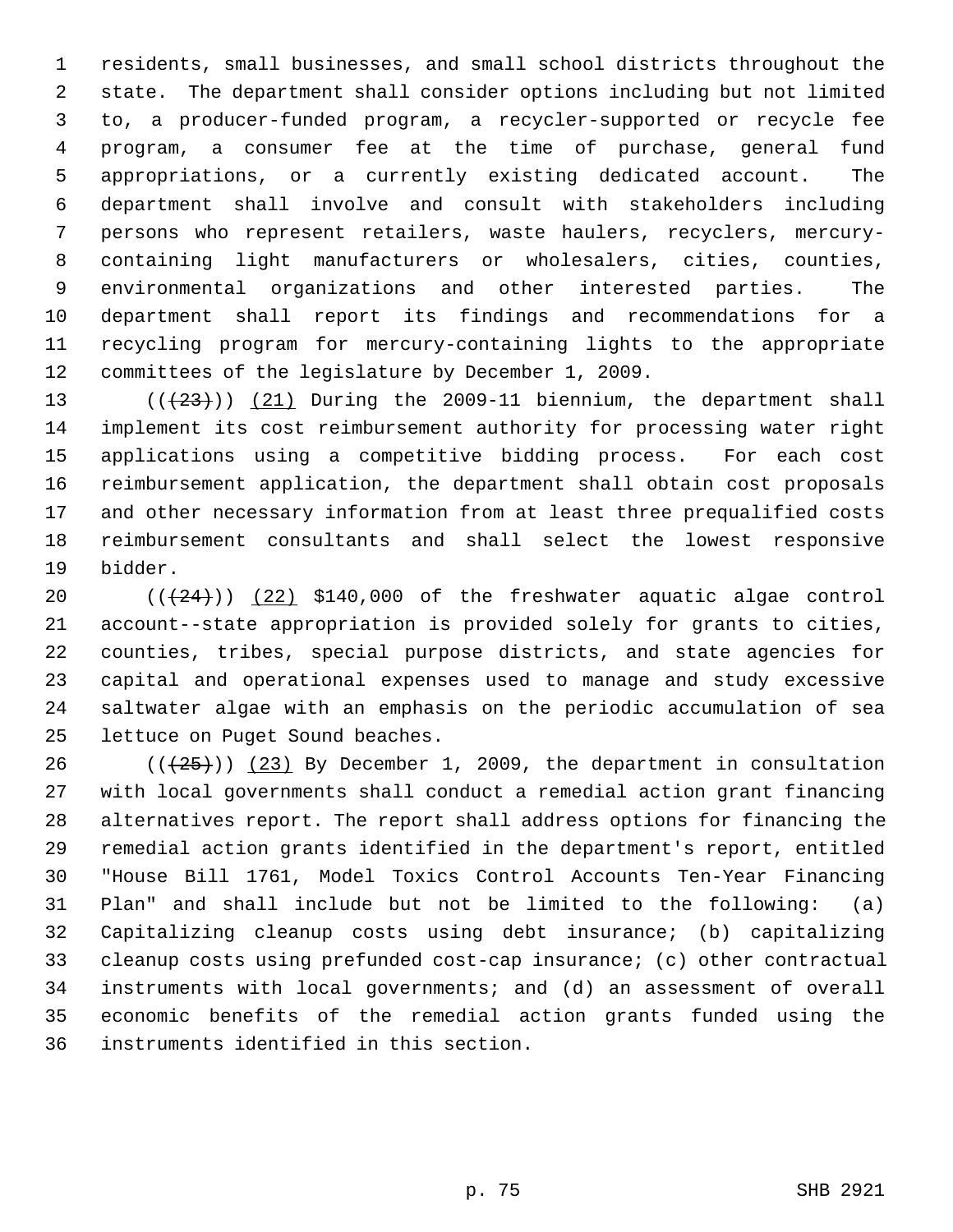residents, small businesses, and small school districts throughout the state. The department shall consider options including but not limited to, a producer-funded program, a recycler-supported or recycle fee program, a consumer fee at the time of purchase, general fund appropriations, or a currently existing dedicated account. The department shall involve and consult with stakeholders including persons who represent retailers, waste haulers, recyclers, mercury-containing light manufacturers or wholesalers, cities, counties, environmental organizations and other interested parties. The department shall report its findings and recommendations for a recycling program for mercury-containing lights to the appropriate committees of the legislature by December 1, 2009.

((~~(23)~~)) (21) During the 2009-11 biennium, the department shall implement its cost reimbursement authority for processing water right applications using a competitive bidding process. For each cost reimbursement application, the department shall obtain cost proposals and other necessary information from at least three prequalified costs reimbursement consultants and shall select the lowest responsive bidder.

((~~(24)~~)) (22) $140,000 of the freshwater aquatic algae control account--state appropriation is provided solely for grants to cities, counties, tribes, special purpose districts, and state agencies for capital and operational expenses used to manage and study excessive saltwater algae with an emphasis on the periodic accumulation of sea lettuce on Puget Sound beaches.

((~~(25)~~)) (23) By December 1, 2009, the department in consultation with local governments shall conduct a remedial action grant financing alternatives report. The report shall address options for financing the remedial action grants identified in the department's report, entitled "House Bill 1761, Model Toxics Control Accounts Ten-Year Financing Plan" and shall include but not be limited to the following: (a) Capitalizing cleanup costs using debt insurance; (b) capitalizing cleanup costs using prefunded cost-cap insurance; (c) other contractual instruments with local governments; and (d) an assessment of overall economic benefits of the remedial action grants funded using the instruments identified in this section.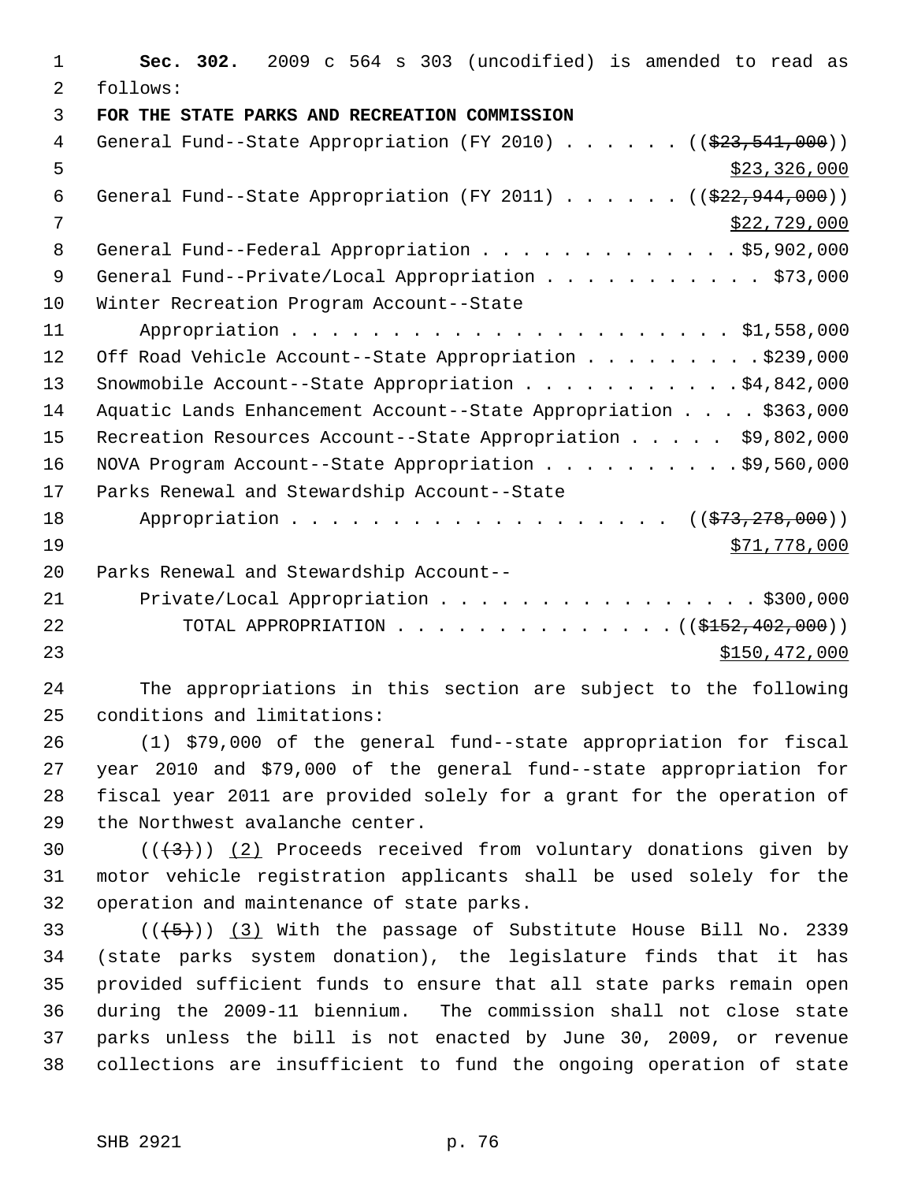**Sec. 302.** 2009 c 564 s 303 (uncodified) is amended to read as follows:

**FOR THE STATE PARKS AND RECREATION COMMISSION**

General Fund--State Appropriation (FY 2010) . . . . . . ((~~$23,541,000~~))
<u>$23,326,000</u>

General Fund--State Appropriation (FY 2011) . . . . . . ((~~$22,944,000~~))
<u>$22,729,000</u>

General Fund--Federal Appropriation . . . . . . . . . . . . . $5,902,000

General Fund--Private/Local Appropriation . . . . . . . . . . . $73,000

Winter Recreation Program Account--State Appropriation . . . . . . . . . . . . . . . . . . . . . . $1,558,000

Off Road Vehicle Account--State Appropriation . . . . . . . . . $239,000

Snowmobile Account--State Appropriation . . . . . . . . . . . $4,842,000

Aquatic Lands Enhancement Account--State Appropriation . . . . $363,000

Recreation Resources Account--State Appropriation . . . . . $9,802,000

NOVA Program Account--State Appropriation . . . . . . . . . . $9,560,000

Parks Renewal and Stewardship Account--State Appropriation . . . . . . . . . . . . . . . . . . . ((~~$73,278,000~~))
<u>$71,778,000</u>

Parks Renewal and Stewardship Account--Private/Local Appropriation . . . . . . . . . . . . . . . . . $300,000

TOTAL APPROPRIATION . . . . . . . . . . . . . . ((~~$152,402,000~~))
<u>$150,472,000</u>

The appropriations in this section are subject to the following conditions and limitations:

(1) $79,000 of the general fund--state appropriation for fiscal year 2010 and $79,000 of the general fund--state appropriation for fiscal year 2011 are provided solely for a grant for the operation of the Northwest avalanche center.

((~~(3)~~)) <u>(2)</u> Proceeds received from voluntary donations given by motor vehicle registration applicants shall be used solely for the operation and maintenance of state parks.

((~~(5)~~)) <u>(3)</u> With the passage of Substitute House Bill No. 2339 (state parks system donation), the legislature finds that it has provided sufficient funds to ensure that all state parks remain open during the 2009-11 biennium. The commission shall not close state parks unless the bill is not enacted by June 30, 2009, or revenue collections are insufficient to fund the ongoing operation of state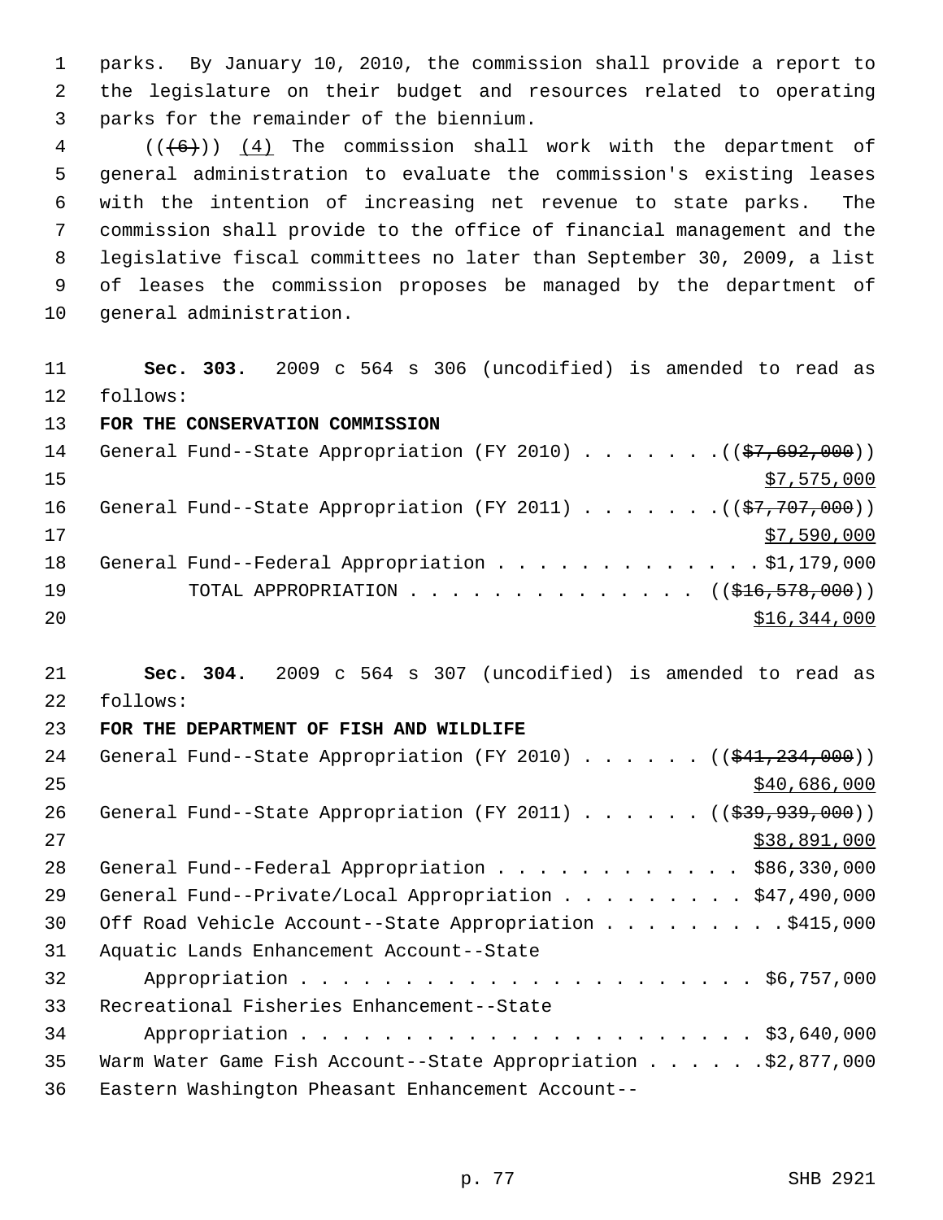parks. By January 10, 2010, the commission shall provide a report to the legislature on their budget and resources related to operating parks for the remainder of the biennium.

(( ~~(6)~~ )) <u>(4)</u> The commission shall work with the department of general administration to evaluate the commission's existing leases with the intention of increasing net revenue to state parks. The commission shall provide to the office of financial management and the legislative fiscal committees no later than September 30, 2009, a list of leases the commission proposes be managed by the department of general administration.

**Sec. 303.** 2009 c 564 s 306 (uncodified) is amended to read as follows:

**FOR THE CONSERVATION COMMISSION**

General Fund--State Appropriation (FY 2010) . . . . . . . (( ~~$7,692,000~~ )) <u>$7,575,000</u>

General Fund--State Appropriation (FY 2011) . . . . . . . (( ~~$7,707,000~~ )) <u>$7,590,000</u>

General Fund--Federal Appropriation . . . . . . . . . . . . . $1,179,000

TOTAL APPROPRIATION . . . . . . . . . . . . . . (( ~~$16,578,000~~ )) <u>$16,344,000</u>

**Sec. 304.** 2009 c 564 s 307 (uncodified) is amended to read as follows:

**FOR THE DEPARTMENT OF FISH AND WILDLIFE**

General Fund--State Appropriation (FY 2010) . . . . . . (( ~~$41,234,000~~ )) <u>$40,686,000</u>

General Fund--State Appropriation (FY 2011) . . . . . . (( ~~$39,939,000~~ )) <u>$38,891,000</u>

General Fund--Federal Appropriation . . . . . . . . . . . . $86,330,000

General Fund--Private/Local Appropriation . . . . . . . . . $47,490,000

Off Road Vehicle Account--State Appropriation . . . . . . . . . $415,000

Aquatic Lands Enhancement Account--State Appropriation . . . . . . . . . . . . . . . . . . . . . . . $6,757,000

Recreational Fisheries Enhancement--State Appropriation . . . . . . . . . . . . . . . . . . . . . . . $3,640,000

Warm Water Game Fish Account--State Appropriation . . . . . . $2,877,000

Eastern Washington Pheasant Enhancement Account--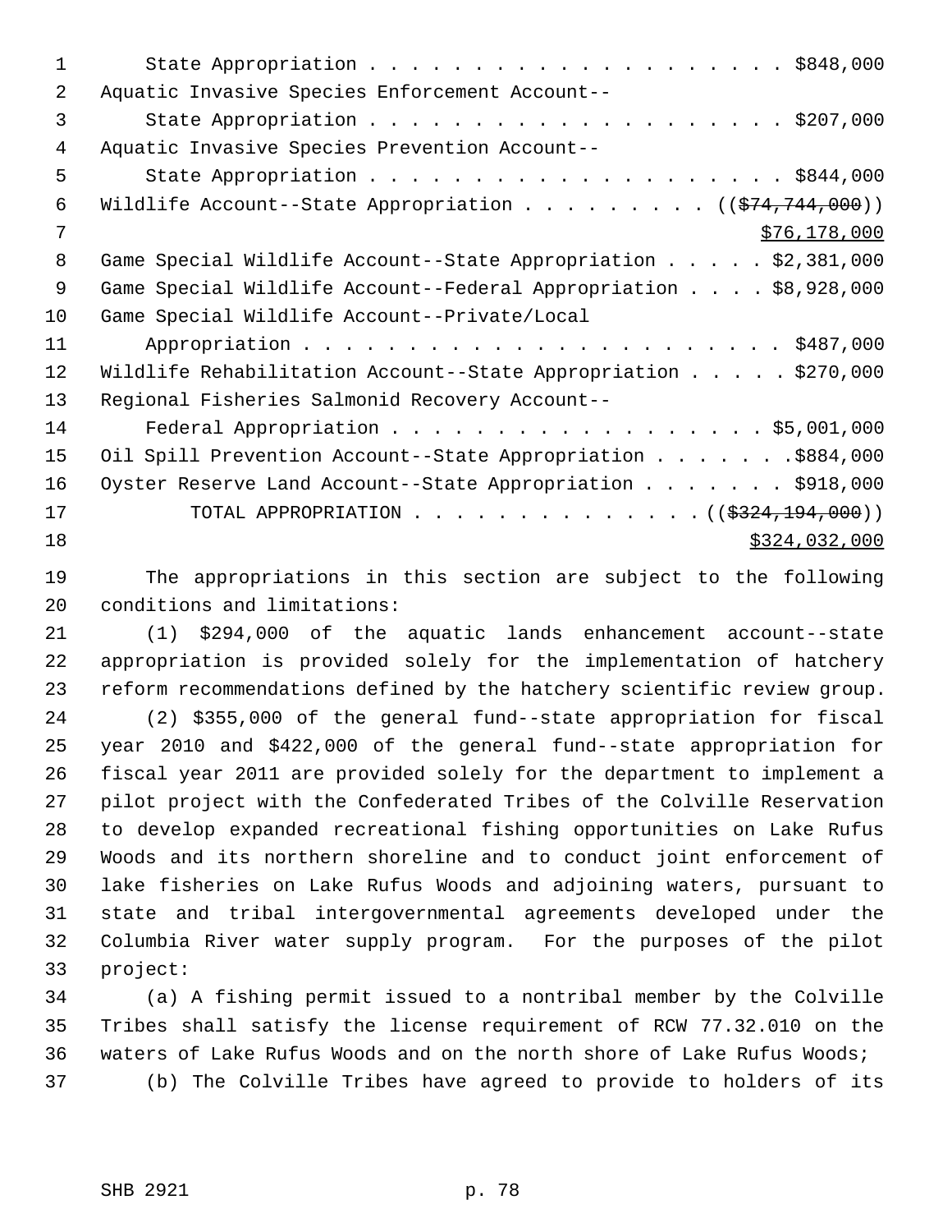State Appropriation . . . . . . . . . . . . . . . . . . . . $848,000

Aquatic Invasive Species Enforcement Account--

State Appropriation . . . . . . . . . . . . . . . . . . . . $207,000

Aquatic Invasive Species Prevention Account--

State Appropriation . . . . . . . . . . . . . . . . . . . . $844,000

Wildlife Account--State Appropriation . . . . . . . . . ((~~$74,744,000~~))

<u>$76,178,000</u>

Game Special Wildlife Account--State Appropriation . . . . . $2,381,000

Game Special Wildlife Account--Federal Appropriation . . . . $8,928,000

Game Special Wildlife Account--Private/Local

Appropriation . . . . . . . . . . . . . . . . . . . . . . $487,000

Wildlife Rehabilitation Account--State Appropriation . . . . . $270,000

Regional Fisheries Salmonid Recovery Account--

Federal Appropriation . . . . . . . . . . . . . . . . . . $5,001,000

Oil Spill Prevention Account--State Appropriation . . . . . . .$884,000

Oyster Reserve Land Account--State Appropriation . . . . . . . $918,000

TOTAL APPROPRIATION . . . . . . . . . . . . . . ((~~$324,194,000~~))

<u>$324,032,000</u>

The appropriations in this section are subject to the following conditions and limitations:

(1) $294,000 of the aquatic lands enhancement account--state appropriation is provided solely for the implementation of hatchery reform recommendations defined by the hatchery scientific review group.

(2) $355,000 of the general fund--state appropriation for fiscal year 2010 and $422,000 of the general fund--state appropriation for fiscal year 2011 are provided solely for the department to implement a pilot project with the Confederated Tribes of the Colville Reservation to develop expanded recreational fishing opportunities on Lake Rufus Woods and its northern shoreline and to conduct joint enforcement of lake fisheries on Lake Rufus Woods and adjoining waters, pursuant to state and tribal intergovernmental agreements developed under the Columbia River water supply program. For the purposes of the pilot project:

(a) A fishing permit issued to a nontribal member by the Colville Tribes shall satisfy the license requirement of RCW 77.32.010 on the waters of Lake Rufus Woods and on the north shore of Lake Rufus Woods;

(b) The Colville Tribes have agreed to provide to holders of its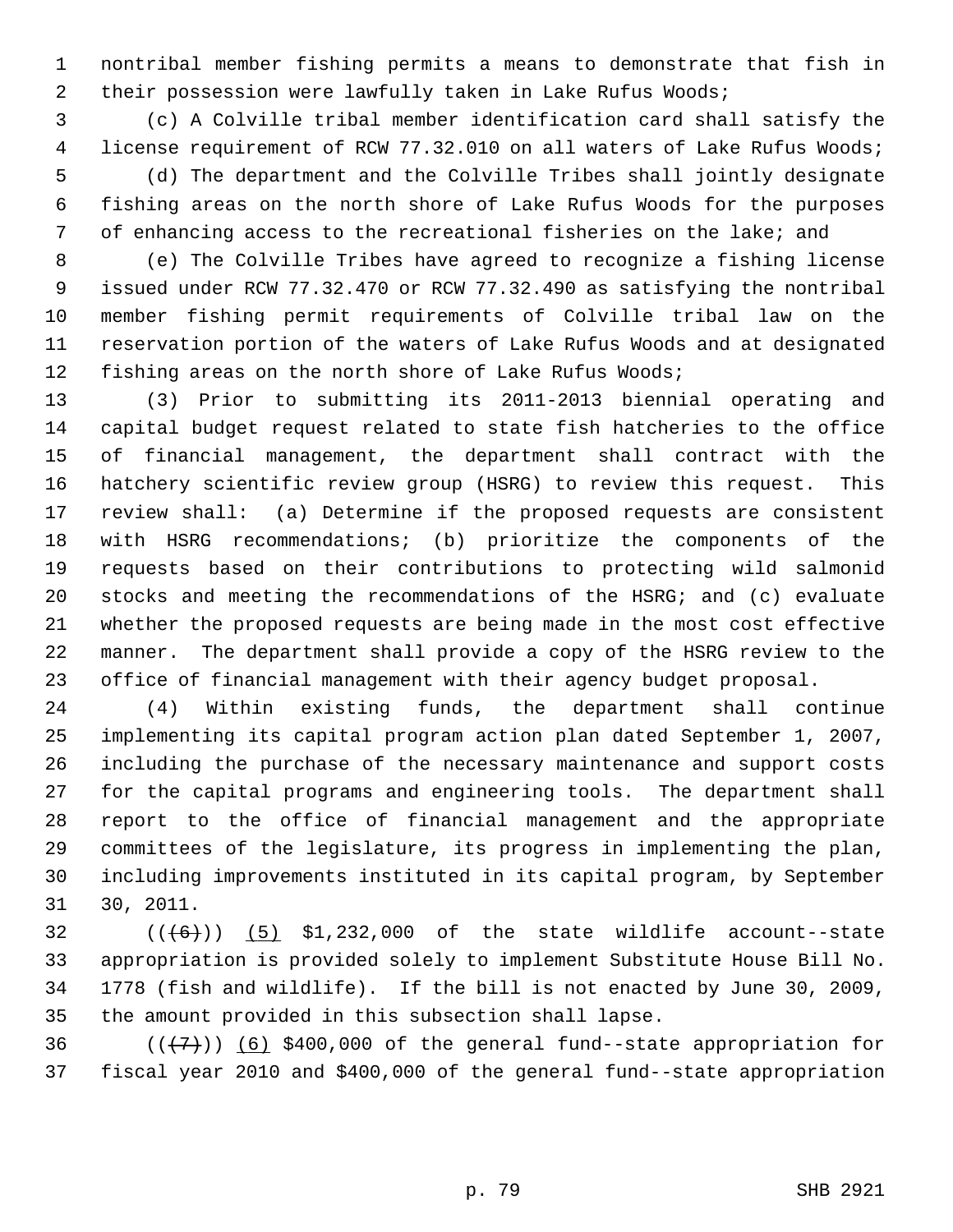nontribal member fishing permits a means to demonstrate that fish in their possession were lawfully taken in Lake Rufus Woods;

(c) A Colville tribal member identification card shall satisfy the license requirement of RCW 77.32.010 on all waters of Lake Rufus Woods;

(d) The department and the Colville Tribes shall jointly designate fishing areas on the north shore of Lake Rufus Woods for the purposes of enhancing access to the recreational fisheries on the lake; and

(e) The Colville Tribes have agreed to recognize a fishing license issued under RCW 77.32.470 or RCW 77.32.490 as satisfying the nontribal member fishing permit requirements of Colville tribal law on the reservation portion of the waters of Lake Rufus Woods and at designated fishing areas on the north shore of Lake Rufus Woods;

(3) Prior to submitting its 2011-2013 biennial operating and capital budget request related to state fish hatcheries to the office of financial management, the department shall contract with the hatchery scientific review group (HSRG) to review this request. This review shall: (a) Determine if the proposed requests are consistent with HSRG recommendations; (b) prioritize the components of the requests based on their contributions to protecting wild salmonid stocks and meeting the recommendations of the HSRG; and (c) evaluate whether the proposed requests are being made in the most cost effective manner. The department shall provide a copy of the HSRG review to the office of financial management with their agency budget proposal.

(4) Within existing funds, the department shall continue implementing its capital program action plan dated September 1, 2007, including the purchase of the necessary maintenance and support costs for the capital programs and engineering tools. The department shall report to the office of financial management and the appropriate committees of the legislature, its progress in implementing the plan, including improvements instituted in its capital program, by September 30, 2011.

((~~(6)~~)) <u>(5)</u> $1,232,000 of the state wildlife account--state appropriation is provided solely to implement Substitute House Bill No. 1778 (fish and wildlife). If the bill is not enacted by June 30, 2009, the amount provided in this subsection shall lapse.

((~~(7)~~)) <u>(6)</u> $400,000 of the general fund--state appropriation for fiscal year 2010 and $400,000 of the general fund--state appropriation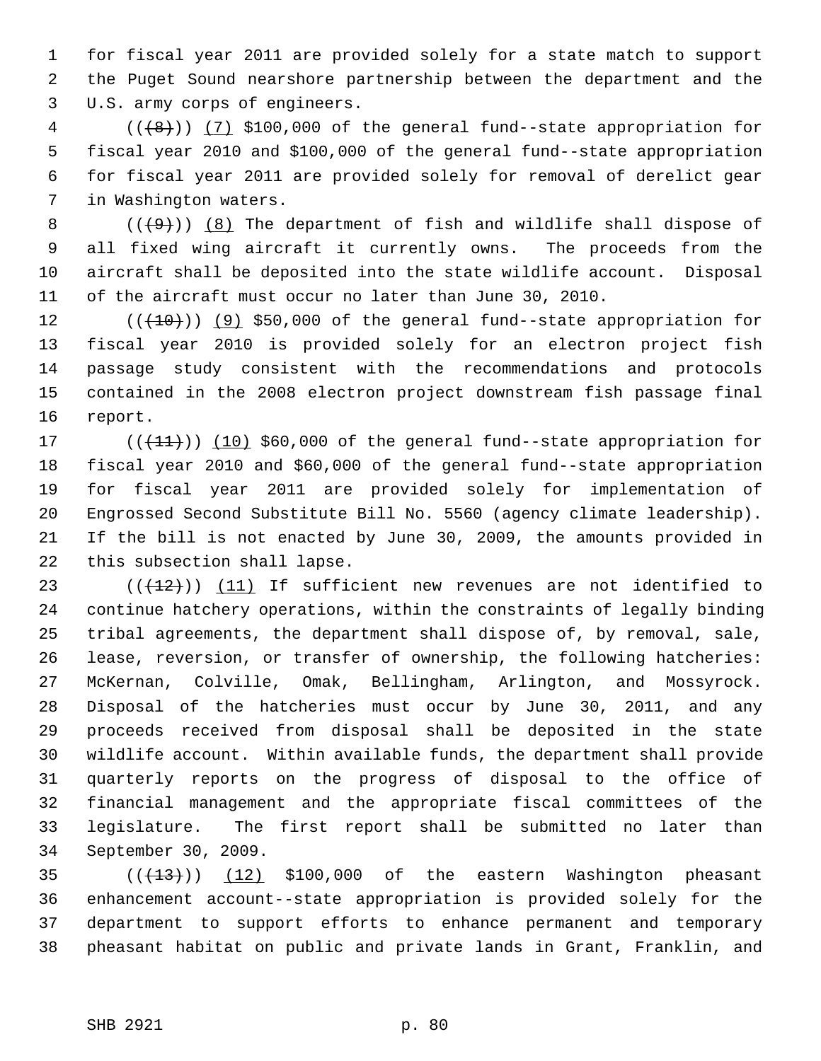for fiscal year 2011 are provided solely for a state match to support the Puget Sound nearshore partnership between the department and the U.S. army corps of engineers.

(((8))) (7) $100,000 of the general fund--state appropriation for fiscal year 2010 and $100,000 of the general fund--state appropriation for fiscal year 2011 are provided solely for removal of derelict gear in Washington waters.

(((9))) (8) The department of fish and wildlife shall dispose of all fixed wing aircraft it currently owns. The proceeds from the aircraft shall be deposited into the state wildlife account. Disposal of the aircraft must occur no later than June 30, 2010.

(((10))) (9) $50,000 of the general fund--state appropriation for fiscal year 2010 is provided solely for an electron project fish passage study consistent with the recommendations and protocols contained in the 2008 electron project downstream fish passage final report.

(((11))) (10) $60,000 of the general fund--state appropriation for fiscal year 2010 and $60,000 of the general fund--state appropriation for fiscal year 2011 are provided solely for implementation of Engrossed Second Substitute Bill No. 5560 (agency climate leadership). If the bill is not enacted by June 30, 2009, the amounts provided in this subsection shall lapse.

(((12))) (11) If sufficient new revenues are not identified to continue hatchery operations, within the constraints of legally binding tribal agreements, the department shall dispose of, by removal, sale, lease, reversion, or transfer of ownership, the following hatcheries: McKernan, Colville, Omak, Bellingham, Arlington, and Mossyrock. Disposal of the hatcheries must occur by June 30, 2011, and any proceeds received from disposal shall be deposited in the state wildlife account. Within available funds, the department shall provide quarterly reports on the progress of disposal to the office of financial management and the appropriate fiscal committees of the legislature. The first report shall be submitted no later than September 30, 2009.

(((13))) (12) $100,000 of the eastern Washington pheasant enhancement account--state appropriation is provided solely for the department to support efforts to enhance permanent and temporary pheasant habitat on public and private lands in Grant, Franklin, and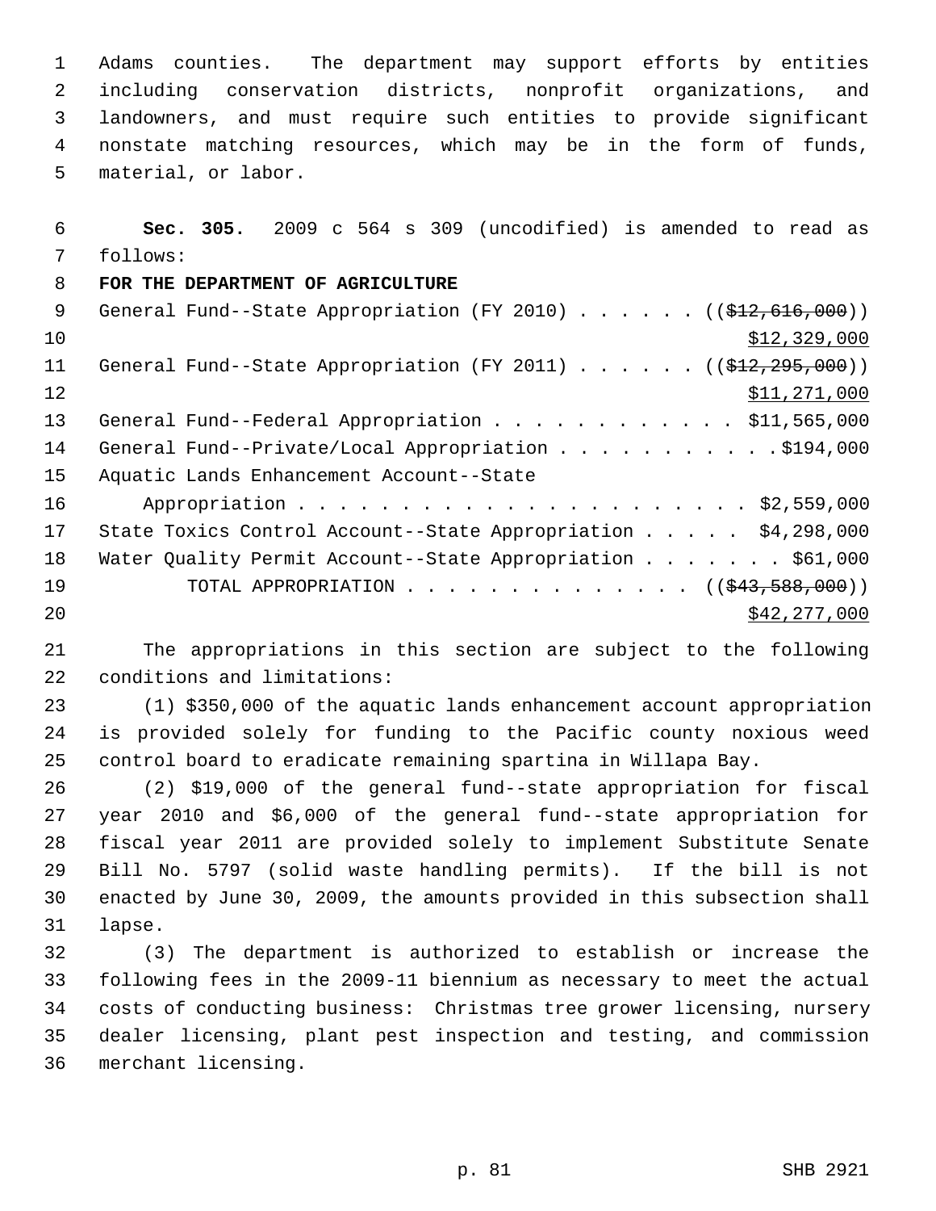Adams counties. The department may support efforts by entities including conservation districts, nonprofit organizations, and landowners, and must require such entities to provide significant nonstate matching resources, which may be in the form of funds, material, or labor.

**Sec. 305.** 2009 c 564 s 309 (uncodified) is amended to read as follows:

**FOR THE DEPARTMENT OF AGRICULTURE**

General Fund--State Appropriation (FY 2010) . . . . . . ((~~$12,616,000~~)) $12,329,000

General Fund--State Appropriation (FY 2011) . . . . . . ((~~$12,295,000~~)) $11,271,000

General Fund--Federal Appropriation . . . . . . . . . . . . $11,565,000

General Fund--Private/Local Appropriation . . . . . . . . . . . $194,000

Aquatic Lands Enhancement Account--State Appropriation . . . . . . . . . . . . . . . . . . . . . . $2,559,000

State Toxics Control Account--State Appropriation . . . . . $4,298,000

Water Quality Permit Account--State Appropriation . . . . . . . $61,000

TOTAL APPROPRIATION . . . . . . . . . . . . . . ((~~$43,588,000~~)) $42,277,000

The appropriations in this section are subject to the following conditions and limitations:

(1) $350,000 of the aquatic lands enhancement account appropriation is provided solely for funding to the Pacific county noxious weed control board to eradicate remaining spartina in Willapa Bay.

(2) $19,000 of the general fund--state appropriation for fiscal year 2010 and $6,000 of the general fund--state appropriation for fiscal year 2011 are provided solely to implement Substitute Senate Bill No. 5797 (solid waste handling permits). If the bill is not enacted by June 30, 2009, the amounts provided in this subsection shall lapse.

(3) The department is authorized to establish or increase the following fees in the 2009-11 biennium as necessary to meet the actual costs of conducting business: Christmas tree grower licensing, nursery dealer licensing, plant pest inspection and testing, and commission merchant licensing.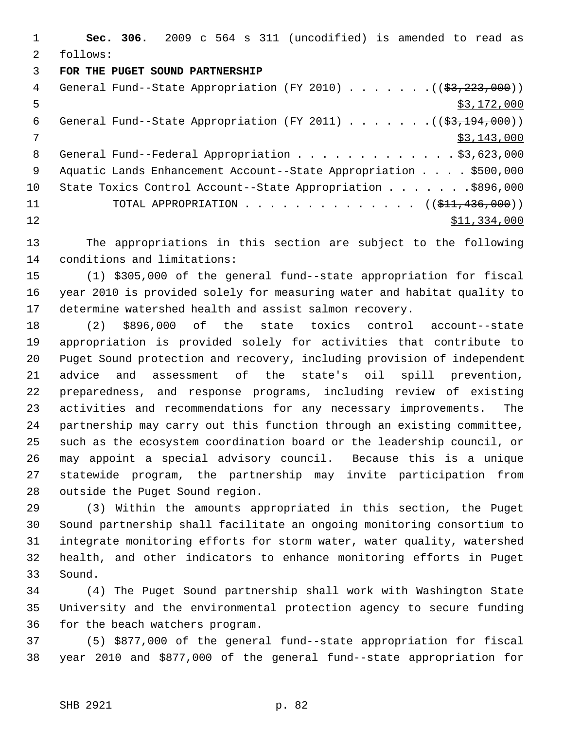**Sec. 306.** 2009 c 564 s 311 (uncodified) is amended to read as follows:

**FOR THE PUGET SOUND PARTNERSHIP**

General Fund--State Appropriation (FY 2010) . . . . . . . ((~~$3,223,000~~)) $3,172,000

General Fund--State Appropriation (FY 2011) . . . . . . . ((~~$3,194,000~~)) $3,143,000

General Fund--Federal Appropriation . . . . . . . . . . . . . $3,623,000

Aquatic Lands Enhancement Account--State Appropriation . . . . $500,000

State Toxics Control Account--State Appropriation . . . . . . . $896,000

TOTAL APPROPRIATION . . . . . . . . . . . . . . ((~~$11,436,000~~)) $11,334,000

The appropriations in this section are subject to the following conditions and limitations:

(1) $305,000 of the general fund--state appropriation for fiscal year 2010 is provided solely for measuring water and habitat quality to determine watershed health and assist salmon recovery.

(2) $896,000 of the state toxics control account--state appropriation is provided solely for activities that contribute to Puget Sound protection and recovery, including provision of independent advice and assessment of the state's oil spill prevention, preparedness, and response programs, including review of existing activities and recommendations for any necessary improvements. The partnership may carry out this function through an existing committee, such as the ecosystem coordination board or the leadership council, or may appoint a special advisory council. Because this is a unique statewide program, the partnership may invite participation from outside the Puget Sound region.

(3) Within the amounts appropriated in this section, the Puget Sound partnership shall facilitate an ongoing monitoring consortium to integrate monitoring efforts for storm water, water quality, watershed health, and other indicators to enhance monitoring efforts in Puget Sound.

(4) The Puget Sound partnership shall work with Washington State University and the environmental protection agency to secure funding for the beach watchers program.

(5) $877,000 of the general fund--state appropriation for fiscal year 2010 and $877,000 of the general fund--state appropriation for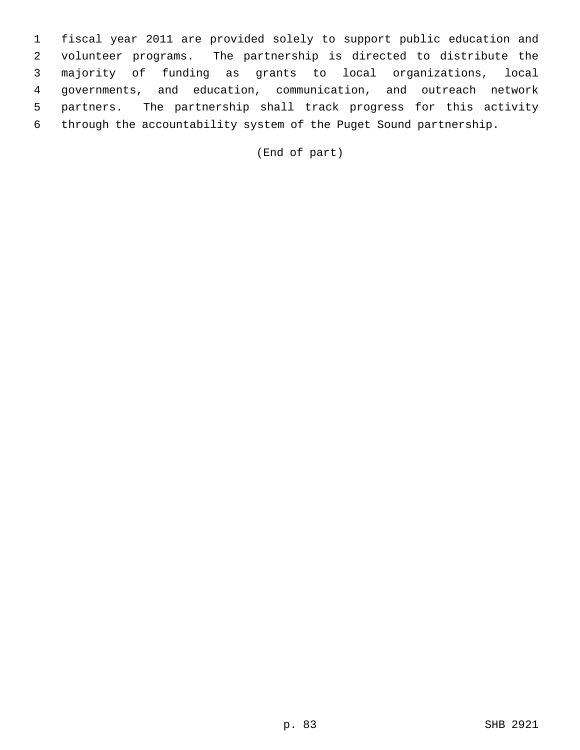fiscal year 2011 are provided solely to support public education and volunteer programs. The partnership is directed to distribute the majority of funding as grants to local organizations, local governments, and education, communication, and outreach network partners. The partnership shall track progress for this activity through the accountability system of the Puget Sound partnership.

(End of part)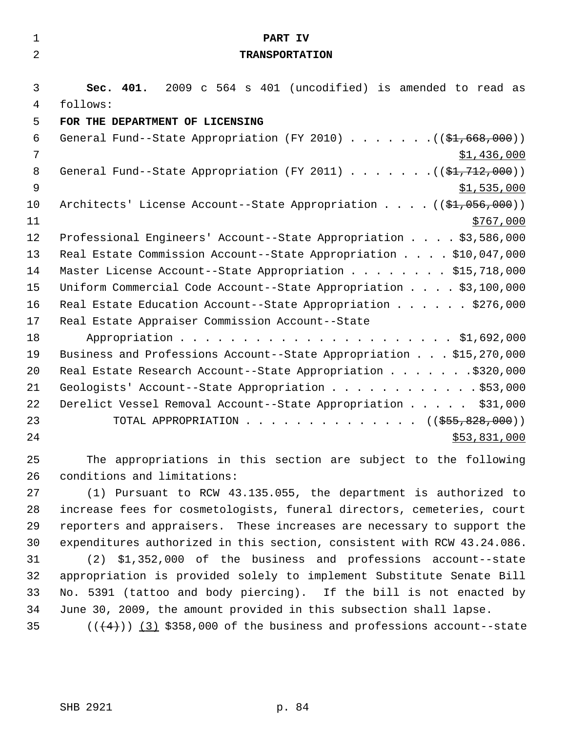**PART IV**

**TRANSPORTATION**

**Sec. 401.** 2009 c 564 s 401 (uncodified) is amended to read as follows:

**FOR THE DEPARTMENT OF LICENSING**

General Fund--State Appropriation (FY 2010) . . . . . . . ((~~$1,668,000~~)) $1,436,000

General Fund--State Appropriation (FY 2011) . . . . . . . ((~~$1,712,000~~)) $1,535,000

Architects' License Account--State Appropriation . . . . ((~~$1,056,000~~)) $767,000

Professional Engineers' Account--State Appropriation . . . . $3,586,000

Real Estate Commission Account--State Appropriation . . . . $10,047,000

Master License Account--State Appropriation . . . . . . . . $15,718,000

Uniform Commercial Code Account--State Appropriation . . . . $3,100,000

Real Estate Education Account--State Appropriation . . . . . . $276,000

Real Estate Appraiser Commission Account--State Appropriation . . . . . . . . . . . . . . . . . . . . . . . $1,692,000

Business and Professions Account--State Appropriation . . . $15,270,000

Real Estate Research Account--State Appropriation . . . . . . . $320,000

Geologists' Account--State Appropriation . . . . . . . . . . . $53,000

Derelict Vessel Removal Account--State Appropriation . . . . . $31,000

TOTAL APPROPRIATION . . . . . . . . . . . . . . ((~~$55,828,000~~)) $53,831,000

The appropriations in this section are subject to the following conditions and limitations:

(1) Pursuant to RCW 43.135.055, the department is authorized to increase fees for cosmetologists, funeral directors, cemeteries, court reporters and appraisers. These increases are necessary to support the expenditures authorized in this section, consistent with RCW 43.24.086.

(2) $1,352,000 of the business and professions account--state appropriation is provided solely to implement Substitute Senate Bill No. 5391 (tattoo and body piercing). If the bill is not enacted by June 30, 2009, the amount provided in this subsection shall lapse.

((~~(4)~~)) (3) $358,000 of the business and professions account--state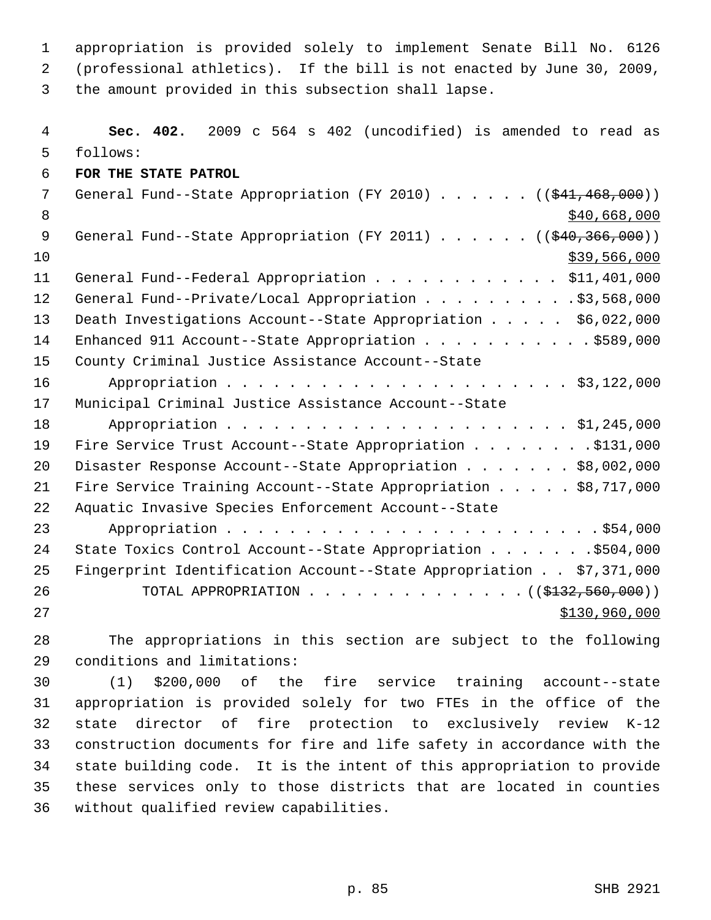appropriation is provided solely to implement Senate Bill No. 6126 (professional athletics). If the bill is not enacted by June 30, 2009, the amount provided in this subsection shall lapse.

**Sec. 402.** 2009 c 564 s 402 (uncodified) is amended to read as follows:

**FOR THE STATE PATROL**

General Fund--State Appropriation (FY 2010) . . . . . . (($41,468,000)) $40,668,000

General Fund--State Appropriation (FY 2011) . . . . . . (($40,366,000)) $39,566,000

General Fund--Federal Appropriation . . . . . . . . . . . . $11,401,000

General Fund--Private/Local Appropriation . . . . . . . . . . $3,568,000

Death Investigations Account--State Appropriation . . . . . $6,022,000

Enhanced 911 Account--State Appropriation . . . . . . . . . . . $589,000

County Criminal Justice Assistance Account--State Appropriation . . . . . . . . . . . . . . . . . . . . . . $3,122,000

Municipal Criminal Justice Assistance Account--State Appropriation . . . . . . . . . . . . . . . . . . . . . . $1,245,000

Fire Service Trust Account--State Appropriation . . . . . . . . $131,000

Disaster Response Account--State Appropriation . . . . . . . $8,002,000

Fire Service Training Account--State Appropriation . . . . . $8,717,000

Aquatic Invasive Species Enforcement Account--State Appropriation . . . . . . . . . . . . . . . . . . . . . . . . $54,000

State Toxics Control Account--State Appropriation . . . . . . . $504,000

Fingerprint Identification Account--State Appropriation . . $7,371,000

TOTAL APPROPRIATION . . . . . . . . . . . . . . (($132,560,000)) $130,960,000

The appropriations in this section are subject to the following conditions and limitations:

(1) $200,000 of the fire service training account--state appropriation is provided solely for two FTEs in the office of the state director of fire protection to exclusively review K-12 construction documents for fire and life safety in accordance with the state building code. It is the intent of this appropriation to provide these services only to those districts that are located in counties without qualified review capabilities.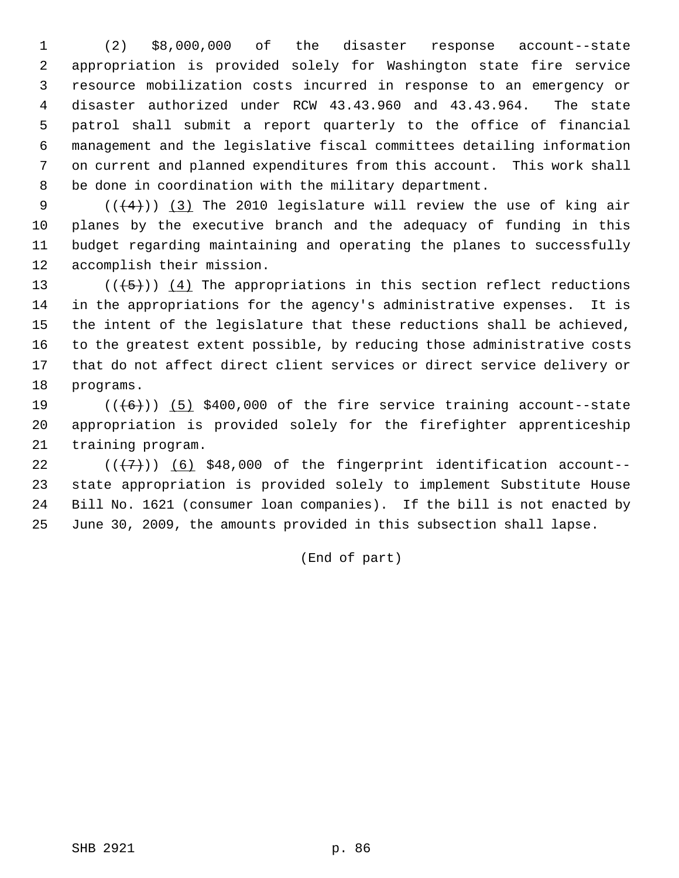(2) $8,000,000 of the disaster response account--state appropriation is provided solely for Washington state fire service resource mobilization costs incurred in response to an emergency or disaster authorized under RCW 43.43.960 and 43.43.964. The state patrol shall submit a report quarterly to the office of financial management and the legislative fiscal committees detailing information on current and planned expenditures from this account. This work shall be done in coordination with the military department.

(((4))) (3) The 2010 legislature will review the use of king air planes by the executive branch and the adequacy of funding in this budget regarding maintaining and operating the planes to successfully accomplish their mission.

(((5))) (4) The appropriations in this section reflect reductions in the appropriations for the agency's administrative expenses. It is the intent of the legislature that these reductions shall be achieved, to the greatest extent possible, by reducing those administrative costs that do not affect direct client services or direct service delivery or programs.

(((6))) (5) $400,000 of the fire service training account--state appropriation is provided solely for the firefighter apprenticeship training program.

(((7))) (6) $48,000 of the fingerprint identification account--state appropriation is provided solely to implement Substitute House Bill No. 1621 (consumer loan companies). If the bill is not enacted by June 30, 2009, the amounts provided in this subsection shall lapse.

(End of part)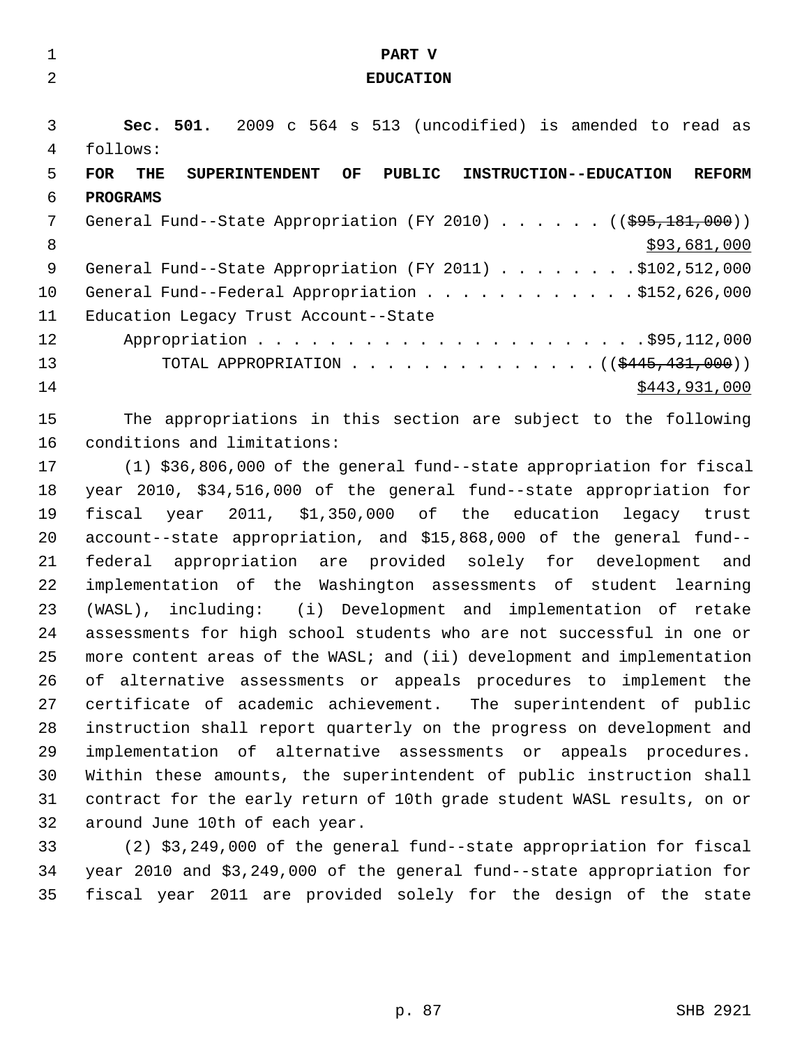# PART V

## EDUCATION

**Sec. 501.** 2009 c 564 s 513 (uncodified) is amended to read as follows:

**FOR THE SUPERINTENDENT OF PUBLIC INSTRUCTION--EDUCATION REFORM PROGRAMS**

General Fund--State Appropriation (FY 2010) . . . . . . ((~~$95,181,000~~)) $93,681,000

General Fund--State Appropriation (FY 2011) . . . . . . . . $102,512,000

General Fund--Federal Appropriation . . . . . . . . . . . . $152,626,000

Education Legacy Trust Account--State Appropriation . . . . . . . . . . . . . . . . . . . . . $95,112,000

TOTAL APPROPRIATION . . . . . . . . . . . . . . ((~~$445,431,000~~)) $443,931,000

The appropriations in this section are subject to the following conditions and limitations:

(1) $36,806,000 of the general fund--state appropriation for fiscal year 2010, $34,516,000 of the general fund--state appropriation for fiscal year 2011, $1,350,000 of the education legacy trust account--state appropriation, and $15,868,000 of the general fund--federal appropriation are provided solely for development and implementation of the Washington assessments of student learning (WASL), including: (i) Development and implementation of retake assessments for high school students who are not successful in one or more content areas of the WASL; and (ii) development and implementation of alternative assessments or appeals procedures to implement the certificate of academic achievement. The superintendent of public instruction shall report quarterly on the progress on development and implementation of alternative assessments or appeals procedures. Within these amounts, the superintendent of public instruction shall contract for the early return of 10th grade student WASL results, on or around June 10th of each year.

(2) $3,249,000 of the general fund--state appropriation for fiscal year 2010 and $3,249,000 of the general fund--state appropriation for fiscal year 2011 are provided solely for the design of the state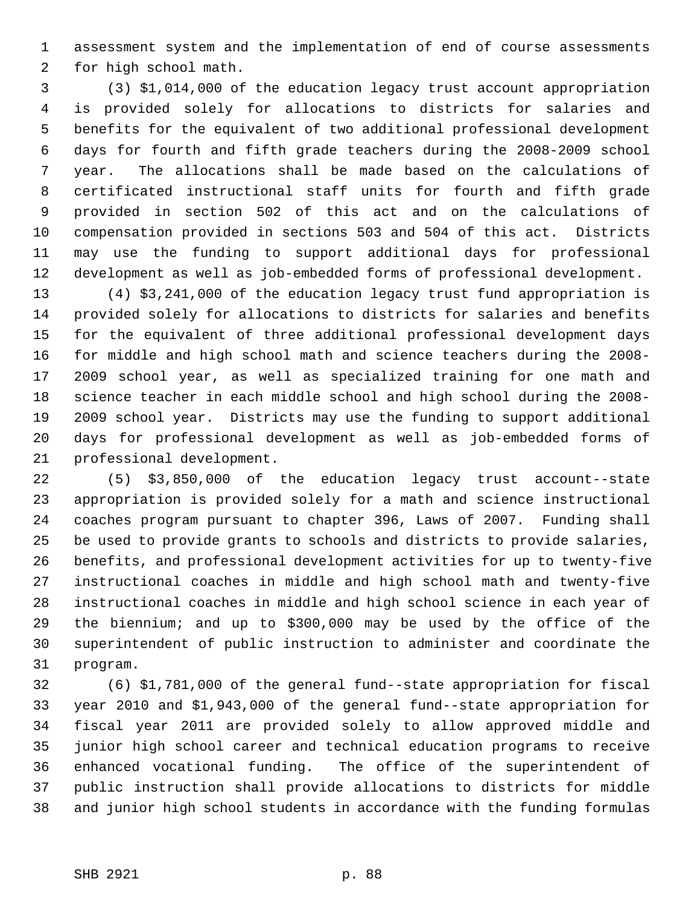assessment system and the implementation of end of course assessments for high school math.

(3) $1,014,000 of the education legacy trust account appropriation is provided solely for allocations to districts for salaries and benefits for the equivalent of two additional professional development days for fourth and fifth grade teachers during the 2008-2009 school year. The allocations shall be made based on the calculations of certificated instructional staff units for fourth and fifth grade provided in section 502 of this act and on the calculations of compensation provided in sections 503 and 504 of this act. Districts may use the funding to support additional days for professional development as well as job-embedded forms of professional development.

(4) $3,241,000 of the education legacy trust fund appropriation is provided solely for allocations to districts for salaries and benefits for the equivalent of three additional professional development days for middle and high school math and science teachers during the 2008-2009 school year, as well as specialized training for one math and science teacher in each middle school and high school during the 2008-2009 school year. Districts may use the funding to support additional days for professional development as well as job-embedded forms of professional development.

(5) $3,850,000 of the education legacy trust account--state appropriation is provided solely for a math and science instructional coaches program pursuant to chapter 396, Laws of 2007. Funding shall be used to provide grants to schools and districts to provide salaries, benefits, and professional development activities for up to twenty-five instructional coaches in middle and high school math and twenty-five instructional coaches in middle and high school science in each year of the biennium; and up to $300,000 may be used by the office of the superintendent of public instruction to administer and coordinate the program.

(6) $1,781,000 of the general fund--state appropriation for fiscal year 2010 and $1,943,000 of the general fund--state appropriation for fiscal year 2011 are provided solely to allow approved middle and junior high school career and technical education programs to receive enhanced vocational funding. The office of the superintendent of public instruction shall provide allocations to districts for middle and junior high school students in accordance with the funding formulas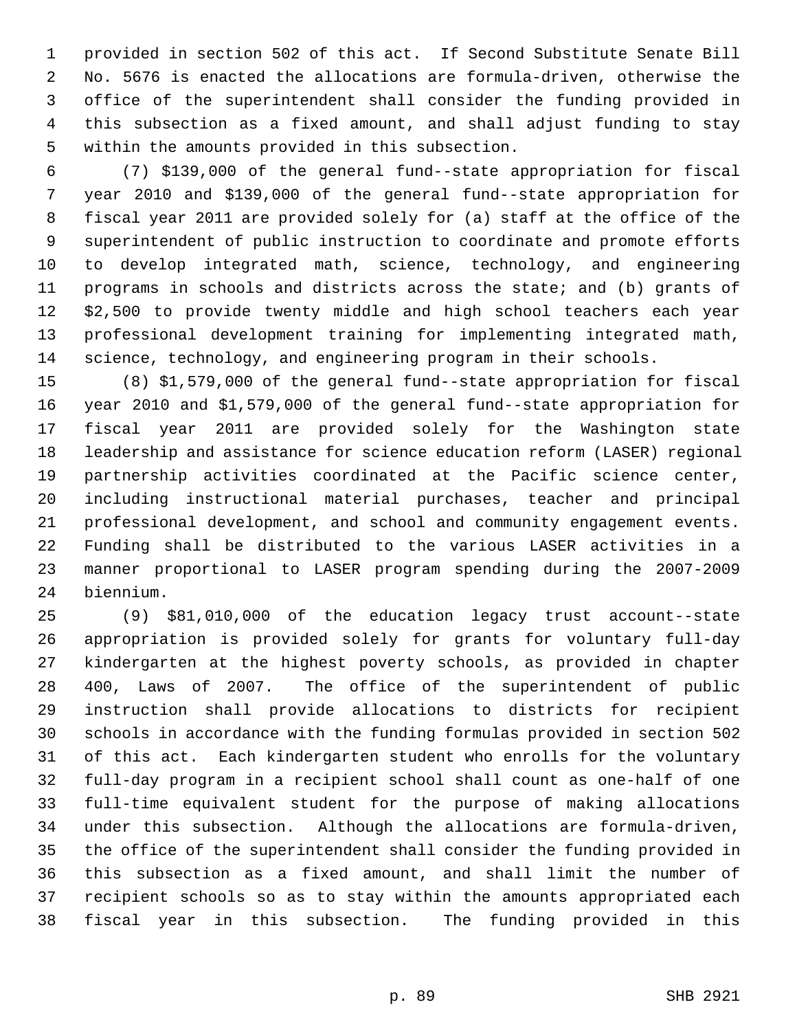provided in section 502 of this act. If Second Substitute Senate Bill No. 5676 is enacted the allocations are formula-driven, otherwise the office of the superintendent shall consider the funding provided in this subsection as a fixed amount, and shall adjust funding to stay within the amounts provided in this subsection.

(7) $139,000 of the general fund--state appropriation for fiscal year 2010 and $139,000 of the general fund--state appropriation for fiscal year 2011 are provided solely for (a) staff at the office of the superintendent of public instruction to coordinate and promote efforts to develop integrated math, science, technology, and engineering programs in schools and districts across the state; and (b) grants of $2,500 to provide twenty middle and high school teachers each year professional development training for implementing integrated math, science, technology, and engineering program in their schools.

(8) $1,579,000 of the general fund--state appropriation for fiscal year 2010 and $1,579,000 of the general fund--state appropriation for fiscal year 2011 are provided solely for the Washington state leadership and assistance for science education reform (LASER) regional partnership activities coordinated at the Pacific science center, including instructional material purchases, teacher and principal professional development, and school and community engagement events. Funding shall be distributed to the various LASER activities in a manner proportional to LASER program spending during the 2007-2009 biennium.

(9) $81,010,000 of the education legacy trust account--state appropriation is provided solely for grants for voluntary full-day kindergarten at the highest poverty schools, as provided in chapter 400, Laws of 2007. The office of the superintendent of public instruction shall provide allocations to districts for recipient schools in accordance with the funding formulas provided in section 502 of this act. Each kindergarten student who enrolls for the voluntary full-day program in a recipient school shall count as one-half of one full-time equivalent student for the purpose of making allocations under this subsection. Although the allocations are formula-driven, the office of the superintendent shall consider the funding provided in this subsection as a fixed amount, and shall limit the number of recipient schools so as to stay within the amounts appropriated each fiscal year in this subsection. The funding provided in this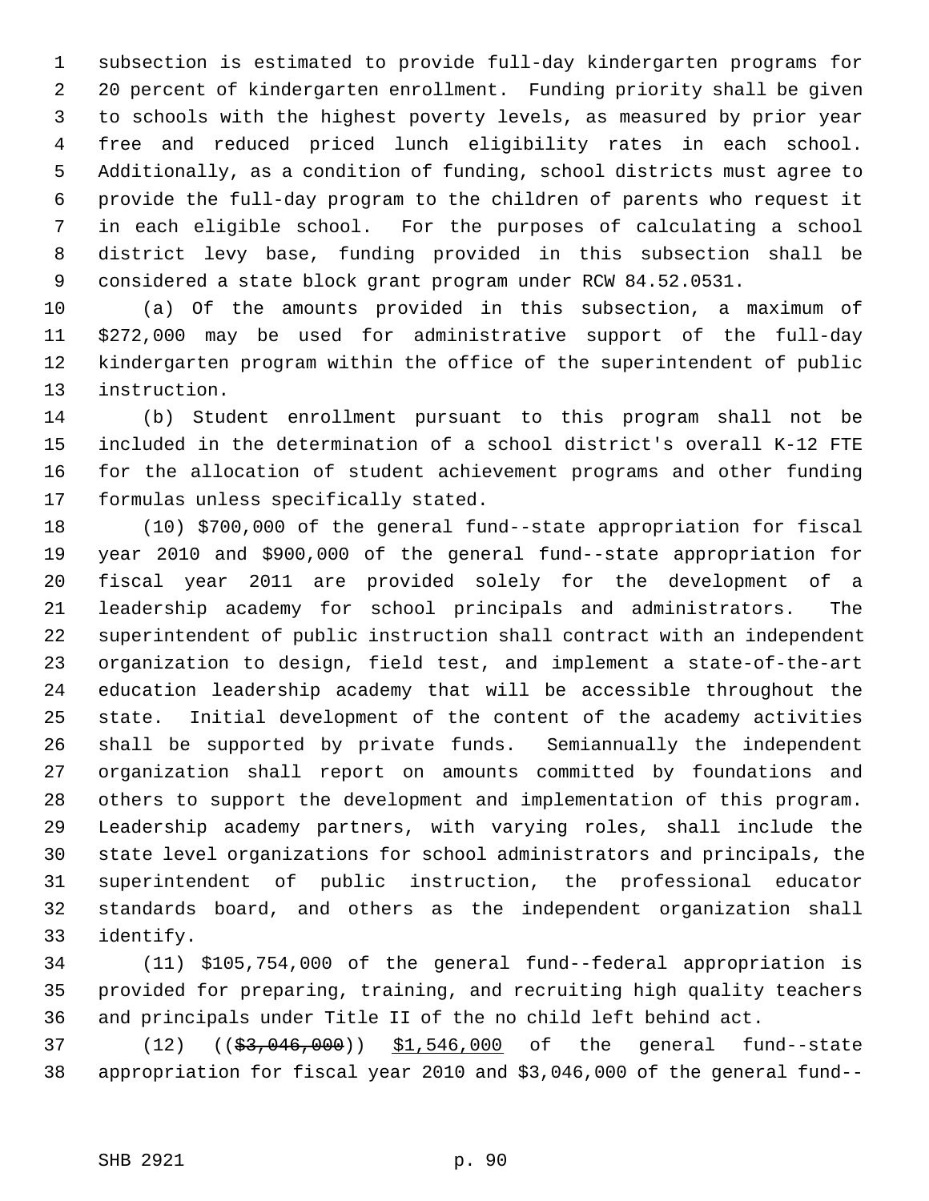subsection is estimated to provide full-day kindergarten programs for 20 percent of kindergarten enrollment. Funding priority shall be given to schools with the highest poverty levels, as measured by prior year free and reduced priced lunch eligibility rates in each school. Additionally, as a condition of funding, school districts must agree to provide the full-day program to the children of parents who request it in each eligible school. For the purposes of calculating a school district levy base, funding provided in this subsection shall be considered a state block grant program under RCW 84.52.0531.

(a) Of the amounts provided in this subsection, a maximum of $272,000 may be used for administrative support of the full-day kindergarten program within the office of the superintendent of public instruction.

(b) Student enrollment pursuant to this program shall not be included in the determination of a school district's overall K-12 FTE for the allocation of student achievement programs and other funding formulas unless specifically stated.

(10) $700,000 of the general fund--state appropriation for fiscal year 2010 and $900,000 of the general fund--state appropriation for fiscal year 2011 are provided solely for the development of a leadership academy for school principals and administrators. The superintendent of public instruction shall contract with an independent organization to design, field test, and implement a state-of-the-art education leadership academy that will be accessible throughout the state. Initial development of the content of the academy activities shall be supported by private funds. Semiannually the independent organization shall report on amounts committed by foundations and others to support the development and implementation of this program. Leadership academy partners, with varying roles, shall include the state level organizations for school administrators and principals, the superintendent of public instruction, the professional educator standards board, and others as the independent organization shall identify.

(11) $105,754,000 of the general fund--federal appropriation is provided for preparing, training, and recruiting high quality teachers and principals under Title II of the no child left behind act.

(12) ((~~$3,046,000~~)) <u>$1,546,000</u> of the general fund--state appropriation for fiscal year 2010 and $3,046,000 of the general fund--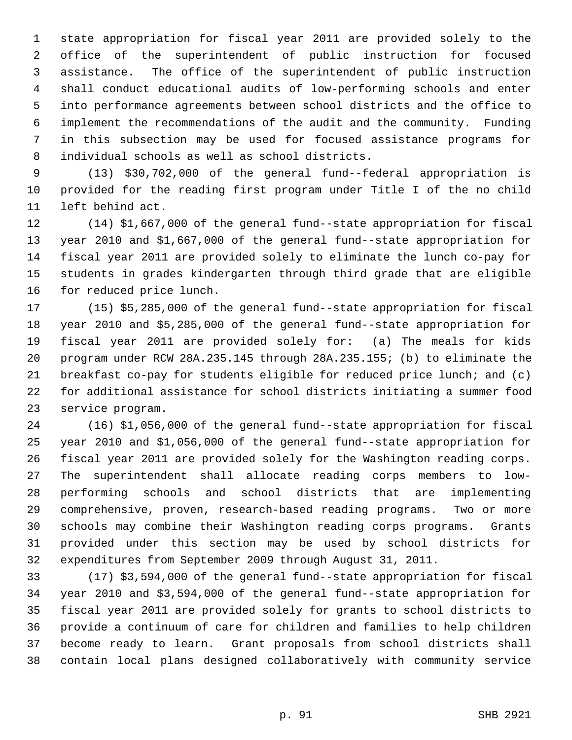state appropriation for fiscal year 2011 are provided solely to the office of the superintendent of public instruction for focused assistance. The office of the superintendent of public instruction shall conduct educational audits of low-performing schools and enter into performance agreements between school districts and the office to implement the recommendations of the audit and the community. Funding in this subsection may be used for focused assistance programs for individual schools as well as school districts.

(13) $30,702,000 of the general fund--federal appropriation is provided for the reading first program under Title I of the no child left behind act.

(14) $1,667,000 of the general fund--state appropriation for fiscal year 2010 and $1,667,000 of the general fund--state appropriation for fiscal year 2011 are provided solely to eliminate the lunch co-pay for students in grades kindergarten through third grade that are eligible for reduced price lunch.

(15) $5,285,000 of the general fund--state appropriation for fiscal year 2010 and $5,285,000 of the general fund--state appropriation for fiscal year 2011 are provided solely for: (a) The meals for kids program under RCW 28A.235.145 through 28A.235.155; (b) to eliminate the breakfast co-pay for students eligible for reduced price lunch; and (c) for additional assistance for school districts initiating a summer food service program.

(16) $1,056,000 of the general fund--state appropriation for fiscal year 2010 and $1,056,000 of the general fund--state appropriation for fiscal year 2011 are provided solely for the Washington reading corps. The superintendent shall allocate reading corps members to low-performing schools and school districts that are implementing comprehensive, proven, research-based reading programs. Two or more schools may combine their Washington reading corps programs. Grants provided under this section may be used by school districts for expenditures from September 2009 through August 31, 2011.

(17) $3,594,000 of the general fund--state appropriation for fiscal year 2010 and $3,594,000 of the general fund--state appropriation for fiscal year 2011 are provided solely for grants to school districts to provide a continuum of care for children and families to help children become ready to learn. Grant proposals from school districts shall contain local plans designed collaboratively with community service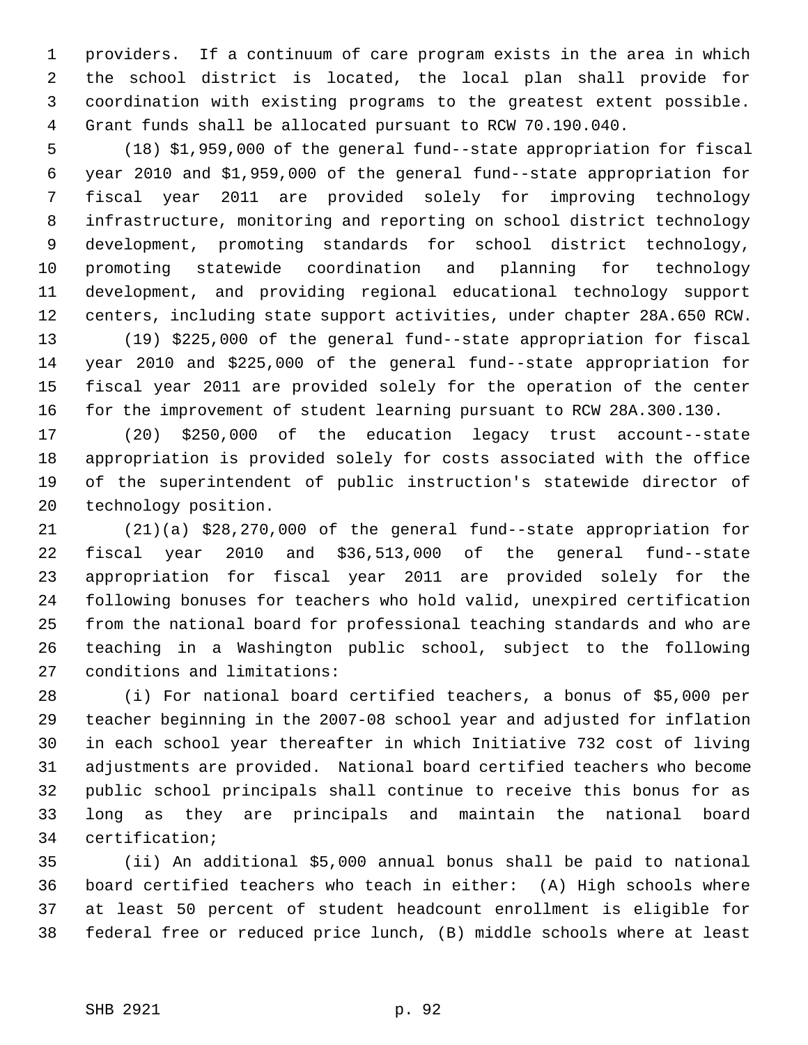providers. If a continuum of care program exists in the area in which the school district is located, the local plan shall provide for coordination with existing programs to the greatest extent possible. Grant funds shall be allocated pursuant to RCW 70.190.040.

(18) $1,959,000 of the general fund--state appropriation for fiscal year 2010 and $1,959,000 of the general fund--state appropriation for fiscal year 2011 are provided solely for improving technology infrastructure, monitoring and reporting on school district technology development, promoting standards for school district technology, promoting statewide coordination and planning for technology development, and providing regional educational technology support centers, including state support activities, under chapter 28A.650 RCW.

(19) $225,000 of the general fund--state appropriation for fiscal year 2010 and $225,000 of the general fund--state appropriation for fiscal year 2011 are provided solely for the operation of the center for the improvement of student learning pursuant to RCW 28A.300.130.

(20) $250,000 of the education legacy trust account--state appropriation is provided solely for costs associated with the office of the superintendent of public instruction's statewide director of technology position.

(21)(a) $28,270,000 of the general fund--state appropriation for fiscal year 2010 and $36,513,000 of the general fund--state appropriation for fiscal year 2011 are provided solely for the following bonuses for teachers who hold valid, unexpired certification from the national board for professional teaching standards and who are teaching in a Washington public school, subject to the following conditions and limitations:

(i) For national board certified teachers, a bonus of $5,000 per teacher beginning in the 2007-08 school year and adjusted for inflation in each school year thereafter in which Initiative 732 cost of living adjustments are provided. National board certified teachers who become public school principals shall continue to receive this bonus for as long as they are principals and maintain the national board certification;

(ii) An additional $5,000 annual bonus shall be paid to national board certified teachers who teach in either: (A) High schools where at least 50 percent of student headcount enrollment is eligible for federal free or reduced price lunch, (B) middle schools where at least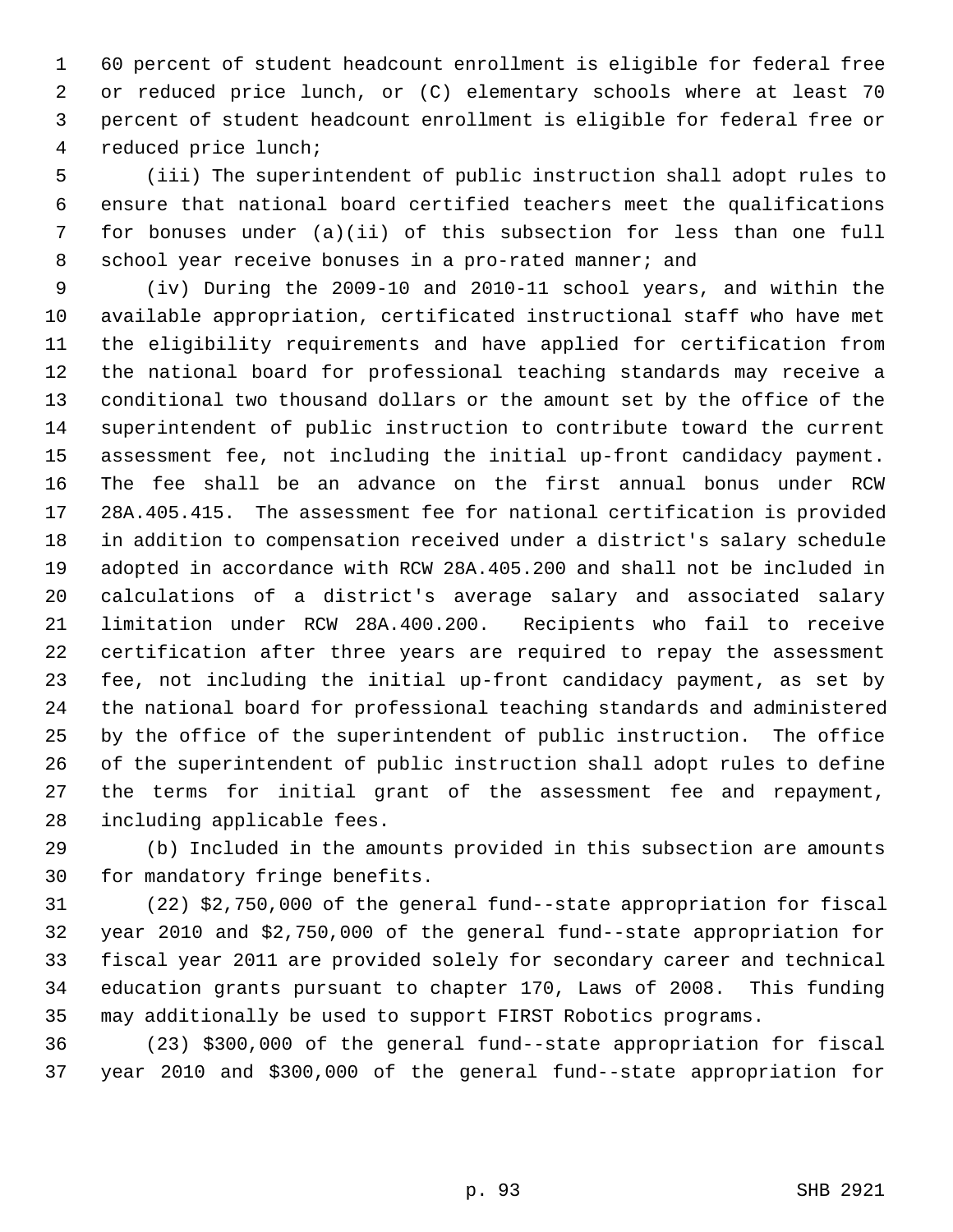60 percent of student headcount enrollment is eligible for federal free or reduced price lunch, or (C) elementary schools where at least 70 percent of student headcount enrollment is eligible for federal free or reduced price lunch;

(iii) The superintendent of public instruction shall adopt rules to ensure that national board certified teachers meet the qualifications for bonuses under (a)(ii) of this subsection for less than one full school year receive bonuses in a pro-rated manner; and

(iv) During the 2009-10 and 2010-11 school years, and within the available appropriation, certificated instructional staff who have met the eligibility requirements and have applied for certification from the national board for professional teaching standards may receive a conditional two thousand dollars or the amount set by the office of the superintendent of public instruction to contribute toward the current assessment fee, not including the initial up-front candidacy payment. The fee shall be an advance on the first annual bonus under RCW 28A.405.415. The assessment fee for national certification is provided in addition to compensation received under a district's salary schedule adopted in accordance with RCW 28A.405.200 and shall not be included in calculations of a district's average salary and associated salary limitation under RCW 28A.400.200. Recipients who fail to receive certification after three years are required to repay the assessment fee, not including the initial up-front candidacy payment, as set by the national board for professional teaching standards and administered by the office of the superintendent of public instruction. The office of the superintendent of public instruction shall adopt rules to define the terms for initial grant of the assessment fee and repayment, including applicable fees.

(b) Included in the amounts provided in this subsection are amounts for mandatory fringe benefits.

(22) $2,750,000 of the general fund--state appropriation for fiscal year 2010 and $2,750,000 of the general fund--state appropriation for fiscal year 2011 are provided solely for secondary career and technical education grants pursuant to chapter 170, Laws of 2008. This funding may additionally be used to support FIRST Robotics programs.

(23) $300,000 of the general fund--state appropriation for fiscal year 2010 and $300,000 of the general fund--state appropriation for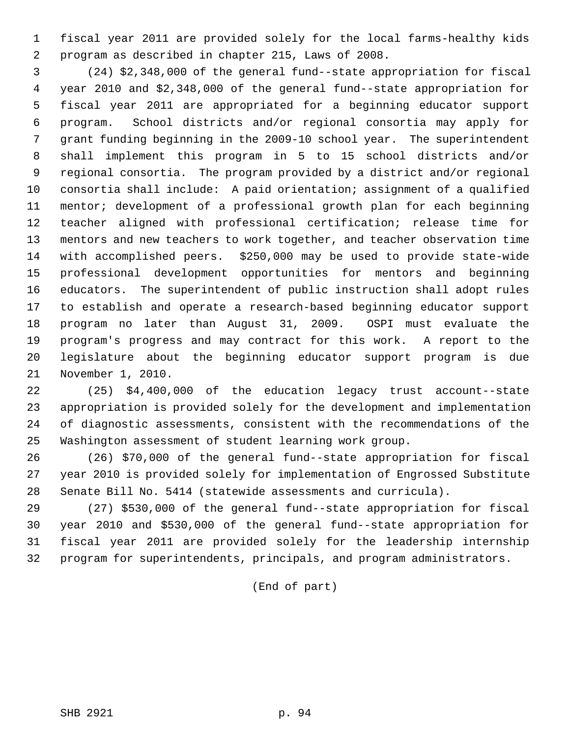fiscal year 2011 are provided solely for the local farms-healthy kids program as described in chapter 215, Laws of 2008.

(24) $2,348,000 of the general fund--state appropriation for fiscal year 2010 and $2,348,000 of the general fund--state appropriation for fiscal year 2011 are appropriated for a beginning educator support program. School districts and/or regional consortia may apply for grant funding beginning in the 2009-10 school year. The superintendent shall implement this program in 5 to 15 school districts and/or regional consortia. The program provided by a district and/or regional consortia shall include: A paid orientation; assignment of a qualified mentor; development of a professional growth plan for each beginning teacher aligned with professional certification; release time for mentors and new teachers to work together, and teacher observation time with accomplished peers. $250,000 may be used to provide state-wide professional development opportunities for mentors and beginning educators. The superintendent of public instruction shall adopt rules to establish and operate a research-based beginning educator support program no later than August 31, 2009. OSPI must evaluate the program's progress and may contract for this work. A report to the legislature about the beginning educator support program is due November 1, 2010.

(25) $4,400,000 of the education legacy trust account--state appropriation is provided solely for the development and implementation of diagnostic assessments, consistent with the recommendations of the Washington assessment of student learning work group.

(26) $70,000 of the general fund--state appropriation for fiscal year 2010 is provided solely for implementation of Engrossed Substitute Senate Bill No. 5414 (statewide assessments and curricula).

(27) $530,000 of the general fund--state appropriation for fiscal year 2010 and $530,000 of the general fund--state appropriation for fiscal year 2011 are provided solely for the leadership internship program for superintendents, principals, and program administrators.

(End of part)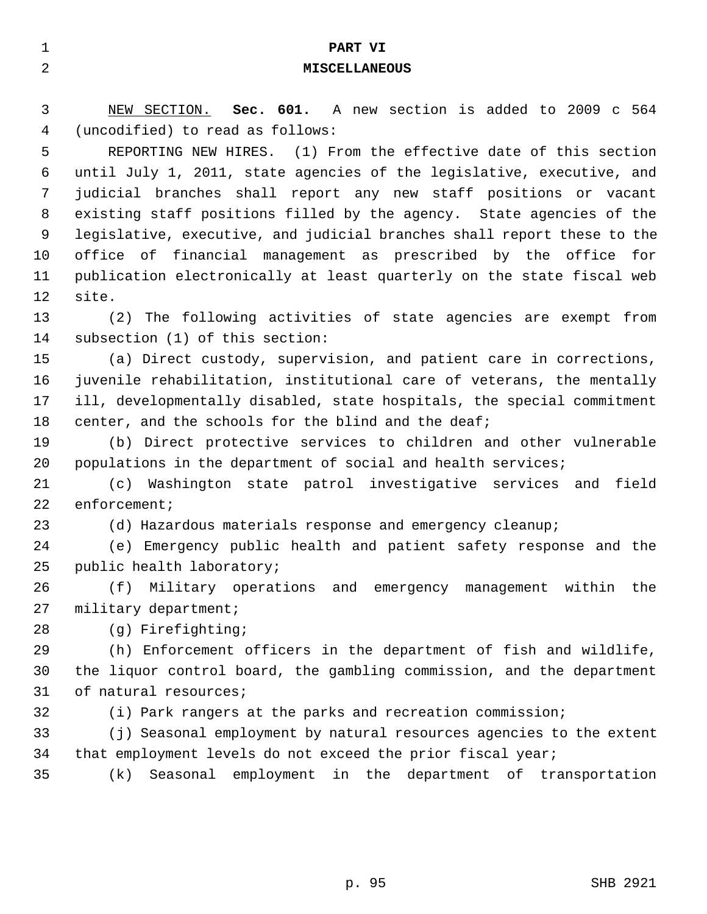# PART VI
# MISCELLANEOUS

NEW SECTION. **Sec. 601.** A new section is added to 2009 c 564 (uncodified) to read as follows:

REPORTING NEW HIRES. (1) From the effective date of this section until July 1, 2011, state agencies of the legislative, executive, and judicial branches shall report any new staff positions or vacant existing staff positions filled by the agency. State agencies of the legislative, executive, and judicial branches shall report these to the office of financial management as prescribed by the office for publication electronically at least quarterly on the state fiscal web site.

(2) The following activities of state agencies are exempt from subsection (1) of this section:

(a) Direct custody, supervision, and patient care in corrections, juvenile rehabilitation, institutional care of veterans, the mentally ill, developmentally disabled, state hospitals, the special commitment center, and the schools for the blind and the deaf;

(b) Direct protective services to children and other vulnerable populations in the department of social and health services;

(c) Washington state patrol investigative services and field enforcement;

(d) Hazardous materials response and emergency cleanup;

(e) Emergency public health and patient safety response and the public health laboratory;

(f) Military operations and emergency management within the military department;

(g) Firefighting;

(h) Enforcement officers in the department of fish and wildlife, the liquor control board, the gambling commission, and the department of natural resources;

(i) Park rangers at the parks and recreation commission;

(j) Seasonal employment by natural resources agencies to the extent that employment levels do not exceed the prior fiscal year;

(k) Seasonal employment in the department of transportation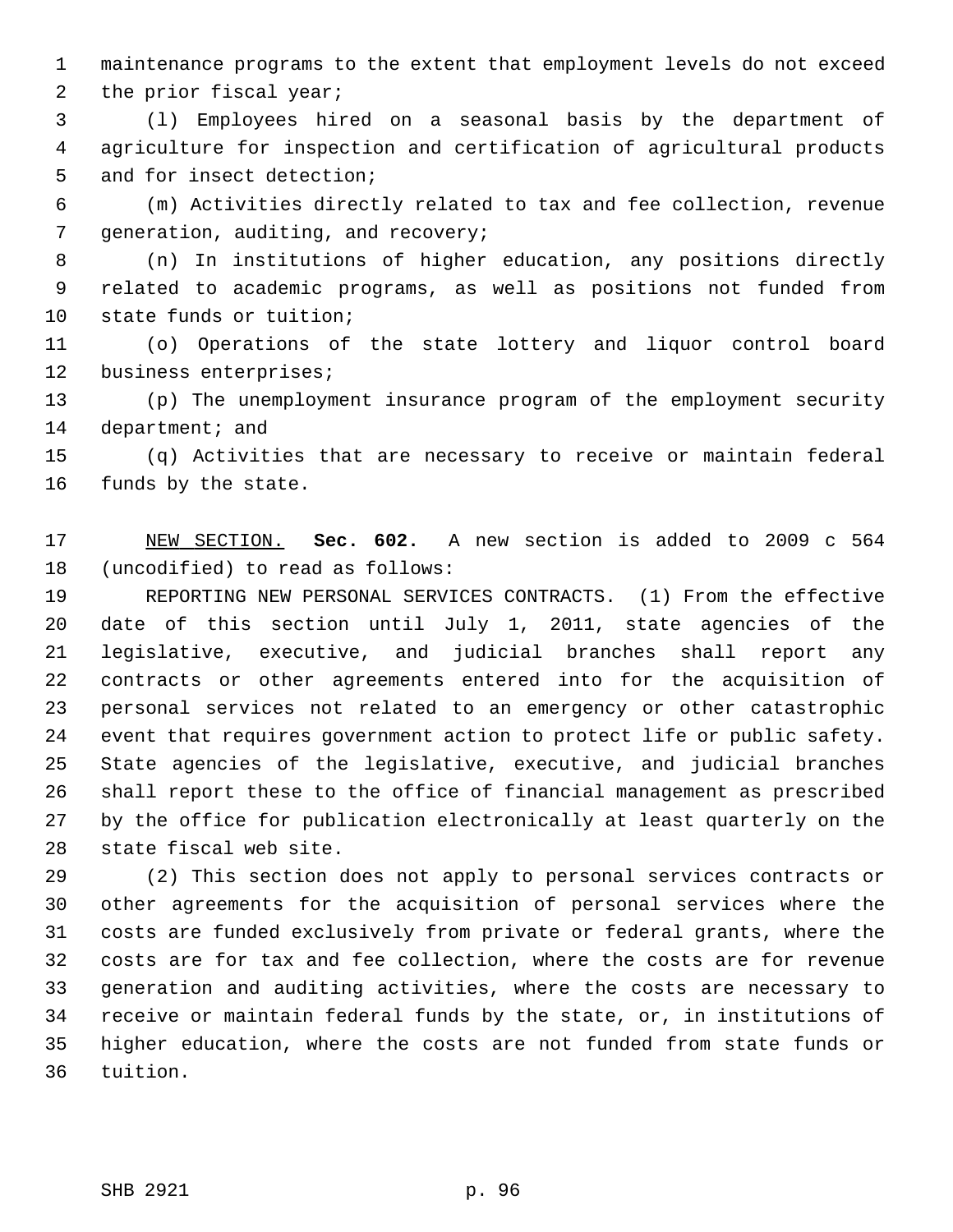maintenance programs to the extent that employment levels do not exceed the prior fiscal year;

(l) Employees hired on a seasonal basis by the department of agriculture for inspection and certification of agricultural products and for insect detection;

(m) Activities directly related to tax and fee collection, revenue generation, auditing, and recovery;

(n) In institutions of higher education, any positions directly related to academic programs, as well as positions not funded from state funds or tuition;

(o) Operations of the state lottery and liquor control board business enterprises;

(p) The unemployment insurance program of the employment security department; and

(q) Activities that are necessary to receive or maintain federal funds by the state.

NEW SECTION. **Sec. 602.** A new section is added to 2009 c 564 (uncodified) to read as follows:

REPORTING NEW PERSONAL SERVICES CONTRACTS. (1) From the effective date of this section until July 1, 2011, state agencies of the legislative, executive, and judicial branches shall report any contracts or other agreements entered into for the acquisition of personal services not related to an emergency or other catastrophic event that requires government action to protect life or public safety. State agencies of the legislative, executive, and judicial branches shall report these to the office of financial management as prescribed by the office for publication electronically at least quarterly on the state fiscal web site.

(2) This section does not apply to personal services contracts or other agreements for the acquisition of personal services where the costs are funded exclusively from private or federal grants, where the costs are for tax and fee collection, where the costs are for revenue generation and auditing activities, where the costs are necessary to receive or maintain federal funds by the state, or, in institutions of higher education, where the costs are not funded from state funds or tuition.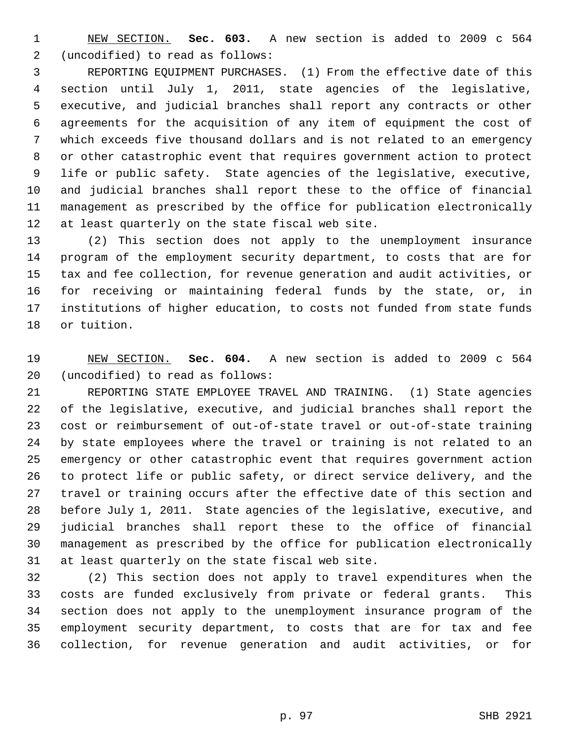NEW SECTION. **Sec. 603.** A new section is added to 2009 c 564 (uncodified) to read as follows:

REPORTING EQUIPMENT PURCHASES. (1) From the effective date of this section until July 1, 2011, state agencies of the legislative, executive, and judicial branches shall report any contracts or other agreements for the acquisition of any item of equipment the cost of which exceeds five thousand dollars and is not related to an emergency or other catastrophic event that requires government action to protect life or public safety. State agencies of the legislative, executive, and judicial branches shall report these to the office of financial management as prescribed by the office for publication electronically at least quarterly on the state fiscal web site.

(2) This section does not apply to the unemployment insurance program of the employment security department, to costs that are for tax and fee collection, for revenue generation and audit activities, or for receiving or maintaining federal funds by the state, or, in institutions of higher education, to costs not funded from state funds or tuition.

NEW SECTION. **Sec. 604.** A new section is added to 2009 c 564 (uncodified) to read as follows:

REPORTING STATE EMPLOYEE TRAVEL AND TRAINING. (1) State agencies of the legislative, executive, and judicial branches shall report the cost or reimbursement of out-of-state travel or out-of-state training by state employees where the travel or training is not related to an emergency or other catastrophic event that requires government action to protect life or public safety, or direct service delivery, and the travel or training occurs after the effective date of this section and before July 1, 2011. State agencies of the legislative, executive, and judicial branches shall report these to the office of financial management as prescribed by the office for publication electronically at least quarterly on the state fiscal web site.

(2) This section does not apply to travel expenditures when the costs are funded exclusively from private or federal grants. This section does not apply to the unemployment insurance program of the employment security department, to costs that are for tax and fee collection, for revenue generation and audit activities, or for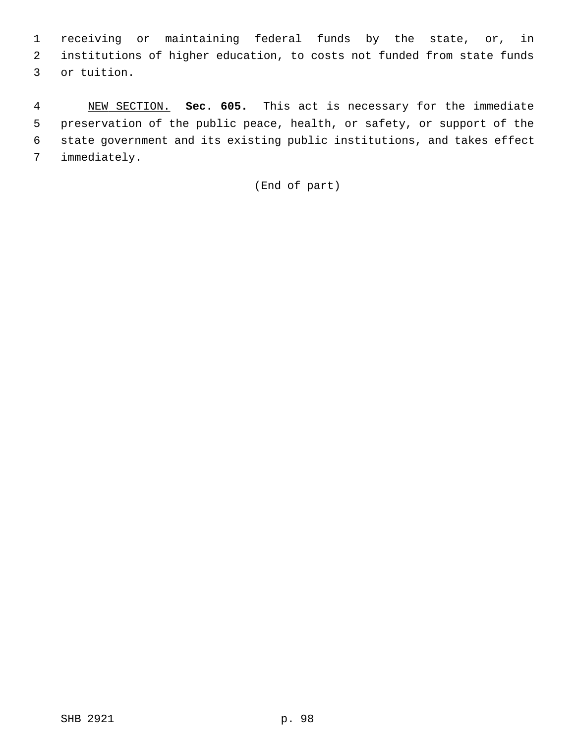receiving or maintaining federal funds by the state, or, in institutions of higher education, to costs not funded from state funds or tuition.

NEW SECTION. **Sec. 605.** This act is necessary for the immediate preservation of the public peace, health, or safety, or support of the state government and its existing public institutions, and takes effect immediately.

(End of part)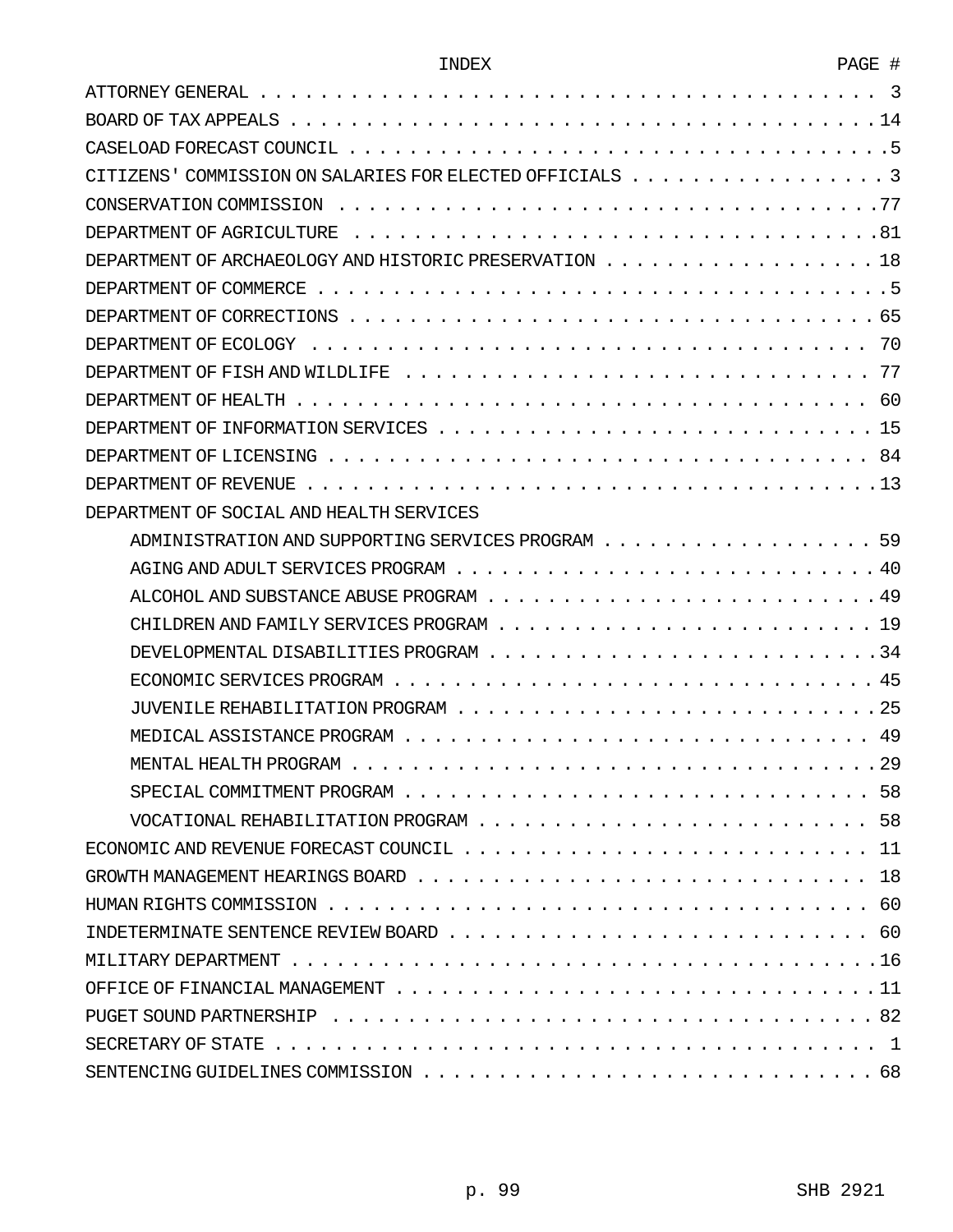| INDEX | PAGE # |
|---|---|
| ATTORNEY GENERAL | 3 |
| BOARD OF TAX APPEALS | 14 |
| CASELOAD FORECAST COUNCIL | 5 |
| CITIZENS' COMMISSION ON SALARIES FOR ELECTED OFFICIALS | 3 |
| CONSERVATION COMMISSION | 77 |
| DEPARTMENT OF AGRICULTURE | 81 |
| DEPARTMENT OF ARCHAEOLOGY AND HISTORIC PRESERVATION | 18 |
| DEPARTMENT OF COMMERCE | 5 |
| DEPARTMENT OF CORRECTIONS | 65 |
| DEPARTMENT OF ECOLOGY | 70 |
| DEPARTMENT OF FISH AND WILDLIFE | 77 |
| DEPARTMENT OF HEALTH | 60 |
| DEPARTMENT OF INFORMATION SERVICES | 15 |
| DEPARTMENT OF LICENSING | 84 |
| DEPARTMENT OF REVENUE | 13 |
| DEPARTMENT OF SOCIAL AND HEALTH SERVICES | |
| ADMINISTRATION AND SUPPORTING SERVICES PROGRAM | 59 |
| AGING AND ADULT SERVICES PROGRAM | 40 |
| ALCOHOL AND SUBSTANCE ABUSE PROGRAM | 49 |
| CHILDREN AND FAMILY SERVICES PROGRAM | 19 |
| DEVELOPMENTAL DISABILITIES PROGRAM | 34 |
| ECONOMIC SERVICES PROGRAM | 45 |
| JUVENILE REHABILITATION PROGRAM | 25 |
| MEDICAL ASSISTANCE PROGRAM | 49 |
| MENTAL HEALTH PROGRAM | 29 |
| SPECIAL COMMITMENT PROGRAM | 58 |
| VOCATIONAL REHABILITATION PROGRAM | 58 |
| ECONOMIC AND REVENUE FORECAST COUNCIL | 11 |
| GROWTH MANAGEMENT HEARINGS BOARD | 18 |
| HUMAN RIGHTS COMMISSION | 60 |
| INDETERMINATE SENTENCE REVIEW BOARD | 60 |
| MILITARY DEPARTMENT | 16 |
| OFFICE OF FINANCIAL MANAGEMENT | 11 |
| PUGET SOUND PARTNERSHIP | 82 |
| SECRETARY OF STATE | 1 |
| SENTENCING GUIDELINES COMMISSION | 68 |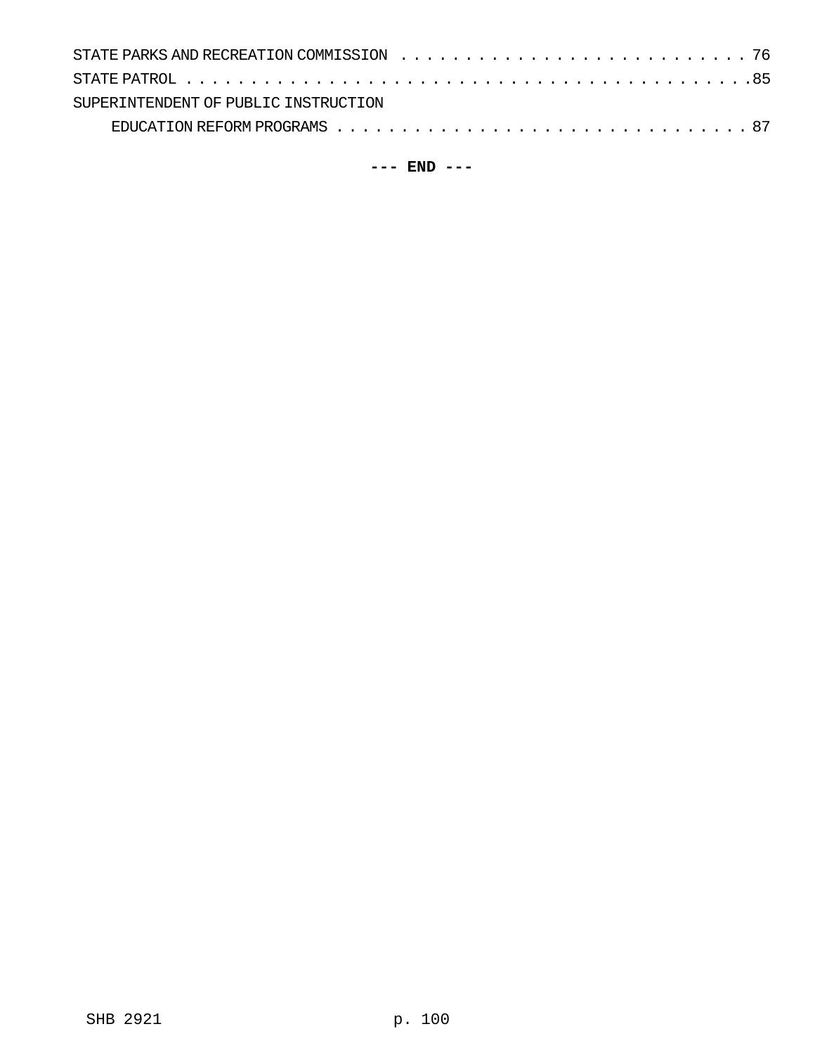STATE PARKS AND RECREATION COMMISSION . . . . . . . . . . . . . . . . . . . . . . . . . . . 76
STATE PATROL . . . . . . . . . . . . . . . . . . . . . . . . . . . . . . . . . . . . . . . . . . . . . .85
SUPERINTENDENT OF PUBLIC INSTRUCTION
EDUCATION REFORM PROGRAMS . . . . . . . . . . . . . . . . . . . . . . . . . . . . . . . . . . 87

**--- END ---**